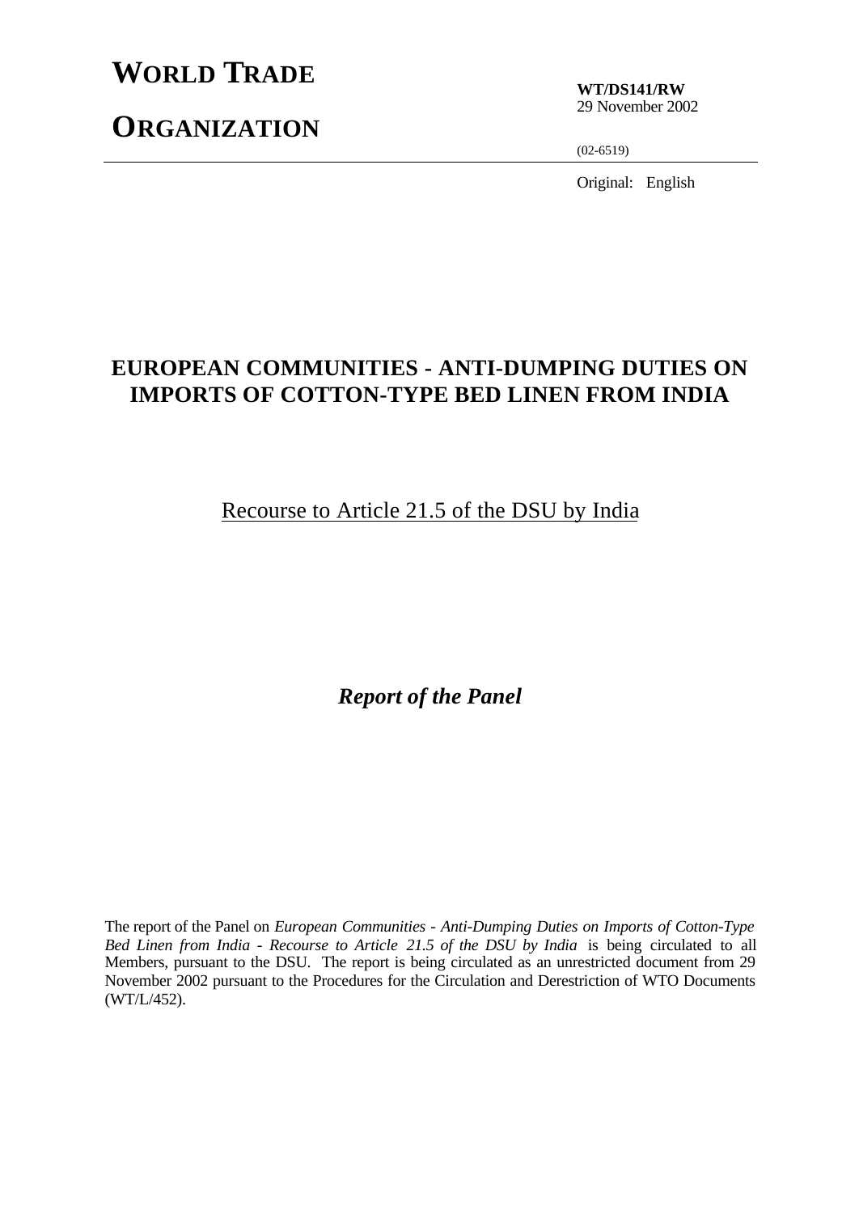# WORLD TRADE ORGANIZATION

**WT/DS141/RW**
29 November 2002

(02-6519)

Original: English

## EUROPEAN COMMUNITIES - ANTI-DUMPING DUTIES ON IMPORTS OF COTTON-TYPE BED LINEN FROM INDIA

Recourse to Article 21.5 of the DSU by India

***Report of the Panel***

The report of the Panel on *European Communities - Anti-Dumping Duties on Imports of Cotton-Type Bed Linen from India - Recourse to Article 21.5 of the DSU by India* is being circulated to all Members, pursuant to the DSU. The report is being circulated as an unrestricted document from 29 November 2002 pursuant to the Procedures for the Circulation and Derestriction of WTO Documents (WT/L/452).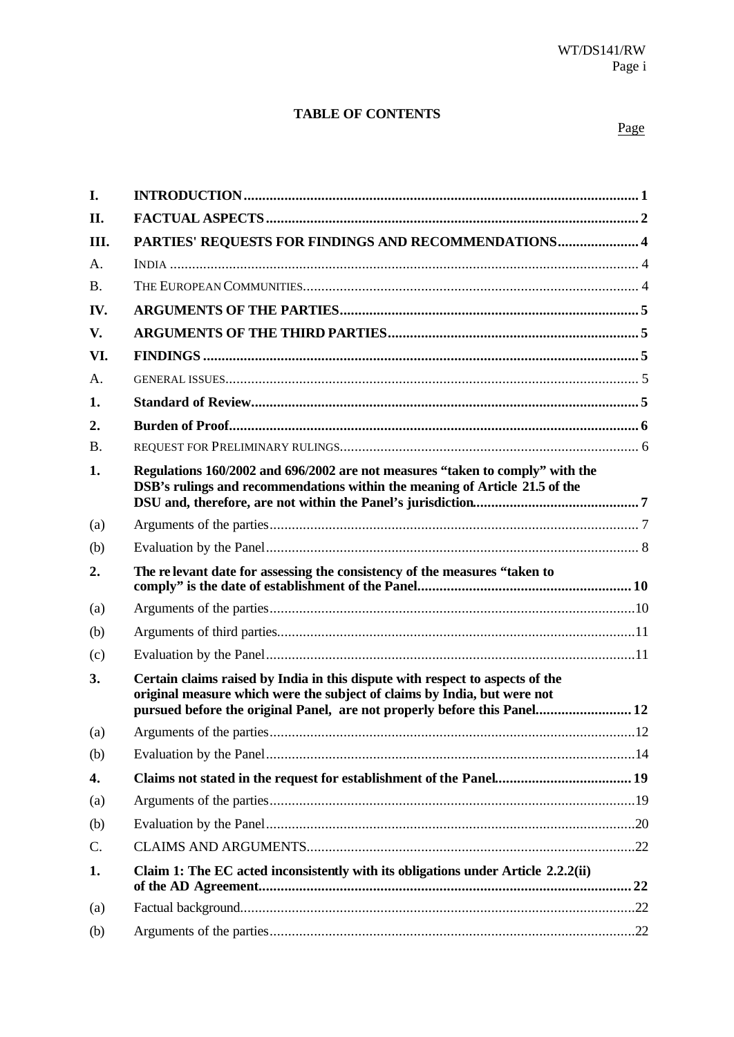**TABLE OF CONTENTS**

Page

| | | |
|---|---|---|
| **I.** | **INTRODUCTION** | **1** |
| **II.** | **FACTUAL ASPECTS** | **2** |
| **III.** | **PARTIES' REQUESTS FOR FINDINGS AND RECOMMENDATIONS** | **4** |
| A. | INDIA | 4 |
| B. | THE EUROPEAN COMMUNITIES | 4 |
| **IV.** | **ARGUMENTS OF THE PARTIES** | **5** |
| **V.** | **ARGUMENTS OF THE THIRD PARTIES** | **5** |
| **VI.** | **FINDINGS** | **5** |
| A. | GENERAL ISSUES | 5 |
| **1.** | **Standard of Review** | **5** |
| **2.** | **Burden of Proof** | **6** |
| B. | REQUEST FOR PRELIMINARY RULINGS | 6 |
| **1.** | **Regulations 160/2002 and 696/2002 are not measures "taken to comply" with the DSB's rulings and recommendations within the meaning of Article 21.5 of the DSU and, therefore, are not within the Panel's jurisdiction** | **7** |
| (a) | Arguments of the parties | 7 |
| (b) | Evaluation by the Panel | 8 |
| **2.** | **The relevant date for assessing the consistency of the measures "taken to comply" is the date of establishment of the Panel** | **10** |
| (a) | Arguments of the parties | 10 |
| (b) | Arguments of third parties | 11 |
| (c) | Evaluation by the Panel | 11 |
| **3.** | **Certain claims raised by India in this dispute with respect to aspects of the original measure which were the subject of claims by India, but were not pursued before the original Panel, are not properly before this Panel** | **12** |
| (a) | Arguments of the parties | 12 |
| (b) | Evaluation by the Panel | 14 |
| **4.** | **Claims not stated in the request for establishment of the Panel** | **19** |
| (a) | Arguments of the parties | 19 |
| (b) | Evaluation by the Panel | 20 |
| C. | CLAIMS AND ARGUMENTS | 22 |
| **1.** | **Claim 1: The EC acted inconsistently with its obligations under Article 2.2.2(ii) of the AD Agreement** | **22** |
| (a) | Factual background | 22 |
| (b) | Arguments of the parties | 22 |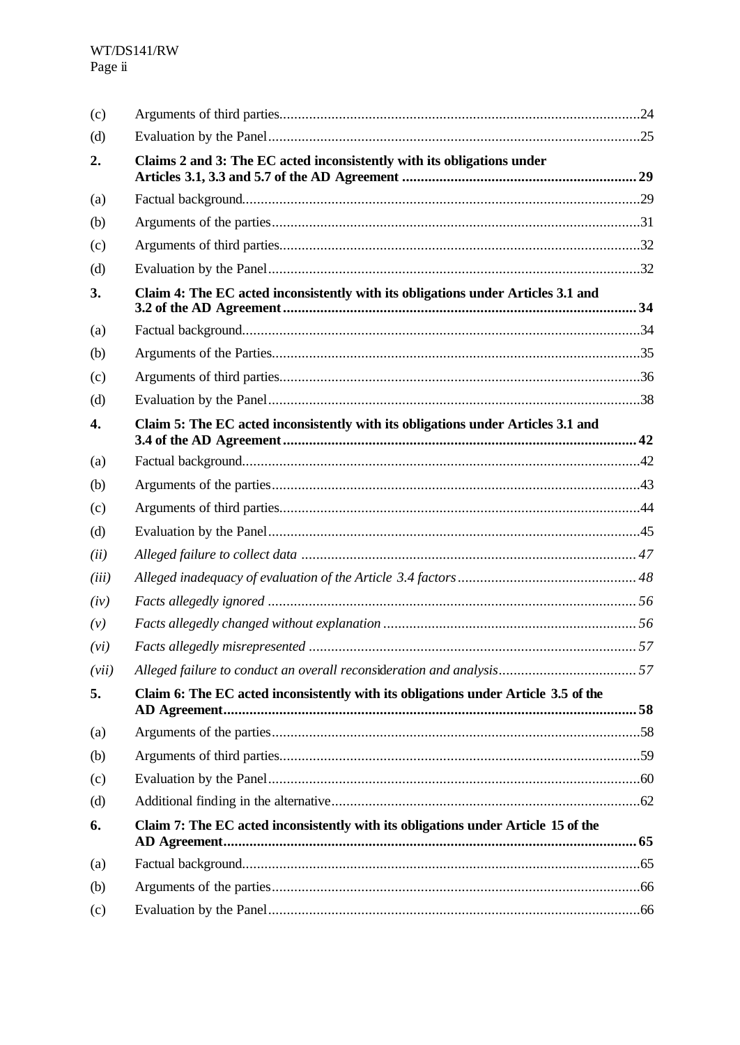| | | |
|---|---|---|
| (c) | Arguments of third parties | 24 |
| (d) | Evaluation by the Panel | 25 |
| **2.** | **Claims 2 and 3: The EC acted inconsistently with its obligations under Articles 3.1, 3.3 and 5.7 of the AD Agreement** | **29** |
| (a) | Factual background | 29 |
| (b) | Arguments of the parties | 31 |
| (c) | Arguments of third parties | 32 |
| (d) | Evaluation by the Panel | 32 |
| **3.** | **Claim 4: The EC acted inconsistently with its obligations under Articles 3.1 and 3.2 of the AD Agreement** | **34** |
| (a) | Factual background | 34 |
| (b) | Arguments of the Parties | 35 |
| (c) | Arguments of third parties | 36 |
| (d) | Evaluation by the Panel | 38 |
| **4.** | **Claim 5: The EC acted inconsistently with its obligations under Articles 3.1 and 3.4 of the AD Agreement** | **42** |
| (a) | Factual background | 42 |
| (b) | Arguments of the parties | 43 |
| (c) | Arguments of third parties | 44 |
| (d) | Evaluation by the Panel | 45 |
| *(ii)* | *Alleged failure to collect data* | *47* |
| *(iii)* | *Alleged inadequacy of evaluation of the Article 3.4 factors* | *48* |
| *(iv)* | *Facts allegedly ignored* | *56* |
| *(v)* | *Facts allegedly changed without explanation* | *56* |
| *(vi)* | *Facts allegedly misrepresented* | *57* |
| *(vii)* | *Alleged failure to conduct an overall reconsideration and analysis* | *57* |
| **5.** | **Claim 6: The EC acted inconsistently with its obligations under Article 3.5 of the AD Agreement** | **58** |
| (a) | Arguments of the parties | 58 |
| (b) | Arguments of third parties | 59 |
| (c) | Evaluation by the Panel | 60 |
| (d) | Additional finding in the alternative | 62 |
| **6.** | **Claim 7: The EC acted inconsistently with its obligations under Article 15 of the AD Agreement** | **65** |
| (a) | Factual background | 65 |
| (b) | Arguments of the parties | 66 |
| (c) | Evaluation by the Panel | 66 |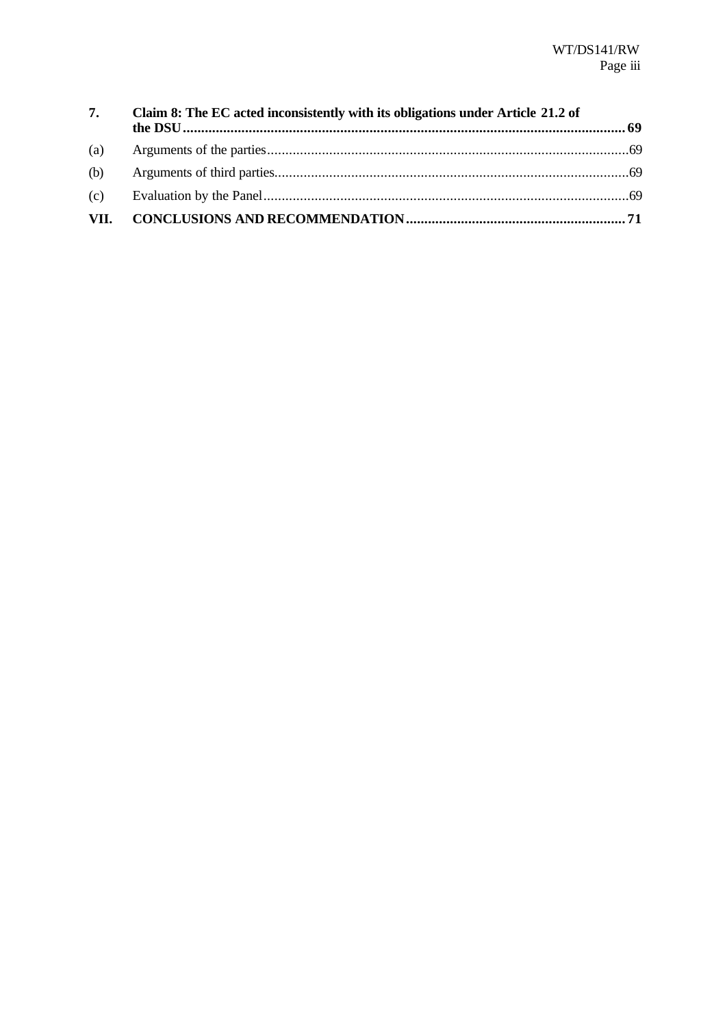| | | |
|---|---|---|
| **7.** | **Claim 8: The EC acted inconsistently with its obligations under Article 21.2 of the DSU** | **69** |
| (a) | Arguments of the parties | 69 |
| (b) | Arguments of third parties | 69 |
| (c) | Evaluation by the Panel | 69 |
| **VII.** | **CONCLUSIONS AND RECOMMENDATION** | **71** |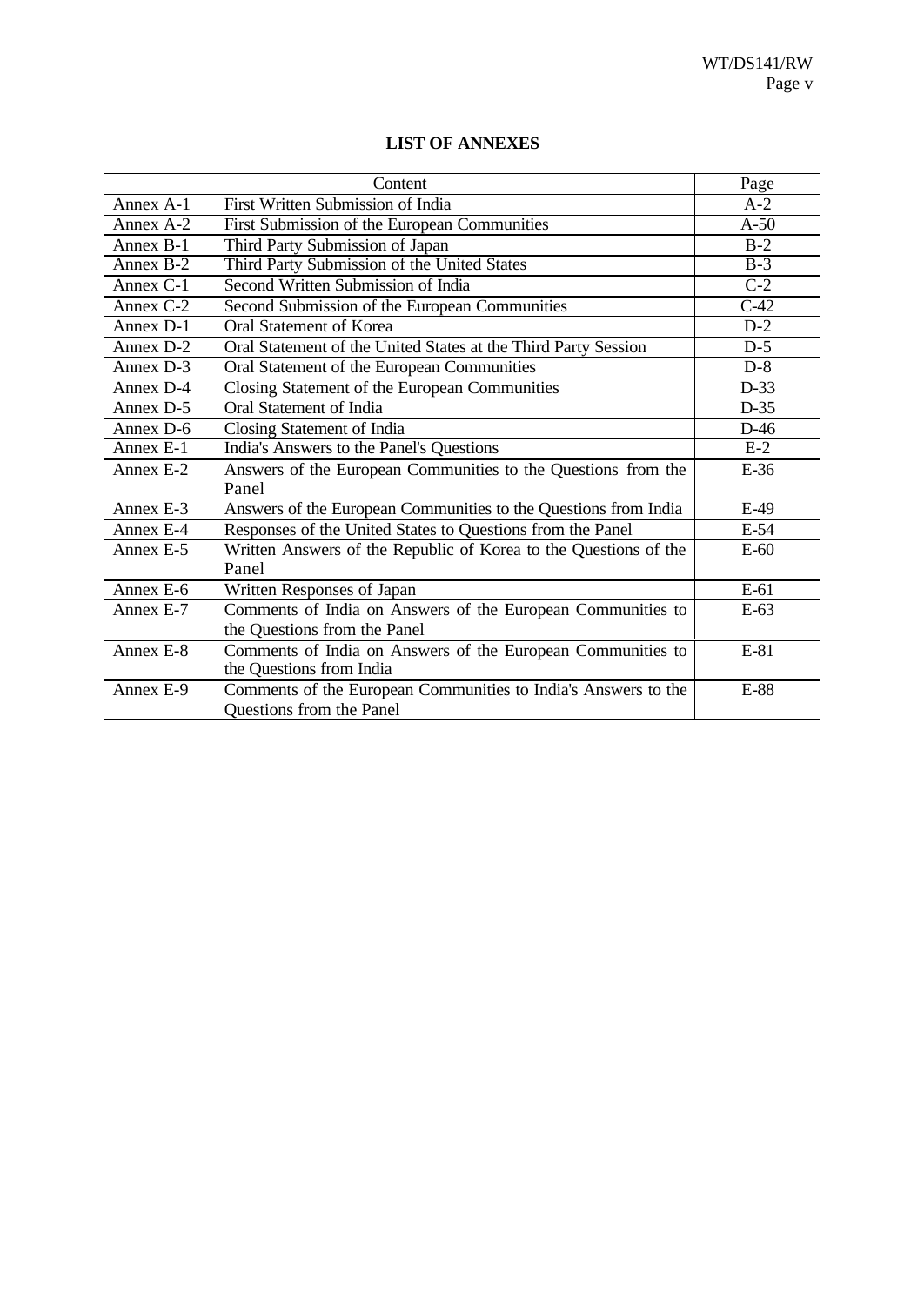**LIST OF ANNEXES**

| Content | | Page |
|---|---|---|
| Annex A-1 | First Written Submission of India | A-2 |
| Annex A-2 | First Submission of the European Communities | A-50 |
| Annex B-1 | Third Party Submission of Japan | B-2 |
| Annex B-2 | Third Party Submission of the United States | B-3 |
| Annex C-1 | Second Written Submission of India | C-2 |
| Annex C-2 | Second Submission of the European Communities | C-42 |
| Annex D-1 | Oral Statement of Korea | D-2 |
| Annex D-2 | Oral Statement of the United States at the Third Party Session | D-5 |
| Annex D-3 | Oral Statement of the European Communities | D-8 |
| Annex D-4 | Closing Statement of the European Communities | D-33 |
| Annex D-5 | Oral Statement of India | D-35 |
| Annex D-6 | Closing Statement of India | D-46 |
| Annex E-1 | India's Answers to the Panel's Questions | E-2 |
| Annex E-2 | Answers of the European Communities to the Questions from the Panel | E-36 |
| Annex E-3 | Answers of the European Communities to the Questions from India | E-49 |
| Annex E-4 | Responses of the United States to Questions from the Panel | E-54 |
| Annex E-5 | Written Answers of the Republic of Korea to the Questions of the Panel | E-60 |
| Annex E-6 | Written Responses of Japan | E-61 |
| Annex E-7 | Comments of India on Answers of the European Communities to the Questions from the Panel | E-63 |
| Annex E-8 | Comments of India on Answers of the European Communities to the Questions from India | E-81 |
| Annex E-9 | Comments of the European Communities to India's Answers to the Questions from the Panel | E-88 |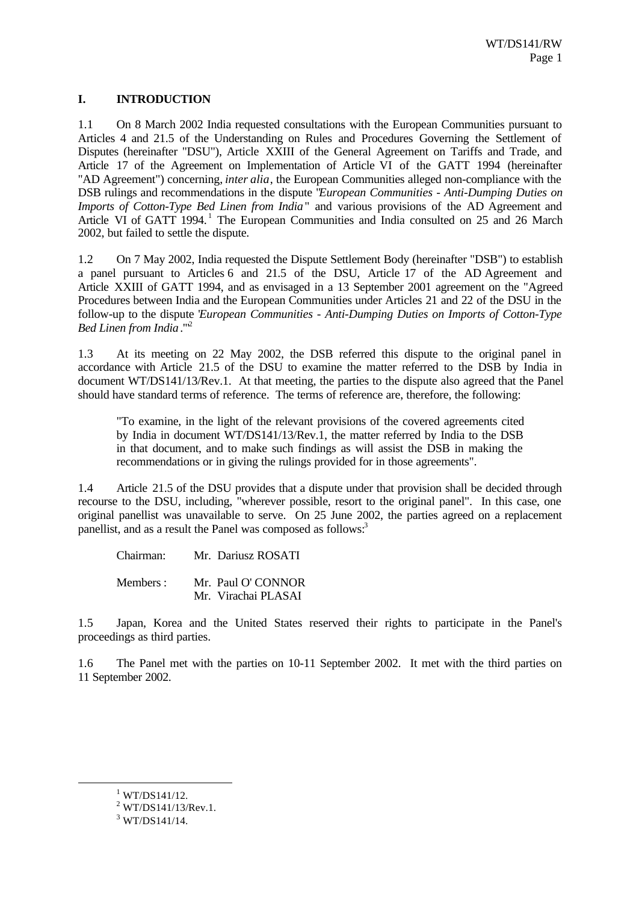## I. INTRODUCTION

1.1 On 8 March 2002 India requested consultations with the European Communities pursuant to Articles 4 and 21.5 of the Understanding on Rules and Procedures Governing the Settlement of Disputes (hereinafter "DSU"), Article XXIII of the General Agreement on Tariffs and Trade, and Article 17 of the Agreement on Implementation of Article VI of the GATT 1994 (hereinafter "AD Agreement") concerning, *inter alia*, the European Communities alleged non-compliance with the DSB rulings and recommendations in the dispute "*European Communities - Anti-Dumping Duties on Imports of Cotton-Type Bed Linen from India*" and various provisions of the AD Agreement and Article VI of GATT 1994.[1] The European Communities and India consulted on 25 and 26 March 2002, but failed to settle the dispute.

1.2 On 7 May 2002, India requested the Dispute Settlement Body (hereinafter "DSB") to establish a panel pursuant to Articles 6 and 21.5 of the DSU, Article 17 of the AD Agreement and Article XXIII of GATT 1994, and as envisaged in a 13 September 2001 agreement on the "Agreed Procedures between India and the European Communities under Articles 21 and 22 of the DSU in the follow-up to the dispute '*European Communities - Anti-Dumping Duties on Imports of Cotton-Type Bed Linen from India*.'"[2]

1.3 At its meeting on 22 May 2002, the DSB referred this dispute to the original panel in accordance with Article 21.5 of the DSU to examine the matter referred to the DSB by India in document WT/DS141/13/Rev.1. At that meeting, the parties to the dispute also agreed that the Panel should have standard terms of reference. The terms of reference are, therefore, the following:

> "To examine, in the light of the relevant provisions of the covered agreements cited by India in document WT/DS141/13/Rev.1, the matter referred by India to the DSB in that document, and to make such findings as will assist the DSB in making the recommendations or in giving the rulings provided for in those agreements".

1.4 Article 21.5 of the DSU provides that a dispute under that provision shall be decided through recourse to the DSU, including, "wherever possible, resort to the original panel". In this case, one original panellist was unavailable to serve. On 25 June 2002, the parties agreed on a replacement panellist, and as a result the Panel was composed as follows:[3]

Chairman: Mr. Dariusz ROSATI

Members: Mr. Paul O' CONNOR
Mr. Virachai PLASAI

1.5 Japan, Korea and the United States reserved their rights to participate in the Panel's proceedings as third parties.

1.6 The Panel met with the parties on 10-11 September 2002. It met with the third parties on 11 September 2002.

---

[1] WT/DS141/12.

[2] WT/DS141/13/Rev.1.

[3] WT/DS141/14.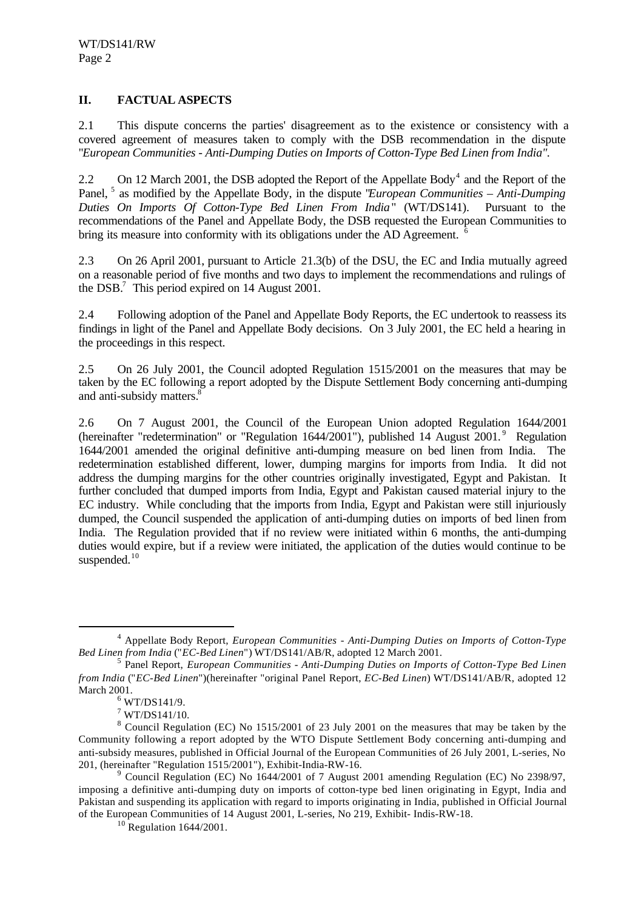## II. FACTUAL ASPECTS

2.1 This dispute concerns the parties' disagreement as to the existence or consistency with a covered agreement of measures taken to comply with the DSB recommendation in the dispute "*European Communities - Anti-Dumping Duties on Imports of Cotton-Type Bed Linen from India"*.

2.2 On 12 March 2001, the DSB adopted the Report of the Appellate Body[4] and the Report of the Panel, [5] as modified by the Appellate Body, in the dispute "*European Communities – Anti-Dumping Duties On Imports Of Cotton-Type Bed Linen From India*" (WT/DS141). Pursuant to the recommendations of the Panel and Appellate Body, the DSB requested the European Communities to bring its measure into conformity with its obligations under the AD Agreement. [6]

2.3 On 26 April 2001, pursuant to Article 21.3(b) of the DSU, the EC and India mutually agreed on a reasonable period of five months and two days to implement the recommendations and rulings of the DSB.[7] This period expired on 14 August 2001.

2.4 Following adoption of the Panel and Appellate Body Reports, the EC undertook to reassess its findings in light of the Panel and Appellate Body decisions. On 3 July 2001, the EC held a hearing in the proceedings in this respect.

2.5 On 26 July 2001, the Council adopted Regulation 1515/2001 on the measures that may be taken by the EC following a report adopted by the Dispute Settlement Body concerning anti-dumping and anti-subsidy matters.[8]

2.6 On 7 August 2001, the Council of the European Union adopted Regulation 1644/2001 (hereinafter "redetermination" or "Regulation 1644/2001"), published 14 August 2001. [9] Regulation 1644/2001 amended the original definitive anti-dumping measure on bed linen from India. The redetermination established different, lower, dumping margins for imports from India. It did not address the dumping margins for the other countries originally investigated, Egypt and Pakistan. It further concluded that dumped imports from India, Egypt and Pakistan caused material injury to the EC industry. While concluding that the imports from India, Egypt and Pakistan were still injuriously dumped, the Council suspended the application of anti-dumping duties on imports of bed linen from India. The Regulation provided that if no review were initiated within 6 months, the anti-dumping duties would expire, but if a review were initiated, the application of the duties would continue to be suspended.[10]

---

[4] Appellate Body Report, *European Communities - Anti-Dumping Duties on Imports of Cotton-Type Bed Linen from India* ("*EC-Bed Linen*") WT/DS141/AB/R, adopted 12 March 2001.

[5] Panel Report, *European Communities - Anti-Dumping Duties on Imports of Cotton-Type Bed Linen from India* ("*EC-Bed Linen*")(hereinafter "original Panel Report, *EC-Bed Linen*) WT/DS141/AB/R, adopted 12 March 2001.

[6] WT/DS141/9.

[7] WT/DS141/10.

[8] Council Regulation (EC) No 1515/2001 of 23 July 2001 on the measures that may be taken by the Community following a report adopted by the WTO Dispute Settlement Body concerning anti-dumping and anti-subsidy measures, published in Official Journal of the European Communities of 26 July 2001, L-series, No 201, (hereinafter "Regulation 1515/2001"), Exhibit-India-RW-16.

[9] Council Regulation (EC) No 1644/2001 of 7 August 2001 amending Regulation (EC) No 2398/97, imposing a definitive anti-dumping duty on imports of cotton-type bed linen originating in Egypt, India and Pakistan and suspending its application with regard to imports originating in India, published in Official Journal of the European Communities of 14 August 2001, L-series, No 219, Exhibit- Indis-RW-18.

[10] Regulation 1644/2001.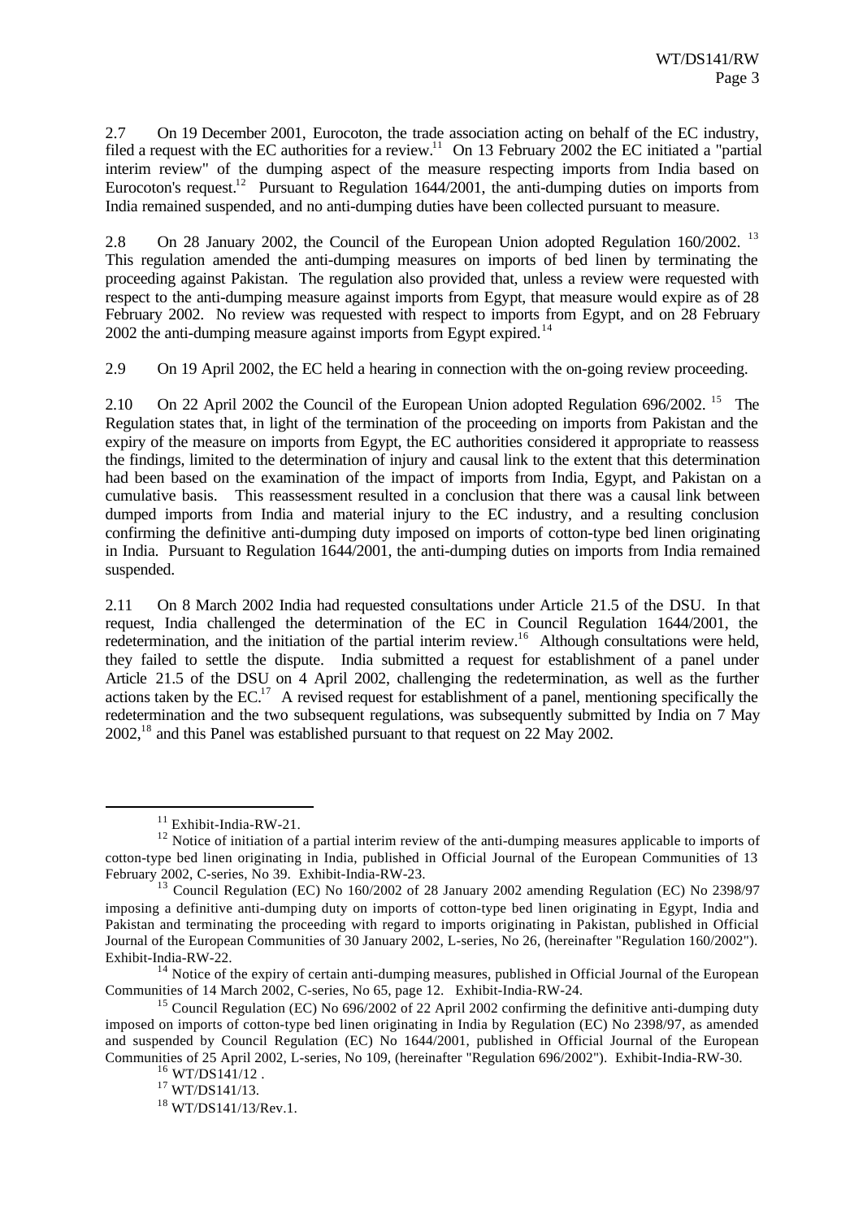2.7 On 19 December 2001, Eurocoton, the trade association acting on behalf of the EC industry, filed a request with the EC authorities for a review.[11] On 13 February 2002 the EC initiated a "partial interim review" of the dumping aspect of the measure respecting imports from India based on Eurocoton's request.[12] Pursuant to Regulation 1644/2001, the anti-dumping duties on imports from India remained suspended, and no anti-dumping duties have been collected pursuant to measure.

2.8 On 28 January 2002, the Council of the European Union adopted Regulation 160/2002.[13] This regulation amended the anti-dumping measures on imports of bed linen by terminating the proceeding against Pakistan. The regulation also provided that, unless a review were requested with respect to the anti-dumping measure against imports from Egypt, that measure would expire as of 28 February 2002. No review was requested with respect to imports from Egypt, and on 28 February 2002 the anti-dumping measure against imports from Egypt expired.[14]

2.9 On 19 April 2002, the EC held a hearing in connection with the on-going review proceeding.

2.10 On 22 April 2002 the Council of the European Union adopted Regulation 696/2002.[15] The Regulation states that, in light of the termination of the proceeding on imports from Pakistan and the expiry of the measure on imports from Egypt, the EC authorities considered it appropriate to reassess the findings, limited to the determination of injury and causal link to the extent that this determination had been based on the examination of the impact of imports from India, Egypt, and Pakistan on a cumulative basis. This reassessment resulted in a conclusion that there was a causal link between dumped imports from India and material injury to the EC industry, and a resulting conclusion confirming the definitive anti-dumping duty imposed on imports of cotton-type bed linen originating in India. Pursuant to Regulation 1644/2001, the anti-dumping duties on imports from India remained suspended.

2.11 On 8 March 2002 India had requested consultations under Article 21.5 of the DSU. In that request, India challenged the determination of the EC in Council Regulation 1644/2001, the redetermination, and the initiation of the partial interim review.[16] Although consultations were held, they failed to settle the dispute. India submitted a request for establishment of a panel under Article 21.5 of the DSU on 4 April 2002, challenging the redetermination, as well as the further actions taken by the EC.[17] A revised request for establishment of a panel, mentioning specifically the redetermination and the two subsequent regulations, was subsequently submitted by India on 7 May 2002,[18] and this Panel was established pursuant to that request on 22 May 2002.

---

[11] Exhibit-India-RW-21.

[12] Notice of initiation of a partial interim review of the anti-dumping measures applicable to imports of cotton-type bed linen originating in India, published in Official Journal of the European Communities of 13 February 2002, C-series, No 39. Exhibit-India-RW-23.

[13] Council Regulation (EC) No 160/2002 of 28 January 2002 amending Regulation (EC) No 2398/97 imposing a definitive anti-dumping duty on imports of cotton-type bed linen originating in Egypt, India and Pakistan and terminating the proceeding with regard to imports originating in Pakistan, published in Official Journal of the European Communities of 30 January 2002, L-series, No 26, (hereinafter "Regulation 160/2002"). Exhibit-India-RW-22.

[14] Notice of the expiry of certain anti-dumping measures, published in Official Journal of the European Communities of 14 March 2002, C-series, No 65, page 12. Exhibit-India-RW-24.

[15] Council Regulation (EC) No 696/2002 of 22 April 2002 confirming the definitive anti-dumping duty imposed on imports of cotton-type bed linen originating in India by Regulation (EC) No 2398/97, as amended and suspended by Council Regulation (EC) No 1644/2001, published in Official Journal of the European Communities of 25 April 2002, L-series, No 109, (hereinafter "Regulation 696/2002"). Exhibit-India-RW-30.

[16] WT/DS141/12 .

[17] WT/DS141/13.

[18] WT/DS141/13/Rev.1.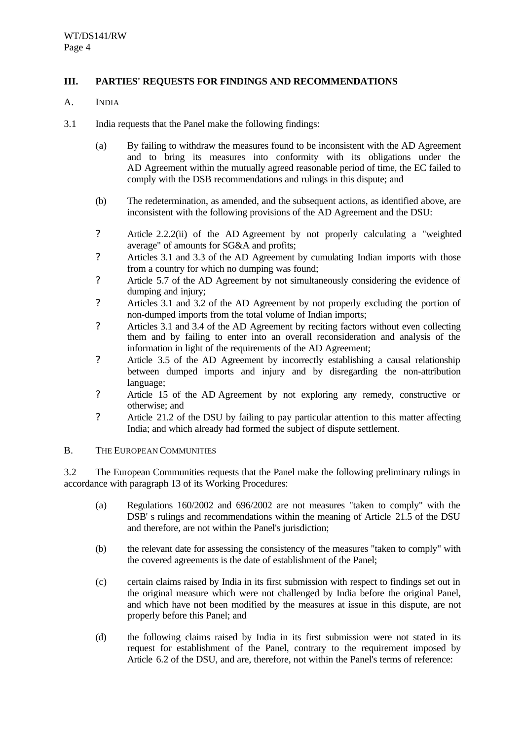## III. PARTIES' REQUESTS FOR FINDINGS AND RECOMMENDATIONS

### A. INDIA

3.1 India requests that the Panel make the following findings:

(a) By failing to withdraw the measures found to be inconsistent with the AD Agreement and to bring its measures into conformity with its obligations under the AD Agreement within the mutually agreed reasonable period of time, the EC failed to comply with the DSB recommendations and rulings in this dispute; and

(b) The redetermination, as amended, and the subsequent actions, as identified above, are inconsistent with the following provisions of the AD Agreement and the DSU:

? Article 2.2.2(ii) of the AD Agreement by not properly calculating a "weighted average" of amounts for SG&A and profits;

? Articles 3.1 and 3.3 of the AD Agreement by cumulating Indian imports with those from a country for which no dumping was found;

? Article 5.7 of the AD Agreement by not simultaneously considering the evidence of dumping and injury;

? Articles 3.1 and 3.2 of the AD Agreement by not properly excluding the portion of non-dumped imports from the total volume of Indian imports;

? Articles 3.1 and 3.4 of the AD Agreement by reciting factors without even collecting them and by failing to enter into an overall reconsideration and analysis of the information in light of the requirements of the AD Agreement;

? Article 3.5 of the AD Agreement by incorrectly establishing a causal relationship between dumped imports and injury and by disregarding the non-attribution language;

? Article 15 of the AD Agreement by not exploring any remedy, constructive or otherwise; and

? Article 21.2 of the DSU by failing to pay particular attention to this matter affecting India; and which already had formed the subject of dispute settlement.

### B. THE EUROPEAN COMMUNITIES

3.2 The European Communities requests that the Panel make the following preliminary rulings in accordance with paragraph 13 of its Working Procedures:

(a) Regulations 160/2002 and 696/2002 are not measures "taken to comply" with the DSB' s rulings and recommendations within the meaning of Article 21.5 of the DSU and therefore, are not within the Panel's jurisdiction;

(b) the relevant date for assessing the consistency of the measures "taken to comply" with the covered agreements is the date of establishment of the Panel;

(c) certain claims raised by India in its first submission with respect to findings set out in the original measure which were not challenged by India before the original Panel, and which have not been modified by the measures at issue in this dispute, are not properly before this Panel; and

(d) the following claims raised by India in its first submission were not stated in its request for establishment of the Panel, contrary to the requirement imposed by Article 6.2 of the DSU, and are, therefore, not within the Panel's terms of reference: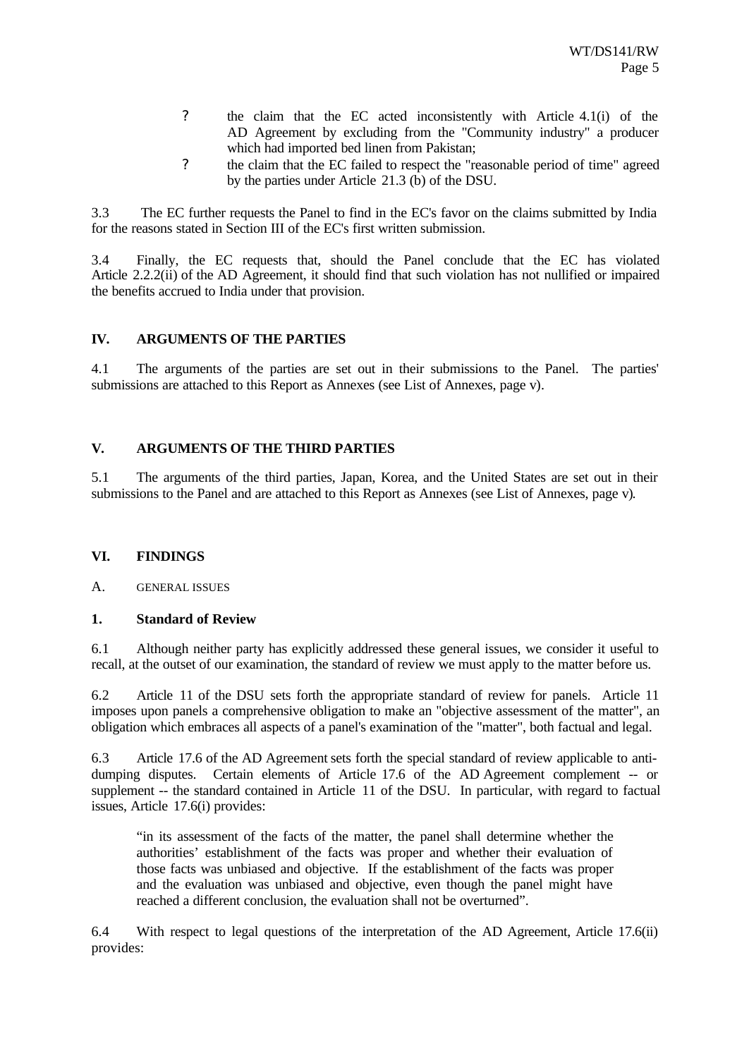- ? the claim that the EC acted inconsistently with Article 4.1(i) of the AD Agreement by excluding from the "Community industry" a producer which had imported bed linen from Pakistan;
- ? the claim that the EC failed to respect the "reasonable period of time" agreed by the parties under Article 21.3 (b) of the DSU.

3.3 The EC further requests the Panel to find in the EC's favor on the claims submitted by India for the reasons stated in Section III of the EC's first written submission.

3.4 Finally, the EC requests that, should the Panel conclude that the EC has violated Article 2.2.2(ii) of the AD Agreement, it should find that such violation has not nullified or impaired the benefits accrued to India under that provision.

## IV. ARGUMENTS OF THE PARTIES

4.1 The arguments of the parties are set out in their submissions to the Panel. The parties' submissions are attached to this Report as Annexes (see List of Annexes, page v).

## V. ARGUMENTS OF THE THIRD PARTIES

5.1 The arguments of the third parties, Japan, Korea, and the United States are set out in their submissions to the Panel and are attached to this Report as Annexes (see List of Annexes, page v).

## VI. FINDINGS

### A. GENERAL ISSUES

#### 1. Standard of Review

6.1 Although neither party has explicitly addressed these general issues, we consider it useful to recall, at the outset of our examination, the standard of review we must apply to the matter before us.

6.2 Article 11 of the DSU sets forth the appropriate standard of review for panels. Article 11 imposes upon panels a comprehensive obligation to make an "objective assessment of the matter", an obligation which embraces all aspects of a panel's examination of the "matter", both factual and legal.

6.3 Article 17.6 of the AD Agreement sets forth the special standard of review applicable to anti-dumping disputes. Certain elements of Article 17.6 of the AD Agreement complement -- or supplement -- the standard contained in Article 11 of the DSU. In particular, with regard to factual issues, Article 17.6(i) provides:

> "in its assessment of the facts of the matter, the panel shall determine whether the authorities' establishment of the facts was proper and whether their evaluation of those facts was unbiased and objective. If the establishment of the facts was proper and the evaluation was unbiased and objective, even though the panel might have reached a different conclusion, the evaluation shall not be overturned".

6.4 With respect to legal questions of the interpretation of the AD Agreement, Article 17.6(ii) provides: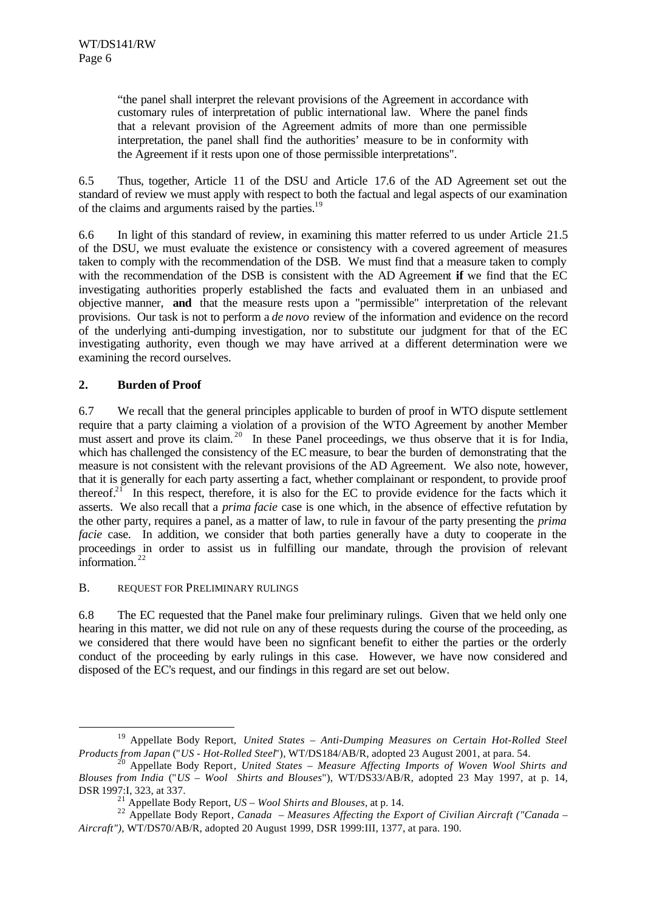"the panel shall interpret the relevant provisions of the Agreement in accordance with customary rules of interpretation of public international law. Where the panel finds that a relevant provision of the Agreement admits of more than one permissible interpretation, the panel shall find the authorities' measure to be in conformity with the Agreement if it rests upon one of those permissible interpretations".

6.5 Thus, together, Article 11 of the DSU and Article 17.6 of the AD Agreement set out the standard of review we must apply with respect to both the factual and legal aspects of our examination of the claims and arguments raised by the parties.[19]

6.6 In light of this standard of review, in examining this matter referred to us under Article 21.5 of the DSU, we must evaluate the existence or consistency with a covered agreement of measures taken to comply with the recommendation of the DSB. We must find that a measure taken to comply with the recommendation of the DSB is consistent with the AD Agreement **if** we find that the EC investigating authorities properly established the facts and evaluated them in an unbiased and objective manner, **and** that the measure rests upon a "permissible" interpretation of the relevant provisions. Our task is not to perform a *de novo* review of the information and evidence on the record of the underlying anti-dumping investigation, nor to substitute our judgment for that of the EC investigating authority, even though we may have arrived at a different determination were we examining the record ourselves.

### 2. Burden of Proof

6.7 We recall that the general principles applicable to burden of proof in WTO dispute settlement require that a party claiming a violation of a provision of the WTO Agreement by another Member must assert and prove its claim.[20] In these Panel proceedings, we thus observe that it is for India, which has challenged the consistency of the EC measure, to bear the burden of demonstrating that the measure is not consistent with the relevant provisions of the AD Agreement. We also note, however, that it is generally for each party asserting a fact, whether complainant or respondent, to provide proof thereof.[21] In this respect, therefore, it is also for the EC to provide evidence for the facts which it asserts. We also recall that a *prima facie* case is one which, in the absence of effective refutation by the other party, requires a panel, as a matter of law, to rule in favour of the party presenting the *prima facie* case. In addition, we consider that both parties generally have a duty to cooperate in the proceedings in order to assist us in fulfilling our mandate, through the provision of relevant information.[22]

## B. REQUEST FOR PRELIMINARY RULINGS

6.8 The EC requested that the Panel make four preliminary rulings. Given that we held only one hearing in this matter, we did not rule on any of these requests during the course of the proceeding, as we considered that there would have been no signficant benefit to either the parties or the orderly conduct of the proceeding by early rulings in this case. However, we have now considered and disposed of the EC's request, and our findings in this regard are set out below.

---

[19] Appellate Body Report, *United States – Anti-Dumping Measures on Certain Hot-Rolled Steel Products from Japan* ("*US - Hot-Rolled Steel*"), WT/DS184/AB/R, adopted 23 August 2001, at para. 54.

[20] Appellate Body Report, *United States – Measure Affecting Imports of Woven Wool Shirts and Blouses from India* ("*US – Wool Shirts and Blouses*"), WT/DS33/AB/R, adopted 23 May 1997, at p. 14, DSR 1997:I, 323, at 337.

[21] Appellate Body Report, *US – Wool Shirts and Blouses*, at p. 14.

[22] Appellate Body Report, *Canada – Measures Affecting the Export of Civilian Aircraft ("Canada – Aircraft")*, WT/DS70/AB/R, adopted 20 August 1999, DSR 1999:III, 1377, at para. 190.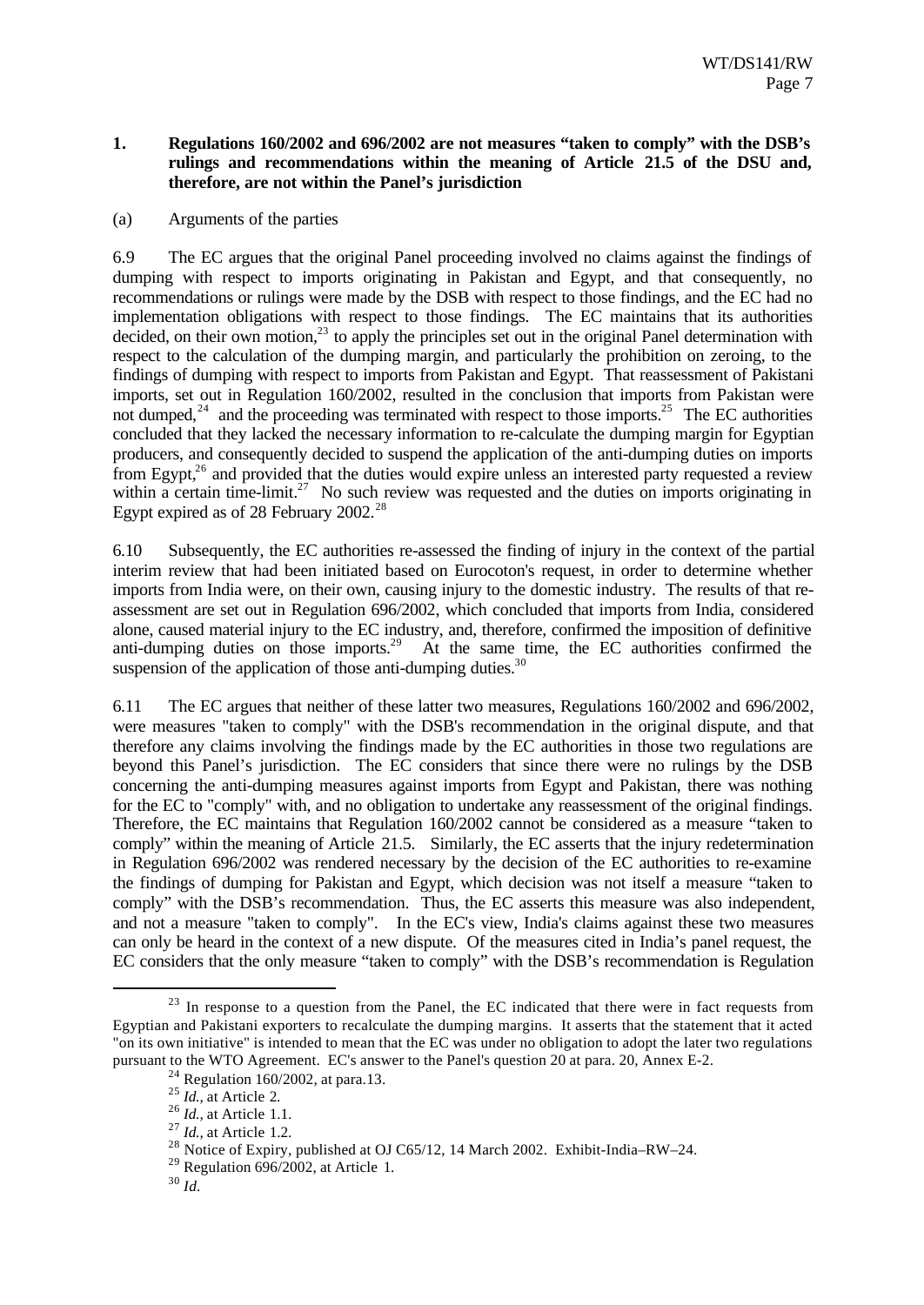**1. Regulations 160/2002 and 696/2002 are not measures "taken to comply" with the DSB's rulings and recommendations within the meaning of Article 21.5 of the DSU and, therefore, are not within the Panel's jurisdiction**

(a) Arguments of the parties

6.9 The EC argues that the original Panel proceeding involved no claims against the findings of dumping with respect to imports originating in Pakistan and Egypt, and that consequently, no recommendations or rulings were made by the DSB with respect to those findings, and the EC had no implementation obligations with respect to those findings. The EC maintains that its authorities decided, on their own motion,[23] to apply the principles set out in the original Panel determination with respect to the calculation of the dumping margin, and particularly the prohibition on zeroing, to the findings of dumping with respect to imports from Pakistan and Egypt. That reassessment of Pakistani imports, set out in Regulation 160/2002, resulted in the conclusion that imports from Pakistan were not dumped,[24] and the proceeding was terminated with respect to those imports.[25] The EC authorities concluded that they lacked the necessary information to re-calculate the dumping margin for Egyptian producers, and consequently decided to suspend the application of the anti-dumping duties on imports from Egypt,[26] and provided that the duties would expire unless an interested party requested a review within a certain time-limit.[27] No such review was requested and the duties on imports originating in Egypt expired as of 28 February 2002.[28]

6.10 Subsequently, the EC authorities re-assessed the finding of injury in the context of the partial interim review that had been initiated based on Eurocoton's request, in order to determine whether imports from India were, on their own, causing injury to the domestic industry. The results of that re-assessment are set out in Regulation 696/2002, which concluded that imports from India, considered alone, caused material injury to the EC industry, and, therefore, confirmed the imposition of definitive anti-dumping duties on those imports.[29] At the same time, the EC authorities confirmed the suspension of the application of those anti-dumping duties.[30]

6.11 The EC argues that neither of these latter two measures, Regulations 160/2002 and 696/2002, were measures "taken to comply" with the DSB's recommendation in the original dispute, and that therefore any claims involving the findings made by the EC authorities in those two regulations are beyond this Panel's jurisdiction. The EC considers that since there were no rulings by the DSB concerning the anti-dumping measures against imports from Egypt and Pakistan, there was nothing for the EC to "comply" with, and no obligation to undertake any reassessment of the original findings. Therefore, the EC maintains that Regulation 160/2002 cannot be considered as a measure "taken to comply" within the meaning of Article 21.5. Similarly, the EC asserts that the injury redetermination in Regulation 696/2002 was rendered necessary by the decision of the EC authorities to re-examine the findings of dumping for Pakistan and Egypt, which decision was not itself a measure "taken to comply" with the DSB's recommendation. Thus, the EC asserts this measure was also independent, and not a measure "taken to comply". In the EC's view, India's claims against these two measures can only be heard in the context of a new dispute. Of the measures cited in India's panel request, the EC considers that the only measure "taken to comply" with the DSB's recommendation is Regulation

---

[23] In response to a question from the Panel, the EC indicated that there were in fact requests from Egyptian and Pakistani exporters to recalculate the dumping margins. It asserts that the statement that it acted "on its own initiative" is intended to mean that the EC was under no obligation to adopt the later two regulations pursuant to the WTO Agreement. EC's answer to the Panel's question 20 at para. 20, Annex E-2.

[24] Regulation 160/2002, at para.13.

[25] *Id.,* at Article 2.

[26] *Id.,* at Article 1.1.

[27] *Id.,* at Article 1.2.

[28] Notice of Expiry, published at OJ C65/12, 14 March 2002. Exhibit-India–RW–24.

[29] Regulation 696/2002, at Article 1.

[30] *Id.*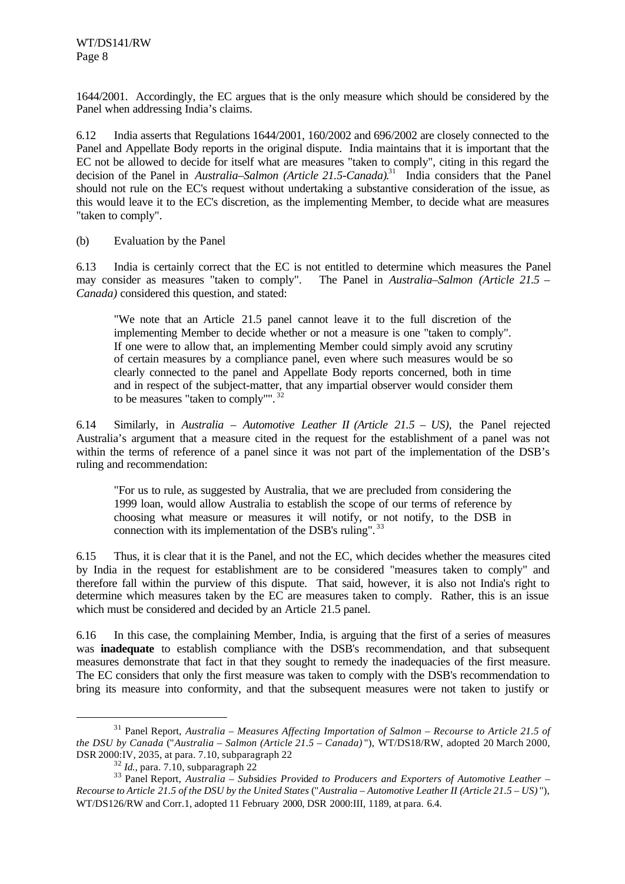1644/2001. Accordingly, the EC argues that is the only measure which should be considered by the Panel when addressing India's claims.

6.12 India asserts that Regulations 1644/2001, 160/2002 and 696/2002 are closely connected to the Panel and Appellate Body reports in the original dispute. India maintains that it is important that the EC not be allowed to decide for itself what are measures "taken to comply", citing in this regard the decision of the Panel in *Australia–Salmon (Article 21.5-Canada)*.[31] India considers that the Panel should not rule on the EC's request without undertaking a substantive consideration of the issue, as this would leave it to the EC's discretion, as the implementing Member, to decide what are measures "taken to comply".

(b) Evaluation by the Panel

6.13 India is certainly correct that the EC is not entitled to determine which measures the Panel may consider as measures "taken to comply". The Panel in *Australia–Salmon (Article 21.5 – Canada)* considered this question, and stated:

> "We note that an Article 21.5 panel cannot leave it to the full discretion of the implementing Member to decide whether or not a measure is one "taken to comply". If one were to allow that, an implementing Member could simply avoid any scrutiny of certain measures by a compliance panel, even where such measures would be so clearly connected to the panel and Appellate Body reports concerned, both in time and in respect of the subject-matter, that any impartial observer would consider them to be measures "taken to comply"".[32]

6.14 Similarly, in *Australia – Automotive Leather II (Article 21.5 – US)*, the Panel rejected Australia's argument that a measure cited in the request for the establishment of a panel was not within the terms of reference of a panel since it was not part of the implementation of the DSB's ruling and recommendation:

> "For us to rule, as suggested by Australia, that we are precluded from considering the 1999 loan, would allow Australia to establish the scope of our terms of reference by choosing what measure or measures it will notify, or not notify, to the DSB in connection with its implementation of the DSB's ruling".[33]

6.15 Thus, it is clear that it is the Panel, and not the EC, which decides whether the measures cited by India in the request for establishment are to be considered "measures taken to comply" and therefore fall within the purview of this dispute. That said, however, it is also not India's right to determine which measures taken by the EC are measures taken to comply. Rather, this is an issue which must be considered and decided by an Article 21.5 panel.

6.16 In this case, the complaining Member, India, is arguing that the first of a series of measures was **inadequate** to establish compliance with the DSB's recommendation, and that subsequent measures demonstrate that fact in that they sought to remedy the inadequacies of the first measure. The EC considers that only the first measure was taken to comply with the DSB's recommendation to bring its measure into conformity, and that the subsequent measures were not taken to justify or

---

[31] Panel Report, *Australia – Measures Affecting Importation of Salmon – Recourse to Article 21.5 of the DSU by Canada* ("*Australia – Salmon (Article 21.5 – Canada)*"), WT/DS18/RW, adopted 20 March 2000, DSR 2000:IV, 2035, at para. 7.10, subparagraph 22

[32] *Id.*, para. 7.10, subparagraph 22

[33] Panel Report, *Australia – Subsidies Provided to Producers and Exporters of Automotive Leather – Recourse to Article 21.5 of the DSU by the United States* ("*Australia – Automotive Leather II (Article 21.5 – US)*"), WT/DS126/RW and Corr.1, adopted 11 February 2000, DSR 2000:III, 1189, at para. 6.4.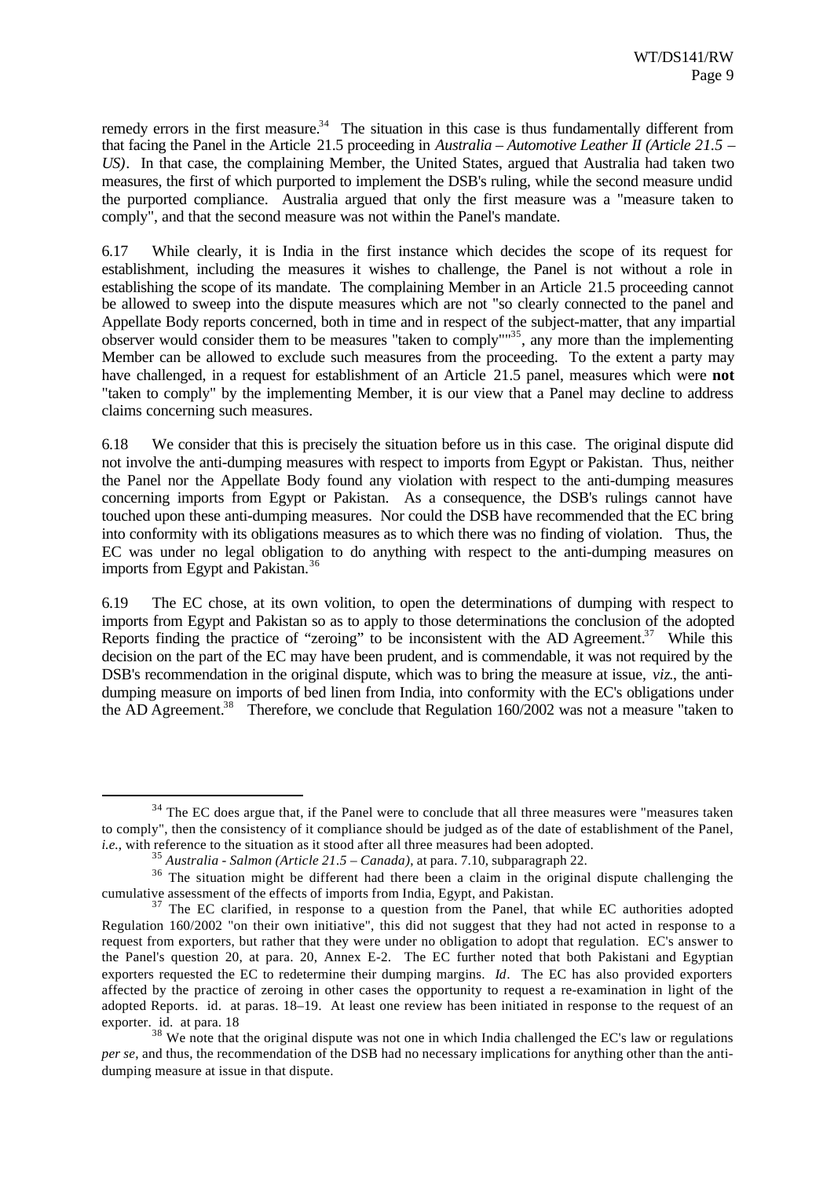remedy errors in the first measure.[34] The situation in this case is thus fundamentally different from that facing the Panel in the Article 21.5 proceeding in *Australia – Automotive Leather II (Article 21.5 – US)*. In that case, the complaining Member, the United States, argued that Australia had taken two measures, the first of which purported to implement the DSB's ruling, while the second measure undid the purported compliance. Australia argued that only the first measure was a "measure taken to comply", and that the second measure was not within the Panel's mandate.

6.17 While clearly, it is India in the first instance which decides the scope of its request for establishment, including the measures it wishes to challenge, the Panel is not without a role in establishing the scope of its mandate. The complaining Member in an Article 21.5 proceeding cannot be allowed to sweep into the dispute measures which are not "so clearly connected to the panel and Appellate Body reports concerned, both in time and in respect of the subject-matter, that any impartial observer would consider them to be measures "taken to comply""[35], any more than the implementing Member can be allowed to exclude such measures from the proceeding. To the extent a party may have challenged, in a request for establishment of an Article 21.5 panel, measures which were **not** "taken to comply" by the implementing Member, it is our view that a Panel may decline to address claims concerning such measures.

6.18 We consider that this is precisely the situation before us in this case. The original dispute did not involve the anti-dumping measures with respect to imports from Egypt or Pakistan. Thus, neither the Panel nor the Appellate Body found any violation with respect to the anti-dumping measures concerning imports from Egypt or Pakistan. As a consequence, the DSB's rulings cannot have touched upon these anti-dumping measures. Nor could the DSB have recommended that the EC bring into conformity with its obligations measures as to which there was no finding of violation. Thus, the EC was under no legal obligation to do anything with respect to the anti-dumping measures on imports from Egypt and Pakistan.[36]

6.19 The EC chose, at its own volition, to open the determinations of dumping with respect to imports from Egypt and Pakistan so as to apply to those determinations the conclusion of the adopted Reports finding the practice of "zeroing" to be inconsistent with the AD Agreement.[37] While this decision on the part of the EC may have been prudent, and is commendable, it was not required by the DSB's recommendation in the original dispute, which was to bring the measure at issue, *viz.*, the anti-dumping measure on imports of bed linen from India, into conformity with the EC's obligations under the AD Agreement.[38] Therefore, we conclude that Regulation 160/2002 was not a measure "taken to

---

[34] The EC does argue that, if the Panel were to conclude that all three measures were "measures taken to comply", then the consistency of it compliance should be judged as of the date of establishment of the Panel, *i.e.*, with reference to the situation as it stood after all three measures had been adopted.

[35] *Australia - Salmon (Article 21.5 – Canada)*, at para. 7.10, subparagraph 22.

[36] The situation might be different had there been a claim in the original dispute challenging the cumulative assessment of the effects of imports from India, Egypt, and Pakistan.

[37] The EC clarified, in response to a question from the Panel, that while EC authorities adopted Regulation 160/2002 "on their own initiative", this did not suggest that they had not acted in response to a request from exporters, but rather that they were under no obligation to adopt that regulation. EC's answer to the Panel's question 20, at para. 20, Annex E-2. The EC further noted that both Pakistani and Egyptian exporters requested the EC to redetermine their dumping margins. *Id*. The EC has also provided exporters affected by the practice of zeroing in other cases the opportunity to request a re-examination in light of the adopted Reports. id. at paras. 18–19. At least one review has been initiated in response to the request of an exporter. id. at para. 18

[38] We note that the original dispute was not one in which India challenged the EC's law or regulations *per se*, and thus, the recommendation of the DSB had no necessary implications for anything other than the anti-dumping measure at issue in that dispute.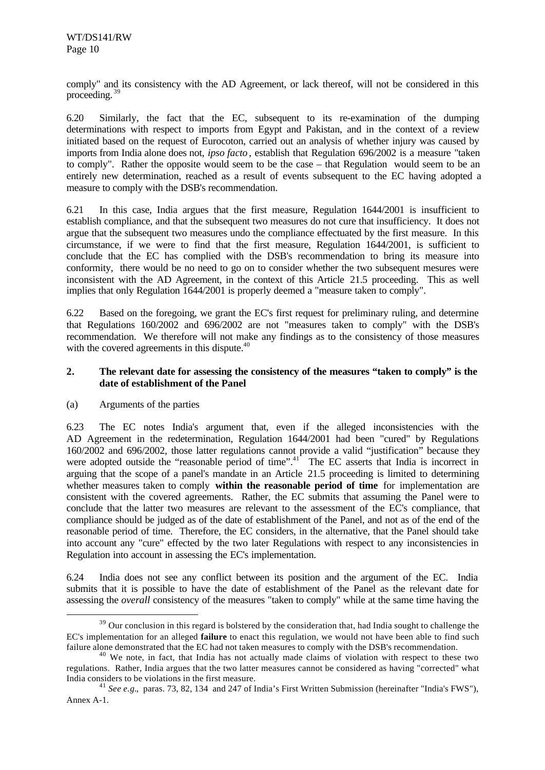comply" and its consistency with the AD Agreement, or lack thereof, will not be considered in this proceeding.[39]

6.20 Similarly, the fact that the EC, subsequent to its re-examination of the dumping determinations with respect to imports from Egypt and Pakistan, and in the context of a review initiated based on the request of Eurocoton, carried out an analysis of whether injury was caused by imports from India alone does not, *ipso facto*, establish that Regulation 696/2002 is a measure "taken to comply". Rather the opposite would seem to be the case – that Regulation would seem to be an entirely new determination, reached as a result of events subsequent to the EC having adopted a measure to comply with the DSB's recommendation.

6.21 In this case, India argues that the first measure, Regulation 1644/2001 is insufficient to establish compliance, and that the subsequent two measures do not cure that insufficiency. It does not argue that the subsequent two measures undo the compliance effectuated by the first measure. In this circumstance, if we were to find that the first measure, Regulation 1644/2001, is sufficient to conclude that the EC has complied with the DSB's recommendation to bring its measure into conformity, there would be no need to go on to consider whether the two subsequent mesures were inconsistent with the AD Agreement, in the context of this Article 21.5 proceeding. This as well implies that only Regulation 1644/2001 is properly deemed a "measure taken to comply".

6.22 Based on the foregoing, we grant the EC's first request for preliminary ruling, and determine that Regulations 160/2002 and 696/2002 are not "measures taken to comply" with the DSB's recommendation. We therefore will not make any findings as to the consistency of those measures with the covered agreements in this dispute.[40]

### 2. The relevant date for assessing the consistency of the measures "taken to comply" is the date of establishment of the Panel

(a) Arguments of the parties

6.23 The EC notes India's argument that, even if the alleged inconsistencies with the AD Agreement in the redetermination, Regulation 1644/2001 had been "cured" by Regulations 160/2002 and 696/2002, those latter regulations cannot provide a valid "justification" because they were adopted outside the "reasonable period of time".[41] The EC asserts that India is incorrect in arguing that the scope of a panel's mandate in an Article 21.5 proceeding is limited to determining whether measures taken to comply **within the reasonable period of time** for implementation are consistent with the covered agreements. Rather, the EC submits that assuming the Panel were to conclude that the latter two measures are relevant to the assessment of the EC's compliance, that compliance should be judged as of the date of establishment of the Panel, and not as of the end of the reasonable period of time. Therefore, the EC considers, in the alternative, that the Panel should take into account any "cure" effected by the two later Regulations with respect to any inconsistencies in Regulation into account in assessing the EC's implementation.

6.24 India does not see any conflict between its position and the argument of the EC. India submits that it is possible to have the date of establishment of the Panel as the relevant date for assessing the *overall* consistency of the measures "taken to comply" while at the same time having the

---

[39] Our conclusion in this regard is bolstered by the consideration that, had India sought to challenge the EC's implementation for an alleged **failure** to enact this regulation, we would not have been able to find such failure alone demonstrated that the EC had not taken measures to comply with the DSB's recommendation.

[40] We note, in fact, that India has not actually made claims of violation with respect to these two regulations. Rather, India argues that the two latter measures cannot be considered as having "corrected" what India considers to be violations in the first measure.

[41] *See e.g.*, paras. 73, 82, 134 and 247 of India's First Written Submission (hereinafter "India's FWS"), Annex A-1.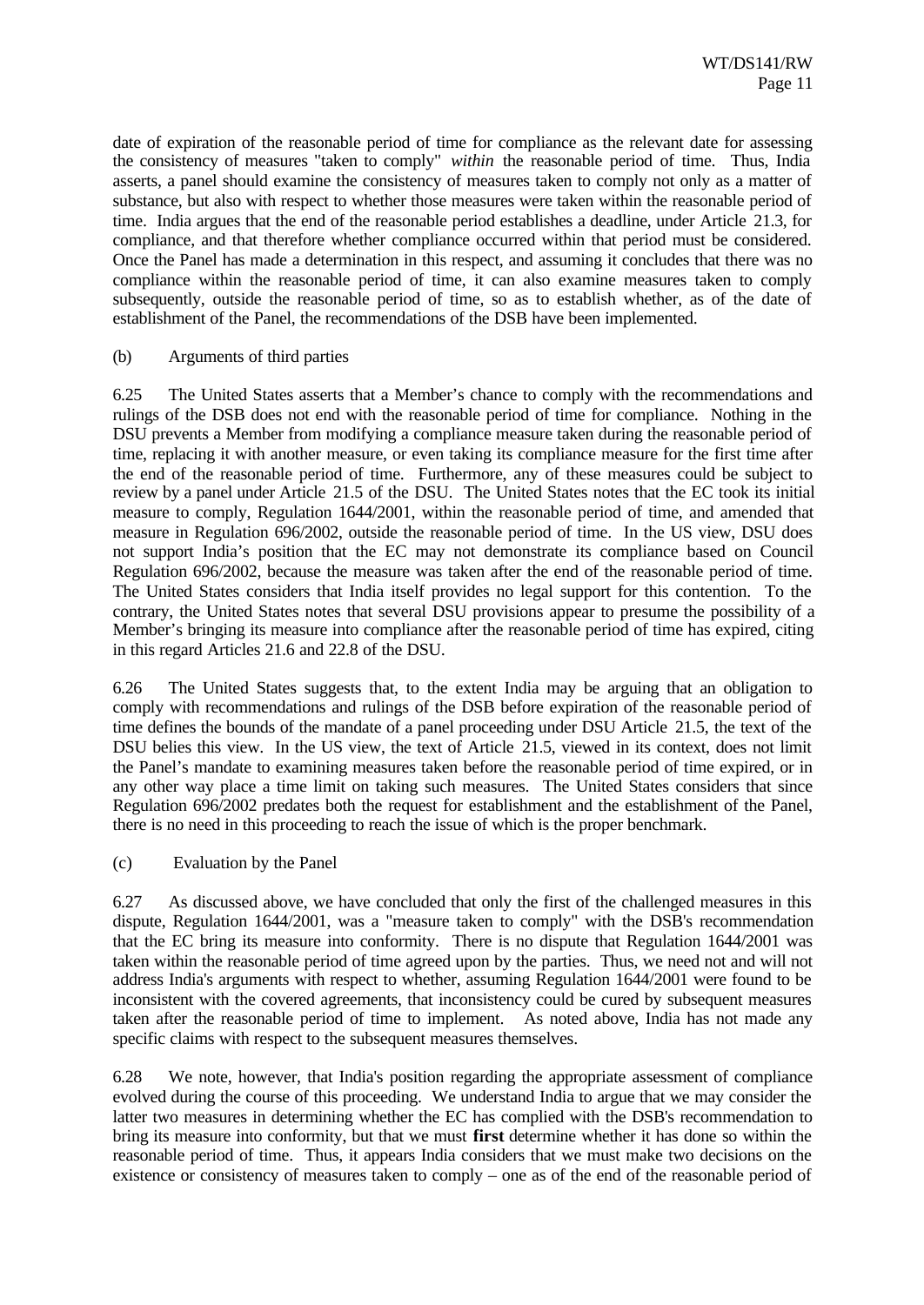date of expiration of the reasonable period of time for compliance as the relevant date for assessing the consistency of measures "taken to comply" *within* the reasonable period of time. Thus, India asserts, a panel should examine the consistency of measures taken to comply not only as a matter of substance, but also with respect to whether those measures were taken within the reasonable period of time. India argues that the end of the reasonable period establishes a deadline, under Article 21.3, for compliance, and that therefore whether compliance occurred within that period must be considered. Once the Panel has made a determination in this respect, and assuming it concludes that there was no compliance within the reasonable period of time, it can also examine measures taken to comply subsequently, outside the reasonable period of time, so as to establish whether, as of the date of establishment of the Panel, the recommendations of the DSB have been implemented.

(b) Arguments of third parties

6.25 The United States asserts that a Member's chance to comply with the recommendations and rulings of the DSB does not end with the reasonable period of time for compliance. Nothing in the DSU prevents a Member from modifying a compliance measure taken during the reasonable period of time, replacing it with another measure, or even taking its compliance measure for the first time after the end of the reasonable period of time. Furthermore, any of these measures could be subject to review by a panel under Article 21.5 of the DSU. The United States notes that the EC took its initial measure to comply, Regulation 1644/2001, within the reasonable period of time, and amended that measure in Regulation 696/2002, outside the reasonable period of time. In the US view, DSU does not support India's position that the EC may not demonstrate its compliance based on Council Regulation 696/2002, because the measure was taken after the end of the reasonable period of time. The United States considers that India itself provides no legal support for this contention. To the contrary, the United States notes that several DSU provisions appear to presume the possibility of a Member's bringing its measure into compliance after the reasonable period of time has expired, citing in this regard Articles 21.6 and 22.8 of the DSU.

6.26 The United States suggests that, to the extent India may be arguing that an obligation to comply with recommendations and rulings of the DSB before expiration of the reasonable period of time defines the bounds of the mandate of a panel proceeding under DSU Article 21.5, the text of the DSU belies this view. In the US view, the text of Article 21.5, viewed in its context, does not limit the Panel's mandate to examining measures taken before the reasonable period of time expired, or in any other way place a time limit on taking such measures. The United States considers that since Regulation 696/2002 predates both the request for establishment and the establishment of the Panel, there is no need in this proceeding to reach the issue of which is the proper benchmark.

(c) Evaluation by the Panel

6.27 As discussed above, we have concluded that only the first of the challenged measures in this dispute, Regulation 1644/2001, was a "measure taken to comply" with the DSB's recommendation that the EC bring its measure into conformity. There is no dispute that Regulation 1644/2001 was taken within the reasonable period of time agreed upon by the parties. Thus, we need not and will not address India's arguments with respect to whether, assuming Regulation 1644/2001 were found to be inconsistent with the covered agreements, that inconsistency could be cured by subsequent measures taken after the reasonable period of time to implement. As noted above, India has not made any specific claims with respect to the subsequent measures themselves.

6.28 We note, however, that India's position regarding the appropriate assessment of compliance evolved during the course of this proceeding. We understand India to argue that we may consider the latter two measures in determining whether the EC has complied with the DSB's recommendation to bring its measure into conformity, but that we must **first** determine whether it has done so within the reasonable period of time. Thus, it appears India considers that we must make two decisions on the existence or consistency of measures taken to comply – one as of the end of the reasonable period of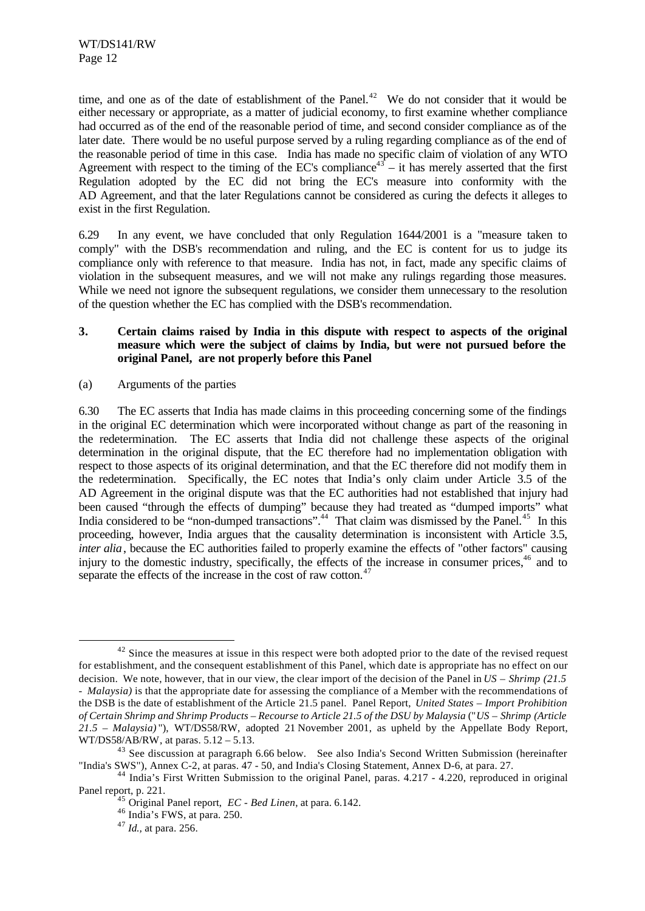time, and one as of the date of establishment of the Panel.[42] We do not consider that it would be either necessary or appropriate, as a matter of judicial economy, to first examine whether compliance had occurred as of the end of the reasonable period of time, and second consider compliance as of the later date. There would be no useful purpose served by a ruling regarding compliance as of the end of the reasonable period of time in this case. India has made no specific claim of violation of any WTO Agreement with respect to the timing of the EC's compliance[43] – it has merely asserted that the first Regulation adopted by the EC did not bring the EC's measure into conformity with the AD Agreement, and that the later Regulations cannot be considered as curing the defects it alleges to exist in the first Regulation.

6.29 In any event, we have concluded that only Regulation 1644/2001 is a "measure taken to comply" with the DSB's recommendation and ruling, and the EC is content for us to judge its compliance only with reference to that measure. India has not, in fact, made any specific claims of violation in the subsequent measures, and we will not make any rulings regarding those measures. While we need not ignore the subsequent regulations, we consider them unnecessary to the resolution of the question whether the EC has complied with the DSB's recommendation.

### 3. Certain claims raised by India in this dispute with respect to aspects of the original measure which were the subject of claims by India, but were not pursued before the original Panel, are not properly before this Panel

(a) Arguments of the parties

6.30 The EC asserts that India has made claims in this proceeding concerning some of the findings in the original EC determination which were incorporated without change as part of the reasoning in the redetermination. The EC asserts that India did not challenge these aspects of the original determination in the original dispute, that the EC therefore had no implementation obligation with respect to those aspects of its original determination, and that the EC therefore did not modify them in the redetermination. Specifically, the EC notes that India's only claim under Article 3.5 of the AD Agreement in the original dispute was that the EC authorities had not established that injury had been caused "through the effects of dumping" because they had treated as "dumped imports" what India considered to be "non-dumped transactions".[44] That claim was dismissed by the Panel.[45] In this proceeding, however, India argues that the causality determination is inconsistent with Article 3.5, *inter alia*, because the EC authorities failed to properly examine the effects of "other factors" causing injury to the domestic industry, specifically, the effects of the increase in consumer prices,[46] and to separate the effects of the increase in the cost of raw cotton.[47]

---

[42] Since the measures at issue in this respect were both adopted prior to the date of the revised request for establishment, and the consequent establishment of this Panel, which date is appropriate has no effect on our decision. We note, however, that in our view, the clear import of the decision of the Panel in *US – Shrimp (21.5 - Malaysia)* is that the appropriate date for assessing the compliance of a Member with the recommendations of the DSB is the date of establishment of the Article 21.5 panel. Panel Report, *United States – Import Prohibition of Certain Shrimp and Shrimp Products – Recourse to Article 21.5 of the DSU by Malaysia* ("*US – Shrimp (Article 21.5 – Malaysia)*"), WT/DS58/RW, adopted 21 November 2001, as upheld by the Appellate Body Report, WT/DS58/AB/RW, at paras. 5.12 – 5.13.

[43] See discussion at paragraph 6.66 below. See also India's Second Written Submission (hereinafter "India's SWS"), Annex C-2, at paras. 47 - 50, and India's Closing Statement, Annex D-6, at para. 27.

[44] India's First Written Submission to the original Panel, paras. 4.217 - 4.220, reproduced in original Panel report, p. 221.

[45] Original Panel report, *EC - Bed Linen*, at para. 6.142.

[46] India's FWS, at para. 250.

[47] *Id.*, at para. 256.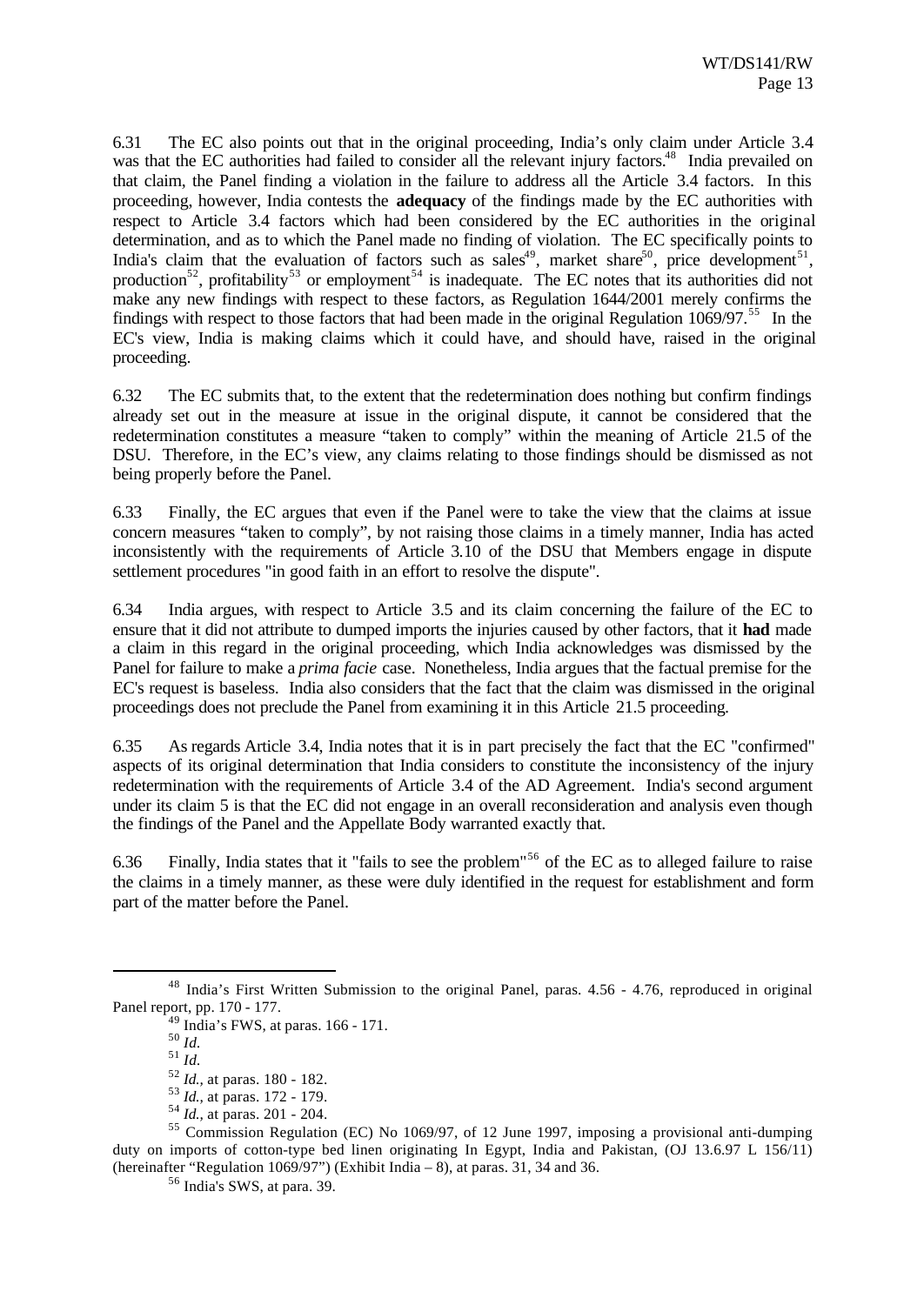6.31 The EC also points out that in the original proceeding, India's only claim under Article 3.4 was that the EC authorities had failed to consider all the relevant injury factors.[48] India prevailed on that claim, the Panel finding a violation in the failure to address all the Article 3.4 factors. In this proceeding, however, India contests the **adequacy** of the findings made by the EC authorities with respect to Article 3.4 factors which had been considered by the EC authorities in the original determination, and as to which the Panel made no finding of violation. The EC specifically points to India's claim that the evaluation of factors such as sales[49], market share[50], price development[51], production[52], profitability[53] or employment[54] is inadequate. The EC notes that its authorities did not make any new findings with respect to these factors, as Regulation 1644/2001 merely confirms the findings with respect to those factors that had been made in the original Regulation 1069/97.[55] In the EC's view, India is making claims which it could have, and should have, raised in the original proceeding.

6.32 The EC submits that, to the extent that the redetermination does nothing but confirm findings already set out in the measure at issue in the original dispute, it cannot be considered that the redetermination constitutes a measure "taken to comply" within the meaning of Article 21.5 of the DSU. Therefore, in the EC's view, any claims relating to those findings should be dismissed as not being properly before the Panel.

6.33 Finally, the EC argues that even if the Panel were to take the view that the claims at issue concern measures "taken to comply", by not raising those claims in a timely manner, India has acted inconsistently with the requirements of Article 3.10 of the DSU that Members engage in dispute settlement procedures "in good faith in an effort to resolve the dispute".

6.34 India argues, with respect to Article 3.5 and its claim concerning the failure of the EC to ensure that it did not attribute to dumped imports the injuries caused by other factors, that it **had** made a claim in this regard in the original proceeding, which India acknowledges was dismissed by the Panel for failure to make a *prima facie* case. Nonetheless, India argues that the factual premise for the EC's request is baseless. India also considers that the fact that the claim was dismissed in the original proceedings does not preclude the Panel from examining it in this Article 21.5 proceeding.

6.35 As regards Article 3.4, India notes that it is in part precisely the fact that the EC "confirmed" aspects of its original determination that India considers to constitute the inconsistency of the injury redetermination with the requirements of Article 3.4 of the AD Agreement. India's second argument under its claim 5 is that the EC did not engage in an overall reconsideration and analysis even though the findings of the Panel and the Appellate Body warranted exactly that.

6.36 Finally, India states that it "fails to see the problem"[56] of the EC as to alleged failure to raise the claims in a timely manner, as these were duly identified in the request for establishment and form part of the matter before the Panel.

---

[48] India's First Written Submission to the original Panel, paras. 4.56 - 4.76, reproduced in original Panel report, pp. 170 - 177.

[49] India's FWS, at paras. 166 - 171.

[50] *Id.*

[51] *Id.*

[52] *Id.*, at paras. 180 - 182.

[53] *Id.*, at paras. 172 - 179.

[54] *Id.*, at paras. 201 - 204.

[55] Commission Regulation (EC) No 1069/97, of 12 June 1997, imposing a provisional anti-dumping duty on imports of cotton-type bed linen originating In Egypt, India and Pakistan, (OJ 13.6.97 L 156/11) (hereinafter "Regulation 1069/97") (Exhibit India – 8), at paras. 31, 34 and 36.

[56] India's SWS, at para. 39.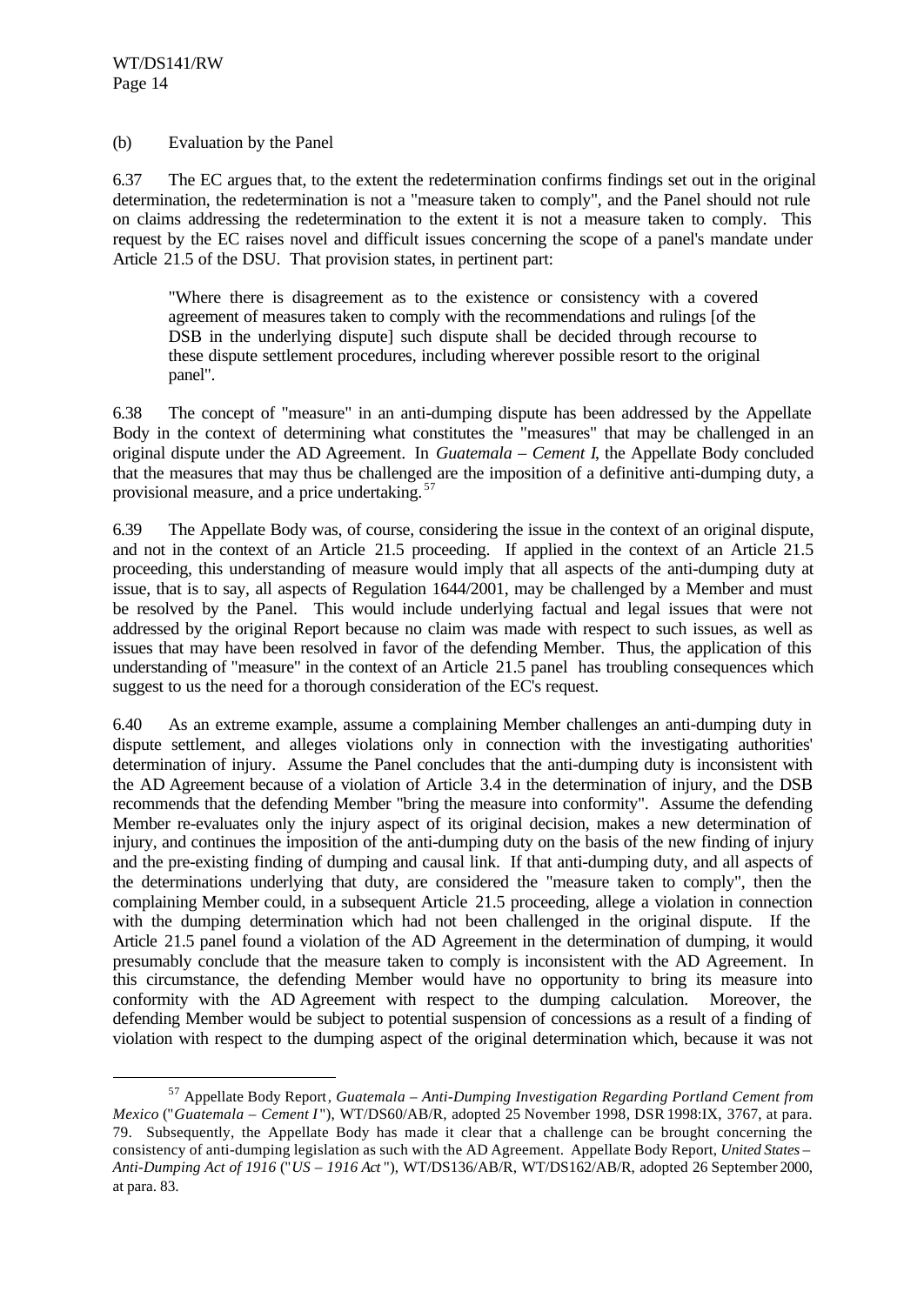(b) Evaluation by the Panel

6.37 The EC argues that, to the extent the redetermination confirms findings set out in the original determination, the redetermination is not a "measure taken to comply", and the Panel should not rule on claims addressing the redetermination to the extent it is not a measure taken to comply. This request by the EC raises novel and difficult issues concerning the scope of a panel's mandate under Article 21.5 of the DSU. That provision states, in pertinent part:

> "Where there is disagreement as to the existence or consistency with a covered agreement of measures taken to comply with the recommendations and rulings [of the DSB in the underlying dispute] such dispute shall be decided through recourse to these dispute settlement procedures, including wherever possible resort to the original panel".

6.38 The concept of "measure" in an anti-dumping dispute has been addressed by the Appellate Body in the context of determining what constitutes the "measures" that may be challenged in an original dispute under the AD Agreement. In *Guatemala – Cement I*, the Appellate Body concluded that the measures that may thus be challenged are the imposition of a definitive anti-dumping duty, a provisional measure, and a price undertaking.[57]

6.39 The Appellate Body was, of course, considering the issue in the context of an original dispute, and not in the context of an Article 21.5 proceeding. If applied in the context of an Article 21.5 proceeding, this understanding of measure would imply that all aspects of the anti-dumping duty at issue, that is to say, all aspects of Regulation 1644/2001, may be challenged by a Member and must be resolved by the Panel. This would include underlying factual and legal issues that were not addressed by the original Report because no claim was made with respect to such issues, as well as issues that may have been resolved in favor of the defending Member. Thus, the application of this understanding of "measure" in the context of an Article 21.5 panel has troubling consequences which suggest to us the need for a thorough consideration of the EC's request.

6.40 As an extreme example, assume a complaining Member challenges an anti-dumping duty in dispute settlement, and alleges violations only in connection with the investigating authorities' determination of injury. Assume the Panel concludes that the anti-dumping duty is inconsistent with the AD Agreement because of a violation of Article 3.4 in the determination of injury, and the DSB recommends that the defending Member "bring the measure into conformity". Assume the defending Member re-evaluates only the injury aspect of its original decision, makes a new determination of injury, and continues the imposition of the anti-dumping duty on the basis of the new finding of injury and the pre-existing finding of dumping and causal link. If that anti-dumping duty, and all aspects of the determinations underlying that duty, are considered the "measure taken to comply", then the complaining Member could, in a subsequent Article 21.5 proceeding, allege a violation in connection with the dumping determination which had not been challenged in the original dispute. If the Article 21.5 panel found a violation of the AD Agreement in the determination of dumping, it would presumably conclude that the measure taken to comply is inconsistent with the AD Agreement. In this circumstance, the defending Member would have no opportunity to bring its measure into conformity with the AD Agreement with respect to the dumping calculation. Moreover, the defending Member would be subject to potential suspension of concessions as a result of a finding of violation with respect to the dumping aspect of the original determination which, because it was not

---

[57] Appellate Body Report, *Guatemala – Anti-Dumping Investigation Regarding Portland Cement from Mexico* ("*Guatemala – Cement I*"), WT/DS60/AB/R, adopted 25 November 1998, DSR 1998:IX, 3767, at para. 79. Subsequently, the Appellate Body has made it clear that a challenge can be brought concerning the consistency of anti-dumping legislation as such with the AD Agreement. Appellate Body Report, *United States – Anti-Dumping Act of 1916* ("*US – 1916 Act*"), WT/DS136/AB/R, WT/DS162/AB/R, adopted 26 September 2000, at para. 83.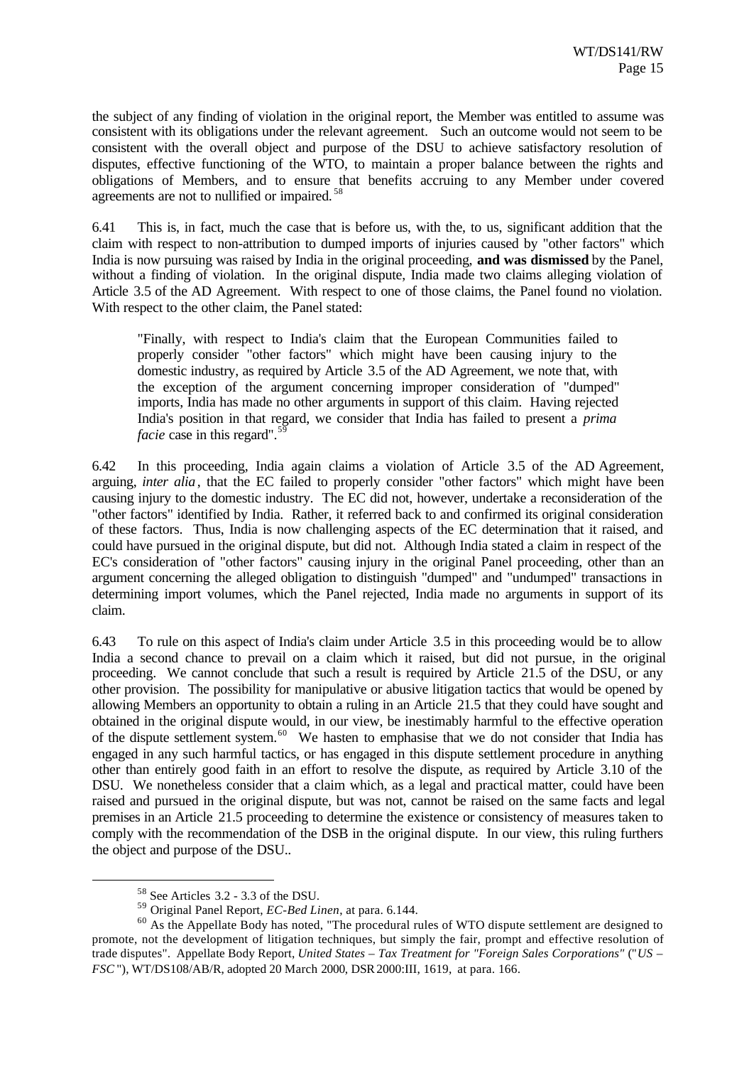the subject of any finding of violation in the original report, the Member was entitled to assume was consistent with its obligations under the relevant agreement. Such an outcome would not seem to be consistent with the overall object and purpose of the DSU to achieve satisfactory resolution of disputes, effective functioning of the WTO, to maintain a proper balance between the rights and obligations of Members, and to ensure that benefits accruing to any Member under covered agreements are not to nullified or impaired.[58]

6.41 This is, in fact, much the case that is before us, with the, to us, significant addition that the claim with respect to non-attribution to dumped imports of injuries caused by "other factors" which India is now pursuing was raised by India in the original proceeding, **and was dismissed** by the Panel, without a finding of violation. In the original dispute, India made two claims alleging violation of Article 3.5 of the AD Agreement. With respect to one of those claims, the Panel found no violation. With respect to the other claim, the Panel stated:

> "Finally, with respect to India's claim that the European Communities failed to properly consider "other factors" which might have been causing injury to the domestic industry, as required by Article 3.5 of the AD Agreement, we note that, with the exception of the argument concerning improper consideration of "dumped" imports, India has made no other arguments in support of this claim. Having rejected India's position in that regard, we consider that India has failed to present a *prima facie* case in this regard".[59]

6.42 In this proceeding, India again claims a violation of Article 3.5 of the AD Agreement, arguing, *inter alia*, that the EC failed to properly consider "other factors" which might have been causing injury to the domestic industry. The EC did not, however, undertake a reconsideration of the "other factors" identified by India. Rather, it referred back to and confirmed its original consideration of these factors. Thus, India is now challenging aspects of the EC determination that it raised, and could have pursued in the original dispute, but did not. Although India stated a claim in respect of the EC's consideration of "other factors" causing injury in the original Panel proceeding, other than an argument concerning the alleged obligation to distinguish "dumped" and "undumped" transactions in determining import volumes, which the Panel rejected, India made no arguments in support of its claim.

6.43 To rule on this aspect of India's claim under Article 3.5 in this proceeding would be to allow India a second chance to prevail on a claim which it raised, but did not pursue, in the original proceeding. We cannot conclude that such a result is required by Article 21.5 of the DSU, or any other provision. The possibility for manipulative or abusive litigation tactics that would be opened by allowing Members an opportunity to obtain a ruling in an Article 21.5 that they could have sought and obtained in the original dispute would, in our view, be inestimably harmful to the effective operation of the dispute settlement system.[60] We hasten to emphasise that we do not consider that India has engaged in any such harmful tactics, or has engaged in this dispute settlement procedure in anything other than entirely good faith in an effort to resolve the dispute, as required by Article 3.10 of the DSU. We nonetheless consider that a claim which, as a legal and practical matter, could have been raised and pursued in the original dispute, but was not, cannot be raised on the same facts and legal premises in an Article 21.5 proceeding to determine the existence or consistency of measures taken to comply with the recommendation of the DSB in the original dispute. In our view, this ruling furthers the object and purpose of the DSU..

---

[58] See Articles 3.2 - 3.3 of the DSU.

[59] Original Panel Report, *EC-Bed Linen*, at para. 6.144.

[60] As the Appellate Body has noted, "The procedural rules of WTO dispute settlement are designed to promote, not the development of litigation techniques, but simply the fair, prompt and effective resolution of trade disputes". Appellate Body Report, *United States – Tax Treatment for "Foreign Sales Corporations"* ("*US – FSC*"), WT/DS108/AB/R, adopted 20 March 2000, DSR 2000:III, 1619, at para. 166.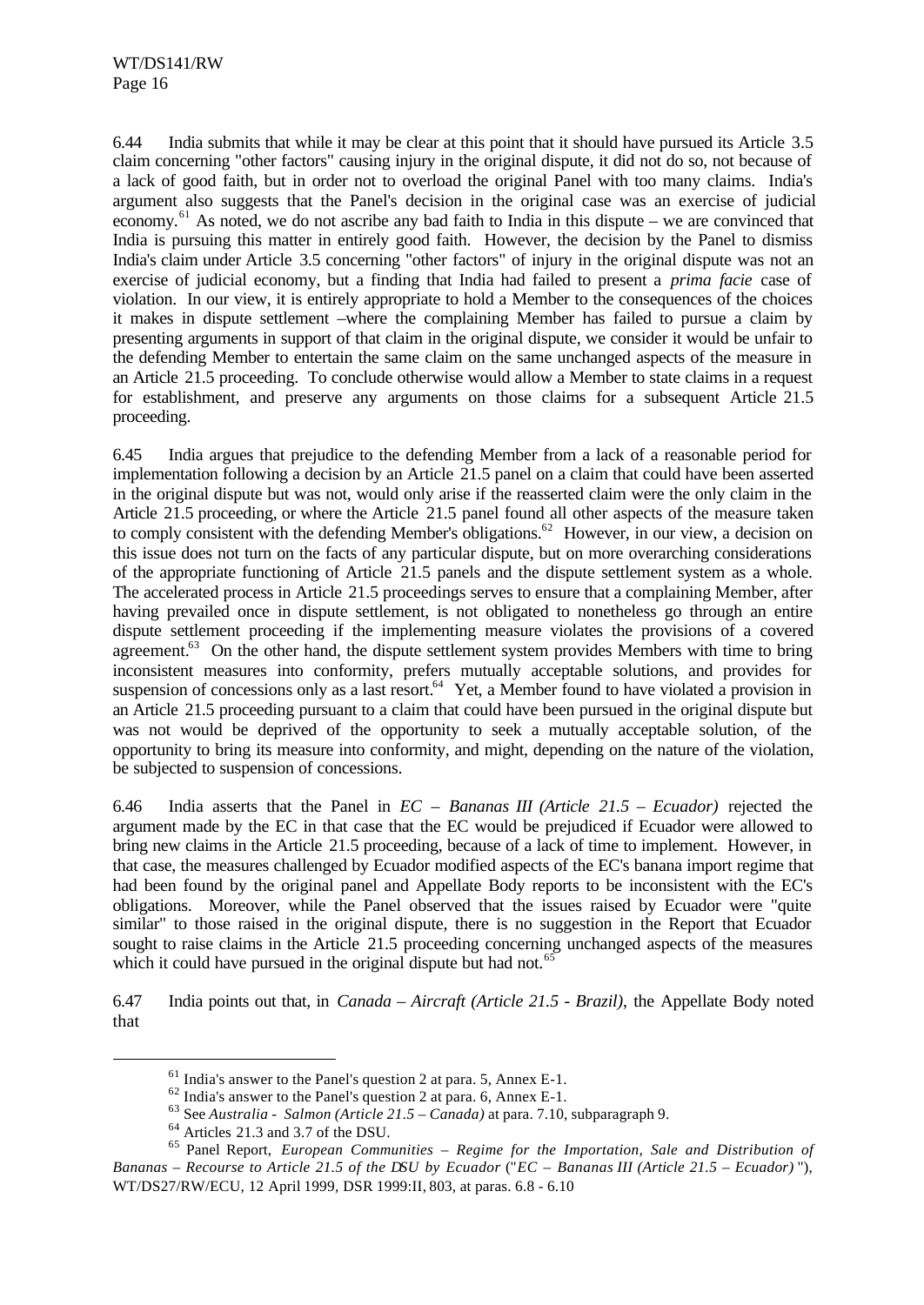6.44 India submits that while it may be clear at this point that it should have pursued its Article 3.5 claim concerning "other factors" causing injury in the original dispute, it did not do so, not because of a lack of good faith, but in order not to overload the original Panel with too many claims. India's argument also suggests that the Panel's decision in the original case was an exercise of judicial economy.[61] As noted, we do not ascribe any bad faith to India in this dispute – we are convinced that India is pursuing this matter in entirely good faith. However, the decision by the Panel to dismiss India's claim under Article 3.5 concerning "other factors" of injury in the original dispute was not an exercise of judicial economy, but a finding that India had failed to present a *prima facie* case of violation. In our view, it is entirely appropriate to hold a Member to the consequences of the choices it makes in dispute settlement –where the complaining Member has failed to pursue a claim by presenting arguments in support of that claim in the original dispute, we consider it would be unfair to the defending Member to entertain the same claim on the same unchanged aspects of the measure in an Article 21.5 proceeding. To conclude otherwise would allow a Member to state claims in a request for establishment, and preserve any arguments on those claims for a subsequent Article 21.5 proceeding.

6.45 India argues that prejudice to the defending Member from a lack of a reasonable period for implementation following a decision by an Article 21.5 panel on a claim that could have been asserted in the original dispute but was not, would only arise if the reasserted claim were the only claim in the Article 21.5 proceeding, or where the Article 21.5 panel found all other aspects of the measure taken to comply consistent with the defending Member's obligations.[62] However, in our view, a decision on this issue does not turn on the facts of any particular dispute, but on more overarching considerations of the appropriate functioning of Article 21.5 panels and the dispute settlement system as a whole. The accelerated process in Article 21.5 proceedings serves to ensure that a complaining Member, after having prevailed once in dispute settlement, is not obligated to nonetheless go through an entire dispute settlement proceeding if the implementing measure violates the provisions of a covered agreement.[63] On the other hand, the dispute settlement system provides Members with time to bring inconsistent measures into conformity, prefers mutually acceptable solutions, and provides for suspension of concessions only as a last resort.[64] Yet, a Member found to have violated a provision in an Article 21.5 proceeding pursuant to a claim that could have been pursued in the original dispute but was not would be deprived of the opportunity to seek a mutually acceptable solution, of the opportunity to bring its measure into conformity, and might, depending on the nature of the violation, be subjected to suspension of concessions.

6.46 India asserts that the Panel in *EC – Bananas III (Article 21.5 – Ecuador)* rejected the argument made by the EC in that case that the EC would be prejudiced if Ecuador were allowed to bring new claims in the Article 21.5 proceeding, because of a lack of time to implement. However, in that case, the measures challenged by Ecuador modified aspects of the EC's banana import regime that had been found by the original panel and Appellate Body reports to be inconsistent with the EC's obligations. Moreover, while the Panel observed that the issues raised by Ecuador were "quite similar" to those raised in the original dispute, there is no suggestion in the Report that Ecuador sought to raise claims in the Article 21.5 proceeding concerning unchanged aspects of the measures which it could have pursued in the original dispute but had not.[65]

6.47 India points out that, in *Canada – Aircraft (Article 21.5 - Brazil)*, the Appellate Body noted that

---

[61] India's answer to the Panel's question 2 at para. 5, Annex E-1.

[62] India's answer to the Panel's question 2 at para. 6, Annex E-1.

[63] See *Australia - Salmon (Article 21.5 – Canada)* at para. 7.10, subparagraph 9.

[64] Articles 21.3 and 3.7 of the DSU.

[65] Panel Report, *European Communities – Regime for the Importation, Sale and Distribution of Bananas – Recourse to Article 21.5 of the DSU by Ecuador* ("*EC – Bananas III (Article 21.5 – Ecuador)*"), WT/DS27/RW/ECU, 12 April 1999, DSR 1999:II, 803, at paras. 6.8 - 6.10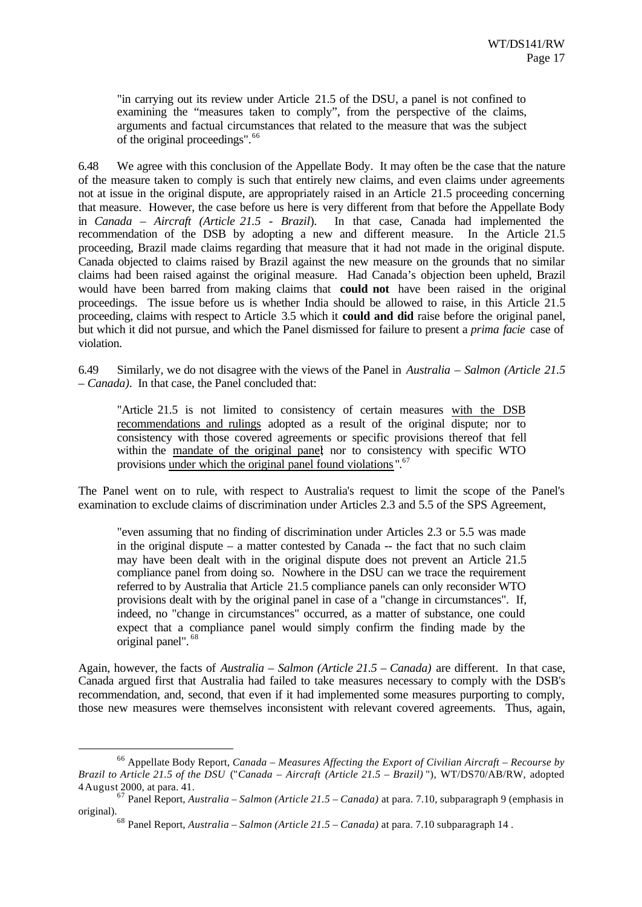"in carrying out its review under Article 21.5 of the DSU, a panel is not confined to examining the "measures taken to comply", from the perspective of the claims, arguments and factual circumstances that related to the measure that was the subject of the original proceedings".[66]

6.48 We agree with this conclusion of the Appellate Body. It may often be the case that the nature of the measure taken to comply is such that entirely new claims, and even claims under agreements not at issue in the original dispute, are appropriately raised in an Article 21.5 proceeding concerning that measure. However, the case before us here is very different from that before the Appellate Body in *Canada – Aircraft (Article 21.5 - Brazil*). In that case, Canada had implemented the recommendation of the DSB by adopting a new and different measure. In the Article 21.5 proceeding, Brazil made claims regarding that measure that it had not made in the original dispute. Canada objected to claims raised by Brazil against the new measure on the grounds that no similar claims had been raised against the original measure. Had Canada's objection been upheld, Brazil would have been barred from making claims that **could not** have been raised in the original proceedings. The issue before us is whether India should be allowed to raise, in this Article 21.5 proceeding, claims with respect to Article 3.5 which it **could and did** raise before the original panel, but which it did not pursue, and which the Panel dismissed for failure to present a *prima facie* case of violation.

6.49 Similarly, we do not disagree with the views of the Panel in *Australia – Salmon (Article 21.5 – Canada)*. In that case, the Panel concluded that:

"Article 21.5 is not limited to consistency of certain measures <u>with the DSB recommendations and rulings</u> adopted as a result of the original dispute; nor to consistency with those covered agreements or specific provisions thereof that fell within the <u>mandate of the original panel</u>; nor to consistency with specific WTO provisions <u>under which the original panel found violations</u>".[67]

The Panel went on to rule, with respect to Australia's request to limit the scope of the Panel's examination to exclude claims of discrimination under Articles 2.3 and 5.5 of the SPS Agreement,

"even assuming that no finding of discrimination under Articles 2.3 or 5.5 was made in the original dispute – a matter contested by Canada -- the fact that no such claim may have been dealt with in the original dispute does not prevent an Article 21.5 compliance panel from doing so. Nowhere in the DSU can we trace the requirement referred to by Australia that Article 21.5 compliance panels can only reconsider WTO provisions dealt with by the original panel in case of a "change in circumstances". If, indeed, no "change in circumstances" occurred, as a matter of substance, one could expect that a compliance panel would simply confirm the finding made by the original panel".[68]

Again, however, the facts of *Australia – Salmon (Article 21.5 – Canada)* are different. In that case, Canada argued first that Australia had failed to take measures necessary to comply with the DSB's recommendation, and, second, that even if it had implemented some measures purporting to comply, those new measures were themselves inconsistent with relevant covered agreements. Thus, again,

---

[66] Appellate Body Report, *Canada – Measures Affecting the Export of Civilian Aircraft – Recourse by Brazil to Article 21.5 of the DSU* ("*Canada – Aircraft (Article 21.5 – Brazil)* "), WT/DS70/AB/RW, adopted 4 August 2000, at para. 41.

[67] Panel Report, *Australia – Salmon (Article 21.5 – Canada)* at para. 7.10, subparagraph 9 (emphasis in original).

[68] Panel Report, *Australia – Salmon (Article 21.5 – Canada)* at para. 7.10 subparagraph 14 .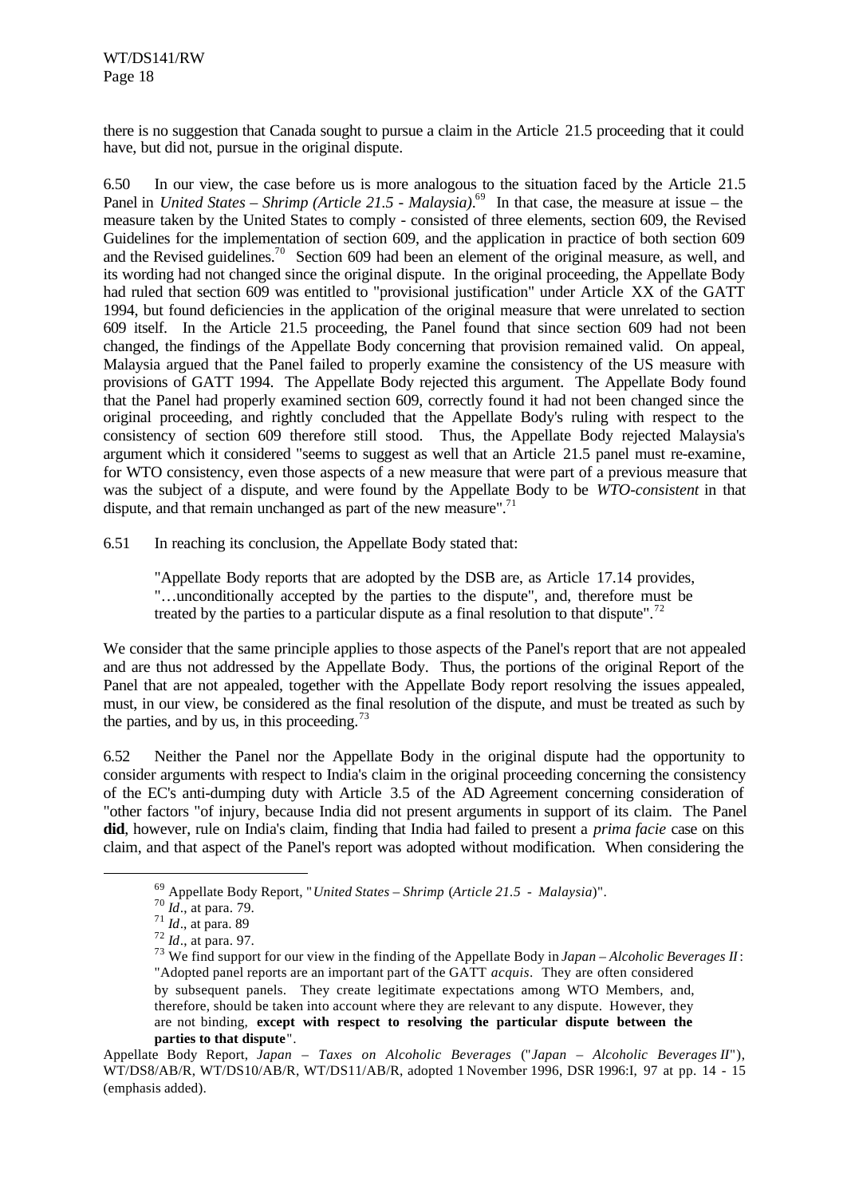there is no suggestion that Canada sought to pursue a claim in the Article 21.5 proceeding that it could have, but did not, pursue in the original dispute.

6.50 In our view, the case before us is more analogous to the situation faced by the Article 21.5 Panel in *United States – Shrimp (Article 21.5 - Malaysia)*.[69] In that case, the measure at issue – the measure taken by the United States to comply - consisted of three elements, section 609, the Revised Guidelines for the implementation of section 609, and the application in practice of both section 609 and the Revised guidelines.[70] Section 609 had been an element of the original measure, as well, and its wording had not changed since the original dispute. In the original proceeding, the Appellate Body had ruled that section 609 was entitled to "provisional justification" under Article XX of the GATT 1994, but found deficiencies in the application of the original measure that were unrelated to section 609 itself. In the Article 21.5 proceeding, the Panel found that since section 609 had not been changed, the findings of the Appellate Body concerning that provision remained valid. On appeal, Malaysia argued that the Panel failed to properly examine the consistency of the US measure with provisions of GATT 1994. The Appellate Body rejected this argument. The Appellate Body found that the Panel had properly examined section 609, correctly found it had not been changed since the original proceeding, and rightly concluded that the Appellate Body's ruling with respect to the consistency of section 609 therefore still stood. Thus, the Appellate Body rejected Malaysia's argument which it considered "seems to suggest as well that an Article 21.5 panel must re-examine, for WTO consistency, even those aspects of a new measure that were part of a previous measure that was the subject of a dispute, and were found by the Appellate Body to be *WTO-consistent* in that dispute, and that remain unchanged as part of the new measure".[71]

6.51 In reaching its conclusion, the Appellate Body stated that:

> "Appellate Body reports that are adopted by the DSB are, as Article 17.14 provides, "…unconditionally accepted by the parties to the dispute", and, therefore must be treated by the parties to a particular dispute as a final resolution to that dispute".[72]

We consider that the same principle applies to those aspects of the Panel's report that are not appealed and are thus not addressed by the Appellate Body. Thus, the portions of the original Report of the Panel that are not appealed, together with the Appellate Body report resolving the issues appealed, must, in our view, be considered as the final resolution of the dispute, and must be treated as such by the parties, and by us, in this proceeding.[73]

6.52 Neither the Panel nor the Appellate Body in the original dispute had the opportunity to consider arguments with respect to India's claim in the original proceeding concerning the consistency of the EC's anti-dumping duty with Article 3.5 of the AD Agreement concerning consideration of "other factors "of injury, because India did not present arguments in support of its claim. The Panel **did**, however, rule on India's claim, finding that India had failed to present a *prima facie* case on this claim, and that aspect of the Panel's report was adopted without modification. When considering the

---

[69] Appellate Body Report, "*United States – Shrimp* (*Article 21.5 - Malaysia*)".

[70] *Id*., at para. 79.

[71] *Id*., at para. 89

[72] *Id*., at para. 97.

[73] We find support for our view in the finding of the Appellate Body in *Japan – Alcoholic Beverages II*:
"Adopted panel reports are an important part of the GATT *acquis*. They are often considered by subsequent panels. They create legitimate expectations among WTO Members, and, therefore, should be taken into account where they are relevant to any dispute. However, they are not binding, **except with respect to resolving the particular dispute between the parties to that dispute**".

Appellate Body Report, *Japan – Taxes on Alcoholic Beverages* ("*Japan – Alcoholic Beverages II*"), WT/DS8/AB/R, WT/DS10/AB/R, WT/DS11/AB/R, adopted 1 November 1996, DSR 1996:I, 97 at pp. 14 - 15 (emphasis added).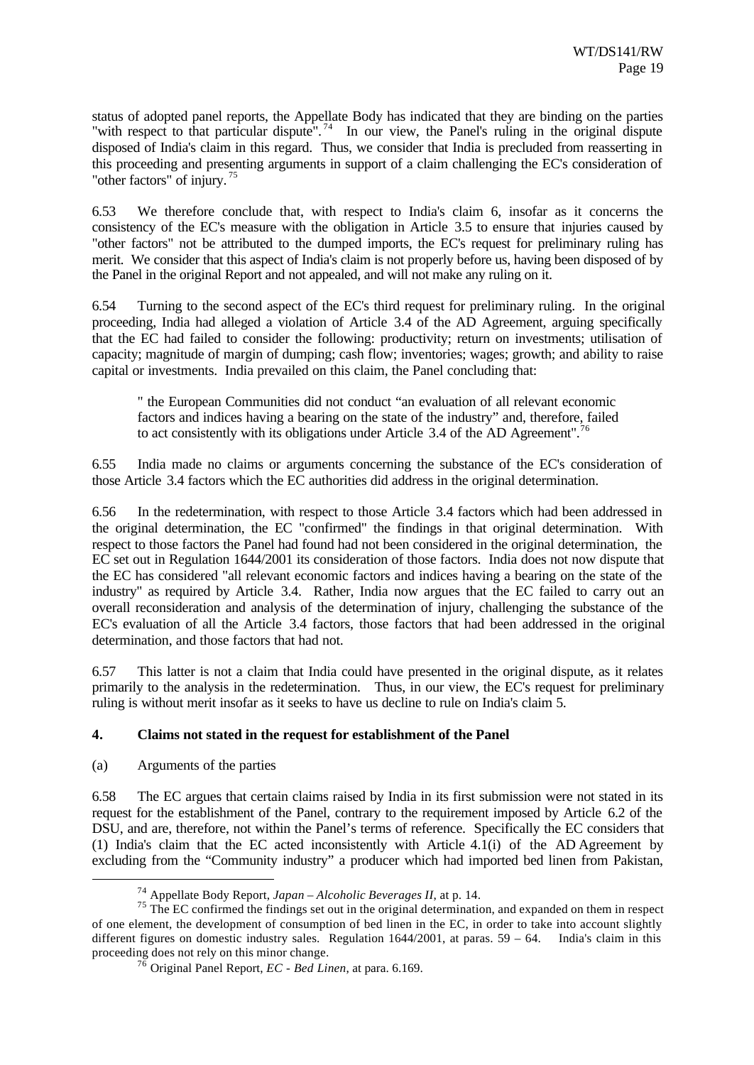status of adopted panel reports, the Appellate Body has indicated that they are binding on the parties "with respect to that particular dispute".[74] In our view, the Panel's ruling in the original dispute disposed of India's claim in this regard. Thus, we consider that India is precluded from reasserting in this proceeding and presenting arguments in support of a claim challenging the EC's consideration of "other factors" of injury.[75]

6.53 We therefore conclude that, with respect to India's claim 6, insofar as it concerns the consistency of the EC's measure with the obligation in Article 3.5 to ensure that injuries caused by "other factors" not be attributed to the dumped imports, the EC's request for preliminary ruling has merit. We consider that this aspect of India's claim is not properly before us, having been disposed of by the Panel in the original Report and not appealed, and will not make any ruling on it.

6.54 Turning to the second aspect of the EC's third request for preliminary ruling. In the original proceeding, India had alleged a violation of Article 3.4 of the AD Agreement, arguing specifically that the EC had failed to consider the following: productivity; return on investments; utilisation of capacity; magnitude of margin of dumping; cash flow; inventories; wages; growth; and ability to raise capital or investments. India prevailed on this claim, the Panel concluding that:

> " the European Communities did not conduct "an evaluation of all relevant economic factors and indices having a bearing on the state of the industry" and, therefore, failed to act consistently with its obligations under Article 3.4 of the AD Agreement".[76]

6.55 India made no claims or arguments concerning the substance of the EC's consideration of those Article 3.4 factors which the EC authorities did address in the original determination.

6.56 In the redetermination, with respect to those Article 3.4 factors which had been addressed in the original determination, the EC "confirmed" the findings in that original determination. With respect to those factors the Panel had found had not been considered in the original determination, the EC set out in Regulation 1644/2001 its consideration of those factors. India does not now dispute that the EC has considered "all relevant economic factors and indices having a bearing on the state of the industry" as required by Article 3.4. Rather, India now argues that the EC failed to carry out an overall reconsideration and analysis of the determination of injury, challenging the substance of the EC's evaluation of all the Article 3.4 factors, those factors that had been addressed in the original determination, and those factors that had not.

6.57 This latter is not a claim that India could have presented in the original dispute, as it relates primarily to the analysis in the redetermination. Thus, in our view, the EC's request for preliminary ruling is without merit insofar as it seeks to have us decline to rule on India's claim 5.

### 4. Claims not stated in the request for establishment of the Panel

(a) Arguments of the parties

6.58 The EC argues that certain claims raised by India in its first submission were not stated in its request for the establishment of the Panel, contrary to the requirement imposed by Article 6.2 of the DSU, and are, therefore, not within the Panel's terms of reference. Specifically the EC considers that (1) India's claim that the EC acted inconsistently with Article 4.1(i) of the AD Agreement by excluding from the "Community industry" a producer which had imported bed linen from Pakistan,

---

[74] Appellate Body Report, *Japan – Alcoholic Beverages II*, at p. 14.

[75] The EC confirmed the findings set out in the original determination, and expanded on them in respect of one element, the development of consumption of bed linen in the EC, in order to take into account slightly different figures on domestic industry sales. Regulation 1644/2001, at paras. 59 – 64. India's claim in this proceeding does not rely on this minor change.

[76] Original Panel Report, *EC - Bed Linen*, at para. 6.169.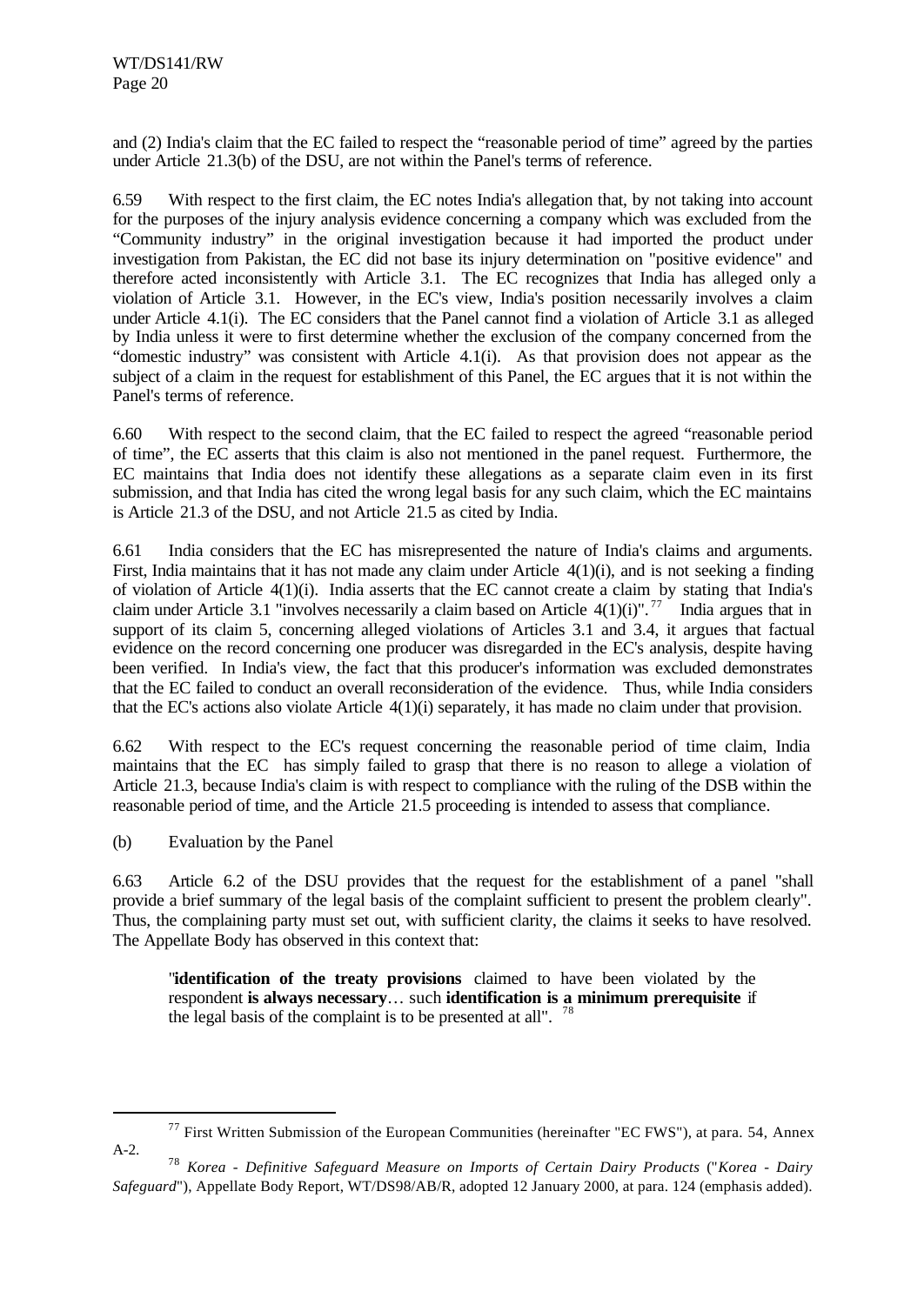and (2) India's claim that the EC failed to respect the "reasonable period of time" agreed by the parties under Article 21.3(b) of the DSU, are not within the Panel's terms of reference.

6.59 With respect to the first claim, the EC notes India's allegation that, by not taking into account for the purposes of the injury analysis evidence concerning a company which was excluded from the "Community industry" in the original investigation because it had imported the product under investigation from Pakistan, the EC did not base its injury determination on "positive evidence" and therefore acted inconsistently with Article 3.1. The EC recognizes that India has alleged only a violation of Article 3.1. However, in the EC's view, India's position necessarily involves a claim under Article 4.1(i). The EC considers that the Panel cannot find a violation of Article 3.1 as alleged by India unless it were to first determine whether the exclusion of the company concerned from the "domestic industry" was consistent with Article 4.1(i). As that provision does not appear as the subject of a claim in the request for establishment of this Panel, the EC argues that it is not within the Panel's terms of reference.

6.60 With respect to the second claim, that the EC failed to respect the agreed "reasonable period of time", the EC asserts that this claim is also not mentioned in the panel request. Furthermore, the EC maintains that India does not identify these allegations as a separate claim even in its first submission, and that India has cited the wrong legal basis for any such claim, which the EC maintains is Article 21.3 of the DSU, and not Article 21.5 as cited by India.

6.61 India considers that the EC has misrepresented the nature of India's claims and arguments. First, India maintains that it has not made any claim under Article 4(1)(i), and is not seeking a finding of violation of Article 4(1)(i). India asserts that the EC cannot create a claim by stating that India's claim under Article 3.1 "involves necessarily a claim based on Article 4(1)(i)".[77] India argues that in support of its claim 5, concerning alleged violations of Articles 3.1 and 3.4, it argues that factual evidence on the record concerning one producer was disregarded in the EC's analysis, despite having been verified. In India's view, the fact that this producer's information was excluded demonstrates that the EC failed to conduct an overall reconsideration of the evidence. Thus, while India considers that the EC's actions also violate Article 4(1)(i) separately, it has made no claim under that provision.

6.62 With respect to the EC's request concerning the reasonable period of time claim, India maintains that the EC has simply failed to grasp that there is no reason to allege a violation of Article 21.3, because India's claim is with respect to compliance with the ruling of the DSB within the reasonable period of time, and the Article 21.5 proceeding is intended to assess that compliance.

(b) Evaluation by the Panel

6.63 Article 6.2 of the DSU provides that the request for the establishment of a panel "shall provide a brief summary of the legal basis of the complaint sufficient to present the problem clearly". Thus, the complaining party must set out, with sufficient clarity, the claims it seeks to have resolved. The Appellate Body has observed in this context that:

> "**identification of the treaty provisions** claimed to have been violated by the respondent **is always necessary**… such **identification is a minimum prerequisite** if the legal basis of the complaint is to be presented at all".[78]

---

[77] First Written Submission of the European Communities (hereinafter "EC FWS"), at para. 54, Annex A-2.

[78] *Korea - Definitive Safeguard Measure on Imports of Certain Dairy Products* ("*Korea - Dairy Safeguard*"), Appellate Body Report, WT/DS98/AB/R, adopted 12 January 2000, at para. 124 (emphasis added).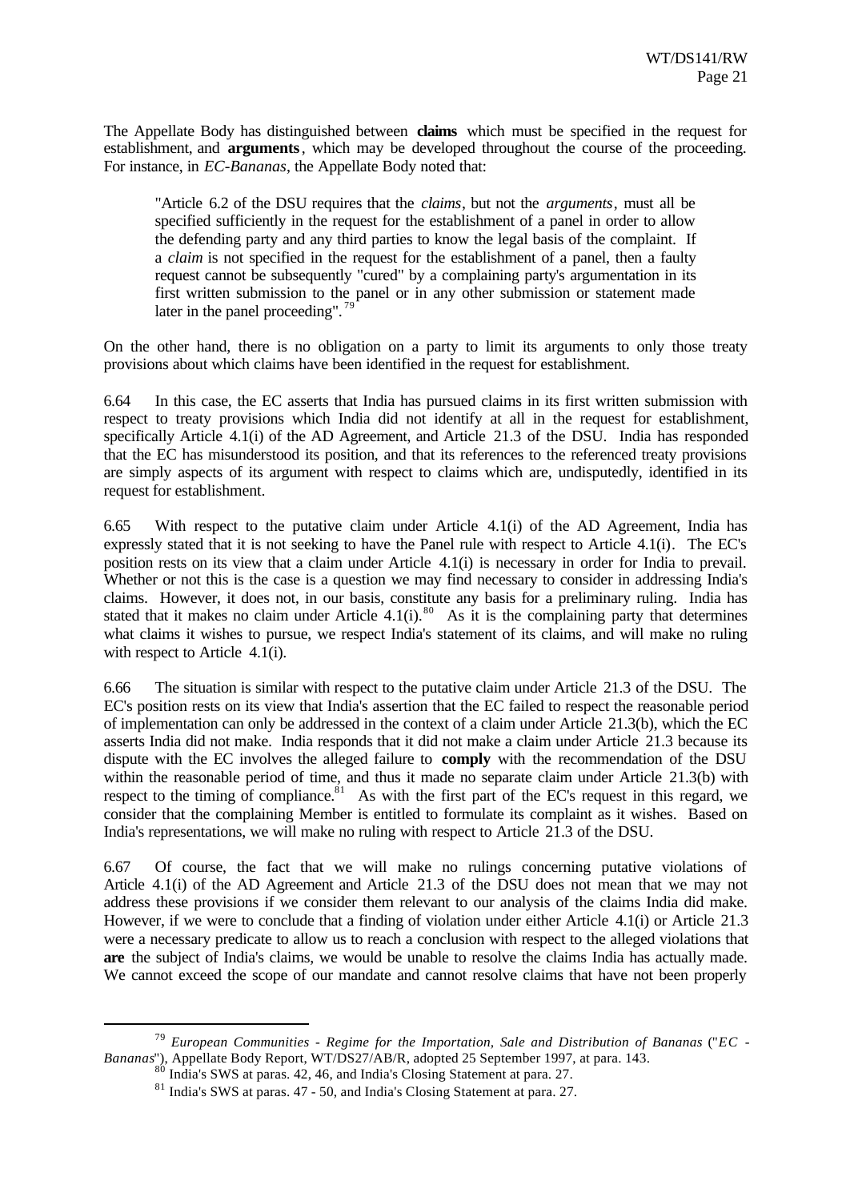The Appellate Body has distinguished between **claims** which must be specified in the request for establishment, and **arguments**, which may be developed throughout the course of the proceeding. For instance, in *EC-Bananas*, the Appellate Body noted that:

> "Article 6.2 of the DSU requires that the *claims*, but not the *arguments*, must all be specified sufficiently in the request for the establishment of a panel in order to allow the defending party and any third parties to know the legal basis of the complaint. If a *claim* is not specified in the request for the establishment of a panel, then a faulty request cannot be subsequently "cured" by a complaining party's argumentation in its first written submission to the panel or in any other submission or statement made later in the panel proceeding".[79]

On the other hand, there is no obligation on a party to limit its arguments to only those treaty provisions about which claims have been identified in the request for establishment.

6.64 In this case, the EC asserts that India has pursued claims in its first written submission with respect to treaty provisions which India did not identify at all in the request for establishment, specifically Article 4.1(i) of the AD Agreement, and Article 21.3 of the DSU. India has responded that the EC has misunderstood its position, and that its references to the referenced treaty provisions are simply aspects of its argument with respect to claims which are, undisputedly, identified in its request for establishment.

6.65 With respect to the putative claim under Article 4.1(i) of the AD Agreement, India has expressly stated that it is not seeking to have the Panel rule with respect to Article 4.1(i). The EC's position rests on its view that a claim under Article 4.1(i) is necessary in order for India to prevail. Whether or not this is the case is a question we may find necessary to consider in addressing India's claims. However, it does not, in our basis, constitute any basis for a preliminary ruling. India has stated that it makes no claim under Article 4.1(i).[80] As it is the complaining party that determines what claims it wishes to pursue, we respect India's statement of its claims, and will make no ruling with respect to Article 4.1(i).

6.66 The situation is similar with respect to the putative claim under Article 21.3 of the DSU. The EC's position rests on its view that India's assertion that the EC failed to respect the reasonable period of implementation can only be addressed in the context of a claim under Article 21.3(b), which the EC asserts India did not make. India responds that it did not make a claim under Article 21.3 because its dispute with the EC involves the alleged failure to **comply** with the recommendation of the DSU within the reasonable period of time, and thus it made no separate claim under Article 21.3(b) with respect to the timing of compliance.[81] As with the first part of the EC's request in this regard, we consider that the complaining Member is entitled to formulate its complaint as it wishes. Based on India's representations, we will make no ruling with respect to Article 21.3 of the DSU.

6.67 Of course, the fact that we will make no rulings concerning putative violations of Article 4.1(i) of the AD Agreement and Article 21.3 of the DSU does not mean that we may not address these provisions if we consider them relevant to our analysis of the claims India did make. However, if we were to conclude that a finding of violation under either Article 4.1(i) or Article 21.3 were a necessary predicate to allow us to reach a conclusion with respect to the alleged violations that **are** the subject of India's claims, we would be unable to resolve the claims India has actually made. We cannot exceed the scope of our mandate and cannot resolve claims that have not been properly

---

[79] *European Communities - Regime for the Importation, Sale and Distribution of Bananas* ("*EC - Bananas*"), Appellate Body Report, WT/DS27/AB/R, adopted 25 September 1997, at para. 143.

[80] India's SWS at paras. 42, 46, and India's Closing Statement at para. 27.

[81] India's SWS at paras. 47 - 50, and India's Closing Statement at para. 27.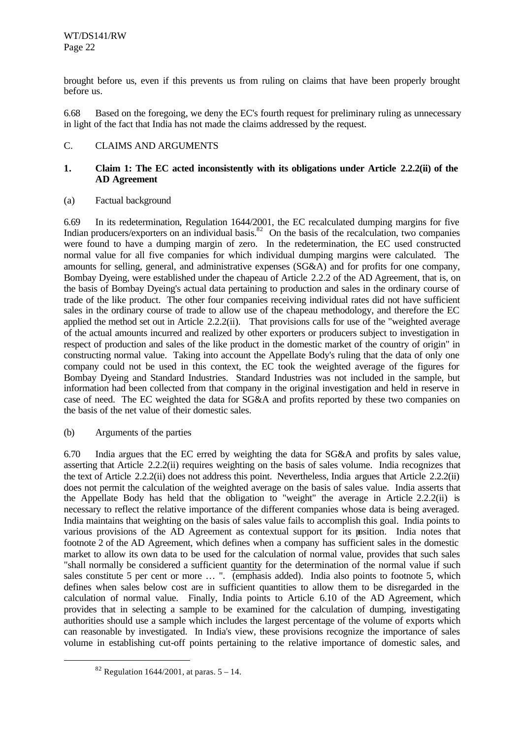brought before us, even if this prevents us from ruling on claims that have been properly brought before us.

6.68 Based on the foregoing, we deny the EC's fourth request for preliminary ruling as unnecessary in light of the fact that India has not made the claims addressed by the request.

C. CLAIMS AND ARGUMENTS

**1. Claim 1: The EC acted inconsistently with its obligations under Article 2.2.2(ii) of the AD Agreement**

(a) Factual background

6.69 In its redetermination, Regulation 1644/2001, the EC recalculated dumping margins for five Indian producers/exporters on an individual basis.[82] On the basis of the recalculation, two companies were found to have a dumping margin of zero. In the redetermination, the EC used constructed normal value for all five companies for which individual dumping margins were calculated. The amounts for selling, general, and administrative expenses (SG&A) and for profits for one company, Bombay Dyeing, were established under the chapeau of Article 2.2.2 of the AD Agreement, that is, on the basis of Bombay Dyeing's actual data pertaining to production and sales in the ordinary course of trade of the like product. The other four companies receiving individual rates did not have sufficient sales in the ordinary course of trade to allow use of the chapeau methodology, and therefore the EC applied the method set out in Article 2.2.2(ii). That provisions calls for use of the "weighted average of the actual amounts incurred and realized by other exporters or producers subject to investigation in respect of production and sales of the like product in the domestic market of the country of origin" in constructing normal value. Taking into account the Appellate Body's ruling that the data of only one company could not be used in this context, the EC took the weighted average of the figures for Bombay Dyeing and Standard Industries. Standard Industries was not included in the sample, but information had been collected from that company in the original investigation and held in reserve in case of need. The EC weighted the data for SG&A and profits reported by these two companies on the basis of the net value of their domestic sales.

(b) Arguments of the parties

6.70 India argues that the EC erred by weighting the data for SG&A and profits by sales value, asserting that Article 2.2.2(ii) requires weighting on the basis of sales volume. India recognizes that the text of Article 2.2.2(ii) does not address this point. Nevertheless, India argues that Article 2.2.2(ii) does not permit the calculation of the weighted average on the basis of sales value. India asserts that the Appellate Body has held that the obligation to "weight" the average in Article 2.2.2(ii) is necessary to reflect the relative importance of the different companies whose data is being averaged. India maintains that weighting on the basis of sales value fails to accomplish this goal. India points to various provisions of the AD Agreement as contextual support for its position. India notes that footnote 2 of the AD Agreement, which defines when a company has sufficient sales in the domestic market to allow its own data to be used for the calculation of normal value, provides that such sales "shall normally be considered a sufficient <u>quantity</u> for the determination of the normal value if such sales constitute 5 per cent or more … ". (emphasis added). India also points to footnote 5, which defines when sales below cost are in sufficient quantities to allow them to be disregarded in the calculation of normal value. Finally, India points to Article 6.10 of the AD Agreement, which provides that in selecting a sample to be examined for the calculation of dumping, investigating authorities should use a sample which includes the largest percentage of the volume of exports which can reasonable by investigated. In India's view, these provisions recognize the importance of sales volume in establishing cut-off points pertaining to the relative importance of domestic sales, and

---

[82] Regulation 1644/2001, at paras. 5 – 14.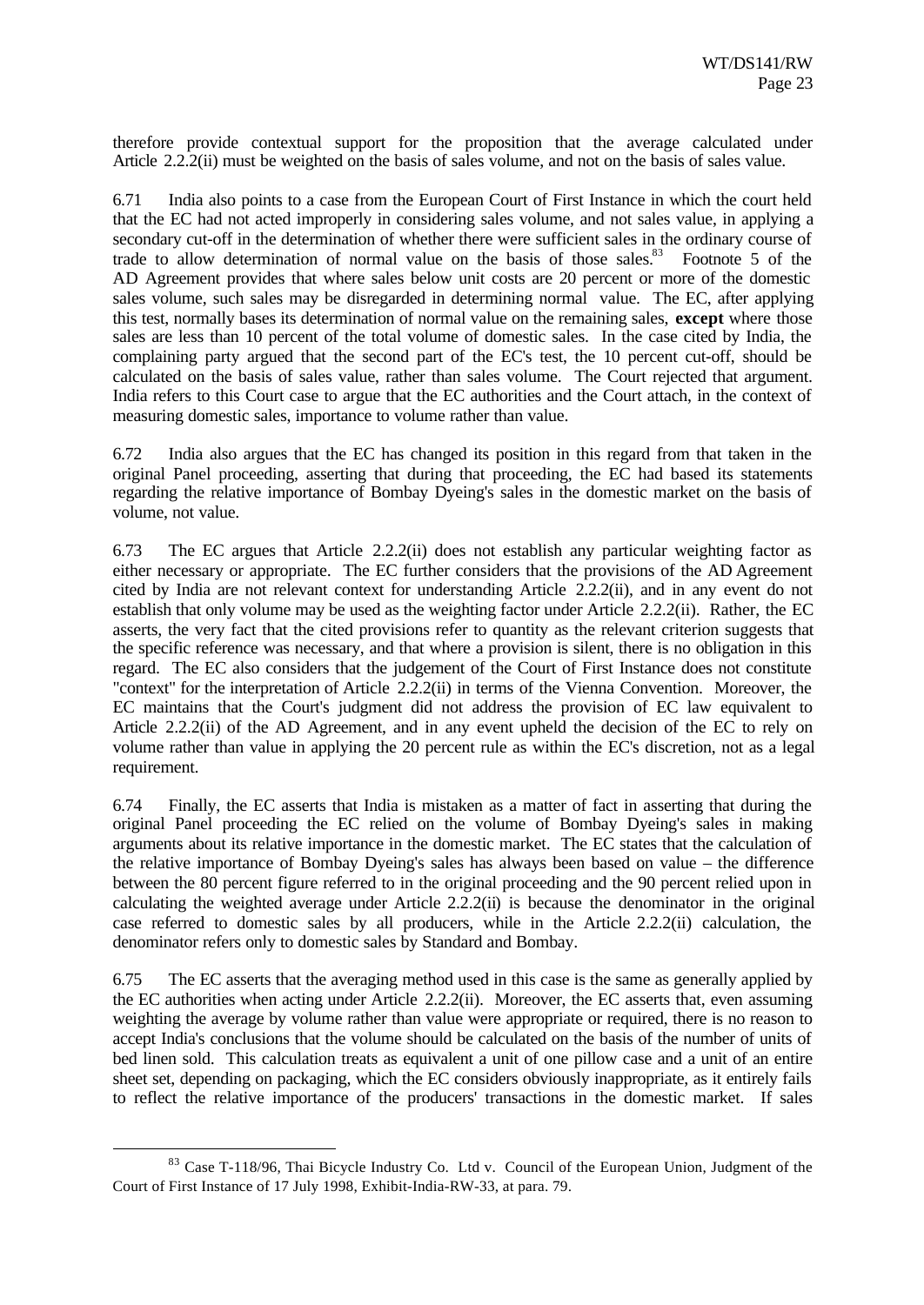therefore provide contextual support for the proposition that the average calculated under Article 2.2.2(ii) must be weighted on the basis of sales volume, and not on the basis of sales value.

6.71 India also points to a case from the European Court of First Instance in which the court held that the EC had not acted improperly in considering sales volume, and not sales value, in applying a secondary cut-off in the determination of whether there were sufficient sales in the ordinary course of trade to allow determination of normal value on the basis of those sales.[83] Footnote 5 of the AD Agreement provides that where sales below unit costs are 20 percent or more of the domestic sales volume, such sales may be disregarded in determining normal value. The EC, after applying this test, normally bases its determination of normal value on the remaining sales, **except** where those sales are less than 10 percent of the total volume of domestic sales. In the case cited by India, the complaining party argued that the second part of the EC's test, the 10 percent cut-off, should be calculated on the basis of sales value, rather than sales volume. The Court rejected that argument. India refers to this Court case to argue that the EC authorities and the Court attach, in the context of measuring domestic sales, importance to volume rather than value.

6.72 India also argues that the EC has changed its position in this regard from that taken in the original Panel proceeding, asserting that during that proceeding, the EC had based its statements regarding the relative importance of Bombay Dyeing's sales in the domestic market on the basis of volume, not value.

6.73 The EC argues that Article 2.2.2(ii) does not establish any particular weighting factor as either necessary or appropriate. The EC further considers that the provisions of the AD Agreement cited by India are not relevant context for understanding Article 2.2.2(ii), and in any event do not establish that only volume may be used as the weighting factor under Article 2.2.2(ii). Rather, the EC asserts, the very fact that the cited provisions refer to quantity as the relevant criterion suggests that the specific reference was necessary, and that where a provision is silent, there is no obligation in this regard. The EC also considers that the judgement of the Court of First Instance does not constitute "context" for the interpretation of Article 2.2.2(ii) in terms of the Vienna Convention. Moreover, the EC maintains that the Court's judgment did not address the provision of EC law equivalent to Article 2.2.2(ii) of the AD Agreement, and in any event upheld the decision of the EC to rely on volume rather than value in applying the 20 percent rule as within the EC's discretion, not as a legal requirement.

6.74 Finally, the EC asserts that India is mistaken as a matter of fact in asserting that during the original Panel proceeding the EC relied on the volume of Bombay Dyeing's sales in making arguments about its relative importance in the domestic market. The EC states that the calculation of the relative importance of Bombay Dyeing's sales has always been based on value – the difference between the 80 percent figure referred to in the original proceeding and the 90 percent relied upon in calculating the weighted average under Article 2.2.2(ii) is because the denominator in the original case referred to domestic sales by all producers, while in the Article 2.2.2(ii) calculation, the denominator refers only to domestic sales by Standard and Bombay.

6.75 The EC asserts that the averaging method used in this case is the same as generally applied by the EC authorities when acting under Article 2.2.2(ii). Moreover, the EC asserts that, even assuming weighting the average by volume rather than value were appropriate or required, there is no reason to accept India's conclusions that the volume should be calculated on the basis of the number of units of bed linen sold. This calculation treats as equivalent a unit of one pillow case and a unit of an entire sheet set, depending on packaging, which the EC considers obviously inappropriate, as it entirely fails to reflect the relative importance of the producers' transactions in the domestic market. If sales

[83] Case T-118/96, Thai Bicycle Industry Co. Ltd v. Council of the European Union, Judgment of the Court of First Instance of 17 July 1998, Exhibit-India-RW-33, at para. 79.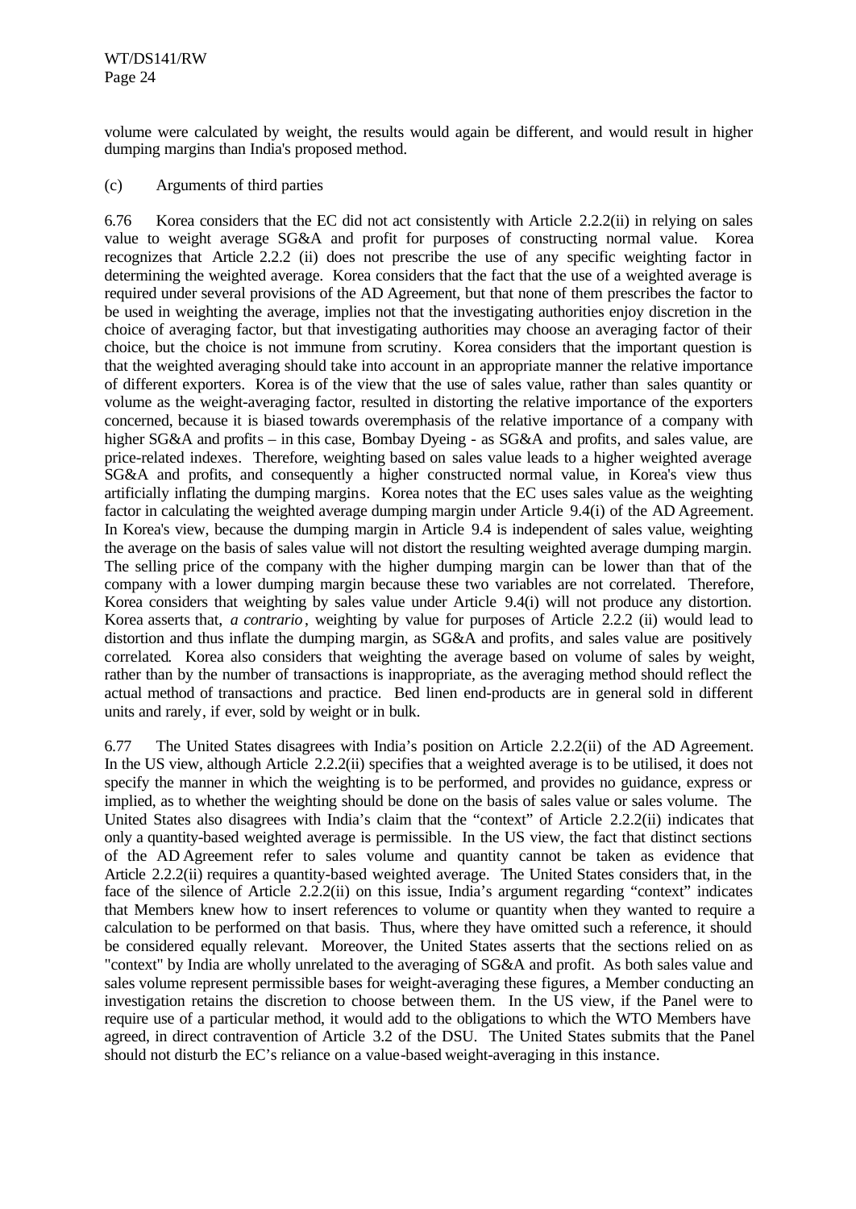volume were calculated by weight, the results would again be different, and would result in higher dumping margins than India's proposed method.

(c) Arguments of third parties

6.76 Korea considers that the EC did not act consistently with Article 2.2.2(ii) in relying on sales value to weight average SG&A and profit for purposes of constructing normal value. Korea recognizes that Article 2.2.2 (ii) does not prescribe the use of any specific weighting factor in determining the weighted average. Korea considers that the fact that the use of a weighted average is required under several provisions of the AD Agreement, but that none of them prescribes the factor to be used in weighting the average, implies not that the investigating authorities enjoy discretion in the choice of averaging factor, but that investigating authorities may choose an averaging factor of their choice, but the choice is not immune from scrutiny. Korea considers that the important question is that the weighted averaging should take into account in an appropriate manner the relative importance of different exporters. Korea is of the view that the use of sales value, rather than sales quantity or volume as the weight-averaging factor, resulted in distorting the relative importance of the exporters concerned, because it is biased towards overemphasis of the relative importance of a company with higher SG&A and profits – in this case, Bombay Dyeing - as SG&A and profits, and sales value, are price-related indexes. Therefore, weighting based on sales value leads to a higher weighted average SG&A and profits, and consequently a higher constructed normal value, in Korea's view thus artificially inflating the dumping margins. Korea notes that the EC uses sales value as the weighting factor in calculating the weighted average dumping margin under Article 9.4(i) of the AD Agreement. In Korea's view, because the dumping margin in Article 9.4 is independent of sales value, weighting the average on the basis of sales value will not distort the resulting weighted average dumping margin. The selling price of the company with the higher dumping margin can be lower than that of the company with a lower dumping margin because these two variables are not correlated. Therefore, Korea considers that weighting by sales value under Article 9.4(i) will not produce any distortion. Korea asserts that, *a contrario*, weighting by value for purposes of Article 2.2.2 (ii) would lead to distortion and thus inflate the dumping margin, as SG&A and profits, and sales value are positively correlated. Korea also considers that weighting the average based on volume of sales by weight, rather than by the number of transactions is inappropriate, as the averaging method should reflect the actual method of transactions and practice. Bed linen end-products are in general sold in different units and rarely, if ever, sold by weight or in bulk.

6.77 The United States disagrees with India's position on Article 2.2.2(ii) of the AD Agreement. In the US view, although Article 2.2.2(ii) specifies that a weighted average is to be utilised, it does not specify the manner in which the weighting is to be performed, and provides no guidance, express or implied, as to whether the weighting should be done on the basis of sales value or sales volume. The United States also disagrees with India's claim that the "context" of Article 2.2.2(ii) indicates that only a quantity-based weighted average is permissible. In the US view, the fact that distinct sections of the AD Agreement refer to sales volume and quantity cannot be taken as evidence that Article 2.2.2(ii) requires a quantity-based weighted average. The United States considers that, in the face of the silence of Article 2.2.2(ii) on this issue, India's argument regarding "context" indicates that Members knew how to insert references to volume or quantity when they wanted to require a calculation to be performed on that basis. Thus, where they have omitted such a reference, it should be considered equally relevant. Moreover, the United States asserts that the sections relied on as "context" by India are wholly unrelated to the averaging of SG&A and profit. As both sales value and sales volume represent permissible bases for weight-averaging these figures, a Member conducting an investigation retains the discretion to choose between them. In the US view, if the Panel were to require use of a particular method, it would add to the obligations to which the WTO Members have agreed, in direct contravention of Article 3.2 of the DSU. The United States submits that the Panel should not disturb the EC's reliance on a value-based weight-averaging in this instance.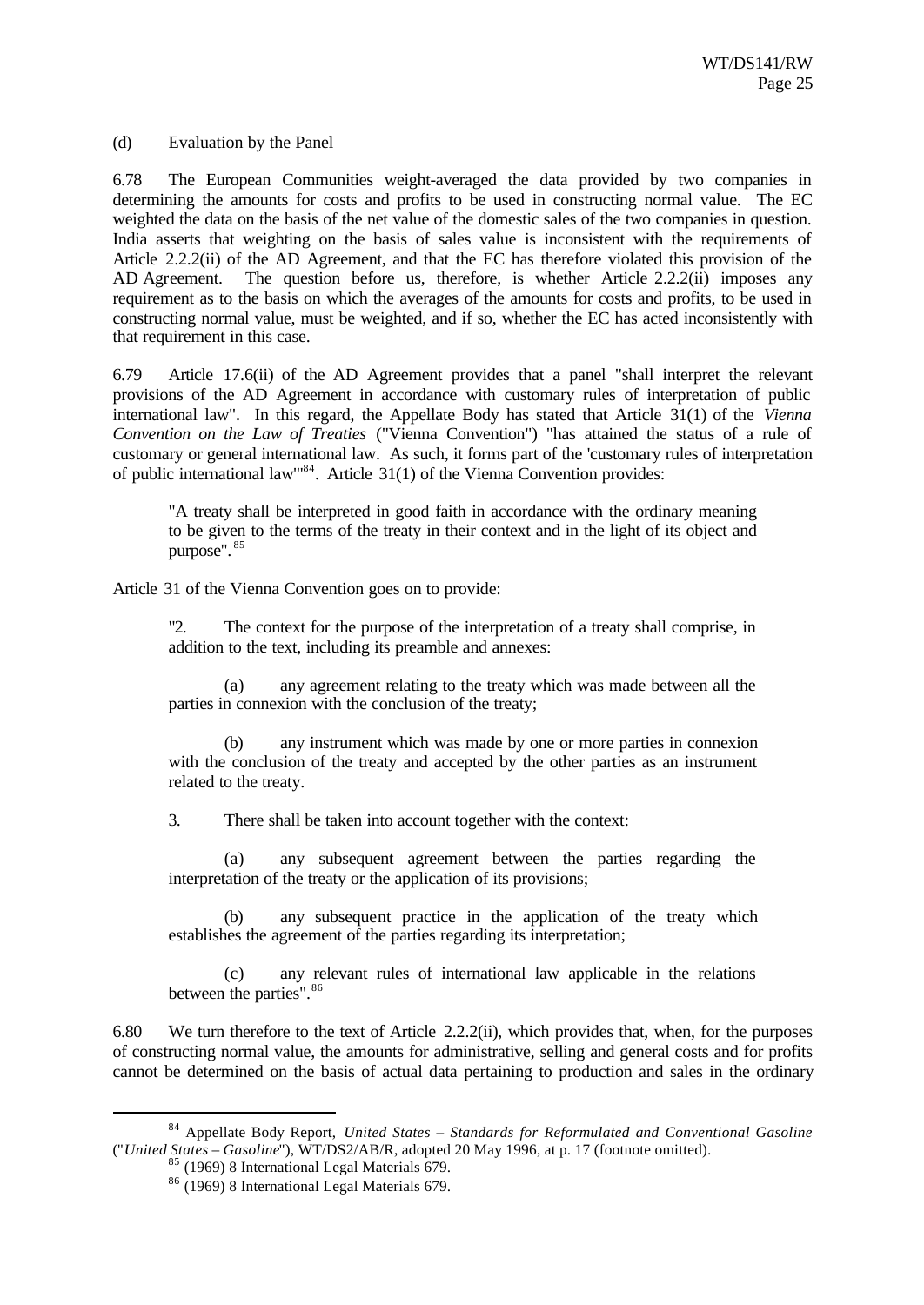(d) Evaluation by the Panel

6.78 The European Communities weight-averaged the data provided by two companies in determining the amounts for costs and profits to be used in constructing normal value. The EC weighted the data on the basis of the net value of the domestic sales of the two companies in question. India asserts that weighting on the basis of sales value is inconsistent with the requirements of Article 2.2.2(ii) of the AD Agreement, and that the EC has therefore violated this provision of the AD Agreement. The question before us, therefore, is whether Article 2.2.2(ii) imposes any requirement as to the basis on which the averages of the amounts for costs and profits, to be used in constructing normal value, must be weighted, and if so, whether the EC has acted inconsistently with that requirement in this case.

6.79 Article 17.6(ii) of the AD Agreement provides that a panel "shall interpret the relevant provisions of the AD Agreement in accordance with customary rules of interpretation of public international law". In this regard, the Appellate Body has stated that Article 31(1) of the *Vienna Convention on the Law of Treaties* ("Vienna Convention") "has attained the status of a rule of customary or general international law. As such, it forms part of the 'customary rules of interpretation of public international law'"[84]. Article 31(1) of the Vienna Convention provides:

> "A treaty shall be interpreted in good faith in accordance with the ordinary meaning to be given to the terms of the treaty in their context and in the light of its object and purpose".[85]

Article 31 of the Vienna Convention goes on to provide:

> "2. The context for the purpose of the interpretation of a treaty shall comprise, in addition to the text, including its preamble and annexes:
>
> (a) any agreement relating to the treaty which was made between all the parties in connexion with the conclusion of the treaty;
>
> (b) any instrument which was made by one or more parties in connexion with the conclusion of the treaty and accepted by the other parties as an instrument related to the treaty.
>
> 3. There shall be taken into account together with the context:
>
> (a) any subsequent agreement between the parties regarding the interpretation of the treaty or the application of its provisions;
>
> (b) any subsequent practice in the application of the treaty which establishes the agreement of the parties regarding its interpretation;
>
> (c) any relevant rules of international law applicable in the relations between the parties".[86]

6.80 We turn therefore to the text of Article 2.2.2(ii), which provides that, when, for the purposes of constructing normal value, the amounts for administrative, selling and general costs and for profits cannot be determined on the basis of actual data pertaining to production and sales in the ordinary

---

[84] Appellate Body Report, *United States – Standards for Reformulated and Conventional Gasoline* ("*United States – Gasoline*"), WT/DS2/AB/R, adopted 20 May 1996, at p. 17 (footnote omitted).

[85] (1969) 8 International Legal Materials 679.

[86] (1969) 8 International Legal Materials 679.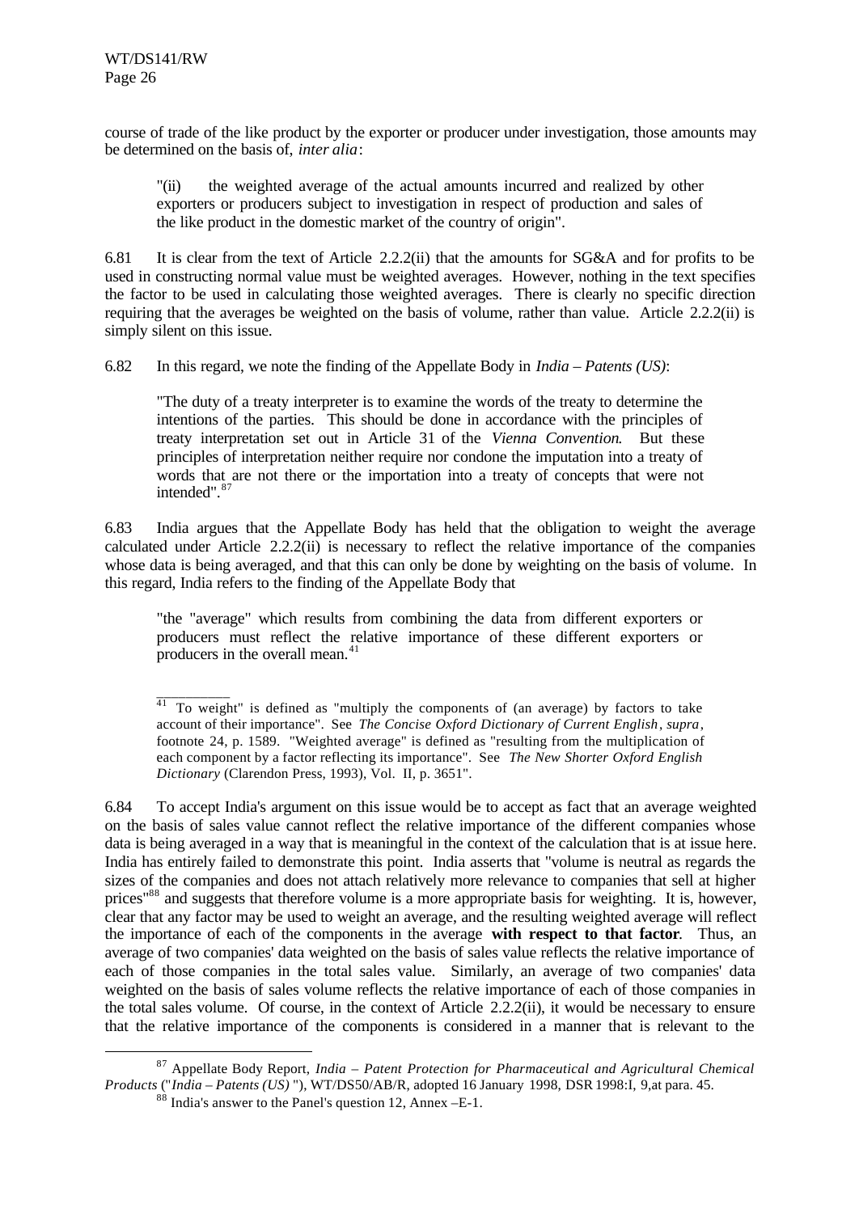course of trade of the like product by the exporter or producer under investigation, those amounts may be determined on the basis of, *inter alia*:

> "(ii) the weighted average of the actual amounts incurred and realized by other exporters or producers subject to investigation in respect of production and sales of the like product in the domestic market of the country of origin".

6.81 It is clear from the text of Article 2.2.2(ii) that the amounts for SG&A and for profits to be used in constructing normal value must be weighted averages. However, nothing in the text specifies the factor to be used in calculating those weighted averages. There is clearly no specific direction requiring that the averages be weighted on the basis of volume, rather than value. Article 2.2.2(ii) is simply silent on this issue.

6.82 In this regard, we note the finding of the Appellate Body in *India – Patents (US)*:

> "The duty of a treaty interpreter is to examine the words of the treaty to determine the intentions of the parties. This should be done in accordance with the principles of treaty interpretation set out in Article 31 of the *Vienna Convention*. But these principles of interpretation neither require nor condone the imputation into a treaty of words that are not there or the importation into a treaty of concepts that were not intended".[87]

6.83 India argues that the Appellate Body has held that the obligation to weight the average calculated under Article 2.2.2(ii) is necessary to reflect the relative importance of the companies whose data is being averaged, and that this can only be done by weighting on the basis of volume. In this regard, India refers to the finding of the Appellate Body that

> "the "average" which results from combining the data from different exporters or producers must reflect the relative importance of these different exporters or producers in the overall mean.[41]
>
> [41] To weight" is defined as "multiply the components of (an average) by factors to take account of their importance". See *The Concise Oxford Dictionary of Current English*, *supra*, footnote 24, p. 1589. "Weighted average" is defined as "resulting from the multiplication of each component by a factor reflecting its importance". See *The New Shorter Oxford English Dictionary* (Clarendon Press, 1993), Vol. II, p. 3651".

6.84 To accept India's argument on this issue would be to accept as fact that an average weighted on the basis of sales value cannot reflect the relative importance of the different companies whose data is being averaged in a way that is meaningful in the context of the calculation that is at issue here. India has entirely failed to demonstrate this point. India asserts that "volume is neutral as regards the sizes of the companies and does not attach relatively more relevance to companies that sell at higher prices"[88] and suggests that therefore volume is a more appropriate basis for weighting. It is, however, clear that any factor may be used to weight an average, and the resulting weighted average will reflect the importance of each of the components in the average **with respect to that factor**. Thus, an average of two companies' data weighted on the basis of sales value reflects the relative importance of each of those companies in the total sales value. Similarly, an average of two companies' data weighted on the basis of sales volume reflects the relative importance of each of those companies in the total sales volume. Of course, in the context of Article 2.2.2(ii), it would be necessary to ensure that the relative importance of the components is considered in a manner that is relevant to the

---

[87] Appellate Body Report, *India – Patent Protection for Pharmaceutical and Agricultural Chemical Products* ("*India – Patents (US)* "), WT/DS50/AB/R, adopted 16 January 1998, DSR 1998:I, 9,at para. 45.

[88] India's answer to the Panel's question 12, Annex –E-1.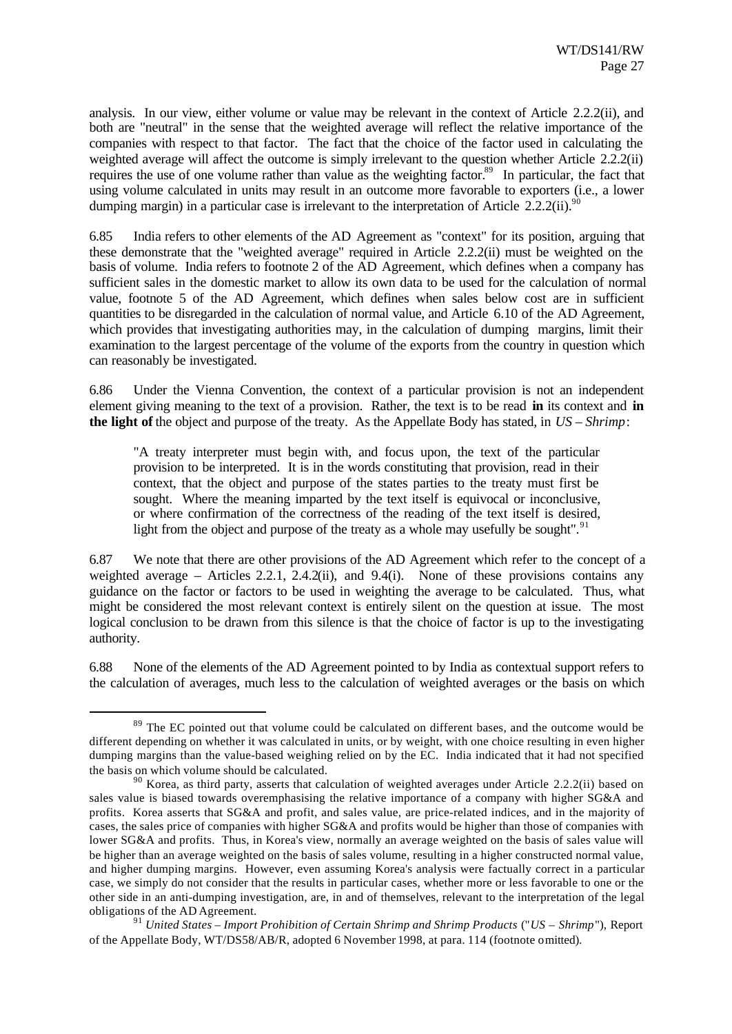analysis. In our view, either volume or value may be relevant in the context of Article 2.2.2(ii), and both are "neutral" in the sense that the weighted average will reflect the relative importance of the companies with respect to that factor. The fact that the choice of the factor used in calculating the weighted average will affect the outcome is simply irrelevant to the question whether Article 2.2.2(ii) requires the use of one volume rather than value as the weighting factor.[89] In particular, the fact that using volume calculated in units may result in an outcome more favorable to exporters (i.e., a lower dumping margin) in a particular case is irrelevant to the interpretation of Article 2.2.2(ii).[90]

6.85 India refers to other elements of the AD Agreement as "context" for its position, arguing that these demonstrate that the "weighted average" required in Article 2.2.2(ii) must be weighted on the basis of volume. India refers to footnote 2 of the AD Agreement, which defines when a company has sufficient sales in the domestic market to allow its own data to be used for the calculation of normal value, footnote 5 of the AD Agreement, which defines when sales below cost are in sufficient quantities to be disregarded in the calculation of normal value, and Article 6.10 of the AD Agreement, which provides that investigating authorities may, in the calculation of dumping margins, limit their examination to the largest percentage of the volume of the exports from the country in question which can reasonably be investigated.

6.86 Under the Vienna Convention, the context of a particular provision is not an independent element giving meaning to the text of a provision. Rather, the text is to be read **in** its context and **in the light of** the object and purpose of the treaty. As the Appellate Body has stated, in *US – Shrimp*:

> "A treaty interpreter must begin with, and focus upon, the text of the particular provision to be interpreted. It is in the words constituting that provision, read in their context, that the object and purpose of the states parties to the treaty must first be sought. Where the meaning imparted by the text itself is equivocal or inconclusive, or where confirmation of the correctness of the reading of the text itself is desired, light from the object and purpose of the treaty as a whole may usefully be sought".[91]

6.87 We note that there are other provisions of the AD Agreement which refer to the concept of a weighted average – Articles 2.2.1, 2.4.2(ii), and 9.4(i). None of these provisions contains any guidance on the factor or factors to be used in weighting the average to be calculated. Thus, what might be considered the most relevant context is entirely silent on the question at issue. The most logical conclusion to be drawn from this silence is that the choice of factor is up to the investigating authority.

6.88 None of the elements of the AD Agreement pointed to by India as contextual support refers to the calculation of averages, much less to the calculation of weighted averages or the basis on which

---

[89] The EC pointed out that volume could be calculated on different bases, and the outcome would be different depending on whether it was calculated in units, or by weight, with one choice resulting in even higher dumping margins than the value-based weighing relied on by the EC. India indicated that it had not specified the basis on which volume should be calculated.

[90] Korea, as third party, asserts that calculation of weighted averages under Article 2.2.2(ii) based on sales value is biased towards overemphasising the relative importance of a company with higher SG&A and profits. Korea asserts that SG&A and profit, and sales value, are price-related indices, and in the majority of cases, the sales price of companies with higher SG&A and profits would be higher than those of companies with lower SG&A and profits. Thus, in Korea's view, normally an average weighted on the basis of sales value will be higher than an average weighted on the basis of sales volume, resulting in a higher constructed normal value, and higher dumping margins. However, even assuming Korea's analysis were factually correct in a particular case, we simply do not consider that the results in particular cases, whether more or less favorable to one or the other side in an anti-dumping investigation, are, in and of themselves, relevant to the interpretation of the legal obligations of the AD Agreement.

[91] *United States – Import Prohibition of Certain Shrimp and Shrimp Products* ("*US – Shrimp*"), Report of the Appellate Body, WT/DS58/AB/R, adopted 6 November 1998, at para. 114 (footnote omitted).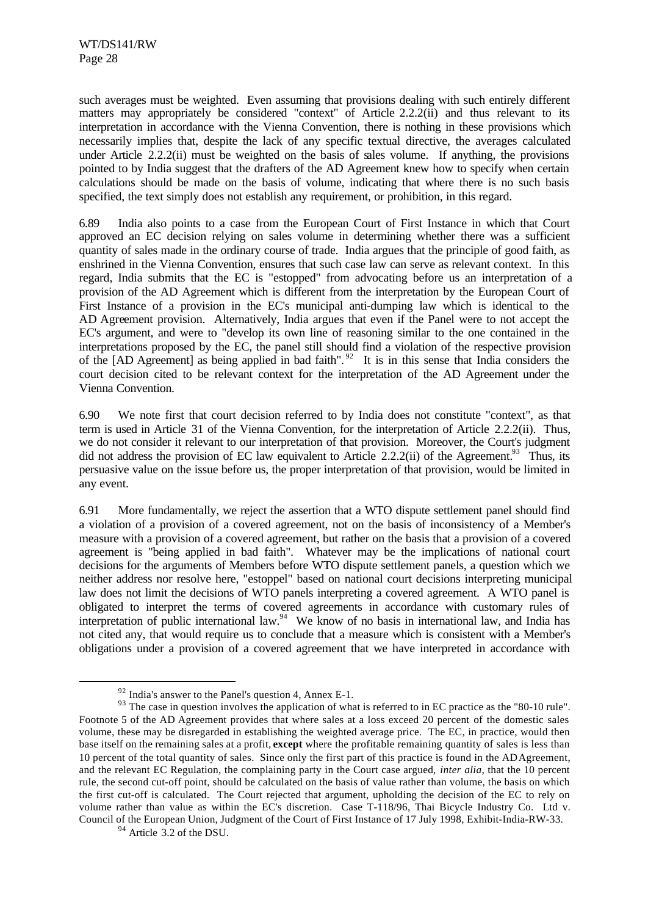such averages must be weighted. Even assuming that provisions dealing with such entirely different matters may appropriately be considered "context" of Article 2.2.2(ii) and thus relevant to its interpretation in accordance with the Vienna Convention, there is nothing in these provisions which necessarily implies that, despite the lack of any specific textual directive, the averages calculated under Article 2.2.2(ii) must be weighted on the basis of sales volume. If anything, the provisions pointed to by India suggest that the drafters of the AD Agreement knew how to specify when certain calculations should be made on the basis of volume, indicating that where there is no such basis specified, the text simply does not establish any requirement, or prohibition, in this regard.

6.89 India also points to a case from the European Court of First Instance in which that Court approved an EC decision relying on sales volume in determining whether there was a sufficient quantity of sales made in the ordinary course of trade. India argues that the principle of good faith, as enshrined in the Vienna Convention, ensures that such case law can serve as relevant context. In this regard, India submits that the EC is "estopped" from advocating before us an interpretation of a provision of the AD Agreement which is different from the interpretation by the European Court of First Instance of a provision in the EC's municipal anti-dumping law which is identical to the AD Agreement provision. Alternatively, India argues that even if the Panel were to not accept the EC's argument, and were to "develop its own line of reasoning similar to the one contained in the interpretations proposed by the EC, the panel still should find a violation of the respective provision of the [AD Agreement] as being applied in bad faith".[92] It is in this sense that India considers the court decision cited to be relevant context for the interpretation of the AD Agreement under the Vienna Convention.

6.90 We note first that court decision referred to by India does not constitute "context", as that term is used in Article 31 of the Vienna Convention, for the interpretation of Article 2.2.2(ii). Thus, we do not consider it relevant to our interpretation of that provision. Moreover, the Court's judgment did not address the provision of EC law equivalent to Article 2.2.2(ii) of the Agreement.[93] Thus, its persuasive value on the issue before us, the proper interpretation of that provision, would be limited in any event.

6.91 More fundamentally, we reject the assertion that a WTO dispute settlement panel should find a violation of a provision of a covered agreement, not on the basis of inconsistency of a Member's measure with a provision of a covered agreement, but rather on the basis that a provision of a covered agreement is "being applied in bad faith". Whatever may be the implications of national court decisions for the arguments of Members before WTO dispute settlement panels, a question which we neither address nor resolve here, "estoppel" based on national court decisions interpreting municipal law does not limit the decisions of WTO panels interpreting a covered agreement. A WTO panel is obligated to interpret the terms of covered agreements in accordance with customary rules of interpretation of public international law.[94] We know of no basis in international law, and India has not cited any, that would require us to conclude that a measure which is consistent with a Member's obligations under a provision of a covered agreement that we have interpreted in accordance with

---

[92] India's answer to the Panel's question 4, Annex E-1.

[93] The case in question involves the application of what is referred to in EC practice as the "80-10 rule". Footnote 5 of the AD Agreement provides that where sales at a loss exceed 20 percent of the domestic sales volume, these may be disregarded in establishing the weighted average price. The EC, in practice, would then base itself on the remaining sales at a profit, **except** where the profitable remaining quantity of sales is less than 10 percent of the total quantity of sales. Since only the first part of this practice is found in the AD Agreement, and the relevant EC Regulation, the complaining party in the Court case argued, *inter alia*, that the 10 percent rule, the second cut-off point, should be calculated on the basis of value rather than volume, the basis on which the first cut-off is calculated. The Court rejected that argument, upholding the decision of the EC to rely on volume rather than value as within the EC's discretion. Case T-118/96, Thai Bicycle Industry Co. Ltd v. Council of the European Union, Judgment of the Court of First Instance of 17 July 1998, Exhibit-India-RW-33.

[94] Article 3.2 of the DSU.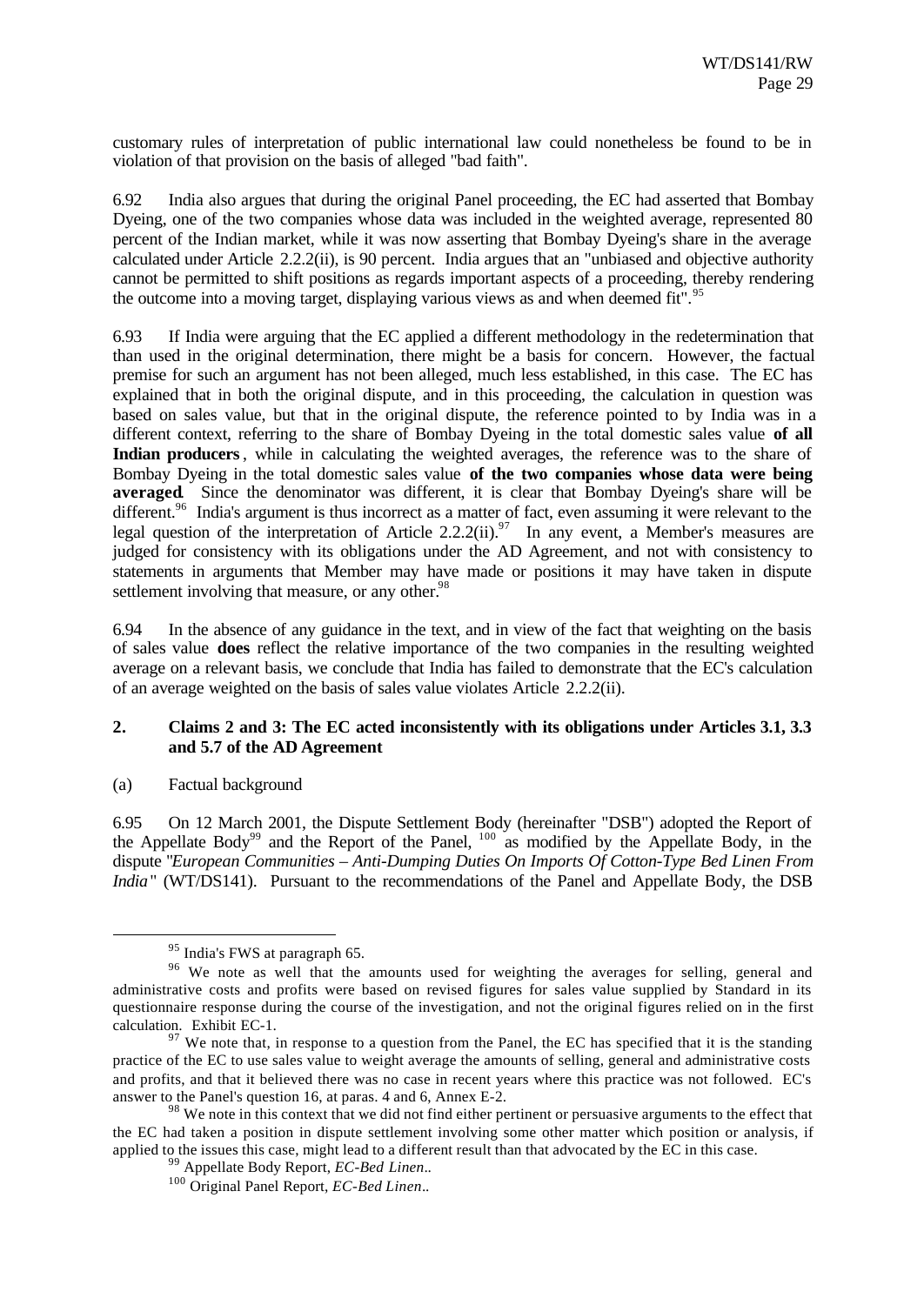customary rules of interpretation of public international law could nonetheless be found to be in violation of that provision on the basis of alleged "bad faith".

6.92 India also argues that during the original Panel proceeding, the EC had asserted that Bombay Dyeing, one of the two companies whose data was included in the weighted average, represented 80 percent of the Indian market, while it was now asserting that Bombay Dyeing's share in the average calculated under Article 2.2.2(ii), is 90 percent. India argues that an "unbiased and objective authority cannot be permitted to shift positions as regards important aspects of a proceeding, thereby rendering the outcome into a moving target, displaying various views as and when deemed fit".[95]

6.93 If India were arguing that the EC applied a different methodology in the redetermination that than used in the original determination, there might be a basis for concern. However, the factual premise for such an argument has not been alleged, much less established, in this case. The EC has explained that in both the original dispute, and in this proceeding, the calculation in question was based on sales value, but that in the original dispute, the reference pointed to by India was in a different context, referring to the share of Bombay Dyeing in the total domestic sales value **of all Indian producers**, while in calculating the weighted averages, the reference was to the share of Bombay Dyeing in the total domestic sales value **of the two companies whose data were being averaged**. Since the denominator was different, it is clear that Bombay Dyeing's share will be different.[96] India's argument is thus incorrect as a matter of fact, even assuming it were relevant to the legal question of the interpretation of Article 2.2.2(ii).[97] In any event, a Member's measures are judged for consistency with its obligations under the AD Agreement, and not with consistency to statements in arguments that Member may have made or positions it may have taken in dispute settlement involving that measure, or any other.[98]

6.94 In the absence of any guidance in the text, and in view of the fact that weighting on the basis of sales value **does** reflect the relative importance of the two companies in the resulting weighted average on a relevant basis, we conclude that India has failed to demonstrate that the EC's calculation of an average weighted on the basis of sales value violates Article 2.2.2(ii).

### 2. Claims 2 and 3: The EC acted inconsistently with its obligations under Articles 3.1, 3.3 and 5.7 of the AD Agreement

(a) Factual background

6.95 On 12 March 2001, the Dispute Settlement Body (hereinafter "DSB") adopted the Report of the Appellate Body[99] and the Report of the Panel, [100] as modified by the Appellate Body, in the dispute "*European Communities – Anti-Dumping Duties On Imports Of Cotton-Type Bed Linen From India*" (WT/DS141). Pursuant to the recommendations of the Panel and Appellate Body, the DSB

---

[95] India's FWS at paragraph 65.

[96] We note as well that the amounts used for weighting the averages for selling, general and administrative costs and profits were based on revised figures for sales value supplied by Standard in its questionnaire response during the course of the investigation, and not the original figures relied on in the first calculation. Exhibit EC-1.

[97] We note that, in response to a question from the Panel, the EC has specified that it is the standing practice of the EC to use sales value to weight average the amounts of selling, general and administrative costs and profits, and that it believed there was no case in recent years where this practice was not followed. EC's answer to the Panel's question 16, at paras. 4 and 6, Annex E-2.

[98] We note in this context that we did not find either pertinent or persuasive arguments to the effect that the EC had taken a position in dispute settlement involving some other matter which position or analysis, if applied to the issues this case, might lead to a different result than that advocated by the EC in this case.

[99] Appellate Body Report, *EC-Bed Linen*..

[100] Original Panel Report, *EC-Bed Linen*..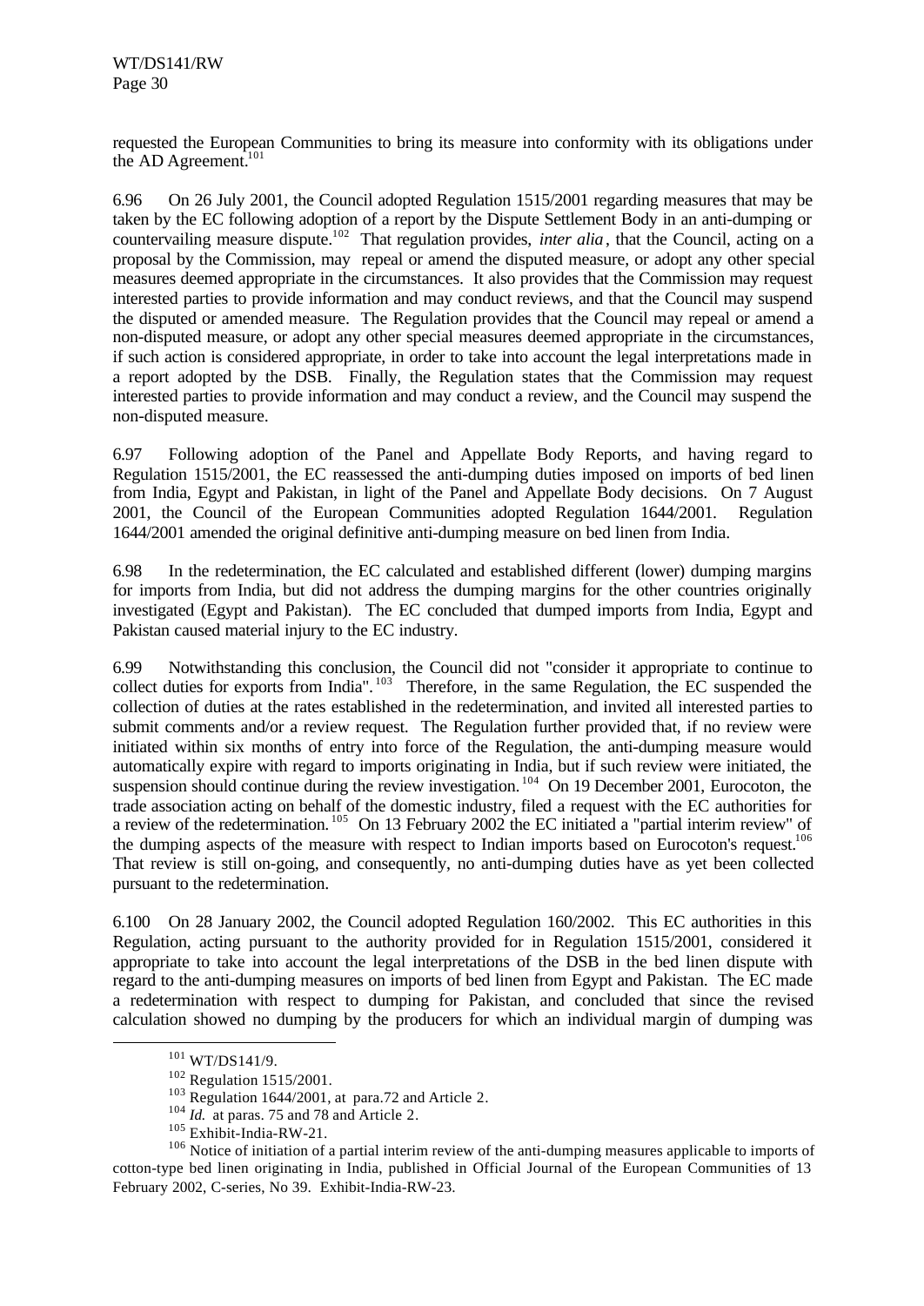requested the European Communities to bring its measure into conformity with its obligations under the AD Agreement.[101]

6.96 On 26 July 2001, the Council adopted Regulation 1515/2001 regarding measures that may be taken by the EC following adoption of a report by the Dispute Settlement Body in an anti-dumping or countervailing measure dispute.[102] That regulation provides, *inter alia*, that the Council, acting on a proposal by the Commission, may repeal or amend the disputed measure, or adopt any other special measures deemed appropriate in the circumstances. It also provides that the Commission may request interested parties to provide information and may conduct reviews, and that the Council may suspend the disputed or amended measure. The Regulation provides that the Council may repeal or amend a non-disputed measure, or adopt any other special measures deemed appropriate in the circumstances, if such action is considered appropriate, in order to take into account the legal interpretations made in a report adopted by the DSB. Finally, the Regulation states that the Commission may request interested parties to provide information and may conduct a review, and the Council may suspend the non-disputed measure.

6.97 Following adoption of the Panel and Appellate Body Reports, and having regard to Regulation 1515/2001, the EC reassessed the anti-dumping duties imposed on imports of bed linen from India, Egypt and Pakistan, in light of the Panel and Appellate Body decisions. On 7 August 2001, the Council of the European Communities adopted Regulation 1644/2001. Regulation 1644/2001 amended the original definitive anti-dumping measure on bed linen from India.

6.98 In the redetermination, the EC calculated and established different (lower) dumping margins for imports from India, but did not address the dumping margins for the other countries originally investigated (Egypt and Pakistan). The EC concluded that dumped imports from India, Egypt and Pakistan caused material injury to the EC industry.

6.99 Notwithstanding this conclusion, the Council did not "consider it appropriate to continue to collect duties for exports from India".[103] Therefore, in the same Regulation, the EC suspended the collection of duties at the rates established in the redetermination, and invited all interested parties to submit comments and/or a review request. The Regulation further provided that, if no review were initiated within six months of entry into force of the Regulation, the anti-dumping measure would automatically expire with regard to imports originating in India, but if such review were initiated, the suspension should continue during the review investigation.[104] On 19 December 2001, Eurocoton, the trade association acting on behalf of the domestic industry, filed a request with the EC authorities for a review of the redetermination.[105] On 13 February 2002 the EC initiated a "partial interim review" of the dumping aspects of the measure with respect to Indian imports based on Eurocoton's request.[106] That review is still on-going, and consequently, no anti-dumping duties have as yet been collected pursuant to the redetermination.

6.100 On 28 January 2002, the Council adopted Regulation 160/2002. This EC authorities in this Regulation, acting pursuant to the authority provided for in Regulation 1515/2001, considered it appropriate to take into account the legal interpretations of the DSB in the bed linen dispute with regard to the anti-dumping measures on imports of bed linen from Egypt and Pakistan. The EC made a redetermination with respect to dumping for Pakistan, and concluded that since the revised calculation showed no dumping by the producers for which an individual margin of dumping was

---

[101] WT/DS141/9.

[102] Regulation 1515/2001.

[103] Regulation 1644/2001, at para.72 and Article 2.

[104] *Id.* at paras. 75 and 78 and Article 2.

[105] Exhibit-India-RW-21.

[106] Notice of initiation of a partial interim review of the anti-dumping measures applicable to imports of cotton-type bed linen originating in India, published in Official Journal of the European Communities of 13 February 2002, C-series, No 39. Exhibit-India-RW-23.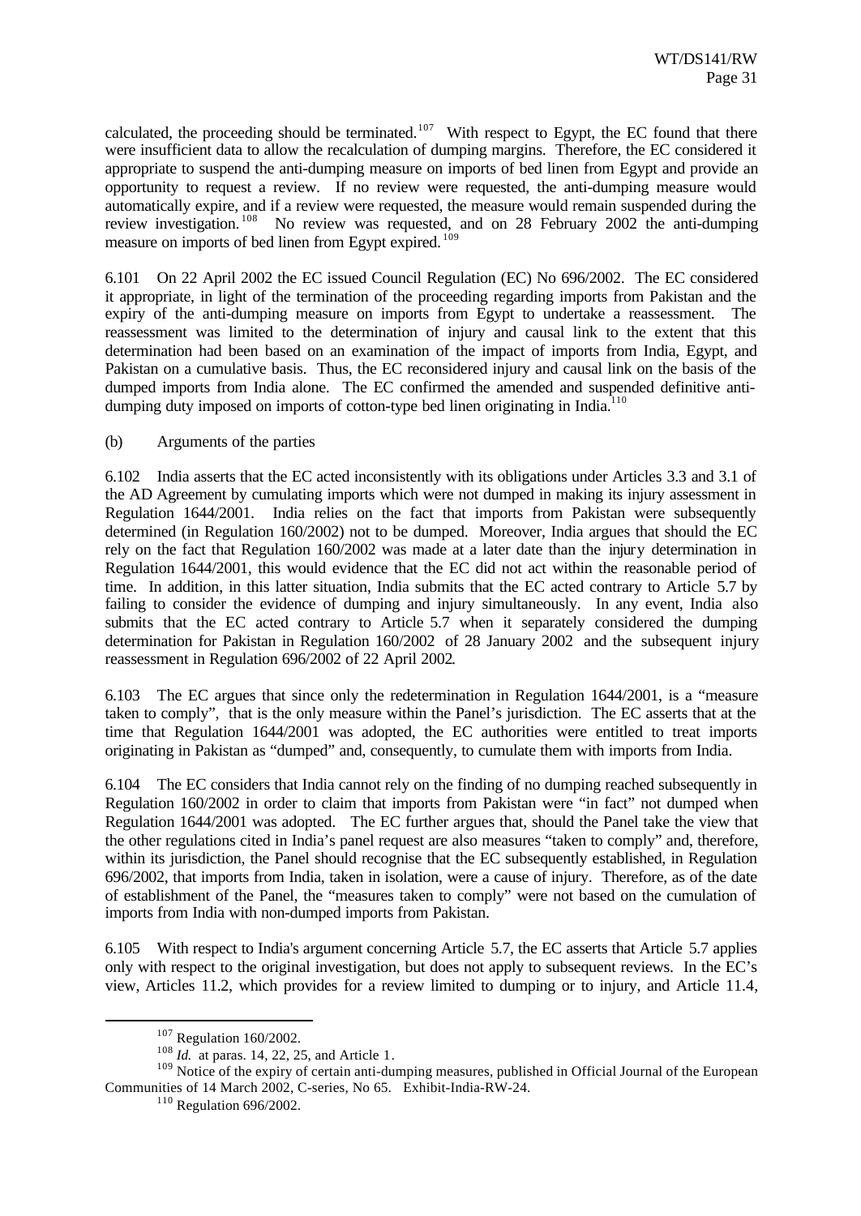calculated, the proceeding should be terminated.[107] With respect to Egypt, the EC found that there were insufficient data to allow the recalculation of dumping margins. Therefore, the EC considered it appropriate to suspend the anti-dumping measure on imports of bed linen from Egypt and provide an opportunity to request a review. If no review were requested, the anti-dumping measure would automatically expire, and if a review were requested, the measure would remain suspended during the review investigation.[108] No review was requested, and on 28 February 2002 the anti-dumping measure on imports of bed linen from Egypt expired.[109]

6.101 On 22 April 2002 the EC issued Council Regulation (EC) No 696/2002. The EC considered it appropriate, in light of the termination of the proceeding regarding imports from Pakistan and the expiry of the anti-dumping measure on imports from Egypt to undertake a reassessment. The reassessment was limited to the determination of injury and causal link to the extent that this determination had been based on an examination of the impact of imports from India, Egypt, and Pakistan on a cumulative basis. Thus, the EC reconsidered injury and causal link on the basis of the dumped imports from India alone. The EC confirmed the amended and suspended definitive anti-dumping duty imposed on imports of cotton-type bed linen originating in India.[110]

(b) Arguments of the parties

6.102 India asserts that the EC acted inconsistently with its obligations under Articles 3.3 and 3.1 of the AD Agreement by cumulating imports which were not dumped in making its injury assessment in Regulation 1644/2001. India relies on the fact that imports from Pakistan were subsequently determined (in Regulation 160/2002) not to be dumped. Moreover, India argues that should the EC rely on the fact that Regulation 160/2002 was made at a later date than the injury determination in Regulation 1644/2001, this would evidence that the EC did not act within the reasonable period of time. In addition, in this latter situation, India submits that the EC acted contrary to Article 5.7 by failing to consider the evidence of dumping and injury simultaneously. In any event, India also submits that the EC acted contrary to Article 5.7 when it separately considered the dumping determination for Pakistan in Regulation 160/2002 of 28 January 2002 and the subsequent injury reassessment in Regulation 696/2002 of 22 April 2002.

6.103 The EC argues that since only the redetermination in Regulation 1644/2001, is a "measure taken to comply", that is the only measure within the Panel's jurisdiction. The EC asserts that at the time that Regulation 1644/2001 was adopted, the EC authorities were entitled to treat imports originating in Pakistan as "dumped" and, consequently, to cumulate them with imports from India.

6.104 The EC considers that India cannot rely on the finding of no dumping reached subsequently in Regulation 160/2002 in order to claim that imports from Pakistan were "in fact" not dumped when Regulation 1644/2001 was adopted. The EC further argues that, should the Panel take the view that the other regulations cited in India's panel request are also measures "taken to comply" and, therefore, within its jurisdiction, the Panel should recognise that the EC subsequently established, in Regulation 696/2002, that imports from India, taken in isolation, were a cause of injury. Therefore, as of the date of establishment of the Panel, the "measures taken to comply" were not based on the cumulation of imports from India with non-dumped imports from Pakistan.

6.105 With respect to India's argument concerning Article 5.7, the EC asserts that Article 5.7 applies only with respect to the original investigation, but does not apply to subsequent reviews. In the EC's view, Articles 11.2, which provides for a review limited to dumping or to injury, and Article 11.4,

[107] Regulation 160/2002.

[108] *Id.* at paras. 14, 22, 25, and Article 1.

[109] Notice of the expiry of certain anti-dumping measures, published in Official Journal of the European Communities of 14 March 2002, C-series, No 65. Exhibit-India-RW-24.

[110] Regulation 696/2002.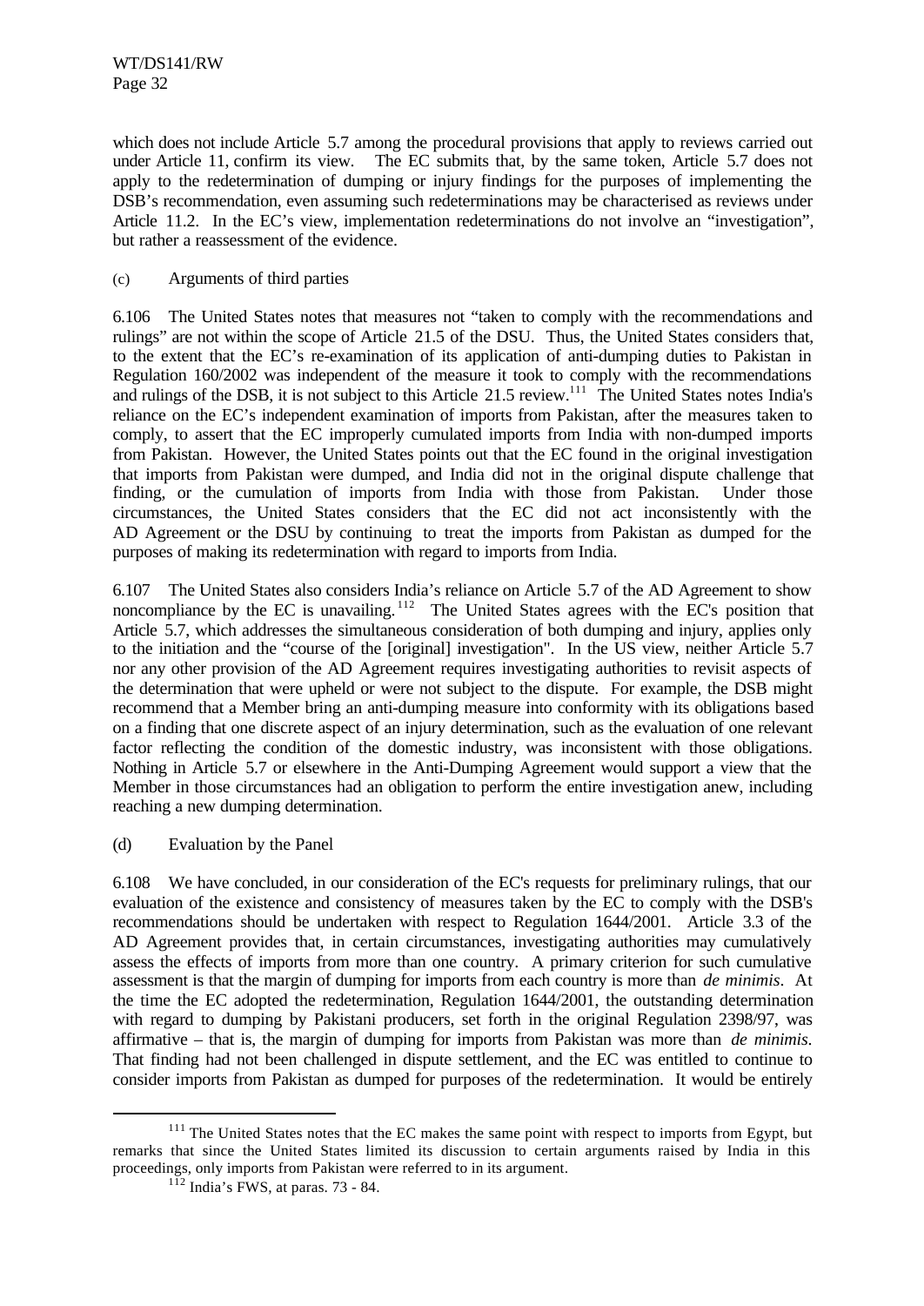which does not include Article 5.7 among the procedural provisions that apply to reviews carried out under Article 11, confirm its view. The EC submits that, by the same token, Article 5.7 does not apply to the redetermination of dumping or injury findings for the purposes of implementing the DSB's recommendation, even assuming such redeterminations may be characterised as reviews under Article 11.2. In the EC's view, implementation redeterminations do not involve an "investigation", but rather a reassessment of the evidence.

(c) Arguments of third parties

6.106 The United States notes that measures not "taken to comply with the recommendations and rulings" are not within the scope of Article 21.5 of the DSU. Thus, the United States considers that, to the extent that the EC's re-examination of its application of anti-dumping duties to Pakistan in Regulation 160/2002 was independent of the measure it took to comply with the recommendations and rulings of the DSB, it is not subject to this Article 21.5 review.[111] The United States notes India's reliance on the EC's independent examination of imports from Pakistan, after the measures taken to comply, to assert that the EC improperly cumulated imports from India with non-dumped imports from Pakistan. However, the United States points out that the EC found in the original investigation that imports from Pakistan were dumped, and India did not in the original dispute challenge that finding, or the cumulation of imports from India with those from Pakistan. Under those circumstances, the United States considers that the EC did not act inconsistently with the AD Agreement or the DSU by continuing to treat the imports from Pakistan as dumped for the purposes of making its redetermination with regard to imports from India.

6.107 The United States also considers India's reliance on Article 5.7 of the AD Agreement to show noncompliance by the EC is unavailing.[112] The United States agrees with the EC's position that Article 5.7, which addresses the simultaneous consideration of both dumping and injury, applies only to the initiation and the "course of the [original] investigation". In the US view, neither Article 5.7 nor any other provision of the AD Agreement requires investigating authorities to revisit aspects of the determination that were upheld or were not subject to the dispute. For example, the DSB might recommend that a Member bring an anti-dumping measure into conformity with its obligations based on a finding that one discrete aspect of an injury determination, such as the evaluation of one relevant factor reflecting the condition of the domestic industry, was inconsistent with those obligations. Nothing in Article 5.7 or elsewhere in the Anti-Dumping Agreement would support a view that the Member in those circumstances had an obligation to perform the entire investigation anew, including reaching a new dumping determination.

(d) Evaluation by the Panel

6.108 We have concluded, in our consideration of the EC's requests for preliminary rulings, that our evaluation of the existence and consistency of measures taken by the EC to comply with the DSB's recommendations should be undertaken with respect to Regulation 1644/2001. Article 3.3 of the AD Agreement provides that, in certain circumstances, investigating authorities may cumulatively assess the effects of imports from more than one country. A primary criterion for such cumulative assessment is that the margin of dumping for imports from each country is more than *de minimis*. At the time the EC adopted the redetermination, Regulation 1644/2001, the outstanding determination with regard to dumping by Pakistani producers, set forth in the original Regulation 2398/97, was affirmative – that is, the margin of dumping for imports from Pakistan was more than *de minimis*. That finding had not been challenged in dispute settlement, and the EC was entitled to continue to consider imports from Pakistan as dumped for purposes of the redetermination. It would be entirely

[111] The United States notes that the EC makes the same point with respect to imports from Egypt, but remarks that since the United States limited its discussion to certain arguments raised by India in this proceedings, only imports from Pakistan were referred to in its argument.

[112] India's FWS, at paras. 73 - 84.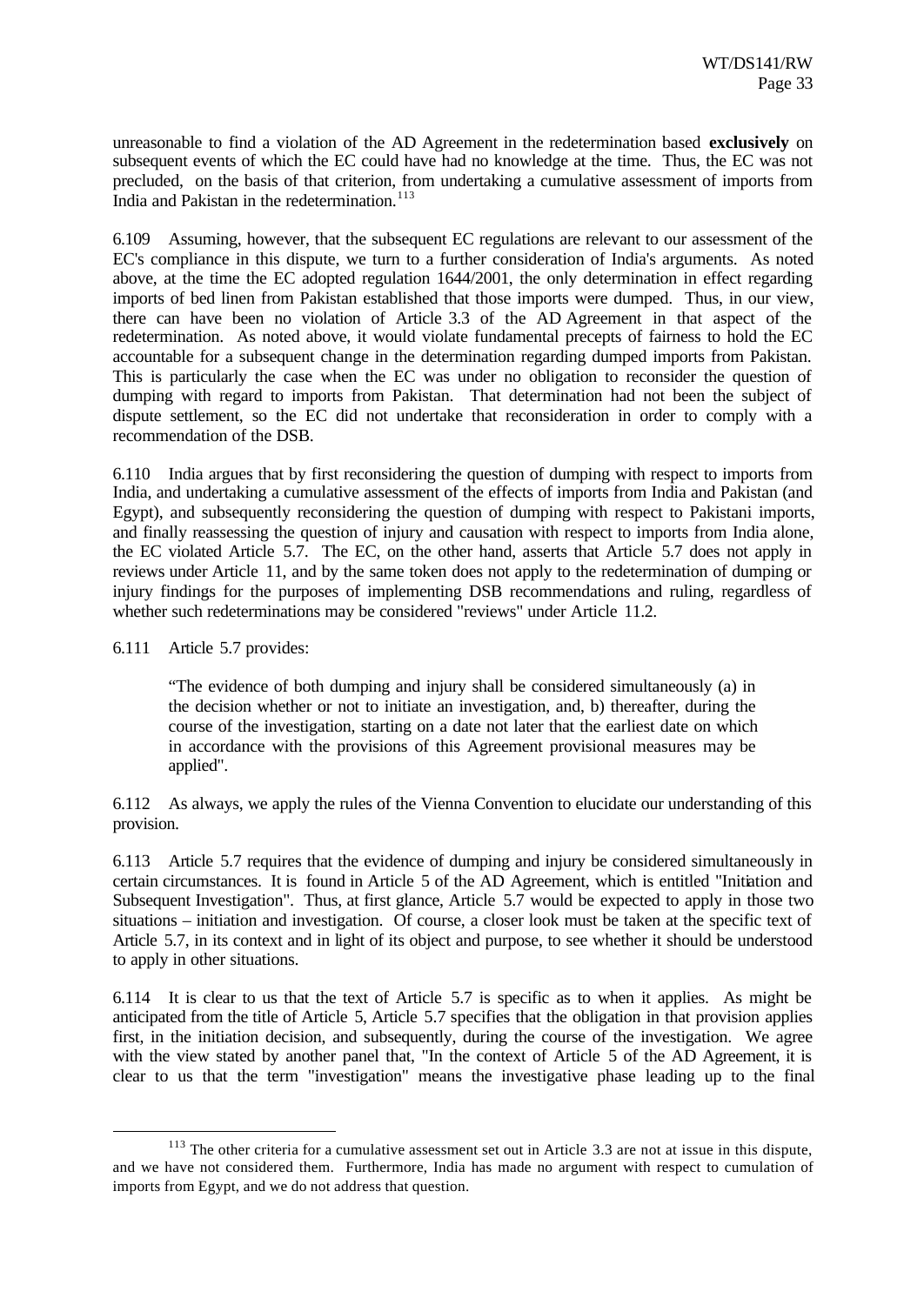unreasonable to find a violation of the AD Agreement in the redetermination based **exclusively** on subsequent events of which the EC could have had no knowledge at the time. Thus, the EC was not precluded, on the basis of that criterion, from undertaking a cumulative assessment of imports from India and Pakistan in the redetermination.[113]

6.109 Assuming, however, that the subsequent EC regulations are relevant to our assessment of the EC's compliance in this dispute, we turn to a further consideration of India's arguments. As noted above, at the time the EC adopted regulation 1644/2001, the only determination in effect regarding imports of bed linen from Pakistan established that those imports were dumped. Thus, in our view, there can have been no violation of Article 3.3 of the AD Agreement in that aspect of the redetermination. As noted above, it would violate fundamental precepts of fairness to hold the EC accountable for a subsequent change in the determination regarding dumped imports from Pakistan. This is particularly the case when the EC was under no obligation to reconsider the question of dumping with regard to imports from Pakistan. That determination had not been the subject of dispute settlement, so the EC did not undertake that reconsideration in order to comply with a recommendation of the DSB.

6.110 India argues that by first reconsidering the question of dumping with respect to imports from India, and undertaking a cumulative assessment of the effects of imports from India and Pakistan (and Egypt), and subsequently reconsidering the question of dumping with respect to Pakistani imports, and finally reassessing the question of injury and causation with respect to imports from India alone, the EC violated Article 5.7. The EC, on the other hand, asserts that Article 5.7 does not apply in reviews under Article 11, and by the same token does not apply to the redetermination of dumping or injury findings for the purposes of implementing DSB recommendations and ruling, regardless of whether such redeterminations may be considered "reviews" under Article 11.2.

6.111 Article 5.7 provides:

> "The evidence of both dumping and injury shall be considered simultaneously (a) in the decision whether or not to initiate an investigation, and, b) thereafter, during the course of the investigation, starting on a date not later that the earliest date on which in accordance with the provisions of this Agreement provisional measures may be applied".

6.112 As always, we apply the rules of the Vienna Convention to elucidate our understanding of this provision.

6.113 Article 5.7 requires that the evidence of dumping and injury be considered simultaneously in certain circumstances. It is found in Article 5 of the AD Agreement, which is entitled "Initiation and Subsequent Investigation". Thus, at first glance, Article 5.7 would be expected to apply in those two situations – initiation and investigation. Of course, a closer look must be taken at the specific text of Article 5.7, in its context and in light of its object and purpose, to see whether it should be understood to apply in other situations.

6.114 It is clear to us that the text of Article 5.7 is specific as to when it applies. As might be anticipated from the title of Article 5, Article 5.7 specifies that the obligation in that provision applies first, in the initiation decision, and subsequently, during the course of the investigation. We agree with the view stated by another panel that, "In the context of Article 5 of the AD Agreement, it is clear to us that the term "investigation" means the investigative phase leading up to the final

---

[113] The other criteria for a cumulative assessment set out in Article 3.3 are not at issue in this dispute, and we have not considered them. Furthermore, India has made no argument with respect to cumulation of imports from Egypt, and we do not address that question.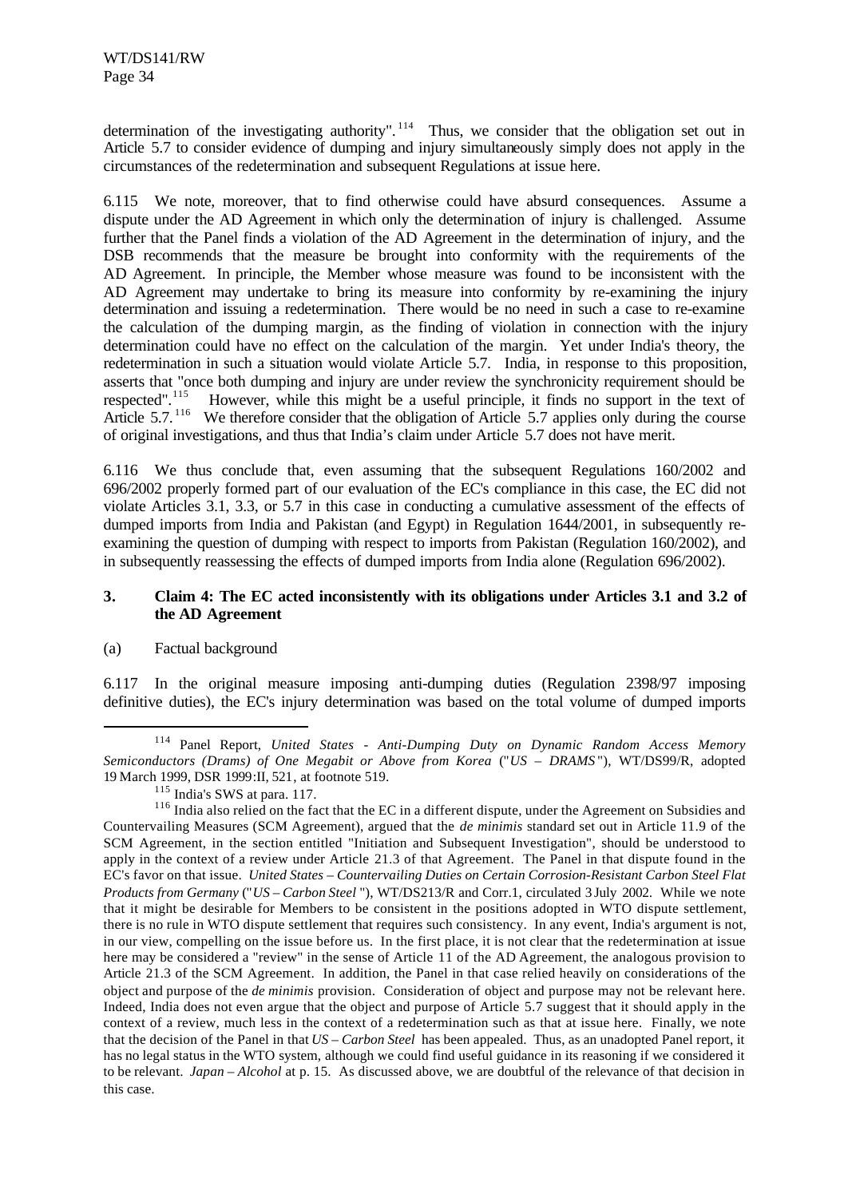determination of the investigating authority".[114] Thus, we consider that the obligation set out in Article 5.7 to consider evidence of dumping and injury simultaneously simply does not apply in the circumstances of the redetermination and subsequent Regulations at issue here.

6.115 We note, moreover, that to find otherwise could have absurd consequences. Assume a dispute under the AD Agreement in which only the determination of injury is challenged. Assume further that the Panel finds a violation of the AD Agreement in the determination of injury, and the DSB recommends that the measure be brought into conformity with the requirements of the AD Agreement. In principle, the Member whose measure was found to be inconsistent with the AD Agreement may undertake to bring its measure into conformity by re-examining the injury determination and issuing a redetermination. There would be no need in such a case to re-examine the calculation of the dumping margin, as the finding of violation in connection with the injury determination could have no effect on the calculation of the margin. Yet under India's theory, the redetermination in such a situation would violate Article 5.7. India, in response to this proposition, asserts that "once both dumping and injury are under review the synchronicity requirement should be respected".[115] However, while this might be a useful principle, it finds no support in the text of Article 5.7.[116] We therefore consider that the obligation of Article 5.7 applies only during the course of original investigations, and thus that India's claim under Article 5.7 does not have merit.

6.116 We thus conclude that, even assuming that the subsequent Regulations 160/2002 and 696/2002 properly formed part of our evaluation of the EC's compliance in this case, the EC did not violate Articles 3.1, 3.3, or 5.7 in this case in conducting a cumulative assessment of the effects of dumped imports from India and Pakistan (and Egypt) in Regulation 1644/2001, in subsequently re-examining the question of dumping with respect to imports from Pakistan (Regulation 160/2002), and in subsequently reassessing the effects of dumped imports from India alone (Regulation 696/2002).

### 3. Claim 4: The EC acted inconsistently with its obligations under Articles 3.1 and 3.2 of the AD Agreement

(a) Factual background

6.117 In the original measure imposing anti-dumping duties (Regulation 2398/97 imposing definitive duties), the EC's injury determination was based on the total volume of dumped imports

---

[114] Panel Report, *United States - Anti-Dumping Duty on Dynamic Random Access Memory Semiconductors (Drams) of One Megabit or Above from Korea* ("*US – DRAMS*"), WT/DS99/R, adopted 19 March 1999, DSR 1999:II, 521, at footnote 519.

[115] India's SWS at para. 117.

[116] India also relied on the fact that the EC in a different dispute, under the Agreement on Subsidies and Countervailing Measures (SCM Agreement), argued that the *de minimis* standard set out in Article 11.9 of the SCM Agreement, in the section entitled "Initiation and Subsequent Investigation", should be understood to apply in the context of a review under Article 21.3 of that Agreement. The Panel in that dispute found in the EC's favor on that issue. *United States – Countervailing Duties on Certain Corrosion-Resistant Carbon Steel Flat Products from Germany* ("*US – Carbon Steel*"), WT/DS213/R and Corr.1, circulated 3 July 2002. While we note that it might be desirable for Members to be consistent in the positions adopted in WTO dispute settlement, there is no rule in WTO dispute settlement that requires such consistency. In any event, India's argument is not, in our view, compelling on the issue before us. In the first place, it is not clear that the redetermination at issue here may be considered a "review" in the sense of Article 11 of the AD Agreement, the analogous provision to Article 21.3 of the SCM Agreement. In addition, the Panel in that case relied heavily on considerations of the object and purpose of the *de minimis* provision. Consideration of object and purpose may not be relevant here. Indeed, India does not even argue that the object and purpose of Article 5.7 suggest that it should apply in the context of a review, much less in the context of a redetermination such as that at issue here. Finally, we note that the decision of the Panel in that *US – Carbon Steel* has been appealed. Thus, as an unadopted Panel report, it has no legal status in the WTO system, although we could find useful guidance in its reasoning if we considered it to be relevant. *Japan – Alcohol* at p. 15. As discussed above, we are doubtful of the relevance of that decision in this case.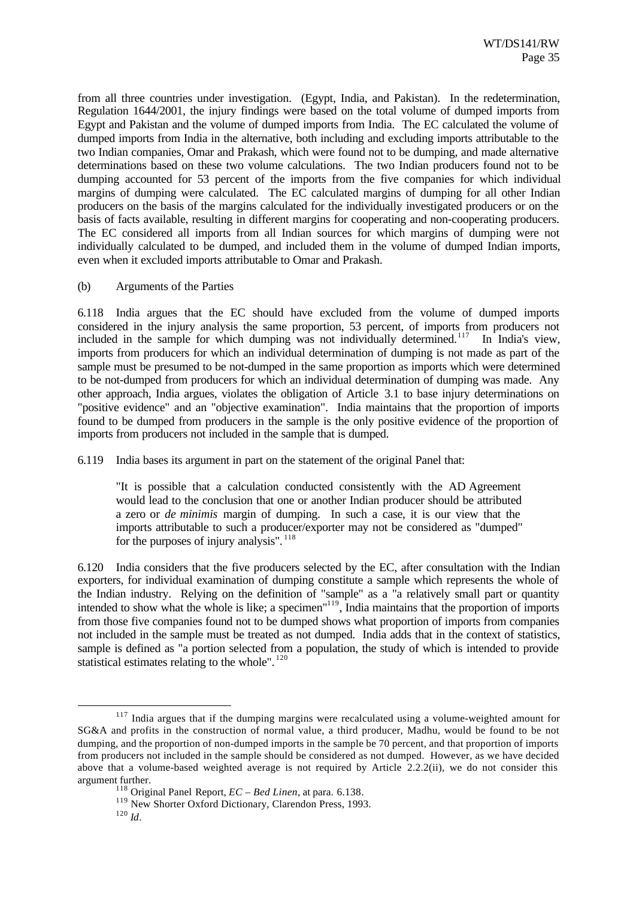from all three countries under investigation. (Egypt, India, and Pakistan). In the redetermination, Regulation 1644/2001, the injury findings were based on the total volume of dumped imports from Egypt and Pakistan and the volume of dumped imports from India. The EC calculated the volume of dumped imports from India in the alternative, both including and excluding imports attributable to the two Indian companies, Omar and Prakash, which were found not to be dumping, and made alternative determinations based on these two volume calculations. The two Indian producers found not to be dumping accounted for 53 percent of the imports from the five companies for which individual margins of dumping were calculated. The EC calculated margins of dumping for all other Indian producers on the basis of the margins calculated for the individually investigated producers or on the basis of facts available, resulting in different margins for cooperating and non-cooperating producers. The EC considered all imports from all Indian sources for which margins of dumping were not individually calculated to be dumped, and included them in the volume of dumped Indian imports, even when it excluded imports attributable to Omar and Prakash.

(b) Arguments of the Parties

6.118 India argues that the EC should have excluded from the volume of dumped imports considered in the injury analysis the same proportion, 53 percent, of imports from producers not included in the sample for which dumping was not individually determined.[117] In India's view, imports from producers for which an individual determination of dumping is not made as part of the sample must be presumed to be not-dumped in the same proportion as imports which were determined to be not-dumped from producers for which an individual determination of dumping was made. Any other approach, India argues, violates the obligation of Article 3.1 to base injury determinations on "positive evidence" and an "objective examination". India maintains that the proportion of imports found to be dumped from producers in the sample is the only positive evidence of the proportion of imports from producers not included in the sample that is dumped.

6.119 India bases its argument in part on the statement of the original Panel that:

> "It is possible that a calculation conducted consistently with the AD Agreement would lead to the conclusion that one or another Indian producer should be attributed a zero or *de minimis* margin of dumping. In such a case, it is our view that the imports attributable to such a producer/exporter may not be considered as "dumped" for the purposes of injury analysis".[118]

6.120 India considers that the five producers selected by the EC, after consultation with the Indian exporters, for individual examination of dumping constitute a sample which represents the whole of the Indian industry. Relying on the definition of "sample" as a "a relatively small part or quantity intended to show what the whole is like; a specimen"[119], India maintains that the proportion of imports from those five companies found not to be dumped shows what proportion of imports from companies not included in the sample must be treated as not dumped. India adds that in the context of statistics, sample is defined as "a portion selected from a population, the study of which is intended to provide statistical estimates relating to the whole".[120]

---

[117] India argues that if the dumping margins were recalculated using a volume-weighted amount for SG&A and profits in the construction of normal value, a third producer, Madhu, would be found to be not dumping, and the proportion of non-dumped imports in the sample be 70 percent, and that proportion of imports from producers not included in the sample should be considered as not dumped. However, as we have decided above that a volume-based weighted average is not required by Article 2.2.2(ii), we do not consider this argument further.

[118] Original Panel Report, *EC – Bed Linen*, at para. 6.138.

[119] New Shorter Oxford Dictionary, Clarendon Press, 1993.

[120] *Id*.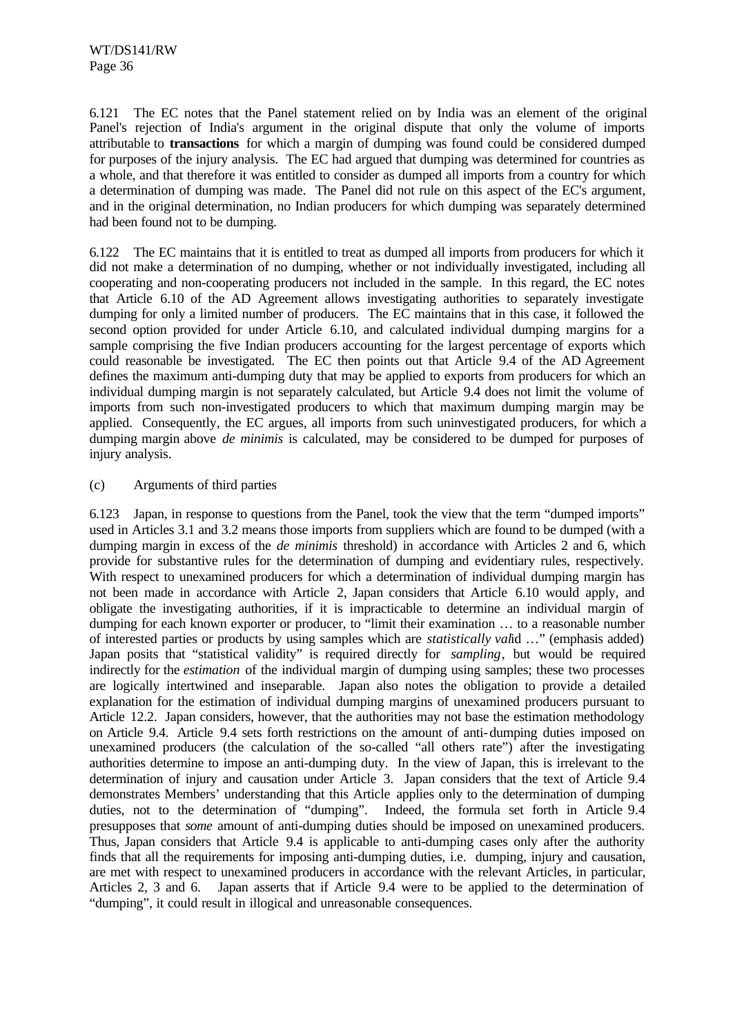6.121 The EC notes that the Panel statement relied on by India was an element of the original Panel's rejection of India's argument in the original dispute that only the volume of imports attributable to **transactions** for which a margin of dumping was found could be considered dumped for purposes of the injury analysis. The EC had argued that dumping was determined for countries as a whole, and that therefore it was entitled to consider as dumped all imports from a country for which a determination of dumping was made. The Panel did not rule on this aspect of the EC's argument, and in the original determination, no Indian producers for which dumping was separately determined had been found not to be dumping.

6.122 The EC maintains that it is entitled to treat as dumped all imports from producers for which it did not make a determination of no dumping, whether or not individually investigated, including all cooperating and non-cooperating producers not included in the sample. In this regard, the EC notes that Article 6.10 of the AD Agreement allows investigating authorities to separately investigate dumping for only a limited number of producers. The EC maintains that in this case, it followed the second option provided for under Article 6.10, and calculated individual dumping margins for a sample comprising the five Indian producers accounting for the largest percentage of exports which could reasonable be investigated. The EC then points out that Article 9.4 of the AD Agreement defines the maximum anti-dumping duty that may be applied to exports from producers for which an individual dumping margin is not separately calculated, but Article 9.4 does not limit the volume of imports from such non-investigated producers to which that maximum dumping margin may be applied. Consequently, the EC argues, all imports from such uninvestigated producers, for which a dumping margin above *de minimis* is calculated, may be considered to be dumped for purposes of injury analysis.

(c) Arguments of third parties

6.123 Japan, in response to questions from the Panel, took the view that the term "dumped imports" used in Articles 3.1 and 3.2 means those imports from suppliers which are found to be dumped (with a dumping margin in excess of the *de minimis* threshold) in accordance with Articles 2 and 6, which provide for substantive rules for the determination of dumping and evidentiary rules, respectively. With respect to unexamined producers for which a determination of individual dumping margin has not been made in accordance with Article 2, Japan considers that Article 6.10 would apply, and obligate the investigating authorities, if it is impracticable to determine an individual margin of dumping for each known exporter or producer, to "limit their examination … to a reasonable number of interested parties or products by using samples which are *statistically valid* …" (emphasis added) Japan posits that "statistical validity" is required directly for *sampling*, but would be required indirectly for the *estimation* of the individual margin of dumping using samples; these two processes are logically intertwined and inseparable. Japan also notes the obligation to provide a detailed explanation for the estimation of individual dumping margins of unexamined producers pursuant to Article 12.2. Japan considers, however, that the authorities may not base the estimation methodology on Article 9.4. Article 9.4 sets forth restrictions on the amount of anti-dumping duties imposed on unexamined producers (the calculation of the so-called "all others rate") after the investigating authorities determine to impose an anti-dumping duty. In the view of Japan, this is irrelevant to the determination of injury and causation under Article 3. Japan considers that the text of Article 9.4 demonstrates Members' understanding that this Article applies only to the determination of dumping duties, not to the determination of "dumping". Indeed, the formula set forth in Article 9.4 presupposes that *some* amount of anti-dumping duties should be imposed on unexamined producers. Thus, Japan considers that Article 9.4 is applicable to anti-dumping cases only after the authority finds that all the requirements for imposing anti-dumping duties, i.e. dumping, injury and causation, are met with respect to unexamined producers in accordance with the relevant Articles, in particular, Articles 2, 3 and 6. Japan asserts that if Article 9.4 were to be applied to the determination of "dumping", it could result in illogical and unreasonable consequences.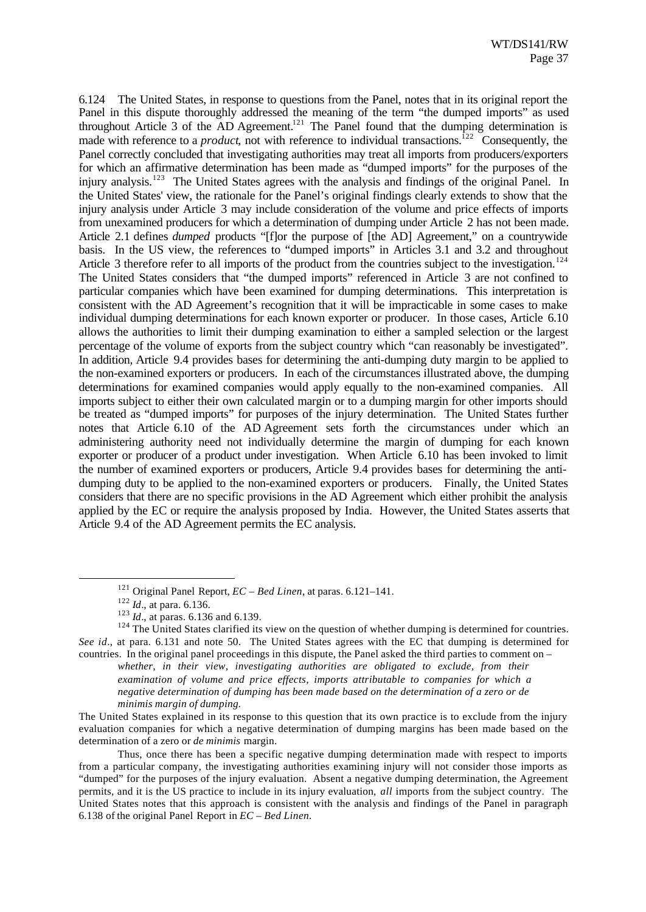6.124 The United States, in response to questions from the Panel, notes that in its original report the Panel in this dispute thoroughly addressed the meaning of the term "the dumped imports" as used throughout Article 3 of the AD Agreement.[121] The Panel found that the dumping determination is made with reference to a *product*, not with reference to individual transactions.[122] Consequently, the Panel correctly concluded that investigating authorities may treat all imports from producers/exporters for which an affirmative determination has been made as "dumped imports" for the purposes of the injury analysis.[123] The United States agrees with the analysis and findings of the original Panel. In the United States' view, the rationale for the Panel's original findings clearly extends to show that the injury analysis under Article 3 may include consideration of the volume and price effects of imports from unexamined producers for which a determination of dumping under Article 2 has not been made. Article 2.1 defines *dumped* products "[f]or the purpose of [the AD] Agreement," on a countrywide basis. In the US view, the references to "dumped imports" in Articles 3.1 and 3.2 and throughout Article 3 therefore refer to all imports of the product from the countries subject to the investigation.[124] The United States considers that "the dumped imports" referenced in Article 3 are not confined to particular companies which have been examined for dumping determinations. This interpretation is consistent with the AD Agreement's recognition that it will be impracticable in some cases to make individual dumping determinations for each known exporter or producer. In those cases, Article 6.10 allows the authorities to limit their dumping examination to either a sampled selection or the largest percentage of the volume of exports from the subject country which "can reasonably be investigated". In addition, Article 9.4 provides bases for determining the anti-dumping duty margin to be applied to the non-examined exporters or producers. In each of the circumstances illustrated above, the dumping determinations for examined companies would apply equally to the non-examined companies. All imports subject to either their own calculated margin or to a dumping margin for other imports should be treated as "dumped imports" for purposes of the injury determination. The United States further notes that Article 6.10 of the AD Agreement sets forth the circumstances under which an administering authority need not individually determine the margin of dumping for each known exporter or producer of a product under investigation. When Article 6.10 has been invoked to limit the number of examined exporters or producers, Article 9.4 provides bases for determining the anti-dumping duty to be applied to the non-examined exporters or producers. Finally, the United States considers that there are no specific provisions in the AD Agreement which either prohibit the analysis applied by the EC or require the analysis proposed by India. However, the United States asserts that Article 9.4 of the AD Agreement permits the EC analysis.

---

[121] Original Panel Report, *EC – Bed Linen*, at paras. 6.121–141.

[122] *Id*., at para. 6.136.

[123] *Id*., at paras. 6.136 and 6.139.

[124] The United States clarified its view on the question of whether dumping is determined for countries. *See id*., at para. 6.131 and note 50. The United States agrees with the EC that dumping is determined for countries. In the original panel proceedings in this dispute, the Panel asked the third parties to comment on –

> *whether, in their view, investigating authorities are obligated to exclude, from their examination of volume and price effects, imports attributable to companies for which a negative determination of dumping has been made based on the determination of a zero or de minimis margin of dumping.*

The United States explained in its response to this question that its own practice is to exclude from the injury evaluation companies for which a negative determination of dumping margins has been made based on the determination of a zero or *de minimis* margin.

Thus, once there has been a specific negative dumping determination made with respect to imports from a particular company, the investigating authorities examining injury will not consider those imports as "dumped" for the purposes of the injury evaluation. Absent a negative dumping determination, the Agreement permits, and it is the US practice to include in its injury evaluation, *all* imports from the subject country. The United States notes that this approach is consistent with the analysis and findings of the Panel in paragraph 6.138 of the original Panel Report in *EC – Bed Linen*.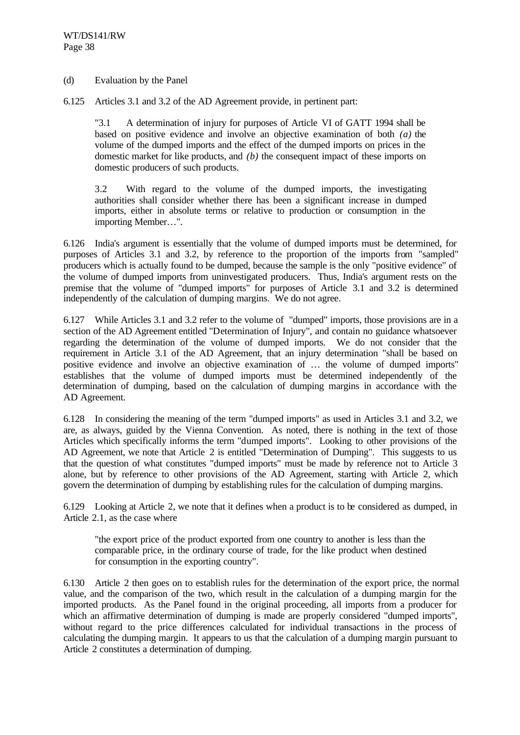(d) Evaluation by the Panel

6.125 Articles 3.1 and 3.2 of the AD Agreement provide, in pertinent part:

> "3.1 A determination of injury for purposes of Article VI of GATT 1994 shall be based on positive evidence and involve an objective examination of both *(a)* the volume of the dumped imports and the effect of the dumped imports on prices in the domestic market for like products, and *(b)* the consequent impact of these imports on domestic producers of such products.
>
> 3.2 With regard to the volume of the dumped imports, the investigating authorities shall consider whether there has been a significant increase in dumped imports, either in absolute terms or relative to production or consumption in the importing Member…".

6.126 India's argument is essentially that the volume of dumped imports must be determined, for purposes of Articles 3.1 and 3.2, by reference to the proportion of the imports from "sampled" producers which is actually found to be dumped, because the sample is the only "positive evidence" of the volume of dumped imports from uninvestigated producers. Thus, India's argument rests on the premise that the volume of "dumped imports" for purposes of Article 3.1 and 3.2 is determined independently of the calculation of dumping margins. We do not agree.

6.127 While Articles 3.1 and 3.2 refer to the volume of "dumped" imports, those provisions are in a section of the AD Agreement entitled "Determination of Injury", and contain no guidance whatsoever regarding the determination of the volume of dumped imports. We do not consider that the requirement in Article 3.1 of the AD Agreement, that an injury determination "shall be based on positive evidence and involve an objective examination of … the volume of dumped imports" establishes that the volume of dumped imports must be determined independently of the determination of dumping, based on the calculation of dumping margins in accordance with the AD Agreement.

6.128 In considering the meaning of the term "dumped imports" as used in Articles 3.1 and 3.2, we are, as always, guided by the Vienna Convention. As noted, there is nothing in the text of those Articles which specifically informs the term "dumped imports". Looking to other provisions of the AD Agreement, we note that Article 2 is entitled "Determination of Dumping". This suggests to us that the question of what constitutes "dumped imports" must be made by reference not to Article 3 alone, but by reference to other provisions of the AD Agreement, starting with Article 2, which govern the determination of dumping by establishing rules for the calculation of dumping margins.

6.129 Looking at Article 2, we note that it defines when a product is to be considered as dumped, in Article 2.1, as the case where

> "the export price of the product exported from one country to another is less than the comparable price, in the ordinary course of trade, for the like product when destined for consumption in the exporting country".

6.130 Article 2 then goes on to establish rules for the determination of the export price, the normal value, and the comparison of the two, which result in the calculation of a dumping margin for the imported products. As the Panel found in the original proceeding, all imports from a producer for which an affirmative determination of dumping is made are properly considered "dumped imports", without regard to the price differences calculated for individual transactions in the process of calculating the dumping margin. It appears to us that the calculation of a dumping margin pursuant to Article 2 constitutes a determination of dumping.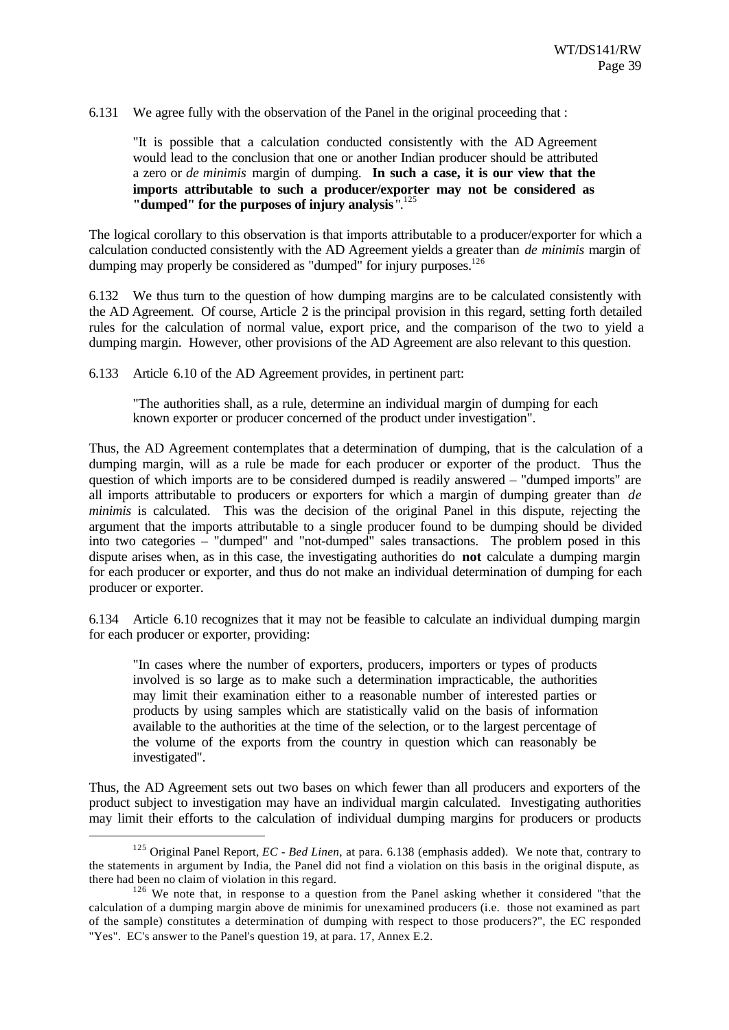6.131 We agree fully with the observation of the Panel in the original proceeding that :

> "It is possible that a calculation conducted consistently with the AD Agreement would lead to the conclusion that one or another Indian producer should be attributed a zero or *de minimis* margin of dumping. **In such a case, it is our view that the imports attributable to such a producer/exporter may not be considered as "dumped" for the purposes of injury analysis**".[125]

The logical corollary to this observation is that imports attributable to a producer/exporter for which a calculation conducted consistently with the AD Agreement yields a greater than *de minimis* margin of dumping may properly be considered as "dumped" for injury purposes.[126]

6.132 We thus turn to the question of how dumping margins are to be calculated consistently with the AD Agreement. Of course, Article 2 is the principal provision in this regard, setting forth detailed rules for the calculation of normal value, export price, and the comparison of the two to yield a dumping margin. However, other provisions of the AD Agreement are also relevant to this question.

6.133 Article 6.10 of the AD Agreement provides, in pertinent part:

> "The authorities shall, as a rule, determine an individual margin of dumping for each known exporter or producer concerned of the product under investigation".

Thus, the AD Agreement contemplates that a determination of dumping, that is the calculation of a dumping margin, will as a rule be made for each producer or exporter of the product. Thus the question of which imports are to be considered dumped is readily answered – "dumped imports" are all imports attributable to producers or exporters for which a margin of dumping greater than *de minimis* is calculated. This was the decision of the original Panel in this dispute, rejecting the argument that the imports attributable to a single producer found to be dumping should be divided into two categories – "dumped" and "not-dumped" sales transactions. The problem posed in this dispute arises when, as in this case, the investigating authorities do **not** calculate a dumping margin for each producer or exporter, and thus do not make an individual determination of dumping for each producer or exporter.

6.134 Article 6.10 recognizes that it may not be feasible to calculate an individual dumping margin for each producer or exporter, providing:

> "In cases where the number of exporters, producers, importers or types of products involved is so large as to make such a determination impracticable, the authorities may limit their examination either to a reasonable number of interested parties or products by using samples which are statistically valid on the basis of information available to the authorities at the time of the selection, or to the largest percentage of the volume of the exports from the country in question which can reasonably be investigated".

Thus, the AD Agreement sets out two bases on which fewer than all producers and exporters of the product subject to investigation may have an individual margin calculated. Investigating authorities may limit their efforts to the calculation of individual dumping margins for producers or products

---

[125] Original Panel Report, *EC - Bed Linen*, at para. 6.138 (emphasis added). We note that, contrary to the statements in argument by India, the Panel did not find a violation on this basis in the original dispute, as there had been no claim of violation in this regard.

[126] We note that, in response to a question from the Panel asking whether it considered "that the calculation of a dumping margin above de minimis for unexamined producers (i.e. those not examined as part of the sample) constitutes a determination of dumping with respect to those producers?", the EC responded "Yes". EC's answer to the Panel's question 19, at para. 17, Annex E.2.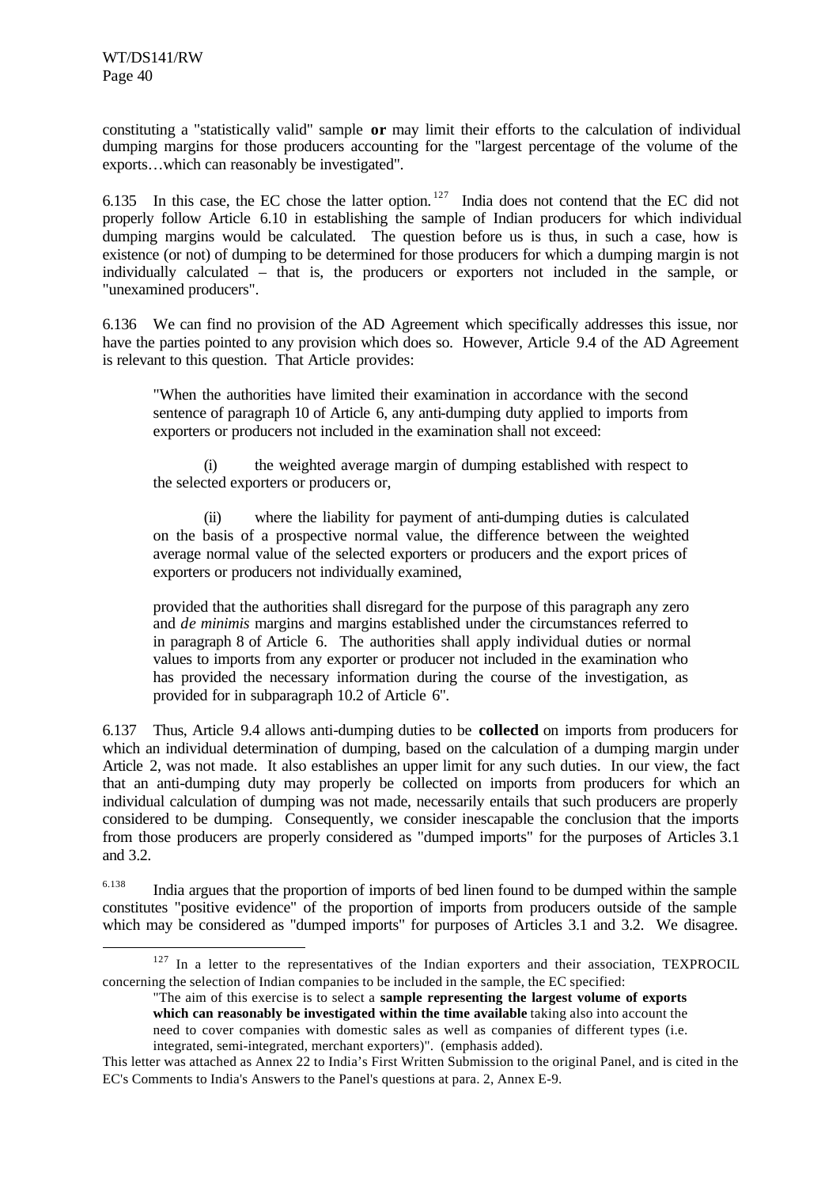constituting a "statistically valid" sample **or** may limit their efforts to the calculation of individual dumping margins for those producers accounting for the "largest percentage of the volume of the exports…which can reasonably be investigated".

6.135 In this case, the EC chose the latter option.[127] India does not contend that the EC did not properly follow Article 6.10 in establishing the sample of Indian producers for which individual dumping margins would be calculated. The question before us is thus, in such a case, how is existence (or not) of dumping to be determined for those producers for which a dumping margin is not individually calculated – that is, the producers or exporters not included in the sample, or "unexamined producers".

6.136 We can find no provision of the AD Agreement which specifically addresses this issue, nor have the parties pointed to any provision which does so. However, Article 9.4 of the AD Agreement is relevant to this question. That Article provides:

> "When the authorities have limited their examination in accordance with the second sentence of paragraph 10 of Article 6, any anti-dumping duty applied to imports from exporters or producers not included in the examination shall not exceed:
>
> (i) the weighted average margin of dumping established with respect to the selected exporters or producers or,
>
> (ii) where the liability for payment of anti-dumping duties is calculated on the basis of a prospective normal value, the difference between the weighted average normal value of the selected exporters or producers and the export prices of exporters or producers not individually examined,
>
> provided that the authorities shall disregard for the purpose of this paragraph any zero and *de minimis* margins and margins established under the circumstances referred to in paragraph 8 of Article 6. The authorities shall apply individual duties or normal values to imports from any exporter or producer not included in the examination who has provided the necessary information during the course of the investigation, as provided for in subparagraph 10.2 of Article 6".

6.137 Thus, Article 9.4 allows anti-dumping duties to be **collected** on imports from producers for which an individual determination of dumping, based on the calculation of a dumping margin under Article 2, was not made. It also establishes an upper limit for any such duties. In our view, the fact that an anti-dumping duty may properly be collected on imports from producers for which an individual calculation of dumping was not made, necessarily entails that such producers are properly considered to be dumping. Consequently, we consider inescapable the conclusion that the imports from those producers are properly considered as "dumped imports" for the purposes of Articles 3.1 and 3.2.

6.138 India argues that the proportion of imports of bed linen found to be dumped within the sample constitutes "positive evidence" of the proportion of imports from producers outside of the sample which may be considered as "dumped imports" for purposes of Articles 3.1 and 3.2. We disagree.

---

[127] In a letter to the representatives of the Indian exporters and their association, TEXPROCIL concerning the selection of Indian companies to be included in the sample, the EC specified:

> "The aim of this exercise is to select a **sample representing the largest volume of exports which can reasonably be investigated within the time available** taking also into account the need to cover companies with domestic sales as well as companies of different types (i.e. integrated, semi-integrated, merchant exporters)". (emphasis added).

This letter was attached as Annex 22 to India's First Written Submission to the original Panel, and is cited in the EC's Comments to India's Answers to the Panel's questions at para. 2, Annex E-9.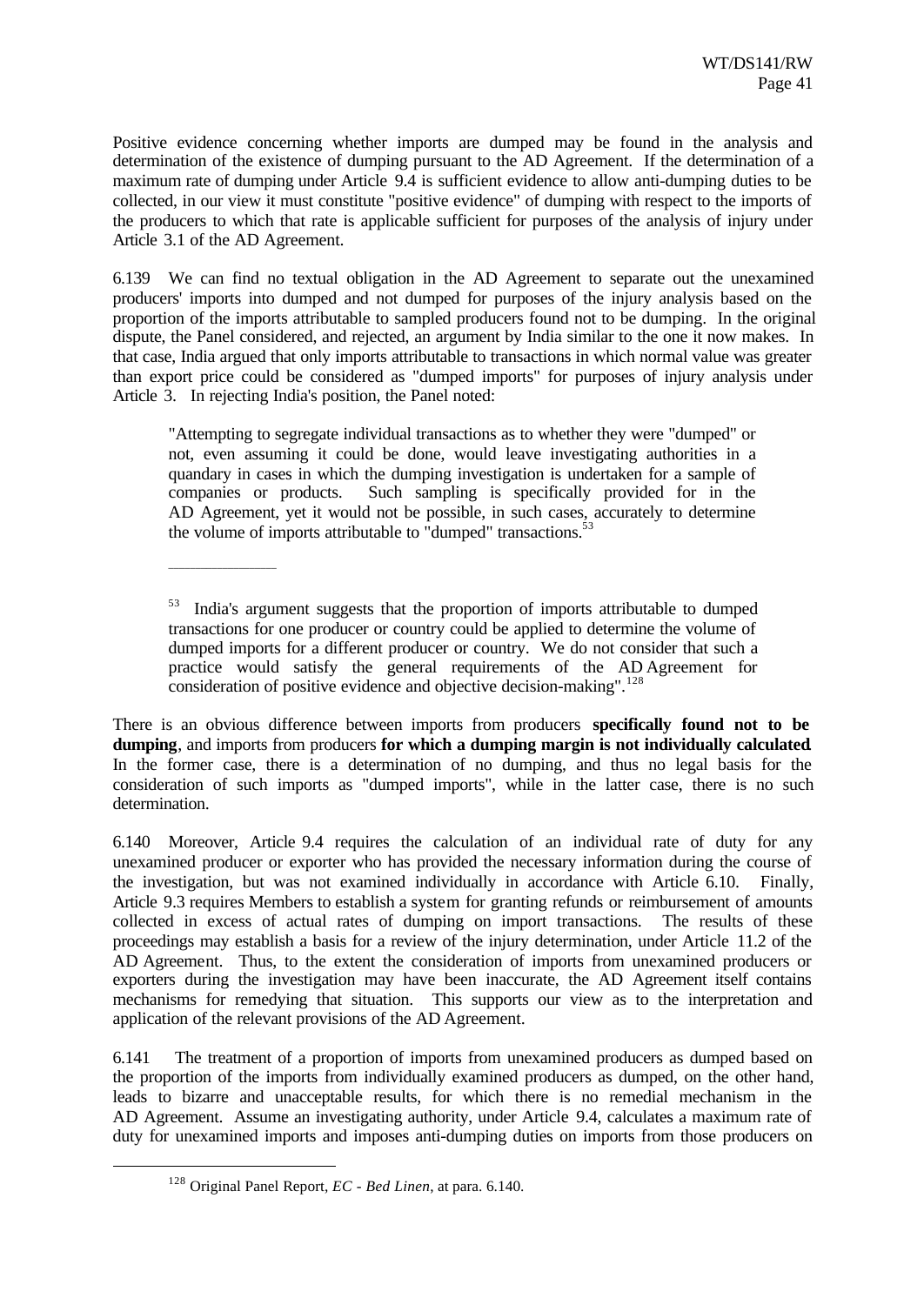Positive evidence concerning whether imports are dumped may be found in the analysis and determination of the existence of dumping pursuant to the AD Agreement. If the determination of a maximum rate of dumping under Article 9.4 is sufficient evidence to allow anti-dumping duties to be collected, in our view it must constitute "positive evidence" of dumping with respect to the imports of the producers to which that rate is applicable sufficient for purposes of the analysis of injury under Article 3.1 of the AD Agreement.

6.139 We can find no textual obligation in the AD Agreement to separate out the unexamined producers' imports into dumped and not dumped for purposes of the injury analysis based on the proportion of the imports attributable to sampled producers found not to be dumping. In the original dispute, the Panel considered, and rejected, an argument by India similar to the one it now makes. In that case, India argued that only imports attributable to transactions in which normal value was greater than export price could be considered as "dumped imports" for purposes of injury analysis under Article 3. In rejecting India's position, the Panel noted:

> "Attempting to segregate individual transactions as to whether they were "dumped" or not, even assuming it could be done, would leave investigating authorities in a quandary in cases in which the dumping investigation is undertaken for a sample of companies or products. Such sampling is specifically provided for in the AD Agreement, yet it would not be possible, in such cases, accurately to determine the volume of imports attributable to "dumped" transactions.[53]
>
> ---
>
> [53] India's argument suggests that the proportion of imports attributable to dumped transactions for one producer or country could be applied to determine the volume of dumped imports for a different producer or country. We do not consider that such a practice would satisfy the general requirements of the AD Agreement for consideration of positive evidence and objective decision-making".[128]

There is an obvious difference between imports from producers **specifically found not to be dumping**, and imports from producers **for which a dumping margin is not individually calculated**. In the former case, there is a determination of no dumping, and thus no legal basis for the consideration of such imports as "dumped imports", while in the latter case, there is no such determination.

6.140 Moreover, Article 9.4 requires the calculation of an individual rate of duty for any unexamined producer or exporter who has provided the necessary information during the course of the investigation, but was not examined individually in accordance with Article 6.10. Finally, Article 9.3 requires Members to establish a system for granting refunds or reimbursement of amounts collected in excess of actual rates of dumping on import transactions. The results of these proceedings may establish a basis for a review of the injury determination, under Article 11.2 of the AD Agreement. Thus, to the extent the consideration of imports from unexamined producers or exporters during the investigation may have been inaccurate, the AD Agreement itself contains mechanisms for remedying that situation. This supports our view as to the interpretation and application of the relevant provisions of the AD Agreement.

6.141 The treatment of a proportion of imports from unexamined producers as dumped based on the proportion of the imports from individually examined producers as dumped, on the other hand, leads to bizarre and unacceptable results, for which there is no remedial mechanism in the AD Agreement. Assume an investigating authority, under Article 9.4, calculates a maximum rate of duty for unexamined imports and imposes anti-dumping duties on imports from those producers on

---

[128] Original Panel Report, *EC - Bed Linen*, at para. 6.140.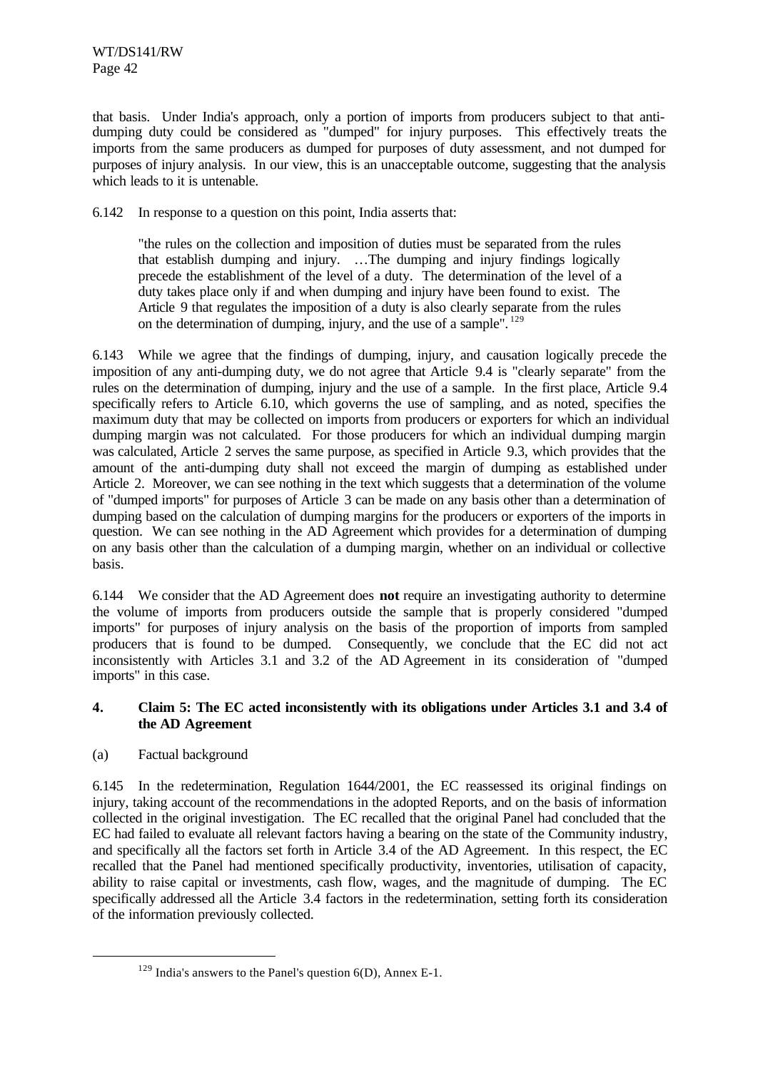that basis. Under India's approach, only a portion of imports from producers subject to that anti-dumping duty could be considered as "dumped" for injury purposes. This effectively treats the imports from the same producers as dumped for purposes of duty assessment, and not dumped for purposes of injury analysis. In our view, this is an unacceptable outcome, suggesting that the analysis which leads to it is untenable.

6.142 In response to a question on this point, India asserts that:

> "the rules on the collection and imposition of duties must be separated from the rules that establish dumping and injury. …The dumping and injury findings logically precede the establishment of the level of a duty. The determination of the level of a duty takes place only if and when dumping and injury have been found to exist. The Article 9 that regulates the imposition of a duty is also clearly separate from the rules on the determination of dumping, injury, and the use of a sample".[129]

6.143 While we agree that the findings of dumping, injury, and causation logically precede the imposition of any anti-dumping duty, we do not agree that Article 9.4 is "clearly separate" from the rules on the determination of dumping, injury and the use of a sample. In the first place, Article 9.4 specifically refers to Article 6.10, which governs the use of sampling, and as noted, specifies the maximum duty that may be collected on imports from producers or exporters for which an individual dumping margin was not calculated. For those producers for which an individual dumping margin was calculated, Article 2 serves the same purpose, as specified in Article 9.3, which provides that the amount of the anti-dumping duty shall not exceed the margin of dumping as established under Article 2. Moreover, we can see nothing in the text which suggests that a determination of the volume of "dumped imports" for purposes of Article 3 can be made on any basis other than a determination of dumping based on the calculation of dumping margins for the producers or exporters of the imports in question. We can see nothing in the AD Agreement which provides for a determination of dumping on any basis other than the calculation of a dumping margin, whether on an individual or collective basis.

6.144 We consider that the AD Agreement does **not** require an investigating authority to determine the volume of imports from producers outside the sample that is properly considered "dumped imports" for purposes of injury analysis on the basis of the proportion of imports from sampled producers that is found to be dumped. Consequently, we conclude that the EC did not act inconsistently with Articles 3.1 and 3.2 of the AD Agreement in its consideration of "dumped imports" in this case.

### 4. Claim 5: The EC acted inconsistently with its obligations under Articles 3.1 and 3.4 of the AD Agreement

(a) Factual background

6.145 In the redetermination, Regulation 1644/2001, the EC reassessed its original findings on injury, taking account of the recommendations in the adopted Reports, and on the basis of information collected in the original investigation. The EC recalled that the original Panel had concluded that the EC had failed to evaluate all relevant factors having a bearing on the state of the Community industry, and specifically all the factors set forth in Article 3.4 of the AD Agreement. In this respect, the EC recalled that the Panel had mentioned specifically productivity, inventories, utilisation of capacity, ability to raise capital or investments, cash flow, wages, and the magnitude of dumping. The EC specifically addressed all the Article 3.4 factors in the redetermination, setting forth its consideration of the information previously collected.

---

[129] India's answers to the Panel's question 6(D), Annex E-1.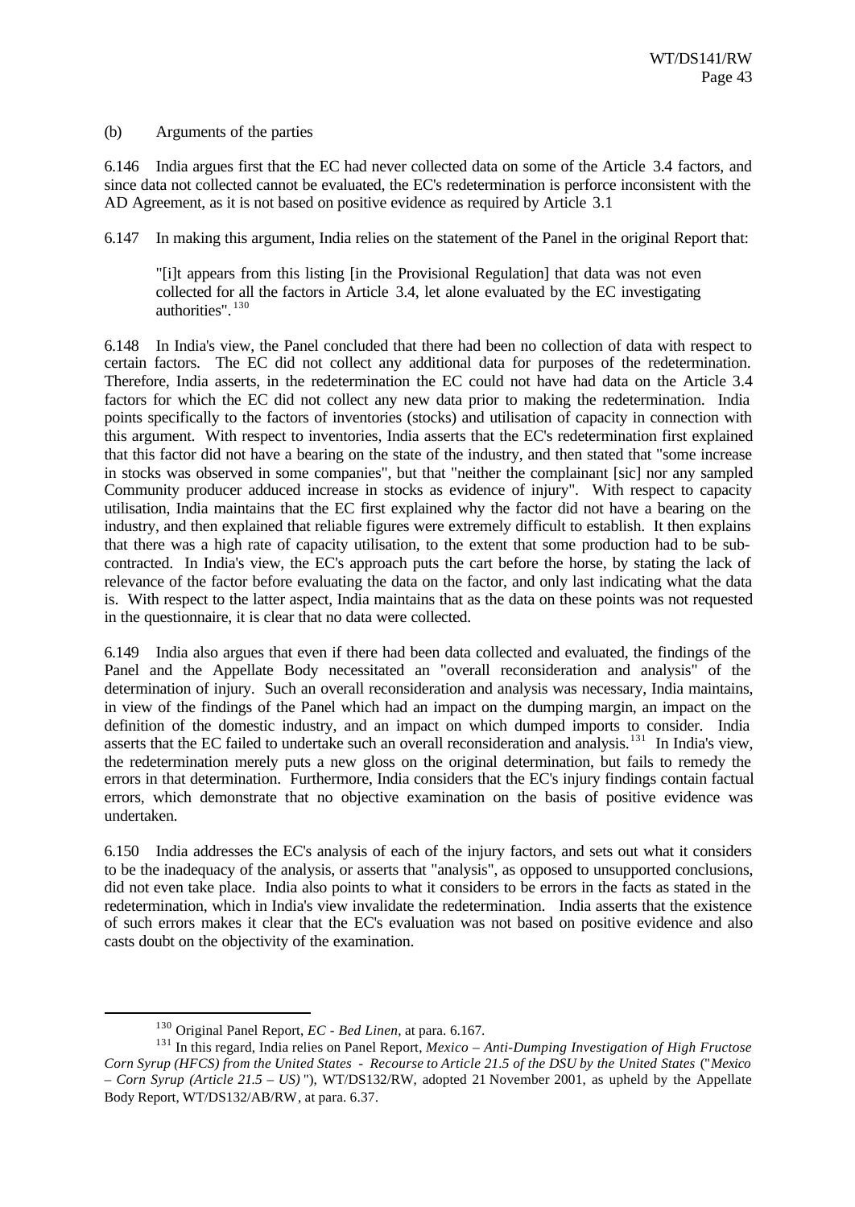(b) Arguments of the parties

6.146 India argues first that the EC had never collected data on some of the Article 3.4 factors, and since data not collected cannot be evaluated, the EC's redetermination is perforce inconsistent with the AD Agreement, as it is not based on positive evidence as required by Article 3.1

6.147 In making this argument, India relies on the statement of the Panel in the original Report that:

> "[i]t appears from this listing [in the Provisional Regulation] that data was not even collected for all the factors in Article 3.4, let alone evaluated by the EC investigating authorities".[130]

6.148 In India's view, the Panel concluded that there had been no collection of data with respect to certain factors. The EC did not collect any additional data for purposes of the redetermination. Therefore, India asserts, in the redetermination the EC could not have had data on the Article 3.4 factors for which the EC did not collect any new data prior to making the redetermination. India points specifically to the factors of inventories (stocks) and utilisation of capacity in connection with this argument. With respect to inventories, India asserts that the EC's redetermination first explained that this factor did not have a bearing on the state of the industry, and then stated that "some increase in stocks was observed in some companies", but that "neither the complainant [sic] nor any sampled Community producer adduced increase in stocks as evidence of injury". With respect to capacity utilisation, India maintains that the EC first explained why the factor did not have a bearing on the industry, and then explained that reliable figures were extremely difficult to establish. It then explains that there was a high rate of capacity utilisation, to the extent that some production had to be sub-contracted. In India's view, the EC's approach puts the cart before the horse, by stating the lack of relevance of the factor before evaluating the data on the factor, and only last indicating what the data is. With respect to the latter aspect, India maintains that as the data on these points was not requested in the questionnaire, it is clear that no data were collected.

6.149 India also argues that even if there had been data collected and evaluated, the findings of the Panel and the Appellate Body necessitated an "overall reconsideration and analysis" of the determination of injury. Such an overall reconsideration and analysis was necessary, India maintains, in view of the findings of the Panel which had an impact on the dumping margin, an impact on the definition of the domestic industry, and an impact on which dumped imports to consider. India asserts that the EC failed to undertake such an overall reconsideration and analysis.[131] In India's view, the redetermination merely puts a new gloss on the original determination, but fails to remedy the errors in that determination. Furthermore, India considers that the EC's injury findings contain factual errors, which demonstrate that no objective examination on the basis of positive evidence was undertaken.

6.150 India addresses the EC's analysis of each of the injury factors, and sets out what it considers to be the inadequacy of the analysis, or asserts that "analysis", as opposed to unsupported conclusions, did not even take place. India also points to what it considers to be errors in the facts as stated in the redetermination, which in India's view invalidate the redetermination. India asserts that the existence of such errors makes it clear that the EC's evaluation was not based on positive evidence and also casts doubt on the objectivity of the examination.

---

[130] Original Panel Report, *EC - Bed Linen*, at para. 6.167.

[131] In this regard, India relies on Panel Report, *Mexico – Anti-Dumping Investigation of High Fructose Corn Syrup (HFCS) from the United States - Recourse to Article 21.5 of the DSU by the United States* ("*Mexico – Corn Syrup (Article 21.5 – US)*"), WT/DS132/RW, adopted 21 November 2001, as upheld by the Appellate Body Report, WT/DS132/AB/RW, at para. 6.37.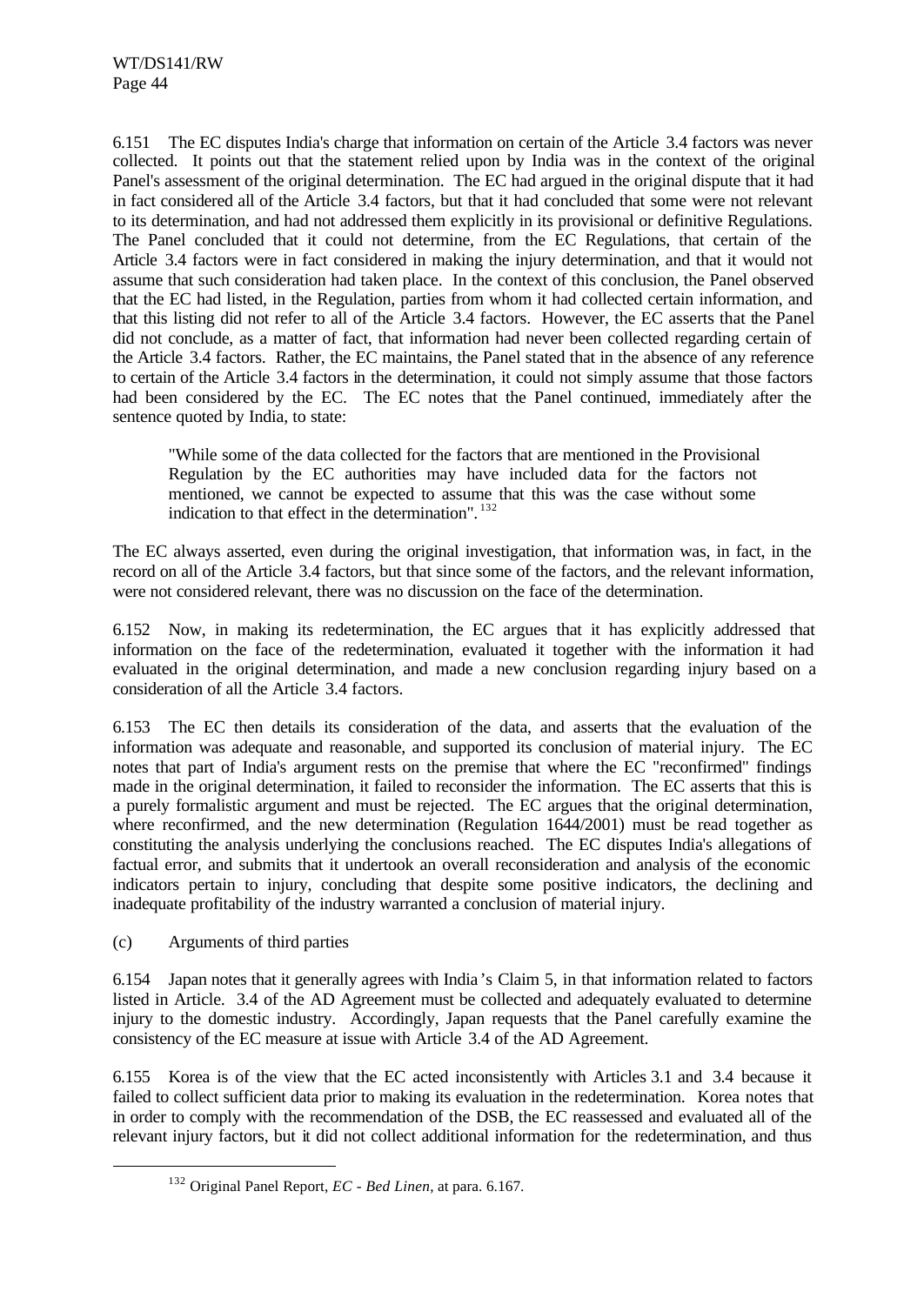6.151 The EC disputes India's charge that information on certain of the Article 3.4 factors was never collected. It points out that the statement relied upon by India was in the context of the original Panel's assessment of the original determination. The EC had argued in the original dispute that it had in fact considered all of the Article 3.4 factors, but that it had concluded that some were not relevant to its determination, and had not addressed them explicitly in its provisional or definitive Regulations. The Panel concluded that it could not determine, from the EC Regulations, that certain of the Article 3.4 factors were in fact considered in making the injury determination, and that it would not assume that such consideration had taken place. In the context of this conclusion, the Panel observed that the EC had listed, in the Regulation, parties from whom it had collected certain information, and that this listing did not refer to all of the Article 3.4 factors. However, the EC asserts that the Panel did not conclude, as a matter of fact, that information had never been collected regarding certain of the Article 3.4 factors. Rather, the EC maintains, the Panel stated that in the absence of any reference to certain of the Article 3.4 factors in the determination, it could not simply assume that those factors had been considered by the EC. The EC notes that the Panel continued, immediately after the sentence quoted by India, to state:

> "While some of the data collected for the factors that are mentioned in the Provisional Regulation by the EC authorities may have included data for the factors not mentioned, we cannot be expected to assume that this was the case without some indication to that effect in the determination".[132]

The EC always asserted, even during the original investigation, that information was, in fact, in the record on all of the Article 3.4 factors, but that since some of the factors, and the relevant information, were not considered relevant, there was no discussion on the face of the determination.

6.152 Now, in making its redetermination, the EC argues that it has explicitly addressed that information on the face of the redetermination, evaluated it together with the information it had evaluated in the original determination, and made a new conclusion regarding injury based on a consideration of all the Article 3.4 factors.

6.153 The EC then details its consideration of the data, and asserts that the evaluation of the information was adequate and reasonable, and supported its conclusion of material injury. The EC notes that part of India's argument rests on the premise that where the EC "reconfirmed" findings made in the original determination, it failed to reconsider the information. The EC asserts that this is a purely formalistic argument and must be rejected. The EC argues that the original determination, where reconfirmed, and the new determination (Regulation 1644/2001) must be read together as constituting the analysis underlying the conclusions reached. The EC disputes India's allegations of factual error, and submits that it undertook an overall reconsideration and analysis of the economic indicators pertain to injury, concluding that despite some positive indicators, the declining and inadequate profitability of the industry warranted a conclusion of material injury.

(c) Arguments of third parties

6.154 Japan notes that it generally agrees with India's Claim 5, in that information related to factors listed in Article. 3.4 of the AD Agreement must be collected and adequately evaluated to determine injury to the domestic industry. Accordingly, Japan requests that the Panel carefully examine the consistency of the EC measure at issue with Article 3.4 of the AD Agreement.

6.155 Korea is of the view that the EC acted inconsistently with Articles 3.1 and 3.4 because it failed to collect sufficient data prior to making its evaluation in the redetermination. Korea notes that in order to comply with the recommendation of the DSB, the EC reassessed and evaluated all of the relevant injury factors, but it did not collect additional information for the redetermination, and thus

---

[132] Original Panel Report, *EC - Bed Linen*, at para. 6.167.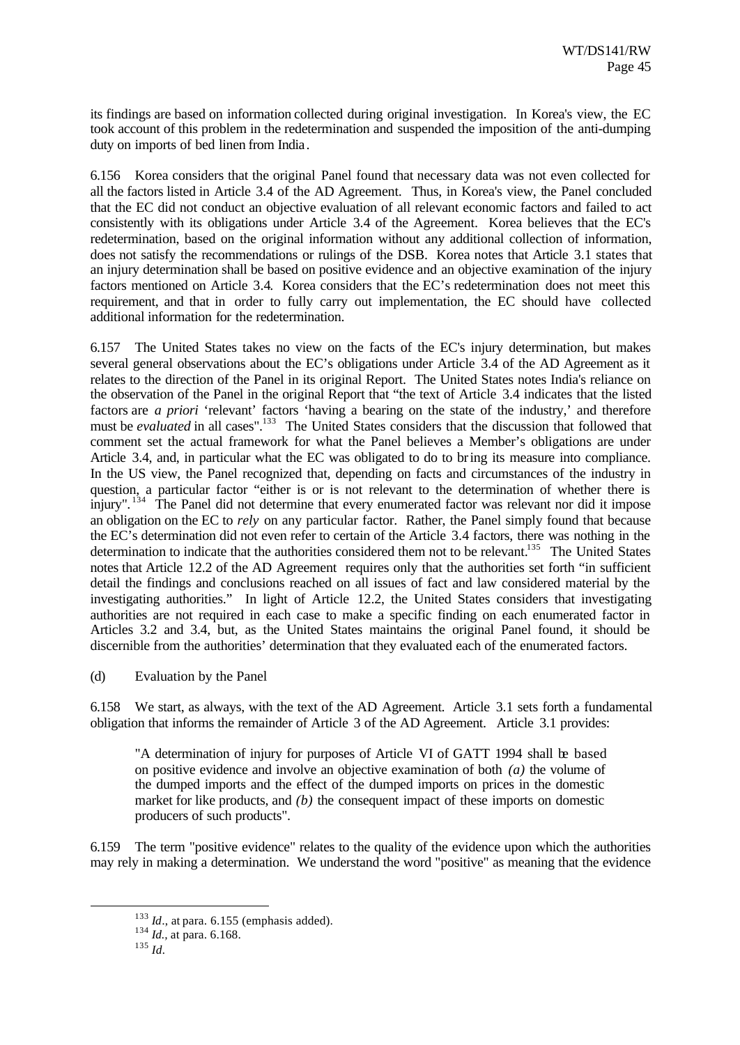its findings are based on information collected during original investigation. In Korea's view, the EC took account of this problem in the redetermination and suspended the imposition of the anti-dumping duty on imports of bed linen from India.

6.156 Korea considers that the original Panel found that necessary data was not even collected for all the factors listed in Article 3.4 of the AD Agreement. Thus, in Korea's view, the Panel concluded that the EC did not conduct an objective evaluation of all relevant economic factors and failed to act consistently with its obligations under Article 3.4 of the Agreement. Korea believes that the EC's redetermination, based on the original information without any additional collection of information, does not satisfy the recommendations or rulings of the DSB. Korea notes that Article 3.1 states that an injury determination shall be based on positive evidence and an objective examination of the injury factors mentioned on Article 3.4. Korea considers that the EC's redetermination does not meet this requirement, and that in order to fully carry out implementation, the EC should have collected additional information for the redetermination.

6.157 The United States takes no view on the facts of the EC's injury determination, but makes several general observations about the EC's obligations under Article 3.4 of the AD Agreement as it relates to the direction of the Panel in its original Report. The United States notes India's reliance on the observation of the Panel in the original Report that "the text of Article 3.4 indicates that the listed factors are *a priori* 'relevant' factors 'having a bearing on the state of the industry,' and therefore must be *evaluated* in all cases".[133] The United States considers that the discussion that followed that comment set the actual framework for what the Panel believes a Member's obligations are under Article 3.4, and, in particular what the EC was obligated to do to bring its measure into compliance. In the US view, the Panel recognized that, depending on facts and circumstances of the industry in question, a particular factor "either is or is not relevant to the determination of whether there is injury".[134] The Panel did not determine that every enumerated factor was relevant nor did it impose an obligation on the EC to *rely* on any particular factor. Rather, the Panel simply found that because the EC's determination did not even refer to certain of the Article 3.4 factors, there was nothing in the determination to indicate that the authorities considered them not to be relevant.[135] The United States notes that Article 12.2 of the AD Agreement requires only that the authorities set forth "in sufficient detail the findings and conclusions reached on all issues of fact and law considered material by the investigating authorities." In light of Article 12.2, the United States considers that investigating authorities are not required in each case to make a specific finding on each enumerated factor in Articles 3.2 and 3.4, but, as the United States maintains the original Panel found, it should be discernible from the authorities' determination that they evaluated each of the enumerated factors.

(d) Evaluation by the Panel

6.158 We start, as always, with the text of the AD Agreement. Article 3.1 sets forth a fundamental obligation that informs the remainder of Article 3 of the AD Agreement. Article 3.1 provides:

> "A determination of injury for purposes of Article VI of GATT 1994 shall be based on positive evidence and involve an objective examination of both *(a)* the volume of the dumped imports and the effect of the dumped imports on prices in the domestic market for like products, and *(b)* the consequent impact of these imports on domestic producers of such products".

6.159 The term "positive evidence" relates to the quality of the evidence upon which the authorities may rely in making a determination. We understand the word "positive" as meaning that the evidence

---

[133] *Id*., at para. 6.155 (emphasis added).

[134] *Id.,* at para. 6.168.

[135] *Id*.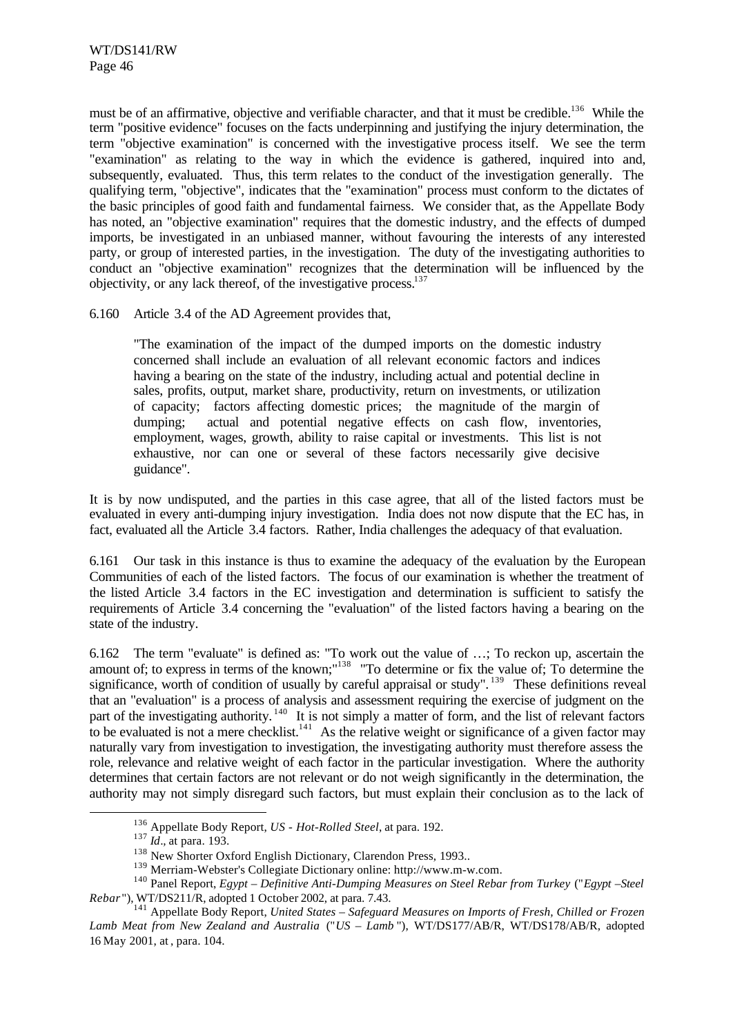must be of an affirmative, objective and verifiable character, and that it must be credible.[136] While the term "positive evidence" focuses on the facts underpinning and justifying the injury determination, the term "objective examination" is concerned with the investigative process itself. We see the term "examination" as relating to the way in which the evidence is gathered, inquired into and, subsequently, evaluated. Thus, this term relates to the conduct of the investigation generally. The qualifying term, "objective", indicates that the "examination" process must conform to the dictates of the basic principles of good faith and fundamental fairness. We consider that, as the Appellate Body has noted, an "objective examination" requires that the domestic industry, and the effects of dumped imports, be investigated in an unbiased manner, without favouring the interests of any interested party, or group of interested parties, in the investigation. The duty of the investigating authorities to conduct an "objective examination" recognizes that the determination will be influenced by the objectivity, or any lack thereof, of the investigative process.[137]

6.160 Article 3.4 of the AD Agreement provides that,

> "The examination of the impact of the dumped imports on the domestic industry concerned shall include an evaluation of all relevant economic factors and indices having a bearing on the state of the industry, including actual and potential decline in sales, profits, output, market share, productivity, return on investments, or utilization of capacity; factors affecting domestic prices; the magnitude of the margin of dumping; actual and potential negative effects on cash flow, inventories, employment, wages, growth, ability to raise capital or investments. This list is not exhaustive, nor can one or several of these factors necessarily give decisive guidance".

It is by now undisputed, and the parties in this case agree, that all of the listed factors must be evaluated in every anti-dumping injury investigation. India does not now dispute that the EC has, in fact, evaluated all the Article 3.4 factors. Rather, India challenges the adequacy of that evaluation.

6.161 Our task in this instance is thus to examine the adequacy of the evaluation by the European Communities of each of the listed factors. The focus of our examination is whether the treatment of the listed Article 3.4 factors in the EC investigation and determination is sufficient to satisfy the requirements of Article 3.4 concerning the "evaluation" of the listed factors having a bearing on the state of the industry.

6.162 The term "evaluate" is defined as: "To work out the value of …; To reckon up, ascertain the amount of; to express in terms of the known;"[138] "To determine or fix the value of; To determine the significance, worth of condition of usually by careful appraisal or study".[139] These definitions reveal that an "evaluation" is a process of analysis and assessment requiring the exercise of judgment on the part of the investigating authority.[140] It is not simply a matter of form, and the list of relevant factors to be evaluated is not a mere checklist.[141] As the relative weight or significance of a given factor may naturally vary from investigation to investigation, the investigating authority must therefore assess the role, relevance and relative weight of each factor in the particular investigation. Where the authority determines that certain factors are not relevant or do not weigh significantly in the determination, the authority may not simply disregard such factors, but must explain their conclusion as to the lack of

---

[136] Appellate Body Report, *US - Hot-Rolled Steel*, at para. 192.

[137] *Id*., at para. 193.

[138] New Shorter Oxford English Dictionary, Clarendon Press, 1993..

[139] Merriam-Webster's Collegiate Dictionary online: http://www.m-w.com.

[140] Panel Report, *Egypt – Definitive Anti-Dumping Measures on Steel Rebar from Turkey* ("*Egypt –Steel Rebar*"), WT/DS211/R, adopted 1 October 2002, at para. 7.43.

[141] Appellate Body Report, *United States – Safeguard Measures on Imports of Fresh, Chilled or Frozen Lamb Meat from New Zealand and Australia* ("*US – Lamb*"), WT/DS177/AB/R, WT/DS178/AB/R, adopted 16 May 2001, at , para. 104.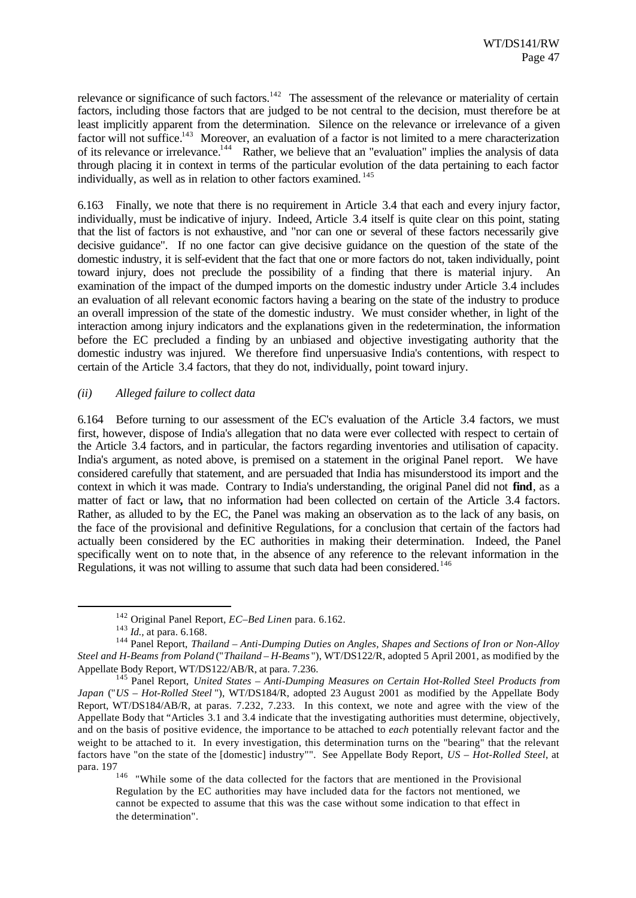relevance or significance of such factors.[142] The assessment of the relevance or materiality of certain factors, including those factors that are judged to be not central to the decision, must therefore be at least implicitly apparent from the determination. Silence on the relevance or irrelevance of a given factor will not suffice.[143] Moreover, an evaluation of a factor is not limited to a mere characterization of its relevance or irrelevance.[144] Rather, we believe that an "evaluation" implies the analysis of data through placing it in context in terms of the particular evolution of the data pertaining to each factor individually, as well as in relation to other factors examined.[145]

6.163 Finally, we note that there is no requirement in Article 3.4 that each and every injury factor, individually, must be indicative of injury. Indeed, Article 3.4 itself is quite clear on this point, stating that the list of factors is not exhaustive, and "nor can one or several of these factors necessarily give decisive guidance". If no one factor can give decisive guidance on the question of the state of the domestic industry, it is self-evident that the fact that one or more factors do not, taken individually, point toward injury, does not preclude the possibility of a finding that there is material injury. An examination of the impact of the dumped imports on the domestic industry under Article 3.4 includes an evaluation of all relevant economic factors having a bearing on the state of the industry to produce an overall impression of the state of the domestic industry. We must consider whether, in light of the interaction among injury indicators and the explanations given in the redetermination, the information before the EC precluded a finding by an unbiased and objective investigating authority that the domestic industry was injured. We therefore find unpersuasive India's contentions, with respect to certain of the Article 3.4 factors, that they do not, individually, point toward injury.

*(ii) Alleged failure to collect data*

6.164 Before turning to our assessment of the EC's evaluation of the Article 3.4 factors, we must first, however, dispose of India's allegation that no data were ever collected with respect to certain of the Article 3.4 factors, and in particular, the factors regarding inventories and utilisation of capacity. India's argument, as noted above, is premised on a statement in the original Panel report. We have considered carefully that statement, and are persuaded that India has misunderstood its import and the context in which it was made. Contrary to India's understanding, the original Panel did not **find**, as a matter of fact or law**,** that no information had been collected on certain of the Article 3.4 factors. Rather, as alluded to by the EC, the Panel was making an observation as to the lack of any basis, on the face of the provisional and definitive Regulations, for a conclusion that certain of the factors had actually been considered by the EC authorities in making their determination. Indeed, the Panel specifically went on to note that, in the absence of any reference to the relevant information in the Regulations, it was not willing to assume that such data had been considered.[146]

---

[142] Original Panel Report, *EC–Bed Linen* para. 6.162.

[143] *Id.,* at para. 6.168.

[144] Panel Report, *Thailand – Anti-Dumping Duties on Angles, Shapes and Sections of Iron or Non-Alloy Steel and H-Beams from Poland* ("*Thailand – H-Beams*"), WT/DS122/R, adopted 5 April 2001, as modified by the Appellate Body Report, WT/DS122/AB/R, at para. 7.236.

[145] Panel Report, *United States – Anti-Dumping Measures on Certain Hot-Rolled Steel Products from Japan* ("*US – Hot-Rolled Steel* "), WT/DS184/R, adopted 23 August 2001 as modified by the Appellate Body Report, WT/DS184/AB/R, at paras. 7.232, 7.233. In this context, we note and agree with the view of the Appellate Body that "Articles 3.1 and 3.4 indicate that the investigating authorities must determine, objectively, and on the basis of positive evidence, the importance to be attached to *each* potentially relevant factor and the weight to be attached to it. In every investigation, this determination turns on the "bearing" that the relevant factors have "on the state of the [domestic] industry"". See Appellate Body Report, *US – Hot-Rolled Steel*, at para. 197

[146] "While some of the data collected for the factors that are mentioned in the Provisional Regulation by the EC authorities may have included data for the factors not mentioned, we cannot be expected to assume that this was the case without some indication to that effect in the determination".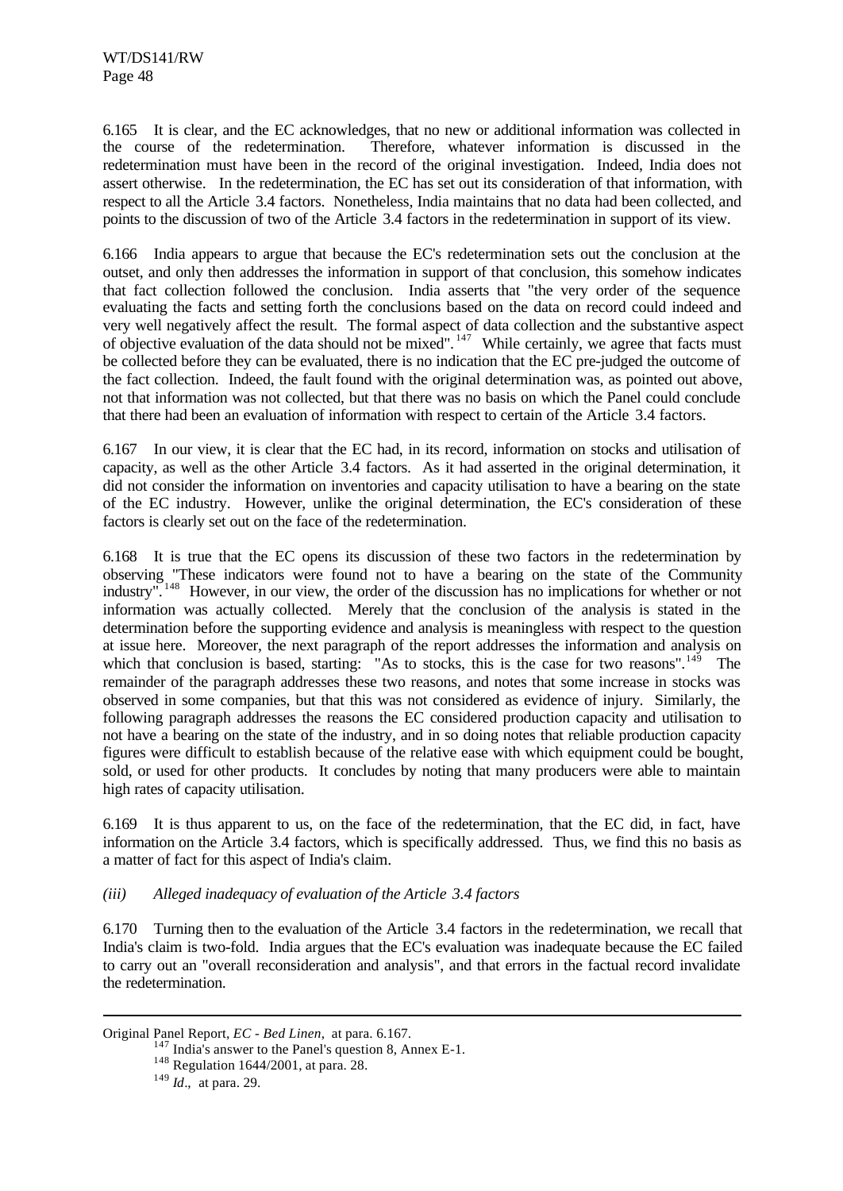6.165 It is clear, and the EC acknowledges, that no new or additional information was collected in the course of the redetermination. Therefore, whatever information is discussed in the redetermination must have been in the record of the original investigation. Indeed, India does not assert otherwise. In the redetermination, the EC has set out its consideration of that information, with respect to all the Article 3.4 factors. Nonetheless, India maintains that no data had been collected, and points to the discussion of two of the Article 3.4 factors in the redetermination in support of its view.

6.166 India appears to argue that because the EC's redetermination sets out the conclusion at the outset, and only then addresses the information in support of that conclusion, this somehow indicates that fact collection followed the conclusion. India asserts that "the very order of the sequence evaluating the facts and setting forth the conclusions based on the data on record could indeed and very well negatively affect the result. The formal aspect of data collection and the substantive aspect of objective evaluation of the data should not be mixed".[147] While certainly, we agree that facts must be collected before they can be evaluated, there is no indication that the EC pre-judged the outcome of the fact collection. Indeed, the fault found with the original determination was, as pointed out above, not that information was not collected, but that there was no basis on which the Panel could conclude that there had been an evaluation of information with respect to certain of the Article 3.4 factors.

6.167 In our view, it is clear that the EC had, in its record, information on stocks and utilisation of capacity, as well as the other Article 3.4 factors. As it had asserted in the original determination, it did not consider the information on inventories and capacity utilisation to have a bearing on the state of the EC industry. However, unlike the original determination, the EC's consideration of these factors is clearly set out on the face of the redetermination.

6.168 It is true that the EC opens its discussion of these two factors in the redetermination by observing "These indicators were found not to have a bearing on the state of the Community industry".[148] However, in our view, the order of the discussion has no implications for whether or not information was actually collected. Merely that the conclusion of the analysis is stated in the determination before the supporting evidence and analysis is meaningless with respect to the question at issue here. Moreover, the next paragraph of the report addresses the information and analysis on which that conclusion is based, starting: "As to stocks, this is the case for two reasons".[149] The remainder of the paragraph addresses these two reasons, and notes that some increase in stocks was observed in some companies, but that this was not considered as evidence of injury. Similarly, the following paragraph addresses the reasons the EC considered production capacity and utilisation to not have a bearing on the state of the industry, and in so doing notes that reliable production capacity figures were difficult to establish because of the relative ease with which equipment could be bought, sold, or used for other products. It concludes by noting that many producers were able to maintain high rates of capacity utilisation.

6.169 It is thus apparent to us, on the face of the redetermination, that the EC did, in fact, have information on the Article 3.4 factors, which is specifically addressed. Thus, we find this no basis as a matter of fact for this aspect of India's claim.

*(iii) Alleged inadequacy of evaluation of the Article 3.4 factors*

6.170 Turning then to the evaluation of the Article 3.4 factors in the redetermination, we recall that India's claim is two-fold. India argues that the EC's evaluation was inadequate because the EC failed to carry out an "overall reconsideration and analysis", and that errors in the factual record invalidate the redetermination.

---

Original Panel Report, *EC - Bed Linen*, at para. 6.167.

[147] India's answer to the Panel's question 8, Annex E-1.

[148] Regulation 1644/2001, at para. 28.

[149] *Id*., at para. 29.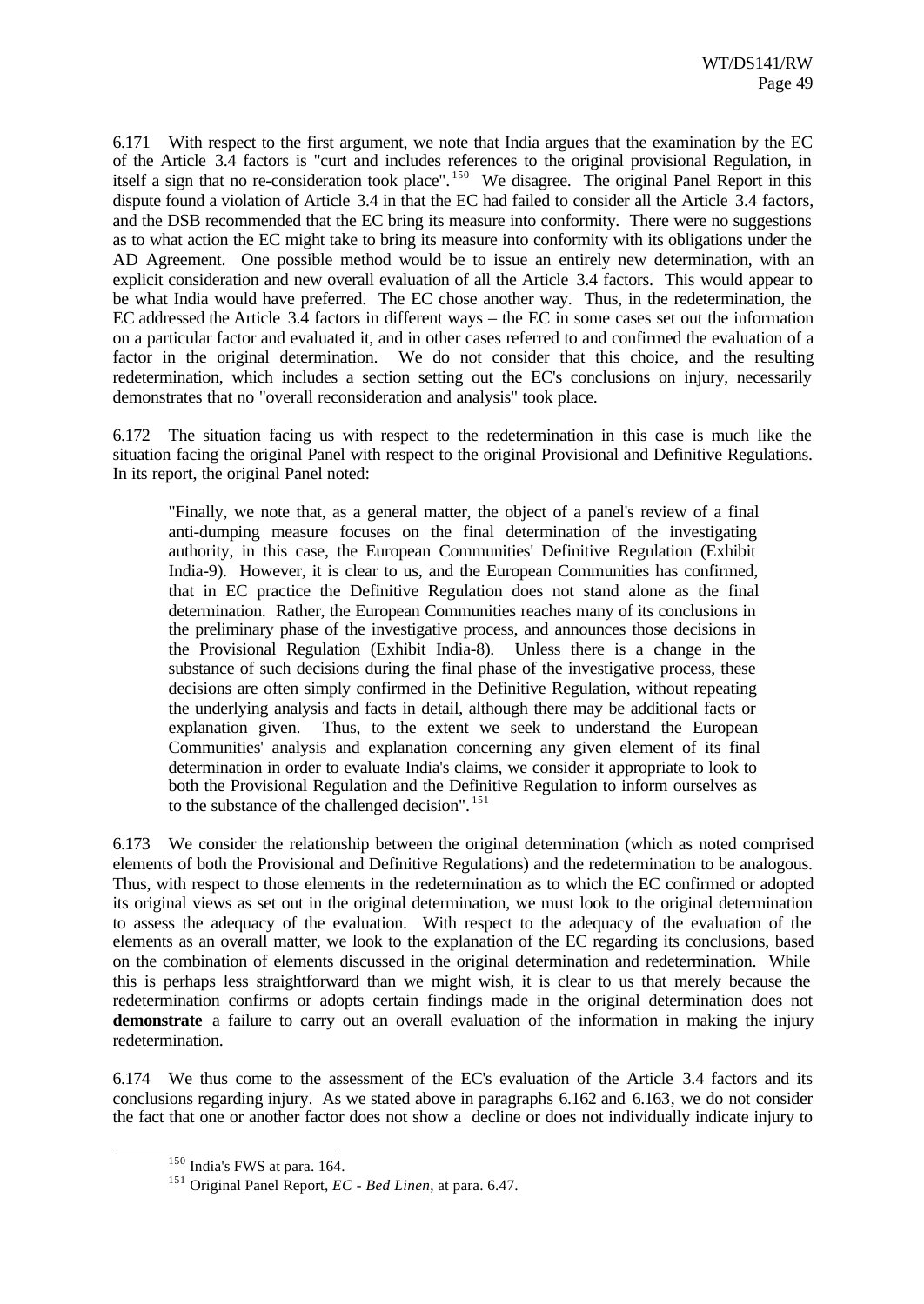6.171 With respect to the first argument, we note that India argues that the examination by the EC of the Article 3.4 factors is "curt and includes references to the original provisional Regulation, in itself a sign that no re-consideration took place".[150] We disagree. The original Panel Report in this dispute found a violation of Article 3.4 in that the EC had failed to consider all the Article 3.4 factors, and the DSB recommended that the EC bring its measure into conformity. There were no suggestions as to what action the EC might take to bring its measure into conformity with its obligations under the AD Agreement. One possible method would be to issue an entirely new determination, with an explicit consideration and new overall evaluation of all the Article 3.4 factors. This would appear to be what India would have preferred. The EC chose another way. Thus, in the redetermination, the EC addressed the Article 3.4 factors in different ways – the EC in some cases set out the information on a particular factor and evaluated it, and in other cases referred to and confirmed the evaluation of a factor in the original determination. We do not consider that this choice, and the resulting redetermination, which includes a section setting out the EC's conclusions on injury, necessarily demonstrates that no "overall reconsideration and analysis" took place.

6.172 The situation facing us with respect to the redetermination in this case is much like the situation facing the original Panel with respect to the original Provisional and Definitive Regulations. In its report, the original Panel noted:

> "Finally, we note that, as a general matter, the object of a panel's review of a final anti-dumping measure focuses on the final determination of the investigating authority, in this case, the European Communities' Definitive Regulation (Exhibit India-9). However, it is clear to us, and the European Communities has confirmed, that in EC practice the Definitive Regulation does not stand alone as the final determination. Rather, the European Communities reaches many of its conclusions in the preliminary phase of the investigative process, and announces those decisions in the Provisional Regulation (Exhibit India-8). Unless there is a change in the substance of such decisions during the final phase of the investigative process, these decisions are often simply confirmed in the Definitive Regulation, without repeating the underlying analysis and facts in detail, although there may be additional facts or explanation given. Thus, to the extent we seek to understand the European Communities' analysis and explanation concerning any given element of its final determination in order to evaluate India's claims, we consider it appropriate to look to both the Provisional Regulation and the Definitive Regulation to inform ourselves as to the substance of the challenged decision".[151]

6.173 We consider the relationship between the original determination (which as noted comprised elements of both the Provisional and Definitive Regulations) and the redetermination to be analogous. Thus, with respect to those elements in the redetermination as to which the EC confirmed or adopted its original views as set out in the original determination, we must look to the original determination to assess the adequacy of the evaluation. With respect to the adequacy of the evaluation of the elements as an overall matter, we look to the explanation of the EC regarding its conclusions, based on the combination of elements discussed in the original determination and redetermination. While this is perhaps less straightforward than we might wish, it is clear to us that merely because the redetermination confirms or adopts certain findings made in the original determination does not **demonstrate** a failure to carry out an overall evaluation of the information in making the injury redetermination.

6.174 We thus come to the assessment of the EC's evaluation of the Article 3.4 factors and its conclusions regarding injury. As we stated above in paragraphs 6.162 and 6.163, we do not consider the fact that one or another factor does not show a decline or does not individually indicate injury to

[150] India's FWS at para. 164.

[151] Original Panel Report, *EC - Bed Linen*, at para. 6.47.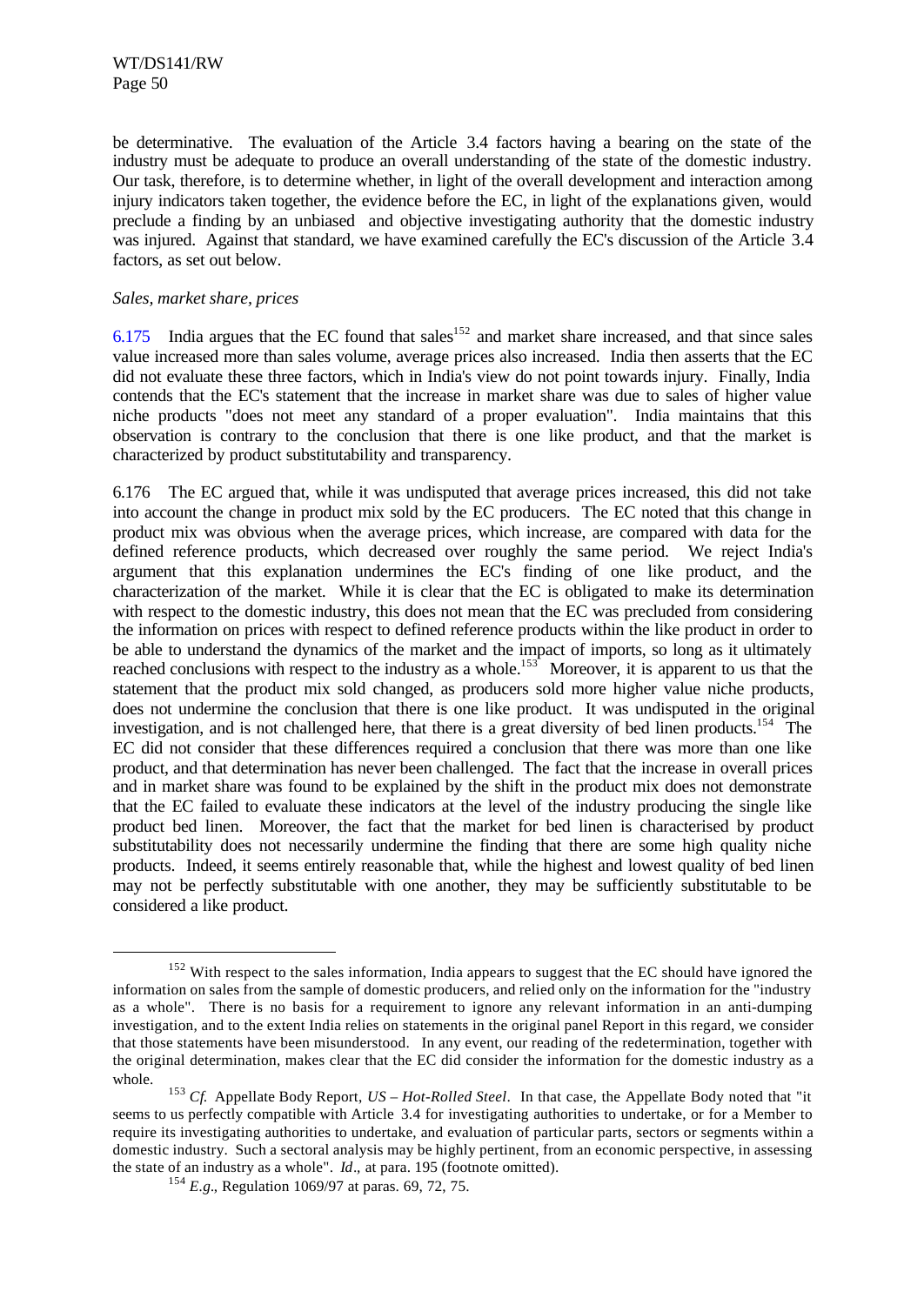be determinative. The evaluation of the Article 3.4 factors having a bearing on the state of the industry must be adequate to produce an overall understanding of the state of the domestic industry. Our task, therefore, is to determine whether, in light of the overall development and interaction among injury indicators taken together, the evidence before the EC, in light of the explanations given, would preclude a finding by an unbiased and objective investigating authority that the domestic industry was injured. Against that standard, we have examined carefully the EC's discussion of the Article 3.4 factors, as set out below.

*Sales, market share, prices*

6.175 India argues that the EC found that sales[152] and market share increased, and that since sales value increased more than sales volume, average prices also increased. India then asserts that the EC did not evaluate these three factors, which in India's view do not point towards injury. Finally, India contends that the EC's statement that the increase in market share was due to sales of higher value niche products "does not meet any standard of a proper evaluation". India maintains that this observation is contrary to the conclusion that there is one like product, and that the market is characterized by product substitutability and transparency.

6.176 The EC argued that, while it was undisputed that average prices increased, this did not take into account the change in product mix sold by the EC producers. The EC noted that this change in product mix was obvious when the average prices, which increase, are compared with data for the defined reference products, which decreased over roughly the same period. We reject India's argument that this explanation undermines the EC's finding of one like product, and the characterization of the market. While it is clear that the EC is obligated to make its determination with respect to the domestic industry, this does not mean that the EC was precluded from considering the information on prices with respect to defined reference products within the like product in order to be able to understand the dynamics of the market and the impact of imports, so long as it ultimately reached conclusions with respect to the industry as a whole.[153] Moreover, it is apparent to us that the statement that the product mix sold changed, as producers sold more higher value niche products, does not undermine the conclusion that there is one like product. It was undisputed in the original investigation, and is not challenged here, that there is a great diversity of bed linen products.[154] The EC did not consider that these differences required a conclusion that there was more than one like product, and that determination has never been challenged. The fact that the increase in overall prices and in market share was found to be explained by the shift in the product mix does not demonstrate that the EC failed to evaluate these indicators at the level of the industry producing the single like product bed linen. Moreover, the fact that the market for bed linen is characterised by product substitutability does not necessarily undermine the finding that there are some high quality niche products. Indeed, it seems entirely reasonable that, while the highest and lowest quality of bed linen may not be perfectly substitutable with one another, they may be sufficiently substitutable to be considered a like product.

---

[152] With respect to the sales information, India appears to suggest that the EC should have ignored the information on sales from the sample of domestic producers, and relied only on the information for the "industry as a whole". There is no basis for a requirement to ignore any relevant information in an anti-dumping investigation, and to the extent India relies on statements in the original panel Report in this regard, we consider that those statements have been misunderstood. In any event, our reading of the redetermination, together with the original determination, makes clear that the EC did consider the information for the domestic industry as a whole.

[153] *Cf.* Appellate Body Report, *US – Hot-Rolled Steel*. In that case, the Appellate Body noted that "it seems to us perfectly compatible with Article 3.4 for investigating authorities to undertake, or for a Member to require its investigating authorities to undertake, and evaluation of particular parts, sectors or segments within a domestic industry. Such a sectoral analysis may be highly pertinent, from an economic perspective, in assessing the state of an industry as a whole". *Id*., at para. 195 (footnote omitted).

[154] *E.g*., Regulation 1069/97 at paras. 69, 72, 75.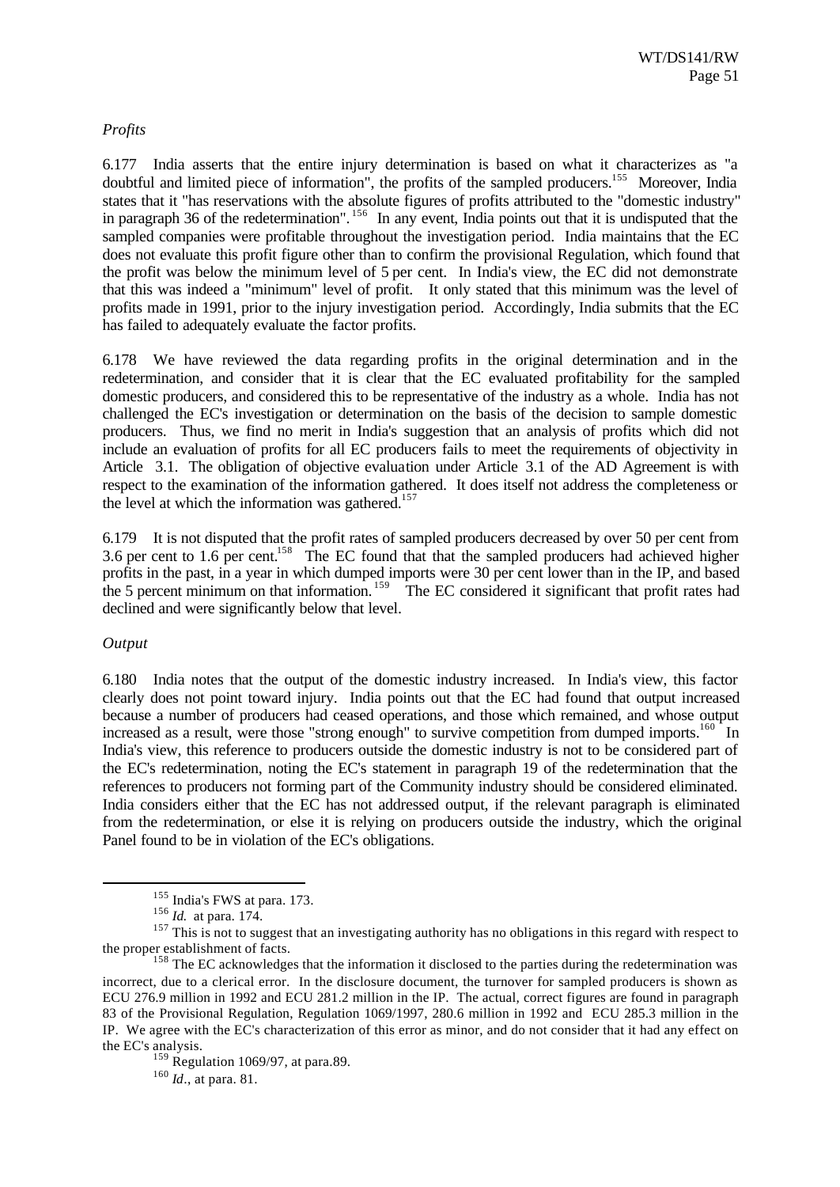*Profits*

6.177 India asserts that the entire injury determination is based on what it characterizes as "a doubtful and limited piece of information", the profits of the sampled producers.[155] Moreover, India states that it "has reservations with the absolute figures of profits attributed to the "domestic industry" in paragraph 36 of the redetermination".[156] In any event, India points out that it is undisputed that the sampled companies were profitable throughout the investigation period. India maintains that the EC does not evaluate this profit figure other than to confirm the provisional Regulation, which found that the profit was below the minimum level of 5 per cent. In India's view, the EC did not demonstrate that this was indeed a "minimum" level of profit. It only stated that this minimum was the level of profits made in 1991, prior to the injury investigation period. Accordingly, India submits that the EC has failed to adequately evaluate the factor profits.

6.178 We have reviewed the data regarding profits in the original determination and in the redetermination, and consider that it is clear that the EC evaluated profitability for the sampled domestic producers, and considered this to be representative of the industry as a whole. India has not challenged the EC's investigation or determination on the basis of the decision to sample domestic producers. Thus, we find no merit in India's suggestion that an analysis of profits which did not include an evaluation of profits for all EC producers fails to meet the requirements of objectivity in Article 3.1. The obligation of objective evaluation under Article 3.1 of the AD Agreement is with respect to the examination of the information gathered. It does itself not address the completeness or the level at which the information was gathered.[157]

6.179 It is not disputed that the profit rates of sampled producers decreased by over 50 per cent from 3.6 per cent to 1.6 per cent.[158] The EC found that that the sampled producers had achieved higher profits in the past, in a year in which dumped imports were 30 per cent lower than in the IP, and based the 5 percent minimum on that information.[159] The EC considered it significant that profit rates had declined and were significantly below that level.

*Output*

6.180 India notes that the output of the domestic industry increased. In India's view, this factor clearly does not point toward injury. India points out that the EC had found that output increased because a number of producers had ceased operations, and those which remained, and whose output increased as a result, were those "strong enough" to survive competition from dumped imports.[160] In India's view, this reference to producers outside the domestic industry is not to be considered part of the EC's redetermination, noting the EC's statement in paragraph 19 of the redetermination that the references to producers not forming part of the Community industry should be considered eliminated. India considers either that the EC has not addressed output, if the relevant paragraph is eliminated from the redetermination, or else it is relying on producers outside the industry, which the original Panel found to be in violation of the EC's obligations.

---

[155] India's FWS at para. 173.

[156] *Id.* at para. 174.

[157] This is not to suggest that an investigating authority has no obligations in this regard with respect to the proper establishment of facts.

[158] The EC acknowledges that the information it disclosed to the parties during the redetermination was incorrect, due to a clerical error. In the disclosure document, the turnover for sampled producers is shown as ECU 276.9 million in 1992 and ECU 281.2 million in the IP. The actual, correct figures are found in paragraph 83 of the Provisional Regulation, Regulation 1069/1997, 280.6 million in 1992 and ECU 285.3 million in the IP. We agree with the EC's characterization of this error as minor, and do not consider that it had any effect on the EC's analysis.

[159] Regulation 1069/97, at para.89.

[160] *Id*., at para. 81.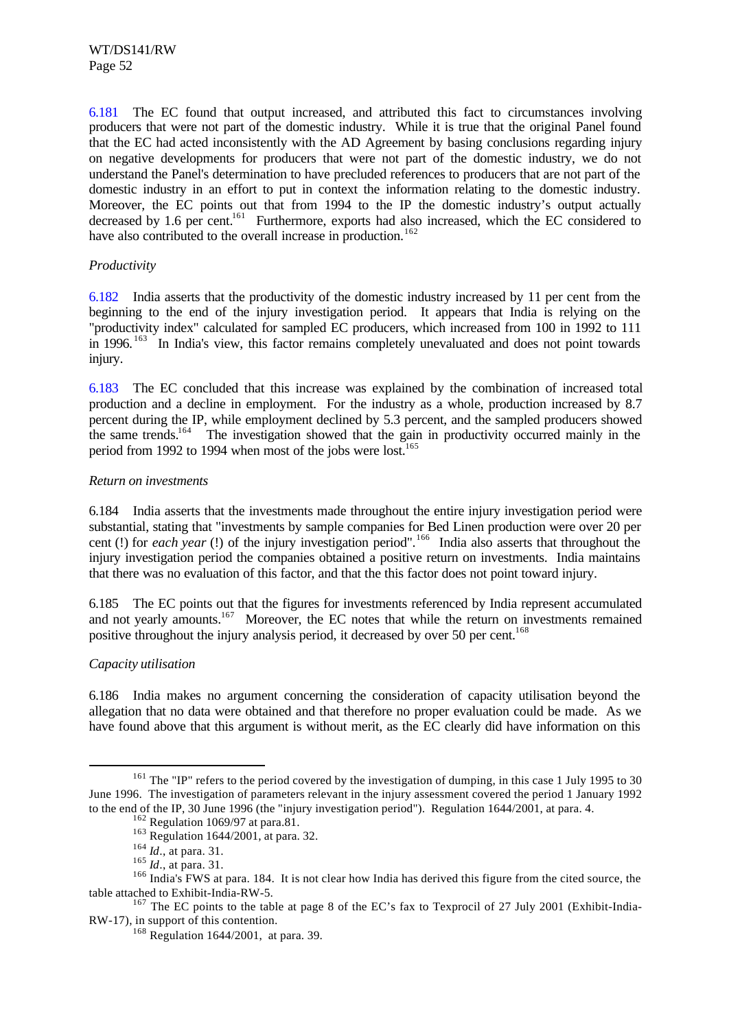6.181 The EC found that output increased, and attributed this fact to circumstances involving producers that were not part of the domestic industry. While it is true that the original Panel found that the EC had acted inconsistently with the AD Agreement by basing conclusions regarding injury on negative developments for producers that were not part of the domestic industry, we do not understand the Panel's determination to have precluded references to producers that are not part of the domestic industry in an effort to put in context the information relating to the domestic industry. Moreover, the EC points out that from 1994 to the IP the domestic industry's output actually decreased by 1.6 per cent.[161] Furthermore, exports had also increased, which the EC considered to have also contributed to the overall increase in production.[162]

*Productivity*

6.182 India asserts that the productivity of the domestic industry increased by 11 per cent from the beginning to the end of the injury investigation period. It appears that India is relying on the "productivity index" calculated for sampled EC producers, which increased from 100 in 1992 to 111 in 1996.[163] In India's view, this factor remains completely unevaluated and does not point towards injury.

6.183 The EC concluded that this increase was explained by the combination of increased total production and a decline in employment. For the industry as a whole, production increased by 8.7 percent during the IP, while employment declined by 5.3 percent, and the sampled producers showed the same trends.[164] The investigation showed that the gain in productivity occurred mainly in the period from 1992 to 1994 when most of the jobs were lost.[165]

*Return on investments*

6.184 India asserts that the investments made throughout the entire injury investigation period were substantial, stating that "investments by sample companies for Bed Linen production were over 20 per cent (!) for *each year* (!) of the injury investigation period".[166] India also asserts that throughout the injury investigation period the companies obtained a positive return on investments. India maintains that there was no evaluation of this factor, and that the this factor does not point toward injury.

6.185 The EC points out that the figures for investments referenced by India represent accumulated and not yearly amounts.[167] Moreover, the EC notes that while the return on investments remained positive throughout the injury analysis period, it decreased by over 50 per cent.[168]

*Capacity utilisation*

6.186 India makes no argument concerning the consideration of capacity utilisation beyond the allegation that no data were obtained and that therefore no proper evaluation could be made. As we have found above that this argument is without merit, as the EC clearly did have information on this

---

[161] The "IP" refers to the period covered by the investigation of dumping, in this case 1 July 1995 to 30 June 1996. The investigation of parameters relevant in the injury assessment covered the period 1 January 1992 to the end of the IP, 30 June 1996 (the "injury investigation period"). Regulation 1644/2001, at para. 4.

[162] Regulation 1069/97 at para.81.

[163] Regulation 1644/2001, at para. 32.

[164] *Id*., at para. 31.

[165] *Id*., at para. 31.

[166] India's FWS at para. 184. It is not clear how India has derived this figure from the cited source, the table attached to Exhibit-India-RW-5.

[167] The EC points to the table at page 8 of the EC's fax to Texprocil of 27 July 2001 (Exhibit-India-RW-17), in support of this contention.

[168] Regulation 1644/2001, at para. 39.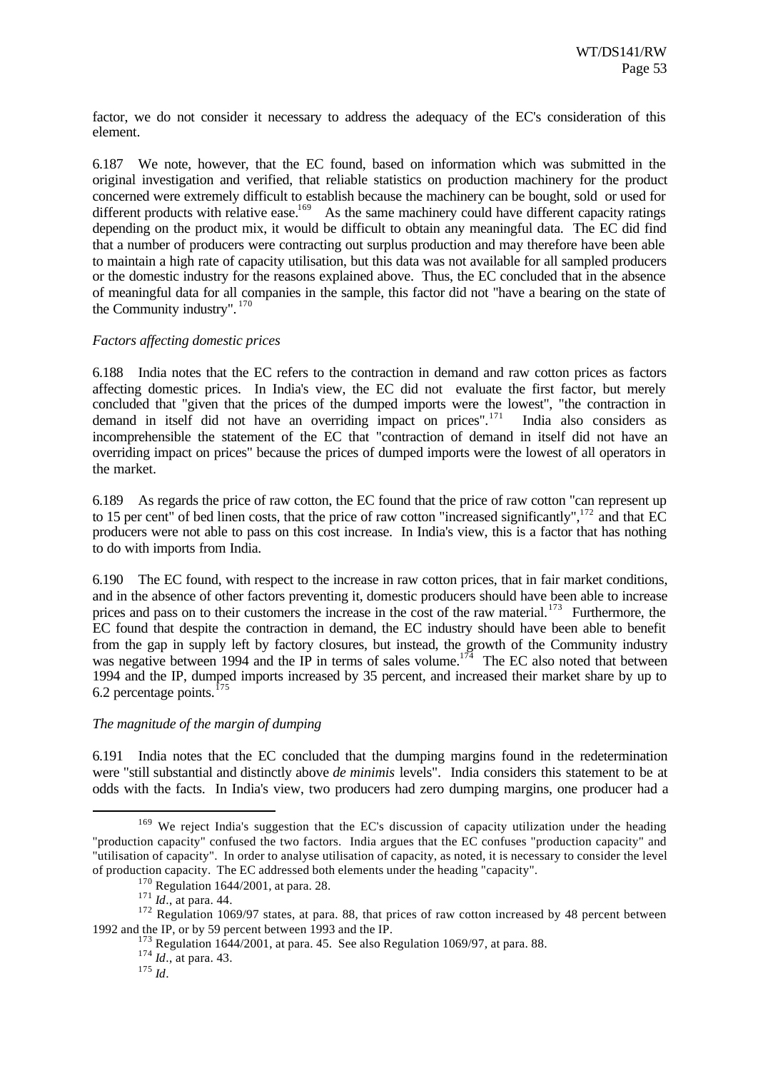factor, we do not consider it necessary to address the adequacy of the EC's consideration of this element.

6.187 We note, however, that the EC found, based on information which was submitted in the original investigation and verified, that reliable statistics on production machinery for the product concerned were extremely difficult to establish because the machinery can be bought, sold or used for different products with relative ease.[169] As the same machinery could have different capacity ratings depending on the product mix, it would be difficult to obtain any meaningful data. The EC did find that a number of producers were contracting out surplus production and may therefore have been able to maintain a high rate of capacity utilisation, but this data was not available for all sampled producers or the domestic industry for the reasons explained above. Thus, the EC concluded that in the absence of meaningful data for all companies in the sample, this factor did not "have a bearing on the state of the Community industry".[170]

*Factors affecting domestic prices*

6.188 India notes that the EC refers to the contraction in demand and raw cotton prices as factors affecting domestic prices. In India's view, the EC did not evaluate the first factor, but merely concluded that "given that the prices of the dumped imports were the lowest", "the contraction in demand in itself did not have an overriding impact on prices".[171] India also considers as incomprehensible the statement of the EC that "contraction of demand in itself did not have an overriding impact on prices" because the prices of dumped imports were the lowest of all operators in the market.

6.189 As regards the price of raw cotton, the EC found that the price of raw cotton "can represent up to 15 per cent" of bed linen costs, that the price of raw cotton "increased significantly",[172] and that EC producers were not able to pass on this cost increase. In India's view, this is a factor that has nothing to do with imports from India.

6.190 The EC found, with respect to the increase in raw cotton prices, that in fair market conditions, and in the absence of other factors preventing it, domestic producers should have been able to increase prices and pass on to their customers the increase in the cost of the raw material.[173] Furthermore, the EC found that despite the contraction in demand, the EC industry should have been able to benefit from the gap in supply left by factory closures, but instead, the growth of the Community industry was negative between 1994 and the IP in terms of sales volume.[174] The EC also noted that between 1994 and the IP, dumped imports increased by 35 percent, and increased their market share by up to 6.2 percentage points.[175]

*The magnitude of the margin of dumping*

6.191 India notes that the EC concluded that the dumping margins found in the redetermination were "still substantial and distinctly above *de minimis* levels". India considers this statement to be at odds with the facts. In India's view, two producers had zero dumping margins, one producer had a

---

[169] We reject India's suggestion that the EC's discussion of capacity utilization under the heading "production capacity" confused the two factors. India argues that the EC confuses "production capacity" and "utilisation of capacity". In order to analyse utilisation of capacity, as noted, it is necessary to consider the level of production capacity. The EC addressed both elements under the heading "capacity".

[170] Regulation 1644/2001, at para. 28.

[171] *Id*., at para. 44.

[172] Regulation 1069/97 states, at para. 88, that prices of raw cotton increased by 48 percent between 1992 and the IP, or by 59 percent between 1993 and the IP.

[173] Regulation 1644/2001, at para. 45. See also Regulation 1069/97, at para. 88.

[174] *Id*., at para. 43.

[175] *Id*.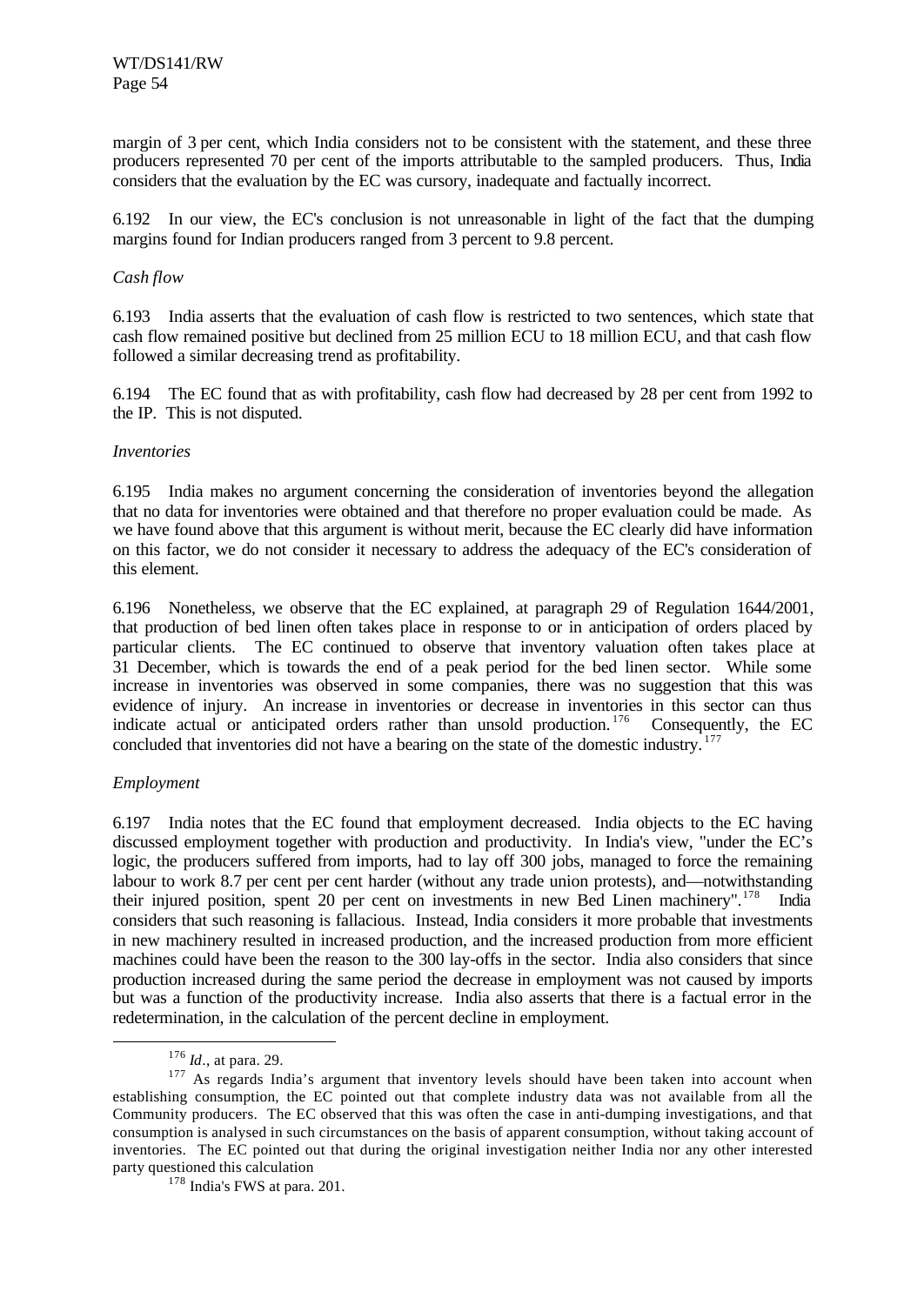margin of 3 per cent, which India considers not to be consistent with the statement, and these three producers represented 70 per cent of the imports attributable to the sampled producers. Thus, India considers that the evaluation by the EC was cursory, inadequate and factually incorrect.

6.192 In our view, the EC's conclusion is not unreasonable in light of the fact that the dumping margins found for Indian producers ranged from 3 percent to 9.8 percent.

*Cash flow*

6.193 India asserts that the evaluation of cash flow is restricted to two sentences, which state that cash flow remained positive but declined from 25 million ECU to 18 million ECU, and that cash flow followed a similar decreasing trend as profitability.

6.194 The EC found that as with profitability, cash flow had decreased by 28 per cent from 1992 to the IP. This is not disputed.

*Inventories*

6.195 India makes no argument concerning the consideration of inventories beyond the allegation that no data for inventories were obtained and that therefore no proper evaluation could be made. As we have found above that this argument is without merit, because the EC clearly did have information on this factor, we do not consider it necessary to address the adequacy of the EC's consideration of this element.

6.196 Nonetheless, we observe that the EC explained, at paragraph 29 of Regulation 1644/2001, that production of bed linen often takes place in response to or in anticipation of orders placed by particular clients. The EC continued to observe that inventory valuation often takes place at 31 December, which is towards the end of a peak period for the bed linen sector. While some increase in inventories was observed in some companies, there was no suggestion that this was evidence of injury. An increase in inventories or decrease in inventories in this sector can thus indicate actual or anticipated orders rather than unsold production.[176] Consequently, the EC concluded that inventories did not have a bearing on the state of the domestic industry.[177]

*Employment*

6.197 India notes that the EC found that employment decreased. India objects to the EC having discussed employment together with production and productivity. In India's view, "under the EC's logic, the producers suffered from imports, had to lay off 300 jobs, managed to force the remaining labour to work 8.7 per cent per cent harder (without any trade union protests), and—notwithstanding their injured position, spent 20 per cent on investments in new Bed Linen machinery".[178] India considers that such reasoning is fallacious. Instead, India considers it more probable that investments in new machinery resulted in increased production, and the increased production from more efficient machines could have been the reason to the 300 lay-offs in the sector. India also considers that since production increased during the same period the decrease in employment was not caused by imports but was a function of the productivity increase. India also asserts that there is a factual error in the redetermination, in the calculation of the percent decline in employment.

[176] *Id*., at para. 29.

[177] As regards India's argument that inventory levels should have been taken into account when establishing consumption, the EC pointed out that complete industry data was not available from all the Community producers. The EC observed that this was often the case in anti-dumping investigations, and that consumption is analysed in such circumstances on the basis of apparent consumption, without taking account of inventories. The EC pointed out that during the original investigation neither India nor any other interested party questioned this calculation

[178] India's FWS at para. 201.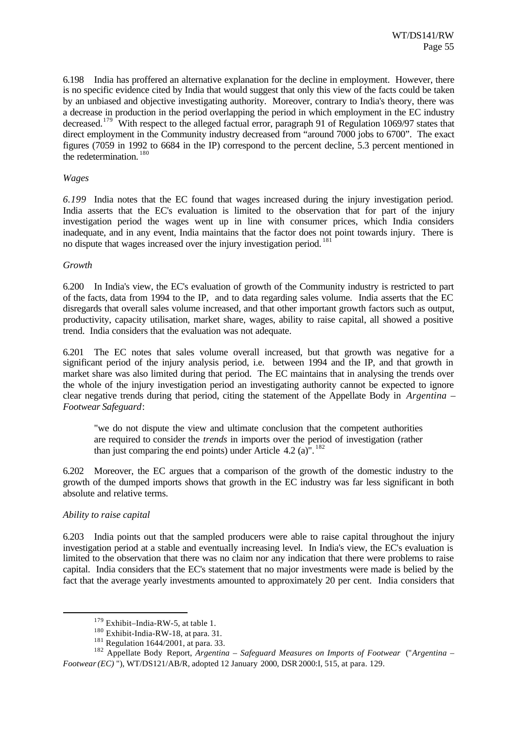6.198 India has proffered an alternative explanation for the decline in employment. However, there is no specific evidence cited by India that would suggest that only this view of the facts could be taken by an unbiased and objective investigating authority. Moreover, contrary to India's theory, there was a decrease in production in the period overlapping the period in which employment in the EC industry decreased.[179] With respect to the alleged factual error, paragraph 91 of Regulation 1069/97 states that direct employment in the Community industry decreased from "around 7000 jobs to 6700". The exact figures (7059 in 1992 to 6684 in the IP) correspond to the percent decline, 5.3 percent mentioned in the redetermination.[180]

*Wages*

*6.199* India notes that the EC found that wages increased during the injury investigation period. India asserts that the EC's evaluation is limited to the observation that for part of the injury investigation period the wages went up in line with consumer prices, which India considers inadequate, and in any event, India maintains that the factor does not point towards injury. There is no dispute that wages increased over the injury investigation period.[181]

*Growth*

6.200 In India's view, the EC's evaluation of growth of the Community industry is restricted to part of the facts, data from 1994 to the IP, and to data regarding sales volume. India asserts that the EC disregards that overall sales volume increased, and that other important growth factors such as output, productivity, capacity utilisation, market share, wages, ability to raise capital, all showed a positive trend. India considers that the evaluation was not adequate.

6.201 The EC notes that sales volume overall increased, but that growth was negative for a significant period of the injury analysis period, i.e. between 1994 and the IP, and that growth in market share was also limited during that period. The EC maintains that in analysing the trends over the whole of the injury investigation period an investigating authority cannot be expected to ignore clear negative trends during that period, citing the statement of the Appellate Body in *Argentina – Footwear Safeguard*:

> "we do not dispute the view and ultimate conclusion that the competent authorities are required to consider the *trends* in imports over the period of investigation (rather than just comparing the end points) under Article 4.2 (a)".[182]

6.202 Moreover, the EC argues that a comparison of the growth of the domestic industry to the growth of the dumped imports shows that growth in the EC industry was far less significant in both absolute and relative terms.

*Ability to raise capital*

6.203 India points out that the sampled producers were able to raise capital throughout the injury investigation period at a stable and eventually increasing level. In India's view, the EC's evaluation is limited to the observation that there was no claim nor any indication that there were problems to raise capital. India considers that the EC's statement that no major investments were made is belied by the fact that the average yearly investments amounted to approximately 20 per cent. India considers that

---

[179] Exhibit–India-RW-5, at table 1.

[180] Exhibit-India-RW-18, at para. 31.

[181] Regulation 1644/2001, at para. 33.

[182] Appellate Body Report, *Argentina – Safeguard Measures on Imports of Footwear* ("*Argentina – Footwear (EC)* "), WT/DS121/AB/R, adopted 12 January 2000, DSR 2000:I, 515, at para. 129.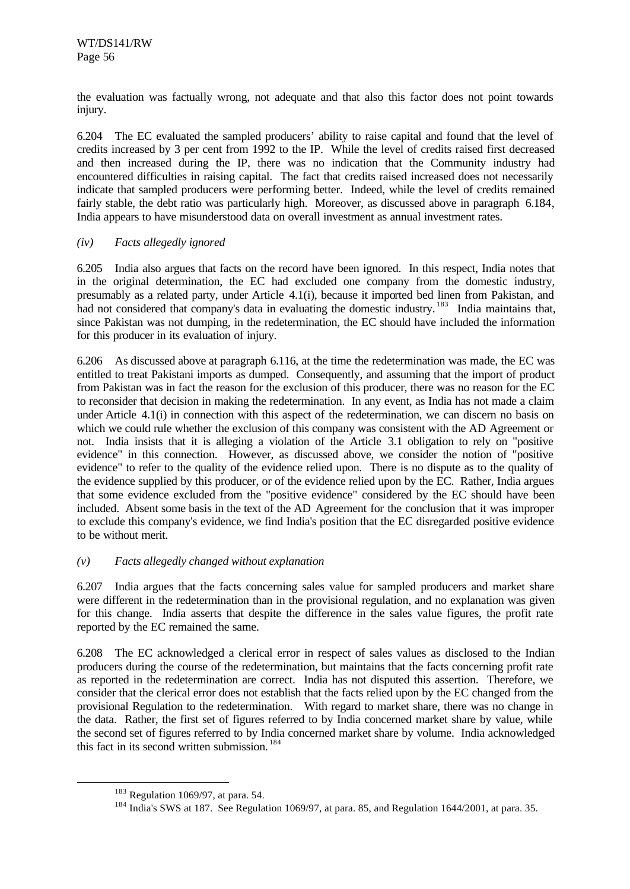the evaluation was factually wrong, not adequate and that also this factor does not point towards injury.

6.204 The EC evaluated the sampled producers' ability to raise capital and found that the level of credits increased by 3 per cent from 1992 to the IP. While the level of credits raised first decreased and then increased during the IP, there was no indication that the Community industry had encountered difficulties in raising capital. The fact that credits raised increased does not necessarily indicate that sampled producers were performing better. Indeed, while the level of credits remained fairly stable, the debt ratio was particularly high. Moreover, as discussed above in paragraph 6.184, India appears to have misunderstood data on overall investment as annual investment rates.

*(iv) Facts allegedly ignored*

6.205 India also argues that facts on the record have been ignored. In this respect, India notes that in the original determination, the EC had excluded one company from the domestic industry, presumably as a related party, under Article 4.1(i), because it imported bed linen from Pakistan, and had not considered that company's data in evaluating the domestic industry.[183] India maintains that, since Pakistan was not dumping, in the redetermination, the EC should have included the information for this producer in its evaluation of injury.

6.206 As discussed above at paragraph 6.116, at the time the redetermination was made, the EC was entitled to treat Pakistani imports as dumped. Consequently, and assuming that the import of product from Pakistan was in fact the reason for the exclusion of this producer, there was no reason for the EC to reconsider that decision in making the redetermination. In any event, as India has not made a claim under Article 4.1(i) in connection with this aspect of the redetermination, we can discern no basis on which we could rule whether the exclusion of this company was consistent with the AD Agreement or not. India insists that it is alleging a violation of the Article 3.1 obligation to rely on "positive evidence" in this connection. However, as discussed above, we consider the notion of "positive evidence" to refer to the quality of the evidence relied upon. There is no dispute as to the quality of the evidence supplied by this producer, or of the evidence relied upon by the EC. Rather, India argues that some evidence excluded from the "positive evidence" considered by the EC should have been included. Absent some basis in the text of the AD Agreement for the conclusion that it was improper to exclude this company's evidence, we find India's position that the EC disregarded positive evidence to be without merit.

*(v) Facts allegedly changed without explanation*

6.207 India argues that the facts concerning sales value for sampled producers and market share were different in the redetermination than in the provisional regulation, and no explanation was given for this change. India asserts that despite the difference in the sales value figures, the profit rate reported by the EC remained the same.

6.208 The EC acknowledged a clerical error in respect of sales values as disclosed to the Indian producers during the course of the redetermination, but maintains that the facts concerning profit rate as reported in the redetermination are correct. India has not disputed this assertion. Therefore, we consider that the clerical error does not establish that the facts relied upon by the EC changed from the provisional Regulation to the redetermination. With regard to market share, there was no change in the data. Rather, the first set of figures referred to by India concerned market share by value, while the second set of figures referred to by India concerned market share by volume. India acknowledged this fact in its second written submission.[184]

---

[183] Regulation 1069/97, at para. 54.

[184] India's SWS at 187. See Regulation 1069/97, at para. 85, and Regulation 1644/2001, at para. 35.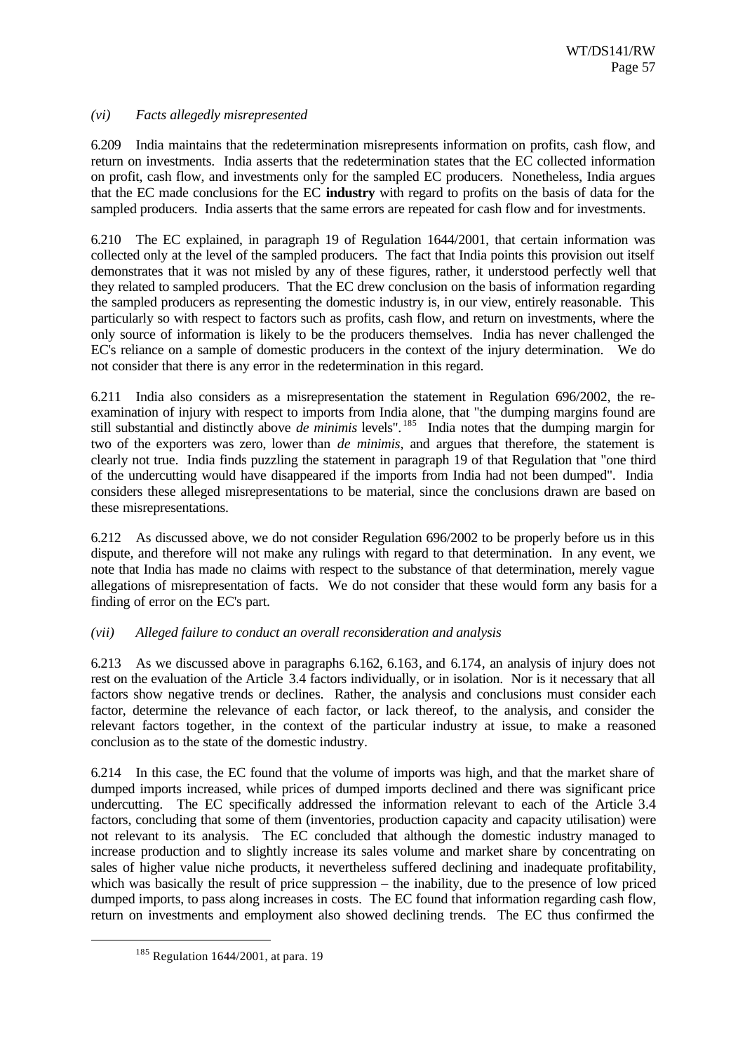*(vi) Facts allegedly misrepresented*

6.209 India maintains that the redetermination misrepresents information on profits, cash flow, and return on investments. India asserts that the redetermination states that the EC collected information on profit, cash flow, and investments only for the sampled EC producers. Nonetheless, India argues that the EC made conclusions for the EC **industry** with regard to profits on the basis of data for the sampled producers. India asserts that the same errors are repeated for cash flow and for investments.

6.210 The EC explained, in paragraph 19 of Regulation 1644/2001, that certain information was collected only at the level of the sampled producers. The fact that India points this provision out itself demonstrates that it was not misled by any of these figures, rather, it understood perfectly well that they related to sampled producers. That the EC drew conclusion on the basis of information regarding the sampled producers as representing the domestic industry is, in our view, entirely reasonable. This particularly so with respect to factors such as profits, cash flow, and return on investments, where the only source of information is likely to be the producers themselves. India has never challenged the EC's reliance on a sample of domestic producers in the context of the injury determination. We do not consider that there is any error in the redetermination in this regard.

6.211 India also considers as a misrepresentation the statement in Regulation 696/2002, the re-examination of injury with respect to imports from India alone, that "the dumping margins found are still substantial and distinctly above *de minimis* levels".[185] India notes that the dumping margin for two of the exporters was zero, lower than *de minimis*, and argues that therefore, the statement is clearly not true. India finds puzzling the statement in paragraph 19 of that Regulation that "one third of the undercutting would have disappeared if the imports from India had not been dumped". India considers these alleged misrepresentations to be material, since the conclusions drawn are based on these misrepresentations.

6.212 As discussed above, we do not consider Regulation 696/2002 to be properly before us in this dispute, and therefore will not make any rulings with regard to that determination. In any event, we note that India has made no claims with respect to the substance of that determination, merely vague allegations of misrepresentation of facts. We do not consider that these would form any basis for a finding of error on the EC's part.

*(vii) Alleged failure to conduct an overall reconsideration and analysis*

6.213 As we discussed above in paragraphs 6.162, 6.163, and 6.174, an analysis of injury does not rest on the evaluation of the Article 3.4 factors individually, or in isolation. Nor is it necessary that all factors show negative trends or declines. Rather, the analysis and conclusions must consider each factor, determine the relevance of each factor, or lack thereof, to the analysis, and consider the relevant factors together, in the context of the particular industry at issue, to make a reasoned conclusion as to the state of the domestic industry.

6.214 In this case, the EC found that the volume of imports was high, and that the market share of dumped imports increased, while prices of dumped imports declined and there was significant price undercutting. The EC specifically addressed the information relevant to each of the Article 3.4 factors, concluding that some of them (inventories, production capacity and capacity utilisation) were not relevant to its analysis. The EC concluded that although the domestic industry managed to increase production and to slightly increase its sales volume and market share by concentrating on sales of higher value niche products, it nevertheless suffered declining and inadequate profitability, which was basically the result of price suppression – the inability, due to the presence of low priced dumped imports, to pass along increases in costs. The EC found that information regarding cash flow, return on investments and employment also showed declining trends. The EC thus confirmed the

---

[185] Regulation 1644/2001, at para. 19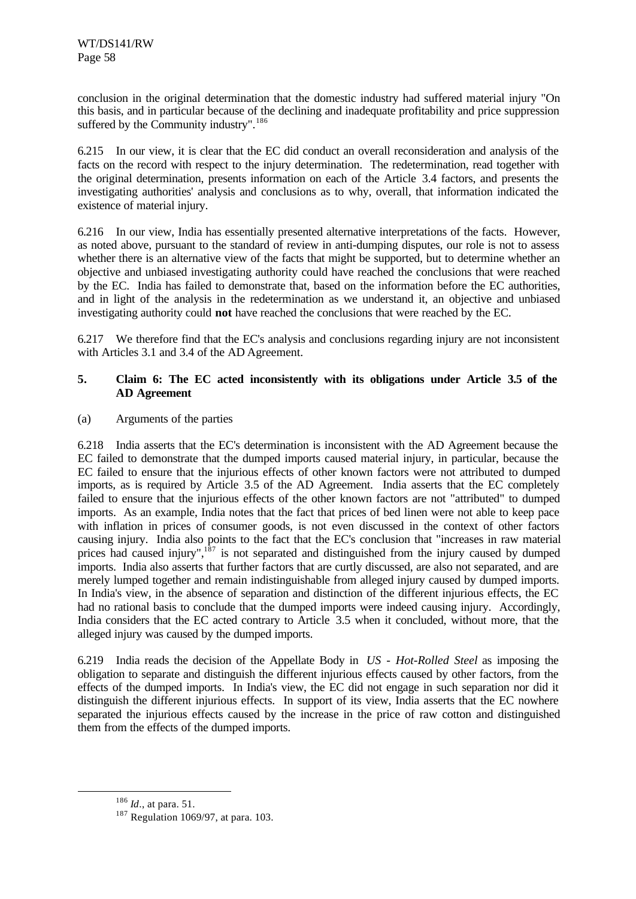conclusion in the original determination that the domestic industry had suffered material injury "On this basis, and in particular because of the declining and inadequate profitability and price suppression suffered by the Community industry".[186]

6.215 In our view, it is clear that the EC did conduct an overall reconsideration and analysis of the facts on the record with respect to the injury determination. The redetermination, read together with the original determination, presents information on each of the Article 3.4 factors, and presents the investigating authorities' analysis and conclusions as to why, overall, that information indicated the existence of material injury.

6.216 In our view, India has essentially presented alternative interpretations of the facts. However, as noted above, pursuant to the standard of review in anti-dumping disputes, our role is not to assess whether there is an alternative view of the facts that might be supported, but to determine whether an objective and unbiased investigating authority could have reached the conclusions that were reached by the EC. India has failed to demonstrate that, based on the information before the EC authorities, and in light of the analysis in the redetermination as we understand it, an objective and unbiased investigating authority could **not** have reached the conclusions that were reached by the EC.

6.217 We therefore find that the EC's analysis and conclusions regarding injury are not inconsistent with Articles 3.1 and 3.4 of the AD Agreement.

### 5. Claim 6: The EC acted inconsistently with its obligations under Article 3.5 of the AD Agreement

(a) Arguments of the parties

6.218 India asserts that the EC's determination is inconsistent with the AD Agreement because the EC failed to demonstrate that the dumped imports caused material injury, in particular, because the EC failed to ensure that the injurious effects of other known factors were not attributed to dumped imports, as is required by Article 3.5 of the AD Agreement. India asserts that the EC completely failed to ensure that the injurious effects of the other known factors are not "attributed" to dumped imports. As an example, India notes that the fact that prices of bed linen were not able to keep pace with inflation in prices of consumer goods, is not even discussed in the context of other factors causing injury. India also points to the fact that the EC's conclusion that "increases in raw material prices had caused injury",[187] is not separated and distinguished from the injury caused by dumped imports. India also asserts that further factors that are curtly discussed, are also not separated, and are merely lumped together and remain indistinguishable from alleged injury caused by dumped imports. In India's view, in the absence of separation and distinction of the different injurious effects, the EC had no rational basis to conclude that the dumped imports were indeed causing injury. Accordingly, India considers that the EC acted contrary to Article 3.5 when it concluded, without more, that the alleged injury was caused by the dumped imports.

6.219 India reads the decision of the Appellate Body in *US - Hot-Rolled Steel* as imposing the obligation to separate and distinguish the different injurious effects caused by other factors, from the effects of the dumped imports. In India's view, the EC did not engage in such separation nor did it distinguish the different injurious effects. In support of its view, India asserts that the EC nowhere separated the injurious effects caused by the increase in the price of raw cotton and distinguished them from the effects of the dumped imports.

---

[186] *Id*., at para. 51.

[187] Regulation 1069/97, at para. 103.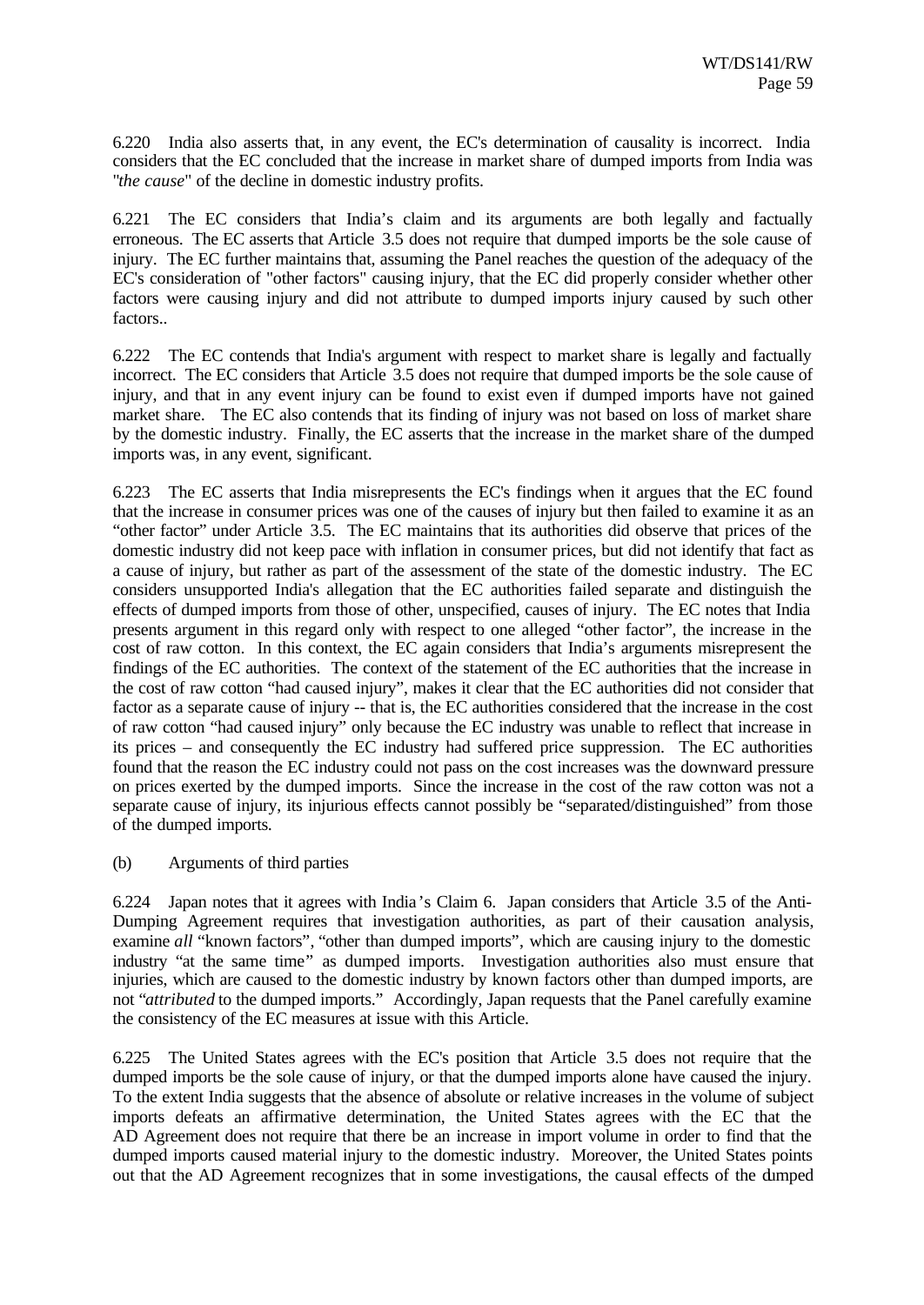6.220 India also asserts that, in any event, the EC's determination of causality is incorrect. India considers that the EC concluded that the increase in market share of dumped imports from India was "*the cause*" of the decline in domestic industry profits.

6.221 The EC considers that India's claim and its arguments are both legally and factually erroneous. The EC asserts that Article 3.5 does not require that dumped imports be the sole cause of injury. The EC further maintains that, assuming the Panel reaches the question of the adequacy of the EC's consideration of "other factors" causing injury, that the EC did properly consider whether other factors were causing injury and did not attribute to dumped imports injury caused by such other factors..

6.222 The EC contends that India's argument with respect to market share is legally and factually incorrect. The EC considers that Article 3.5 does not require that dumped imports be the sole cause of injury, and that in any event injury can be found to exist even if dumped imports have not gained market share. The EC also contends that its finding of injury was not based on loss of market share by the domestic industry. Finally, the EC asserts that the increase in the market share of the dumped imports was, in any event, significant.

6.223 The EC asserts that India misrepresents the EC's findings when it argues that the EC found that the increase in consumer prices was one of the causes of injury but then failed to examine it as an "other factor" under Article 3.5. The EC maintains that its authorities did observe that prices of the domestic industry did not keep pace with inflation in consumer prices, but did not identify that fact as a cause of injury, but rather as part of the assessment of the state of the domestic industry. The EC considers unsupported India's allegation that the EC authorities failed separate and distinguish the effects of dumped imports from those of other, unspecified, causes of injury. The EC notes that India presents argument in this regard only with respect to one alleged "other factor", the increase in the cost of raw cotton. In this context, the EC again considers that India's arguments misrepresent the findings of the EC authorities. The context of the statement of the EC authorities that the increase in the cost of raw cotton "had caused injury", makes it clear that the EC authorities did not consider that factor as a separate cause of injury -- that is, the EC authorities considered that the increase in the cost of raw cotton "had caused injury" only because the EC industry was unable to reflect that increase in its prices – and consequently the EC industry had suffered price suppression. The EC authorities found that the reason the EC industry could not pass on the cost increases was the downward pressure on prices exerted by the dumped imports. Since the increase in the cost of the raw cotton was not a separate cause of injury, its injurious effects cannot possibly be "separated/distinguished" from those of the dumped imports.

(b) Arguments of third parties

6.224 Japan notes that it agrees with India's Claim 6. Japan considers that Article 3.5 of the Anti-Dumping Agreement requires that investigation authorities, as part of their causation analysis, examine *all* "known factors", "other than dumped imports", which are causing injury to the domestic industry "at the same time" as dumped imports. Investigation authorities also must ensure that injuries, which are caused to the domestic industry by known factors other than dumped imports, are not "*attributed* to the dumped imports." Accordingly, Japan requests that the Panel carefully examine the consistency of the EC measures at issue with this Article.

6.225 The United States agrees with the EC's position that Article 3.5 does not require that the dumped imports be the sole cause of injury, or that the dumped imports alone have caused the injury. To the extent India suggests that the absence of absolute or relative increases in the volume of subject imports defeats an affirmative determination, the United States agrees with the EC that the AD Agreement does not require that there be an increase in import volume in order to find that the dumped imports caused material injury to the domestic industry. Moreover, the United States points out that the AD Agreement recognizes that in some investigations, the causal effects of the dumped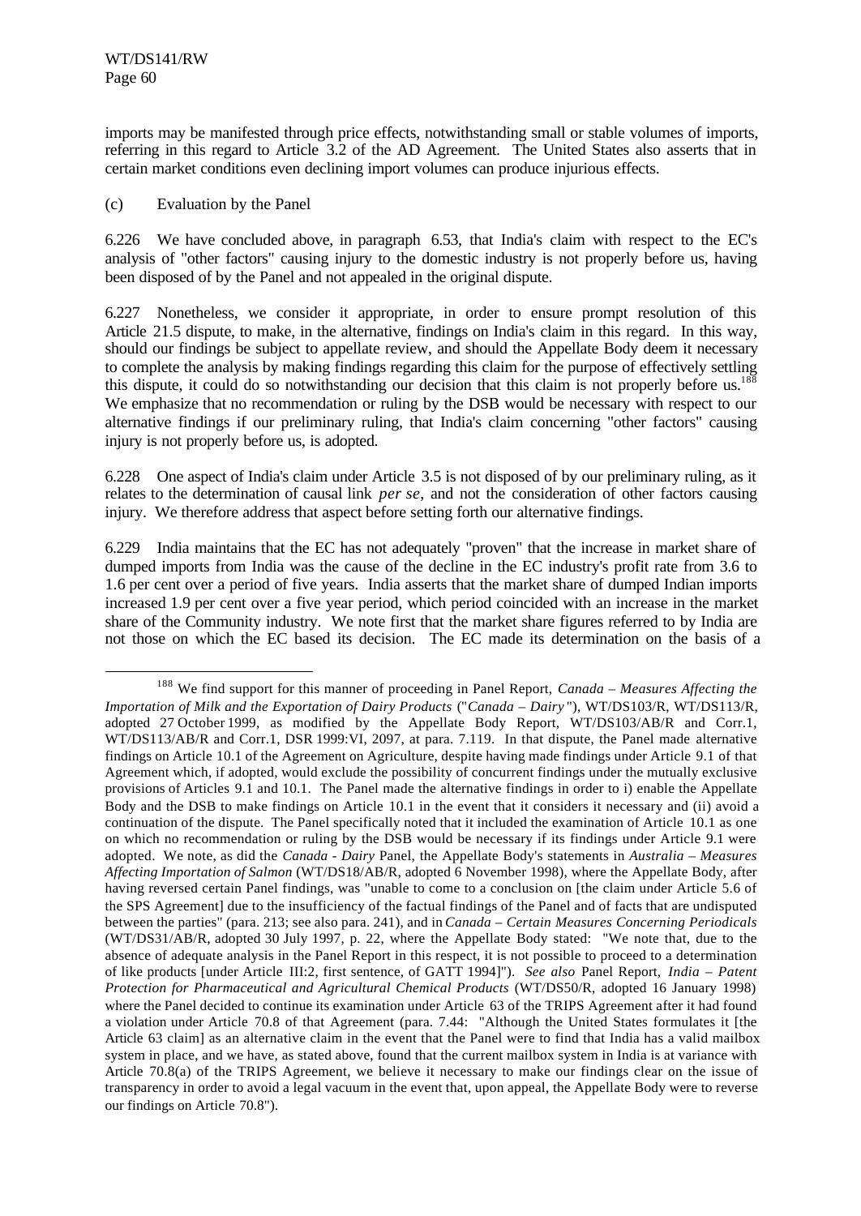imports may be manifested through price effects, notwithstanding small or stable volumes of imports, referring in this regard to Article 3.2 of the AD Agreement. The United States also asserts that in certain market conditions even declining import volumes can produce injurious effects.

(c) Evaluation by the Panel

6.226 We have concluded above, in paragraph 6.53, that India's claim with respect to the EC's analysis of "other factors" causing injury to the domestic industry is not properly before us, having been disposed of by the Panel and not appealed in the original dispute.

6.227 Nonetheless, we consider it appropriate, in order to ensure prompt resolution of this Article 21.5 dispute, to make, in the alternative, findings on India's claim in this regard. In this way, should our findings be subject to appellate review, and should the Appellate Body deem it necessary to complete the analysis by making findings regarding this claim for the purpose of effectively settling this dispute, it could do so notwithstanding our decision that this claim is not properly before us.[188] We emphasize that no recommendation or ruling by the DSB would be necessary with respect to our alternative findings if our preliminary ruling, that India's claim concerning "other factors" causing injury is not properly before us, is adopted.

6.228 One aspect of India's claim under Article 3.5 is not disposed of by our preliminary ruling, as it relates to the determination of causal link *per se*, and not the consideration of other factors causing injury. We therefore address that aspect before setting forth our alternative findings.

6.229 India maintains that the EC has not adequately "proven" that the increase in market share of dumped imports from India was the cause of the decline in the EC industry's profit rate from 3.6 to 1.6 per cent over a period of five years. India asserts that the market share of dumped Indian imports increased 1.9 per cent over a five year period, which period coincided with an increase in the market share of the Community industry. We note first that the market share figures referred to by India are not those on which the EC based its decision. The EC made its determination on the basis of a

---

[188] We find support for this manner of proceeding in Panel Report, *Canada – Measures Affecting the Importation of Milk and the Exportation of Dairy Products* ("*Canada – Dairy*"), WT/DS103/R, WT/DS113/R, adopted 27 October 1999, as modified by the Appellate Body Report, WT/DS103/AB/R and Corr.1, WT/DS113/AB/R and Corr.1, DSR 1999:VI, 2097, at para. 7.119. In that dispute, the Panel made alternative findings on Article 10.1 of the Agreement on Agriculture, despite having made findings under Article 9.1 of that Agreement which, if adopted, would exclude the possibility of concurrent findings under the mutually exclusive provisions of Articles 9.1 and 10.1. The Panel made the alternative findings in order to i) enable the Appellate Body and the DSB to make findings on Article 10.1 in the event that it considers it necessary and (ii) avoid a continuation of the dispute. The Panel specifically noted that it included the examination of Article 10.1 as one on which no recommendation or ruling by the DSB would be necessary if its findings under Article 9.1 were adopted. We note, as did the *Canada - Dairy* Panel, the Appellate Body's statements in *Australia – Measures Affecting Importation of Salmon* (WT/DS18/AB/R, adopted 6 November 1998), where the Appellate Body, after having reversed certain Panel findings, was "unable to come to a conclusion on [the claim under Article 5.6 of the SPS Agreement] due to the insufficiency of the factual findings of the Panel and of facts that are undisputed between the parties" (para. 213; see also para. 241), and in *Canada – Certain Measures Concerning Periodicals* (WT/DS31/AB/R, adopted 30 July 1997, p. 22, where the Appellate Body stated: "We note that, due to the absence of adequate analysis in the Panel Report in this respect, it is not possible to proceed to a determination of like products [under Article III:2, first sentence, of GATT 1994]"). *See also* Panel Report, *India – Patent Protection for Pharmaceutical and Agricultural Chemical Products* (WT/DS50/R, adopted 16 January 1998) where the Panel decided to continue its examination under Article 63 of the TRIPS Agreement after it had found a violation under Article 70.8 of that Agreement (para. 7.44: "Although the United States formulates it [the Article 63 claim] as an alternative claim in the event that the Panel were to find that India has a valid mailbox system in place, and we have, as stated above, found that the current mailbox system in India is at variance with Article 70.8(a) of the TRIPS Agreement, we believe it necessary to make our findings clear on the issue of transparency in order to avoid a legal vacuum in the event that, upon appeal, the Appellate Body were to reverse our findings on Article 70.8").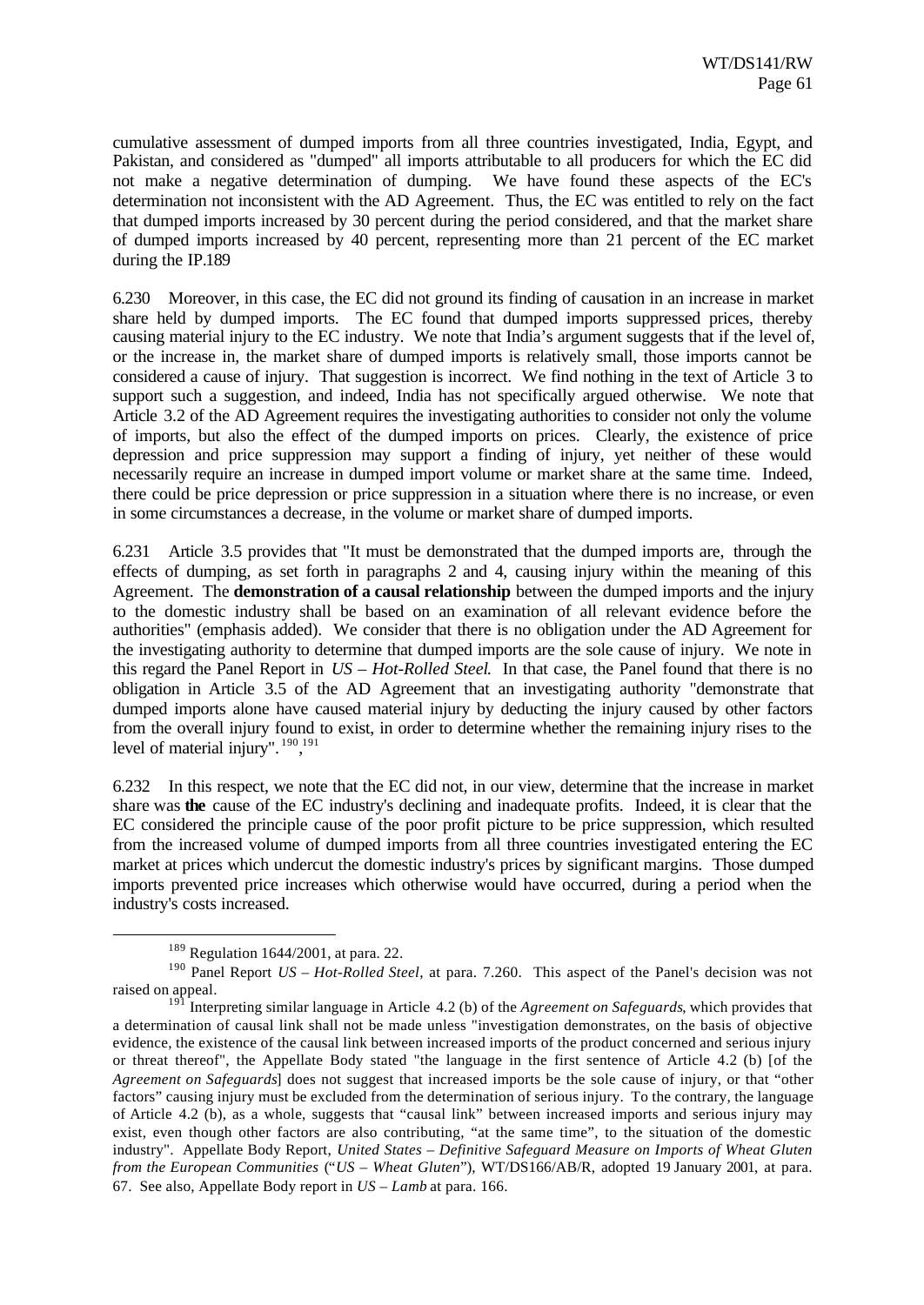cumulative assessment of dumped imports from all three countries investigated, India, Egypt, and Pakistan, and considered as "dumped" all imports attributable to all producers for which the EC did not make a negative determination of dumping. We have found these aspects of the EC's determination not inconsistent with the AD Agreement. Thus, the EC was entitled to rely on the fact that dumped imports increased by 30 percent during the period considered, and that the market share of dumped imports increased by 40 percent, representing more than 21 percent of the EC market during the IP.[189]

6.230 Moreover, in this case, the EC did not ground its finding of causation in an increase in market share held by dumped imports. The EC found that dumped imports suppressed prices, thereby causing material injury to the EC industry. We note that India's argument suggests that if the level of, or the increase in, the market share of dumped imports is relatively small, those imports cannot be considered a cause of injury. That suggestion is incorrect. We find nothing in the text of Article 3 to support such a suggestion, and indeed, India has not specifically argued otherwise. We note that Article 3.2 of the AD Agreement requires the investigating authorities to consider not only the volume of imports, but also the effect of the dumped imports on prices. Clearly, the existence of price depression and price suppression may support a finding of injury, yet neither of these would necessarily require an increase in dumped import volume or market share at the same time. Indeed, there could be price depression or price suppression in a situation where there is no increase, or even in some circumstances a decrease, in the volume or market share of dumped imports.

6.231 Article 3.5 provides that "It must be demonstrated that the dumped imports are, through the effects of dumping, as set forth in paragraphs 2 and 4, causing injury within the meaning of this Agreement. The **demonstration of a causal relationship** between the dumped imports and the injury to the domestic industry shall be based on an examination of all relevant evidence before the authorities" (emphasis added). We consider that there is no obligation under the AD Agreement for the investigating authority to determine that dumped imports are the sole cause of injury. We note in this regard the Panel Report in *US – Hot-Rolled Steel*. In that case, the Panel found that there is no obligation in Article 3.5 of the AD Agreement that an investigating authority "demonstrate that dumped imports alone have caused material injury by deducting the injury caused by other factors from the overall injury found to exist, in order to determine whether the remaining injury rises to the level of material injury".[190],[191]

6.232 In this respect, we note that the EC did not, in our view, determine that the increase in market share was **the** cause of the EC industry's declining and inadequate profits. Indeed, it is clear that the EC considered the principle cause of the poor profit picture to be price suppression, which resulted from the increased volume of dumped imports from all three countries investigated entering the EC market at prices which undercut the domestic industry's prices by significant margins. Those dumped imports prevented price increases which otherwise would have occurred, during a period when the industry's costs increased.

---

[189] Regulation 1644/2001, at para. 22.

[190] Panel Report *US – Hot-Rolled Steel*, at para. 7.260. This aspect of the Panel's decision was not raised on appeal.

[191] Interpreting similar language in Article 4.2 (b) of the *Agreement on Safeguards*, which provides that a determination of causal link shall not be made unless "investigation demonstrates, on the basis of objective evidence, the existence of the causal link between increased imports of the product concerned and serious injury or threat thereof", the Appellate Body stated "the language in the first sentence of Article 4.2 (b) [of the *Agreement on Safeguards*] does not suggest that increased imports be the sole cause of injury, or that "other factors" causing injury must be excluded from the determination of serious injury. To the contrary, the language of Article 4.2 (b), as a whole, suggests that "causal link" between increased imports and serious injury may exist, even though other factors are also contributing, "at the same time", to the situation of the domestic industry". Appellate Body Report, *United States – Definitive Safeguard Measure on Imports of Wheat Gluten from the European Communities* ("*US – Wheat Gluten*"), WT/DS166/AB/R, adopted 19 January 2001, at para. 67. See also, Appellate Body report in *US – Lamb* at para. 166.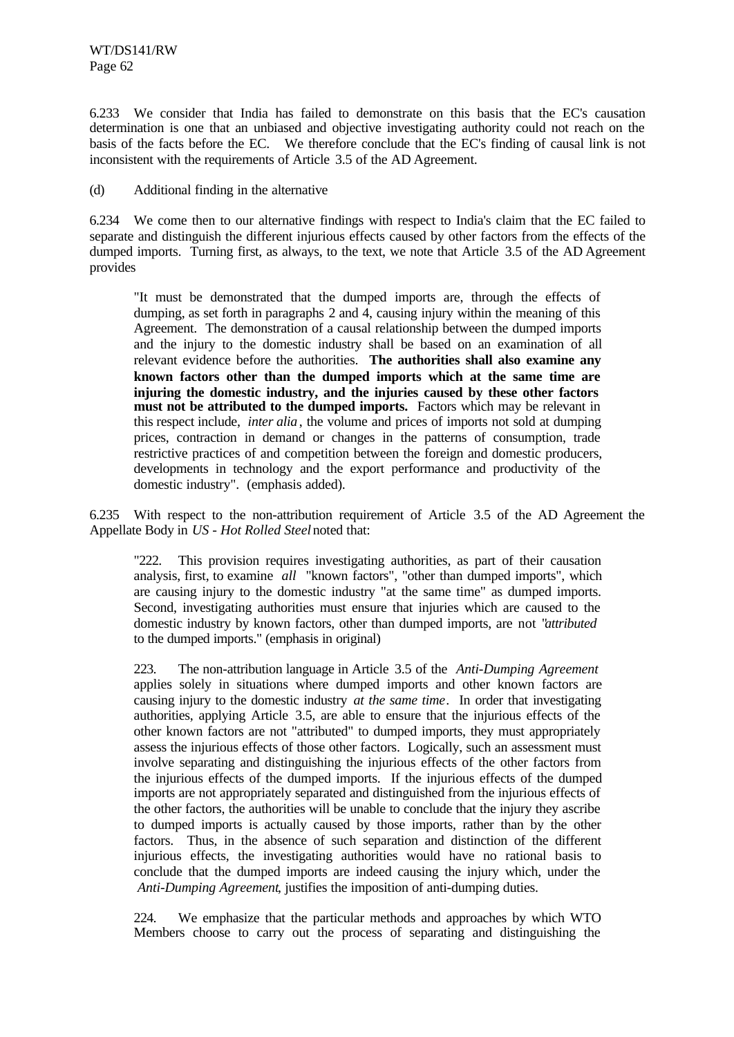6.233 We consider that India has failed to demonstrate on this basis that the EC's causation determination is one that an unbiased and objective investigating authority could not reach on the basis of the facts before the EC. We therefore conclude that the EC's finding of causal link is not inconsistent with the requirements of Article 3.5 of the AD Agreement.

(d) Additional finding in the alternative

6.234 We come then to our alternative findings with respect to India's claim that the EC failed to separate and distinguish the different injurious effects caused by other factors from the effects of the dumped imports. Turning first, as always, to the text, we note that Article 3.5 of the AD Agreement provides

> "It must be demonstrated that the dumped imports are, through the effects of dumping, as set forth in paragraphs 2 and 4, causing injury within the meaning of this Agreement. The demonstration of a causal relationship between the dumped imports and the injury to the domestic industry shall be based on an examination of all relevant evidence before the authorities. **The authorities shall also examine any known factors other than the dumped imports which at the same time are injuring the domestic industry, and the injuries caused by these other factors must not be attributed to the dumped imports.** Factors which may be relevant in this respect include, *inter alia*, the volume and prices of imports not sold at dumping prices, contraction in demand or changes in the patterns of consumption, trade restrictive practices of and competition between the foreign and domestic producers, developments in technology and the export performance and productivity of the domestic industry". (emphasis added).

6.235 With respect to the non-attribution requirement of Article 3.5 of the AD Agreement the Appellate Body in *US - Hot Rolled Steel* noted that:

> "222. This provision requires investigating authorities, as part of their causation analysis, first, to examine *all* "known factors", "other than dumped imports", which are causing injury to the domestic industry "at the same time" as dumped imports. Second, investigating authorities must ensure that injuries which are caused to the domestic industry by known factors, other than dumped imports, are not "*attributed* to the dumped imports." (emphasis in original)
>
> 223. The non-attribution language in Article 3.5 of the *Anti-Dumping Agreement* applies solely in situations where dumped imports and other known factors are causing injury to the domestic industry *at the same time*. In order that investigating authorities, applying Article 3.5, are able to ensure that the injurious effects of the other known factors are not "attributed" to dumped imports, they must appropriately assess the injurious effects of those other factors. Logically, such an assessment must involve separating and distinguishing the injurious effects of the other factors from the injurious effects of the dumped imports. If the injurious effects of the dumped imports are not appropriately separated and distinguished from the injurious effects of the other factors, the authorities will be unable to conclude that the injury they ascribe to dumped imports is actually caused by those imports, rather than by the other factors. Thus, in the absence of such separation and distinction of the different injurious effects, the investigating authorities would have no rational basis to conclude that the dumped imports are indeed causing the injury which, under the *Anti-Dumping Agreement*, justifies the imposition of anti-dumping duties.
>
> 224. We emphasize that the particular methods and approaches by which WTO Members choose to carry out the process of separating and distinguishing the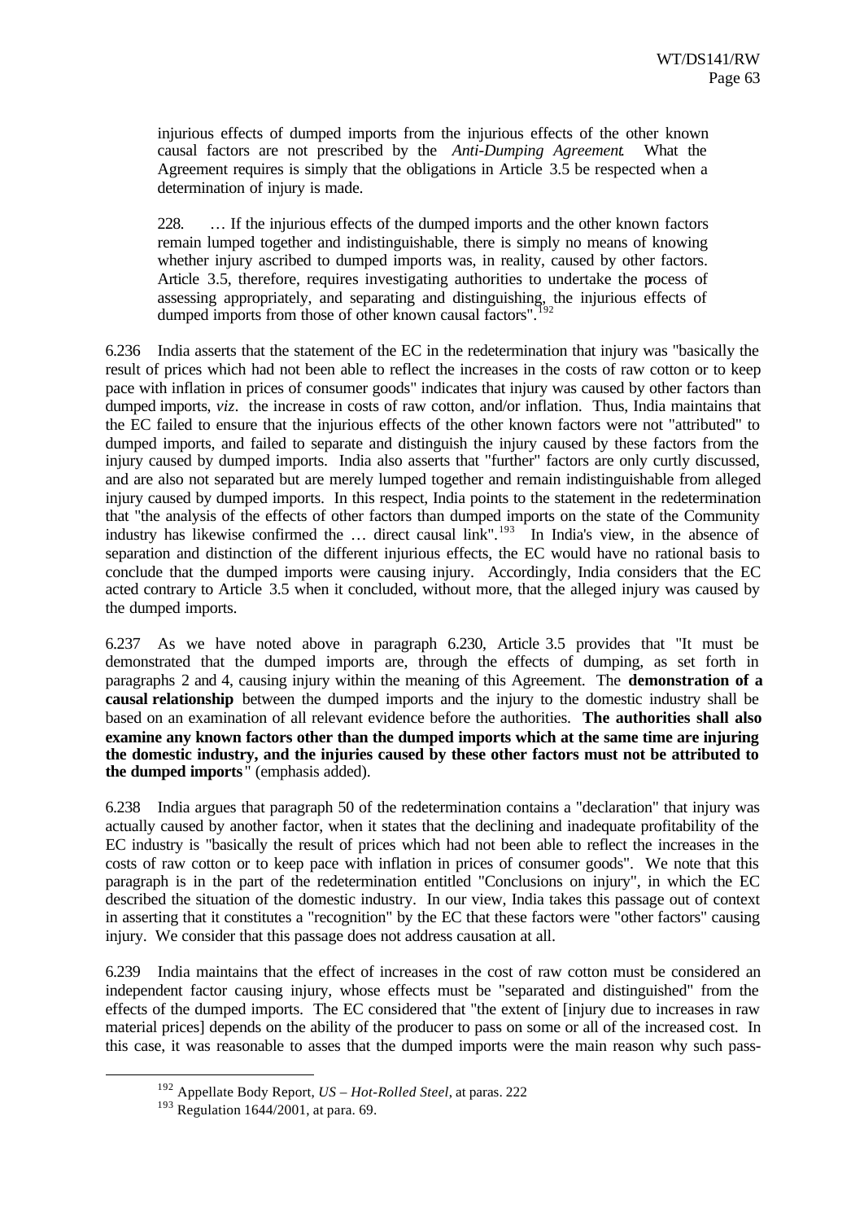injurious effects of dumped imports from the injurious effects of the other known causal factors are not prescribed by the *Anti-Dumping Agreement*. What the Agreement requires is simply that the obligations in Article 3.5 be respected when a determination of injury is made.

> 228. … If the injurious effects of the dumped imports and the other known factors remain lumped together and indistinguishable, there is simply no means of knowing whether injury ascribed to dumped imports was, in reality, caused by other factors. Article 3.5, therefore, requires investigating authorities to undertake the process of assessing appropriately, and separating and distinguishing, the injurious effects of dumped imports from those of other known causal factors".[192]

6.236 India asserts that the statement of the EC in the redetermination that injury was "basically the result of prices which had not been able to reflect the increases in the costs of raw cotton or to keep pace with inflation in prices of consumer goods" indicates that injury was caused by other factors than dumped imports, *viz*. the increase in costs of raw cotton, and/or inflation. Thus, India maintains that the EC failed to ensure that the injurious effects of the other known factors were not "attributed" to dumped imports, and failed to separate and distinguish the injury caused by these factors from the injury caused by dumped imports. India also asserts that "further" factors are only curtly discussed, and are also not separated but are merely lumped together and remain indistinguishable from alleged injury caused by dumped imports. In this respect, India points to the statement in the redetermination that "the analysis of the effects of other factors than dumped imports on the state of the Community industry has likewise confirmed the … direct causal link".[193] In India's view, in the absence of separation and distinction of the different injurious effects, the EC would have no rational basis to conclude that the dumped imports were causing injury. Accordingly, India considers that the EC acted contrary to Article 3.5 when it concluded, without more, that the alleged injury was caused by the dumped imports.

6.237 As we have noted above in paragraph 6.230, Article 3.5 provides that "It must be demonstrated that the dumped imports are, through the effects of dumping, as set forth in paragraphs 2 and 4, causing injury within the meaning of this Agreement. The **demonstration of a causal relationship** between the dumped imports and the injury to the domestic industry shall be based on an examination of all relevant evidence before the authorities. **The authorities shall also examine any known factors other than the dumped imports which at the same time are injuring the domestic industry, and the injuries caused by these other factors must not be attributed to the dumped imports**" (emphasis added).

6.238 India argues that paragraph 50 of the redetermination contains a "declaration" that injury was actually caused by another factor, when it states that the declining and inadequate profitability of the EC industry is "basically the result of prices which had not been able to reflect the increases in the costs of raw cotton or to keep pace with inflation in prices of consumer goods". We note that this paragraph is in the part of the redetermination entitled "Conclusions on injury", in which the EC described the situation of the domestic industry. In our view, India takes this passage out of context in asserting that it constitutes a "recognition" by the EC that these factors were "other factors" causing injury. We consider that this passage does not address causation at all.

6.239 India maintains that the effect of increases in the cost of raw cotton must be considered an independent factor causing injury, whose effects must be "separated and distinguished" from the effects of the dumped imports. The EC considered that "the extent of [injury due to increases in raw material prices] depends on the ability of the producer to pass on some or all of the increased cost. In this case, it was reasonable to asses that the dumped imports were the main reason why such pass-

---

[192] Appellate Body Report, *US – Hot-Rolled Steel*, at paras. 222

[193] Regulation 1644/2001, at para. 69.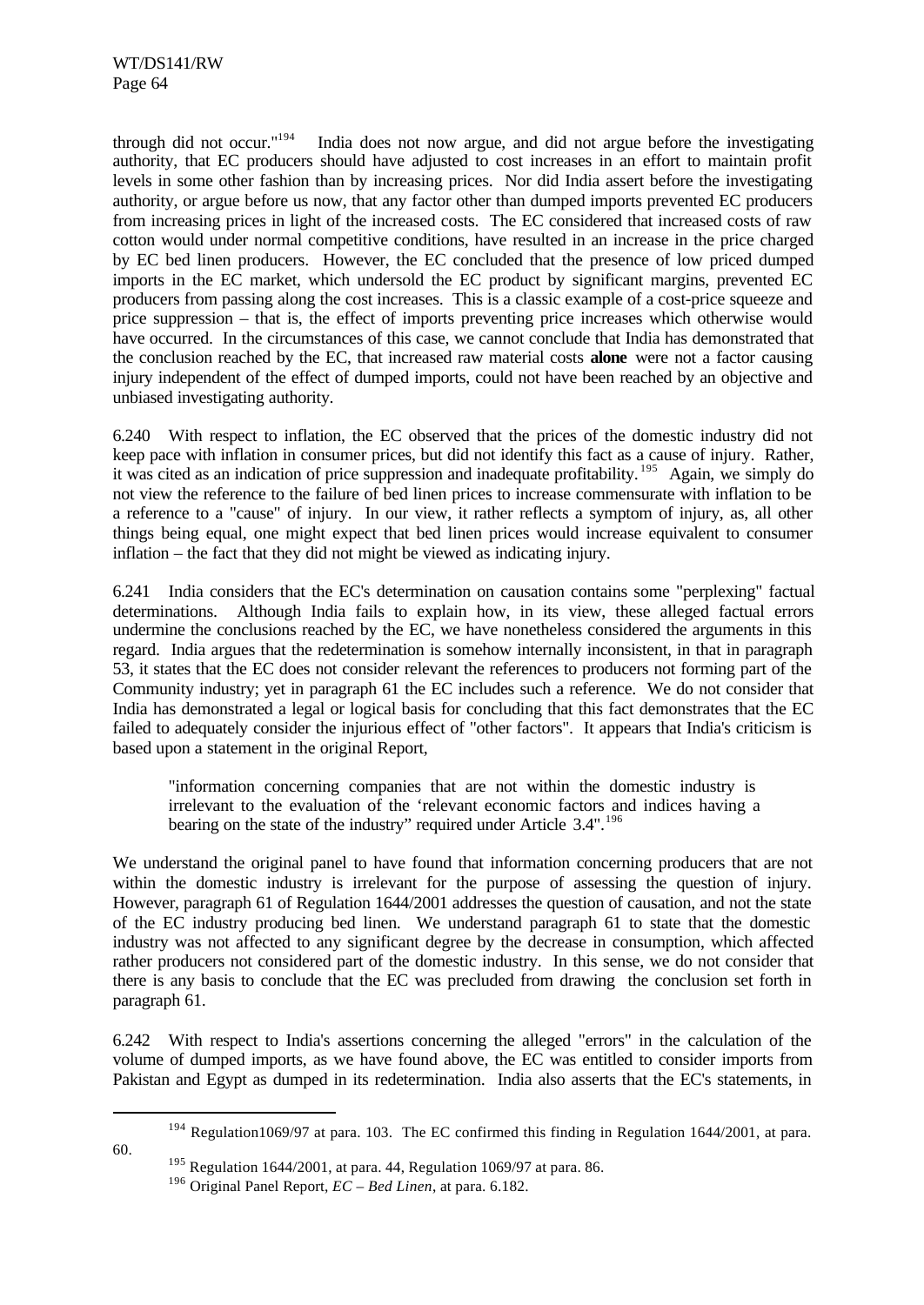through did not occur."[194] India does not now argue, and did not argue before the investigating authority, that EC producers should have adjusted to cost increases in an effort to maintain profit levels in some other fashion than by increasing prices. Nor did India assert before the investigating authority, or argue before us now, that any factor other than dumped imports prevented EC producers from increasing prices in light of the increased costs. The EC considered that increased costs of raw cotton would under normal competitive conditions, have resulted in an increase in the price charged by EC bed linen producers. However, the EC concluded that the presence of low priced dumped imports in the EC market, which undersold the EC product by significant margins, prevented EC producers from passing along the cost increases. This is a classic example of a cost-price squeeze and price suppression – that is, the effect of imports preventing price increases which otherwise would have occurred. In the circumstances of this case, we cannot conclude that India has demonstrated that the conclusion reached by the EC, that increased raw material costs **alone** were not a factor causing injury independent of the effect of dumped imports, could not have been reached by an objective and unbiased investigating authority.

6.240 With respect to inflation, the EC observed that the prices of the domestic industry did not keep pace with inflation in consumer prices, but did not identify this fact as a cause of injury. Rather, it was cited as an indication of price suppression and inadequate profitability.[195] Again, we simply do not view the reference to the failure of bed linen prices to increase commensurate with inflation to be a reference to a "cause" of injury. In our view, it rather reflects a symptom of injury, as, all other things being equal, one might expect that bed linen prices would increase equivalent to consumer inflation – the fact that they did not might be viewed as indicating injury.

6.241 India considers that the EC's determination on causation contains some "perplexing" factual determinations. Although India fails to explain how, in its view, these alleged factual errors undermine the conclusions reached by the EC, we have nonetheless considered the arguments in this regard. India argues that the redetermination is somehow internally inconsistent, in that in paragraph 53, it states that the EC does not consider relevant the references to producers not forming part of the Community industry; yet in paragraph 61 the EC includes such a reference. We do not consider that India has demonstrated a legal or logical basis for concluding that this fact demonstrates that the EC failed to adequately consider the injurious effect of "other factors". It appears that India's criticism is based upon a statement in the original Report,

> "information concerning companies that are not within the domestic industry is irrelevant to the evaluation of the 'relevant economic factors and indices having a bearing on the state of the industry" required under Article 3.4".[196]

We understand the original panel to have found that information concerning producers that are not within the domestic industry is irrelevant for the purpose of assessing the question of injury. However, paragraph 61 of Regulation 1644/2001 addresses the question of causation, and not the state of the EC industry producing bed linen. We understand paragraph 61 to state that the domestic industry was not affected to any significant degree by the decrease in consumption, which affected rather producers not considered part of the domestic industry. In this sense, we do not consider that there is any basis to conclude that the EC was precluded from drawing the conclusion set forth in paragraph 61.

6.242 With respect to India's assertions concerning the alleged "errors" in the calculation of the volume of dumped imports, as we have found above, the EC was entitled to consider imports from Pakistan and Egypt as dumped in its redetermination. India also asserts that the EC's statements, in

---

[194] Regulation1069/97 at para. 103. The EC confirmed this finding in Regulation 1644/2001, at para. 60.

[195] Regulation 1644/2001, at para. 44, Regulation 1069/97 at para. 86.

[196] Original Panel Report, *EC – Bed Linen*, at para. 6.182.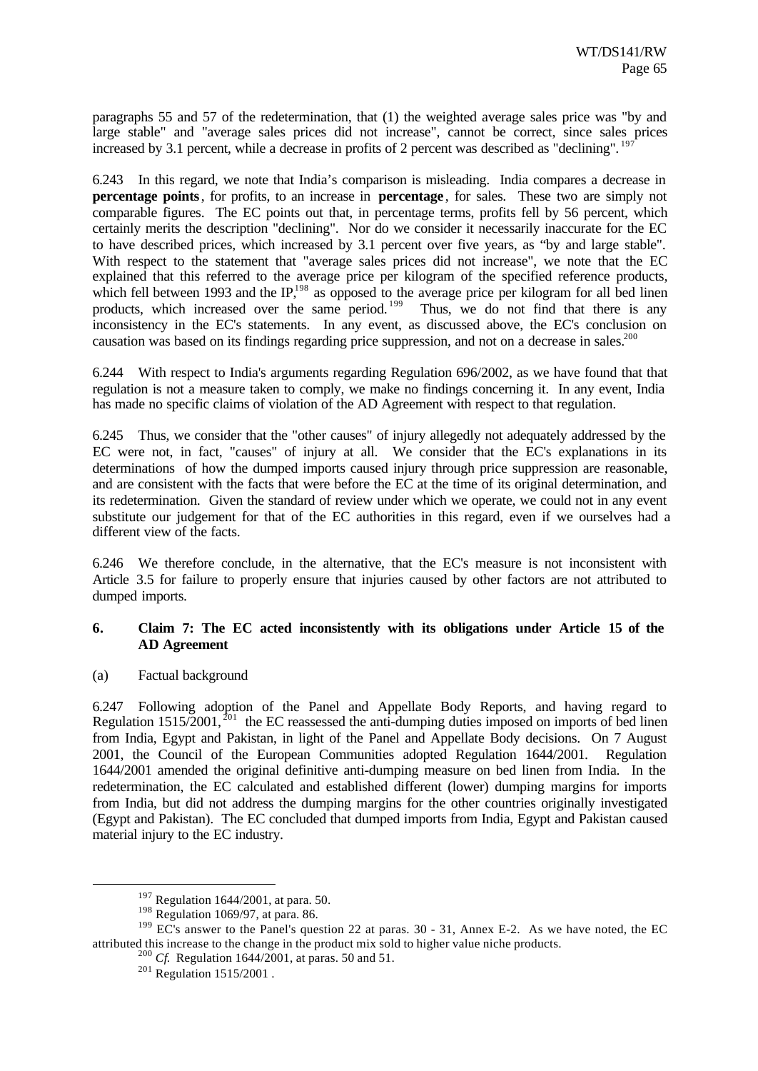paragraphs 55 and 57 of the redetermination, that (1) the weighted average sales price was "by and large stable" and "average sales prices did not increase", cannot be correct, since sales prices increased by 3.1 percent, while a decrease in profits of 2 percent was described as "declining".[197]

6.243 In this regard, we note that India's comparison is misleading. India compares a decrease in **percentage points**, for profits, to an increase in **percentage**, for sales. These two are simply not comparable figures. The EC points out that, in percentage terms, profits fell by 56 percent, which certainly merits the description "declining". Nor do we consider it necessarily inaccurate for the EC to have described prices, which increased by 3.1 percent over five years, as "by and large stable". With respect to the statement that "average sales prices did not increase", we note that the EC explained that this referred to the average price per kilogram of the specified reference products, which fell between 1993 and the IP,[198] as opposed to the average price per kilogram for all bed linen products, which increased over the same period.[199] Thus, we do not find that there is any inconsistency in the EC's statements. In any event, as discussed above, the EC's conclusion on causation was based on its findings regarding price suppression, and not on a decrease in sales.[200]

6.244 With respect to India's arguments regarding Regulation 696/2002, as we have found that that regulation is not a measure taken to comply, we make no findings concerning it. In any event, India has made no specific claims of violation of the AD Agreement with respect to that regulation.

6.245 Thus, we consider that the "other causes" of injury allegedly not adequately addressed by the EC were not, in fact, "causes" of injury at all. We consider that the EC's explanations in its determinations of how the dumped imports caused injury through price suppression are reasonable, and are consistent with the facts that were before the EC at the time of its original determination, and its redetermination. Given the standard of review under which we operate, we could not in any event substitute our judgement for that of the EC authorities in this regard, even if we ourselves had a different view of the facts.

6.246 We therefore conclude, in the alternative, that the EC's measure is not inconsistent with Article 3.5 for failure to properly ensure that injuries caused by other factors are not attributed to dumped imports.

### 6. Claim 7: The EC acted inconsistently with its obligations under Article 15 of the AD Agreement

(a) Factual background

6.247 Following adoption of the Panel and Appellate Body Reports, and having regard to Regulation 1515/2001,[201] the EC reassessed the anti-dumping duties imposed on imports of bed linen from India, Egypt and Pakistan, in light of the Panel and Appellate Body decisions. On 7 August 2001, the Council of the European Communities adopted Regulation 1644/2001. Regulation 1644/2001 amended the original definitive anti-dumping measure on bed linen from India. In the redetermination, the EC calculated and established different (lower) dumping margins for imports from India, but did not address the dumping margins for the other countries originally investigated (Egypt and Pakistan). The EC concluded that dumped imports from India, Egypt and Pakistan caused material injury to the EC industry.

---

[197] Regulation 1644/2001, at para. 50.

[198] Regulation 1069/97, at para. 86.

[199] EC's answer to the Panel's question 22 at paras. 30 - 31, Annex E-2. As we have noted, the EC attributed this increase to the change in the product mix sold to higher value niche products.

[200] *Cf.* Regulation 1644/2001, at paras. 50 and 51.

[201] Regulation 1515/2001 .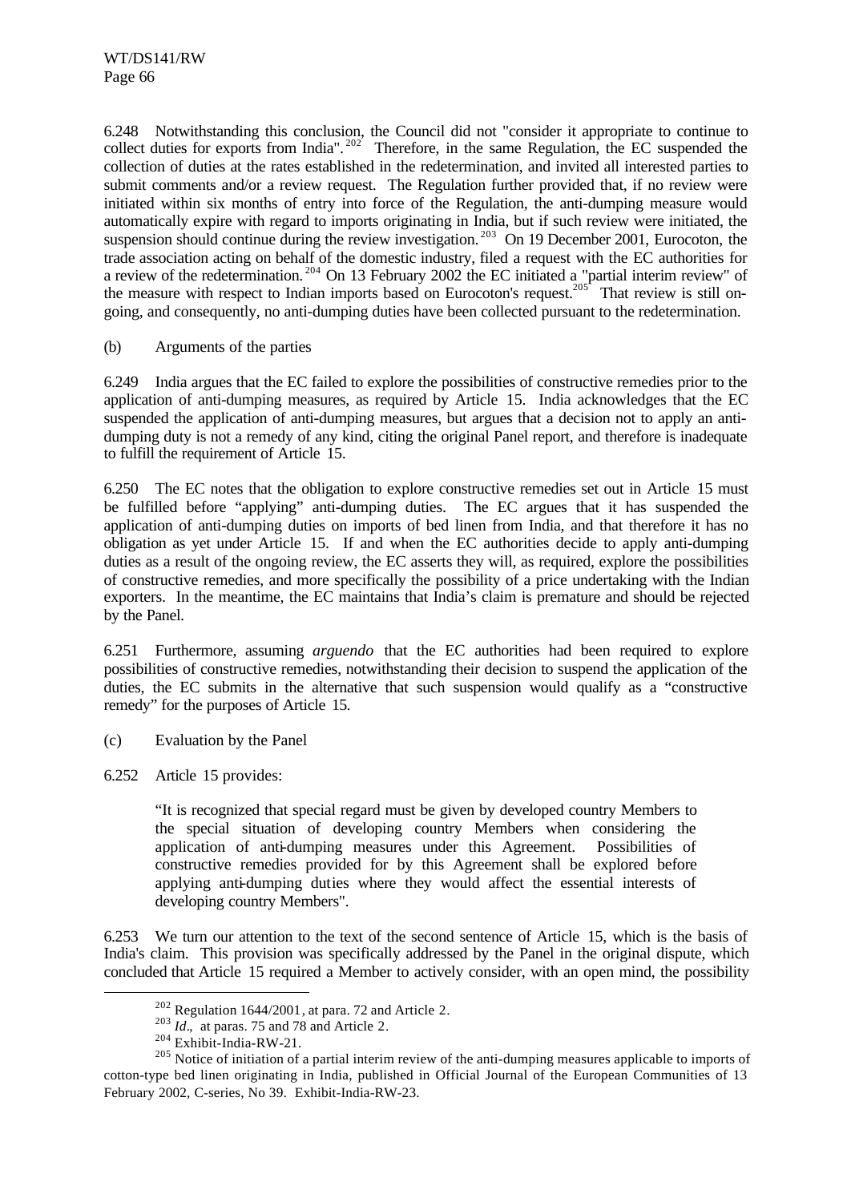6.248 Notwithstanding this conclusion, the Council did not "consider it appropriate to continue to collect duties for exports from India".[202] Therefore, in the same Regulation, the EC suspended the collection of duties at the rates established in the redetermination, and invited all interested parties to submit comments and/or a review request. The Regulation further provided that, if no review were initiated within six months of entry into force of the Regulation, the anti-dumping measure would automatically expire with regard to imports originating in India, but if such review were initiated, the suspension should continue during the review investigation.[203] On 19 December 2001, Eurocoton, the trade association acting on behalf of the domestic industry, filed a request with the EC authorities for a review of the redetermination.[204] On 13 February 2002 the EC initiated a "partial interim review" of the measure with respect to Indian imports based on Eurocoton's request.[205] That review is still on-going, and consequently, no anti-dumping duties have been collected pursuant to the redetermination.

(b) Arguments of the parties

6.249 India argues that the EC failed to explore the possibilities of constructive remedies prior to the application of anti-dumping measures, as required by Article 15. India acknowledges that the EC suspended the application of anti-dumping measures, but argues that a decision not to apply an anti-dumping duty is not a remedy of any kind, citing the original Panel report, and therefore is inadequate to fulfill the requirement of Article 15.

6.250 The EC notes that the obligation to explore constructive remedies set out in Article 15 must be fulfilled before "applying" anti-dumping duties. The EC argues that it has suspended the application of anti-dumping duties on imports of bed linen from India, and that therefore it has no obligation as yet under Article 15. If and when the EC authorities decide to apply anti-dumping duties as a result of the ongoing review, the EC asserts they will, as required, explore the possibilities of constructive remedies, and more specifically the possibility of a price undertaking with the Indian exporters. In the meantime, the EC maintains that India's claim is premature and should be rejected by the Panel.

6.251 Furthermore, assuming *arguendo* that the EC authorities had been required to explore possibilities of constructive remedies, notwithstanding their decision to suspend the application of the duties, the EC submits in the alternative that such suspension would qualify as a "constructive remedy" for the purposes of Article 15.

(c) Evaluation by the Panel

6.252 Article 15 provides:

> "It is recognized that special regard must be given by developed country Members to the special situation of developing country Members when considering the application of anti-dumping measures under this Agreement. Possibilities of constructive remedies provided for by this Agreement shall be explored before applying anti-dumping duties where they would affect the essential interests of developing country Members".

6.253 We turn our attention to the text of the second sentence of Article 15, which is the basis of India's claim. This provision was specifically addressed by the Panel in the original dispute, which concluded that Article 15 required a Member to actively consider, with an open mind, the possibility

---

[202] Regulation 1644/2001, at para. 72 and Article 2.

[203] *Id*., at paras. 75 and 78 and Article 2.

[204] Exhibit-India-RW-21.

[205] Notice of initiation of a partial interim review of the anti-dumping measures applicable to imports of cotton-type bed linen originating in India, published in Official Journal of the European Communities of 13 February 2002, C-series, No 39. Exhibit-India-RW-23.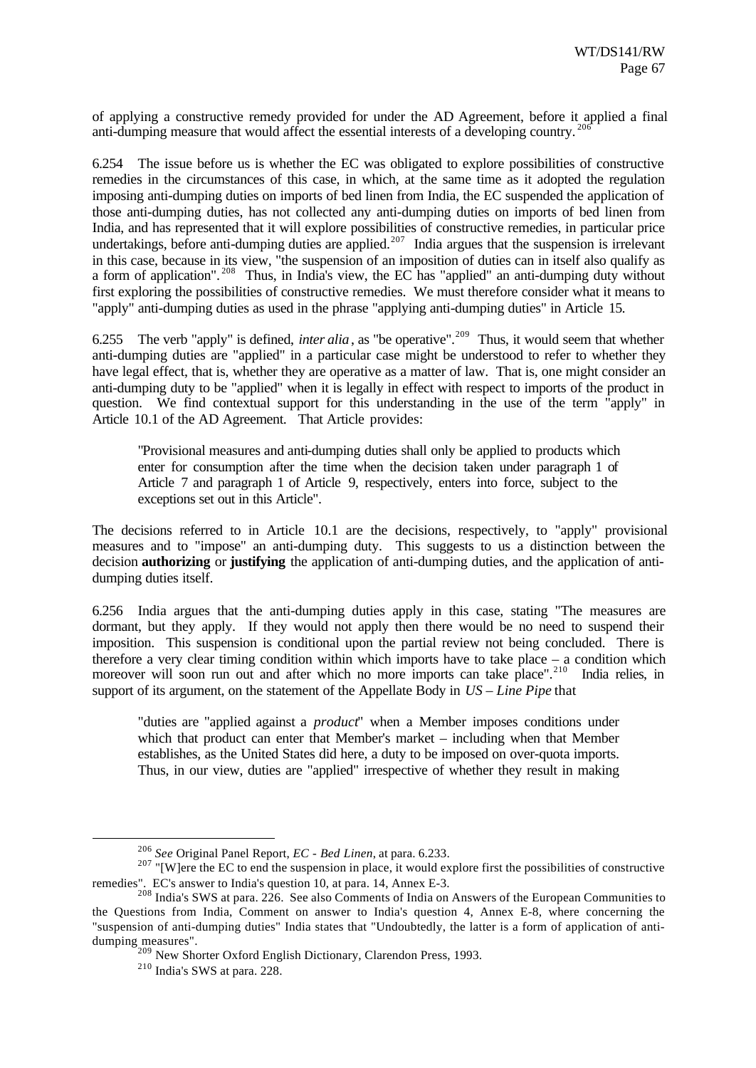of applying a constructive remedy provided for under the AD Agreement, before it applied a final anti-dumping measure that would affect the essential interests of a developing country.[206]

6.254 The issue before us is whether the EC was obligated to explore possibilities of constructive remedies in the circumstances of this case, in which, at the same time as it adopted the regulation imposing anti-dumping duties on imports of bed linen from India, the EC suspended the application of those anti-dumping duties, has not collected any anti-dumping duties on imports of bed linen from India, and has represented that it will explore possibilities of constructive remedies, in particular price undertakings, before anti-dumping duties are applied.[207] India argues that the suspension is irrelevant in this case, because in its view, "the suspension of an imposition of duties can in itself also qualify as a form of application".[208] Thus, in India's view, the EC has "applied" an anti-dumping duty without first exploring the possibilities of constructive remedies. We must therefore consider what it means to "apply" anti-dumping duties as used in the phrase "applying anti-dumping duties" in Article 15.

6.255 The verb "apply" is defined, *inter alia*, as "be operative".[209] Thus, it would seem that whether anti-dumping duties are "applied" in a particular case might be understood to refer to whether they have legal effect, that is, whether they are operative as a matter of law. That is, one might consider an anti-dumping duty to be "applied" when it is legally in effect with respect to imports of the product in question. We find contextual support for this understanding in the use of the term "apply" in Article 10.1 of the AD Agreement. That Article provides:

> "Provisional measures and anti-dumping duties shall only be applied to products which enter for consumption after the time when the decision taken under paragraph 1 of Article 7 and paragraph 1 of Article 9, respectively, enters into force, subject to the exceptions set out in this Article".

The decisions referred to in Article 10.1 are the decisions, respectively, to "apply" provisional measures and to "impose" an anti-dumping duty. This suggests to us a distinction between the decision **authorizing** or **justifying** the application of anti-dumping duties, and the application of anti-dumping duties itself.

6.256 India argues that the anti-dumping duties apply in this case, stating "The measures are dormant, but they apply. If they would not apply then there would be no need to suspend their imposition. This suspension is conditional upon the partial review not being concluded. There is therefore a very clear timing condition within which imports have to take place – a condition which moreover will soon run out and after which no more imports can take place".[210] India relies, in support of its argument, on the statement of the Appellate Body in *US – Line Pipe* that

> "duties are "applied against a *product*" when a Member imposes conditions under which that product can enter that Member's market – including when that Member establishes, as the United States did here, a duty to be imposed on over-quota imports. Thus, in our view, duties are "applied" irrespective of whether they result in making

---

[206] *See* Original Panel Report, *EC - Bed Linen*, at para. 6.233.

[207] "[W]ere the EC to end the suspension in place, it would explore first the possibilities of constructive remedies". EC's answer to India's question 10, at para. 14, Annex E-3.

[208] India's SWS at para. 226. See also Comments of India on Answers of the European Communities to the Questions from India, Comment on answer to India's question 4, Annex E-8, where concerning the "suspension of anti-dumping duties" India states that "Undoubtedly, the latter is a form of application of anti-dumping measures".

[209] New Shorter Oxford English Dictionary, Clarendon Press, 1993.

[210] India's SWS at para. 228.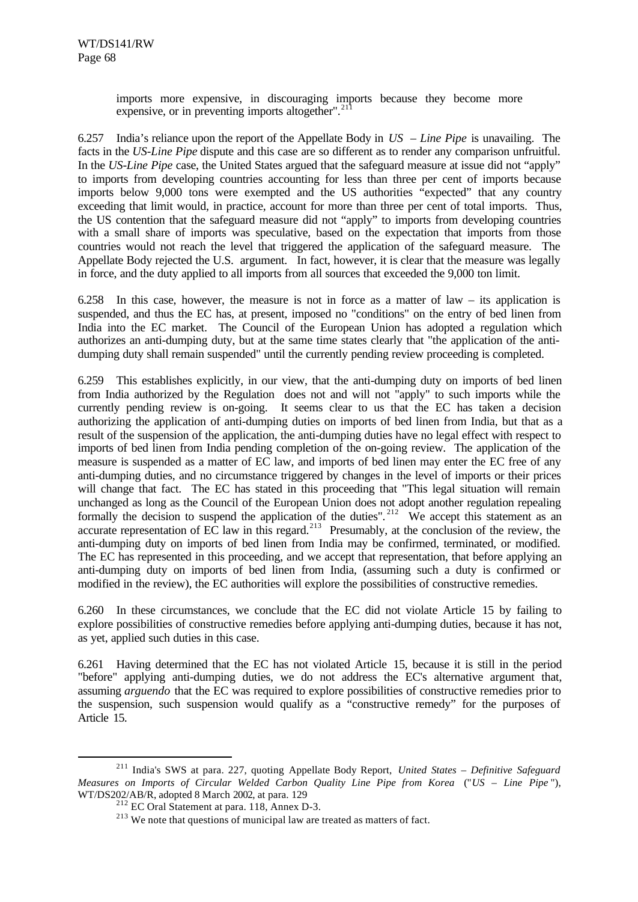imports more expensive, in discouraging imports because they become more expensive, or in preventing imports altogether".[211]

6.257 India's reliance upon the report of the Appellate Body in *US – Line Pipe* is unavailing. The facts in the *US-Line Pipe* dispute and this case are so different as to render any comparison unfruitful. In the *US-Line Pipe* case, the United States argued that the safeguard measure at issue did not "apply" to imports from developing countries accounting for less than three per cent of imports because imports below 9,000 tons were exempted and the US authorities "expected" that any country exceeding that limit would, in practice, account for more than three per cent of total imports. Thus, the US contention that the safeguard measure did not "apply" to imports from developing countries with a small share of imports was speculative, based on the expectation that imports from those countries would not reach the level that triggered the application of the safeguard measure. The Appellate Body rejected the U.S. argument. In fact, however, it is clear that the measure was legally in force, and the duty applied to all imports from all sources that exceeded the 9,000 ton limit.

6.258 In this case, however, the measure is not in force as a matter of law – its application is suspended, and thus the EC has, at present, imposed no "conditions" on the entry of bed linen from India into the EC market. The Council of the European Union has adopted a regulation which authorizes an anti-dumping duty, but at the same time states clearly that "the application of the anti-dumping duty shall remain suspended" until the currently pending review proceeding is completed.

6.259 This establishes explicitly, in our view, that the anti-dumping duty on imports of bed linen from India authorized by the Regulation does not and will not "apply" to such imports while the currently pending review is on-going. It seems clear to us that the EC has taken a decision authorizing the application of anti-dumping duties on imports of bed linen from India, but that as a result of the suspension of the application, the anti-dumping duties have no legal effect with respect to imports of bed linen from India pending completion of the on-going review. The application of the measure is suspended as a matter of EC law, and imports of bed linen may enter the EC free of any anti-dumping duties, and no circumstance triggered by changes in the level of imports or their prices will change that fact. The EC has stated in this proceeding that "This legal situation will remain unchanged as long as the Council of the European Union does not adopt another regulation repealing formally the decision to suspend the application of the duties".[212] We accept this statement as an accurate representation of EC law in this regard.[213] Presumably, at the conclusion of the review, the anti-dumping duty on imports of bed linen from India may be confirmed, terminated, or modified. The EC has represented in this proceeding, and we accept that representation, that before applying an anti-dumping duty on imports of bed linen from India, (assuming such a duty is confirmed or modified in the review), the EC authorities will explore the possibilities of constructive remedies.

6.260 In these circumstances, we conclude that the EC did not violate Article 15 by failing to explore possibilities of constructive remedies before applying anti-dumping duties, because it has not, as yet, applied such duties in this case.

6.261 Having determined that the EC has not violated Article 15, because it is still in the period "before" applying anti-dumping duties, we do not address the EC's alternative argument that, assuming *arguendo* that the EC was required to explore possibilities of constructive remedies prior to the suspension, such suspension would qualify as a "constructive remedy" for the purposes of Article 15.

---

[211] India's SWS at para. 227, quoting Appellate Body Report, *United States – Definitive Safeguard Measures on Imports of Circular Welded Carbon Quality Line Pipe from Korea* ("*US – Line Pipe*"), WT/DS202/AB/R, adopted 8 March 2002, at para. 129

[212] EC Oral Statement at para. 118, Annex D-3.

[213] We note that questions of municipal law are treated as matters of fact.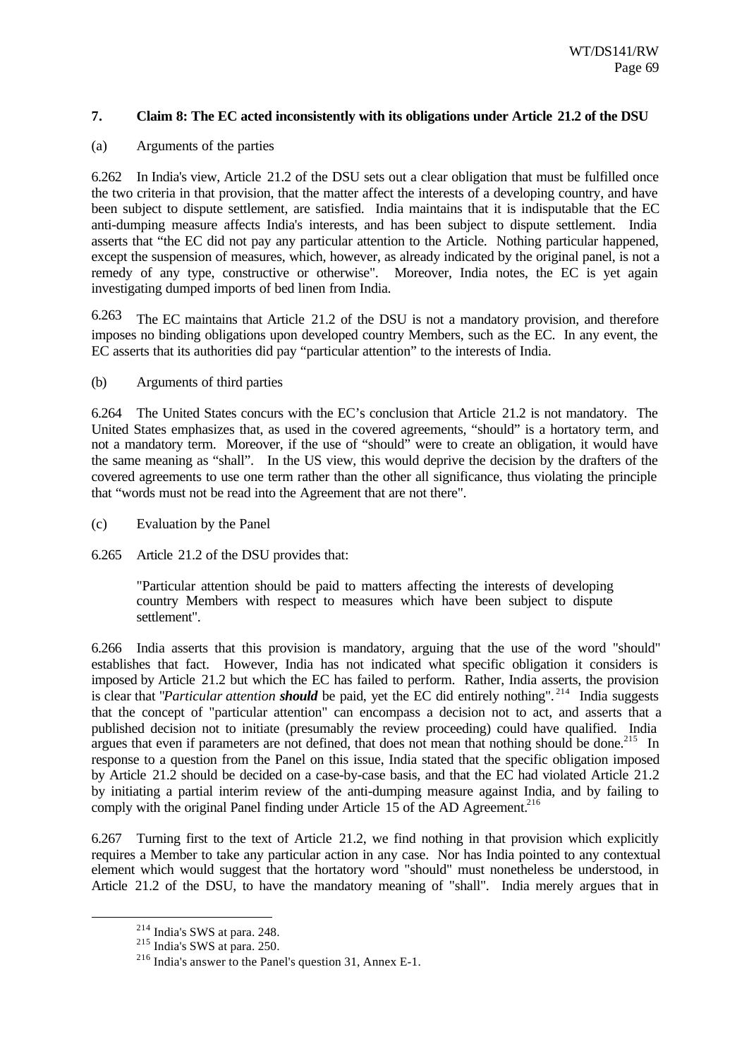### 7. Claim 8: The EC acted inconsistently with its obligations under Article 21.2 of the DSU

(a) Arguments of the parties

6.262 In India's view, Article 21.2 of the DSU sets out a clear obligation that must be fulfilled once the two criteria in that provision, that the matter affect the interests of a developing country, and have been subject to dispute settlement, are satisfied. India maintains that it is indisputable that the EC anti-dumping measure affects India's interests, and has been subject to dispute settlement. India asserts that "the EC did not pay any particular attention to the Article. Nothing particular happened, except the suspension of measures, which, however, as already indicated by the original panel, is not a remedy of any type, constructive or otherwise". Moreover, India notes, the EC is yet again investigating dumped imports of bed linen from India.

6.263 The EC maintains that Article 21.2 of the DSU is not a mandatory provision, and therefore imposes no binding obligations upon developed country Members, such as the EC. In any event, the EC asserts that its authorities did pay "particular attention" to the interests of India.

(b) Arguments of third parties

6.264 The United States concurs with the EC's conclusion that Article 21.2 is not mandatory. The United States emphasizes that, as used in the covered agreements, "should" is a hortatory term, and not a mandatory term. Moreover, if the use of "should" were to create an obligation, it would have the same meaning as "shall". In the US view, this would deprive the decision by the drafters of the covered agreements to use one term rather than the other all significance, thus violating the principle that "words must not be read into the Agreement that are not there".

(c) Evaluation by the Panel

6.265 Article 21.2 of the DSU provides that:

> "Particular attention should be paid to matters affecting the interests of developing country Members with respect to measures which have been subject to dispute settlement".

6.266 India asserts that this provision is mandatory, arguing that the use of the word "should" establishes that fact. However, India has not indicated what specific obligation it considers is imposed by Article 21.2 but which the EC has failed to perform. Rather, India asserts, the provision is clear that "*Particular attention **should*** be paid, yet the EC did entirely nothing".[214] India suggests that the concept of "particular attention" can encompass a decision not to act, and asserts that a published decision not to initiate (presumably the review proceeding) could have qualified. India argues that even if parameters are not defined, that does not mean that nothing should be done.[215] In response to a question from the Panel on this issue, India stated that the specific obligation imposed by Article 21.2 should be decided on a case-by-case basis, and that the EC had violated Article 21.2 by initiating a partial interim review of the anti-dumping measure against India, and by failing to comply with the original Panel finding under Article 15 of the AD Agreement.[216]

6.267 Turning first to the text of Article 21.2, we find nothing in that provision which explicitly requires a Member to take any particular action in any case. Nor has India pointed to any contextual element which would suggest that the hortatory word "should" must nonetheless be understood, in Article 21.2 of the DSU, to have the mandatory meaning of "shall". India merely argues that in

---

[214] India's SWS at para. 248.

[215] India's SWS at para. 250.

[216] India's answer to the Panel's question 31, Annex E-1.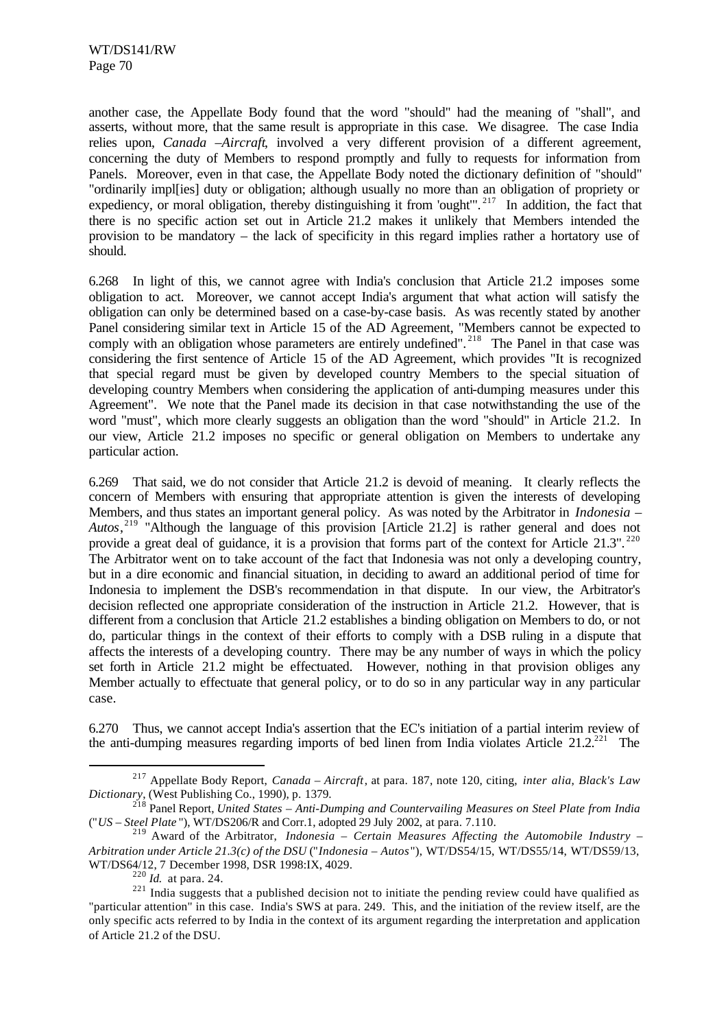another case, the Appellate Body found that the word "should" had the meaning of "shall", and asserts, without more, that the same result is appropriate in this case. We disagree. The case India relies upon, *Canada –Aircraft*, involved a very different provision of a different agreement, concerning the duty of Members to respond promptly and fully to requests for information from Panels. Moreover, even in that case, the Appellate Body noted the dictionary definition of "should" "ordinarily impl[ies] duty or obligation; although usually no more than an obligation of propriety or expediency, or moral obligation, thereby distinguishing it from 'ought'".[217] In addition, the fact that there is no specific action set out in Article 21.2 makes it unlikely that Members intended the provision to be mandatory – the lack of specificity in this regard implies rather a hortatory use of should.

6.268 In light of this, we cannot agree with India's conclusion that Article 21.2 imposes some obligation to act. Moreover, we cannot accept India's argument that what action will satisfy the obligation can only be determined based on a case-by-case basis. As was recently stated by another Panel considering similar text in Article 15 of the AD Agreement, "Members cannot be expected to comply with an obligation whose parameters are entirely undefined".[218] The Panel in that case was considering the first sentence of Article 15 of the AD Agreement, which provides "It is recognized that special regard must be given by developed country Members to the special situation of developing country Members when considering the application of anti-dumping measures under this Agreement". We note that the Panel made its decision in that case notwithstanding the use of the word "must", which more clearly suggests an obligation than the word "should" in Article 21.2. In our view, Article 21.2 imposes no specific or general obligation on Members to undertake any particular action.

6.269 That said, we do not consider that Article 21.2 is devoid of meaning. It clearly reflects the concern of Members with ensuring that appropriate attention is given the interests of developing Members, and thus states an important general policy. As was noted by the Arbitrator in *Indonesia – Autos*,[219] "Although the language of this provision [Article 21.2] is rather general and does not provide a great deal of guidance, it is a provision that forms part of the context for Article 21.3".[220] The Arbitrator went on to take account of the fact that Indonesia was not only a developing country, but in a dire economic and financial situation, in deciding to award an additional period of time for Indonesia to implement the DSB's recommendation in that dispute. In our view, the Arbitrator's decision reflected one appropriate consideration of the instruction in Article 21.2. However, that is different from a conclusion that Article 21.2 establishes a binding obligation on Members to do, or not do, particular things in the context of their efforts to comply with a DSB ruling in a dispute that affects the interests of a developing country. There may be any number of ways in which the policy set forth in Article 21.2 might be effectuated. However, nothing in that provision obliges any Member actually to effectuate that general policy, or to do so in any particular way in any particular case.

6.270 Thus, we cannot accept India's assertion that the EC's initiation of a partial interim review of the anti-dumping measures regarding imports of bed linen from India violates Article 21.2.[221] The

---

[217] Appellate Body Report, *Canada – Aircraft*, at para. 187, note 120, citing, *inter alia*, *Black's Law Dictionary*, (West Publishing Co., 1990), p. 1379.

[218] Panel Report, *United States – Anti-Dumping and Countervailing Measures on Steel Plate from India* ("*US – Steel Plate*"), WT/DS206/R and Corr.1, adopted 29 July 2002, at para. 7.110.

[219] Award of the Arbitrator, *Indonesia – Certain Measures Affecting the Automobile Industry – Arbitration under Article 21.3(c) of the DSU* ("*Indonesia – Autos*"), WT/DS54/15, WT/DS55/14, WT/DS59/13, WT/DS64/12, 7 December 1998, DSR 1998:IX, 4029.

[220] *Id.* at para. 24.

[221] India suggests that a published decision not to initiate the pending review could have qualified as "particular attention" in this case. India's SWS at para. 249. This, and the initiation of the review itself, are the only specific acts referred to by India in the context of its argument regarding the interpretation and application of Article 21.2 of the DSU.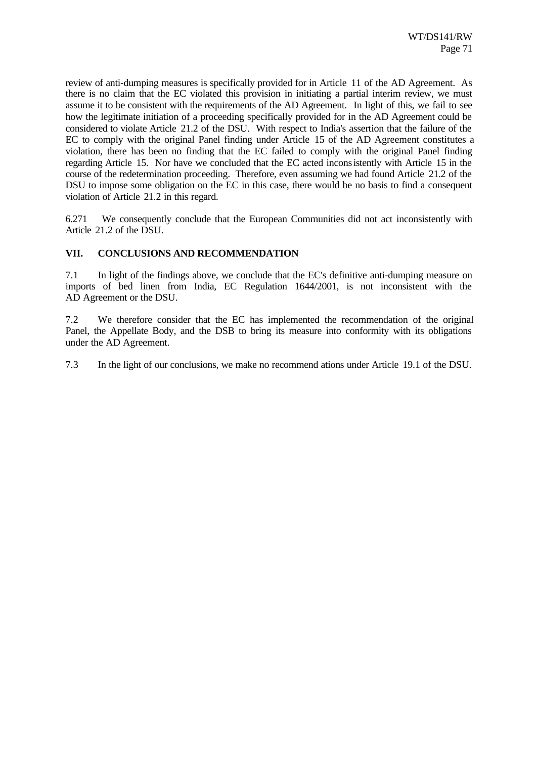review of anti-dumping measures is specifically provided for in Article 11 of the AD Agreement. As there is no claim that the EC violated this provision in initiating a partial interim review, we must assume it to be consistent with the requirements of the AD Agreement. In light of this, we fail to see how the legitimate initiation of a proceeding specifically provided for in the AD Agreement could be considered to violate Article 21.2 of the DSU. With respect to India's assertion that the failure of the EC to comply with the original Panel finding under Article 15 of the AD Agreement constitutes a violation, there has been no finding that the EC failed to comply with the original Panel finding regarding Article 15. Nor have we concluded that the EC acted inconsistently with Article 15 in the course of the redetermination proceeding. Therefore, even assuming we had found Article 21.2 of the DSU to impose some obligation on the EC in this case, there would be no basis to find a consequent violation of Article 21.2 in this regard.

6.271 We consequently conclude that the European Communities did not act inconsistently with Article 21.2 of the DSU.

## VII. CONCLUSIONS AND RECOMMENDATION

7.1 In light of the findings above, we conclude that the EC's definitive anti-dumping measure on imports of bed linen from India, EC Regulation 1644/2001, is not inconsistent with the AD Agreement or the DSU.

7.2 We therefore consider that the EC has implemented the recommendation of the original Panel, the Appellate Body, and the DSB to bring its measure into conformity with its obligations under the AD Agreement.

7.3 In the light of our conclusions, we make no recommendations under Article 19.1 of the DSU.